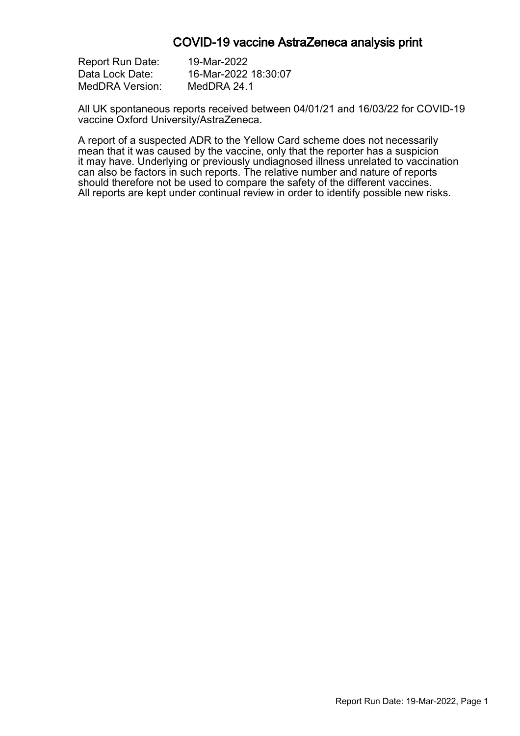# COVID-19 vaccine AstraZeneca analysis print

Report Run Date: 19-Mar-2022
Data Lock Date: 16-Mar-2022 18:30:07
MedDRA Version: MedDRA 24.1

All UK spontaneous reports received between 04/01/21 and 16/03/22 for COVID-19 vaccine Oxford University/AstraZeneca.

A report of a suspected ADR to the Yellow Card scheme does not necessarily mean that it was caused by the vaccine, only that the reporter has a suspicion it may have. Underlying or previously undiagnosed illness unrelated to vaccination can also be factors in such reports. The relative number and nature of reports should therefore not be used to compare the safety of the different vaccines. All reports are kept under continual review in order to identify possible new risks.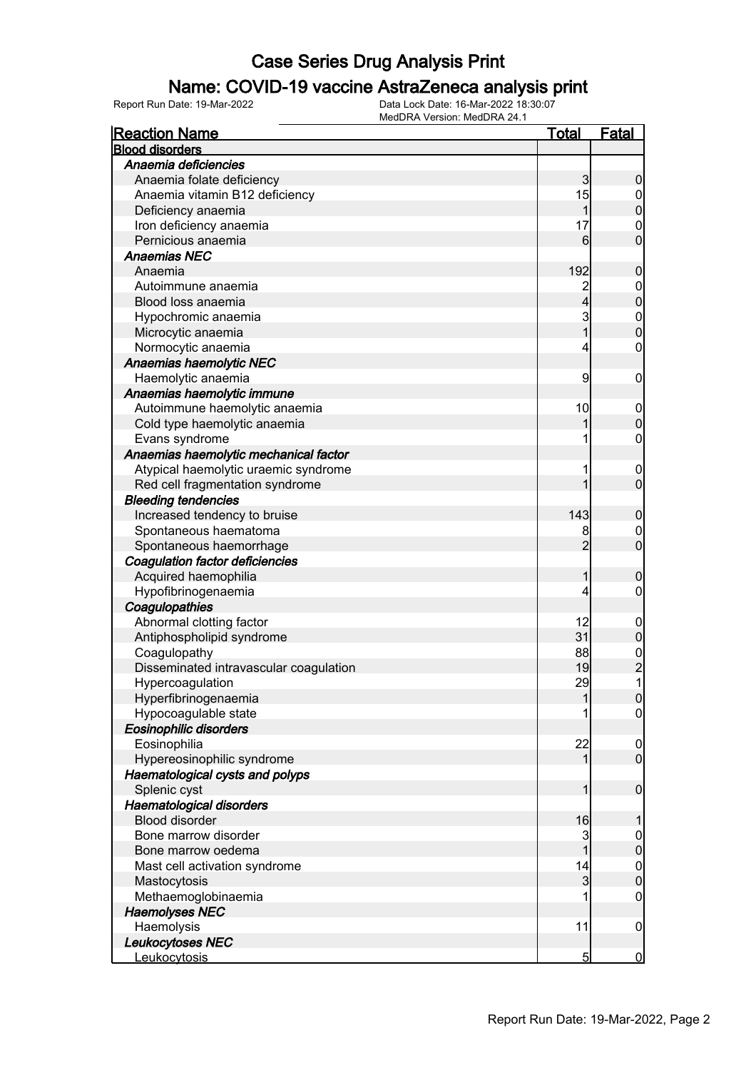# Case Series Drug Analysis Print

## Name: COVID-19 vaccine AstraZeneca analysis print

Report Run Date: 19-Mar-2022

Data Lock Date: 16-Mar-2022 18:30:07

MedDRA Version: MedDRA 24.1

| Reaction Name | Total | Fatal |
|---|---|---|
| **Blood disorders** | | |
| ***Anaemia deficiencies*** | | |
| Anaemia folate deficiency | 3 | 0 |
| Anaemia vitamin B12 deficiency | 15 | 0 |
| Deficiency anaemia | 1 | 0 |
| Iron deficiency anaemia | 17 | 0 |
| Pernicious anaemia | 6 | 0 |
| ***Anaemias NEC*** | | |
| Anaemia | 192 | 0 |
| Autoimmune anaemia | 2 | 0 |
| Blood loss anaemia | 4 | 0 |
| Hypochromic anaemia | 3 | 0 |
| Microcytic anaemia | 1 | 0 |
| Normocytic anaemia | 4 | 0 |
| ***Anaemias haemolytic NEC*** | | |
| Haemolytic anaemia | 9 | 0 |
| ***Anaemias haemolytic immune*** | | |
| Autoimmune haemolytic anaemia | 10 | 0 |
| Cold type haemolytic anaemia | 1 | 0 |
| Evans syndrome | 1 | 0 |
| ***Anaemias haemolytic mechanical factor*** | | |
| Atypical haemolytic uraemic syndrome | 1 | 0 |
| Red cell fragmentation syndrome | 1 | 0 |
| ***Bleeding tendencies*** | | |
| Increased tendency to bruise | 143 | 0 |
| Spontaneous haematoma | 8 | 0 |
| Spontaneous haemorrhage | 2 | 0 |
| ***Coagulation factor deficiencies*** | | |
| Acquired haemophilia | 1 | 0 |
| Hypofibrinogenaemia | 4 | 0 |
| ***Coagulopathies*** | | |
| Abnormal clotting factor | 12 | 0 |
| Antiphospholipid syndrome | 31 | 0 |
| Coagulopathy | 88 | 0 |
| Disseminated intravascular coagulation | 19 | 2 |
| Hypercoagulation | 29 | 1 |
| Hyperfibrinogenaemia | 1 | 0 |
| Hypocoagulable state | 1 | 0 |
| ***Eosinophilic disorders*** | | |
| Eosinophilia | 22 | 0 |
| Hypereosinophilic syndrome | 1 | 0 |
| ***Haematological cysts and polyps*** | | |
| Splenic cyst | 1 | 0 |
| ***Haematological disorders*** | | |
| Blood disorder | 16 | 1 |
| Bone marrow disorder | 3 | 0 |
| Bone marrow oedema | 1 | 0 |
| Mast cell activation syndrome | 14 | 0 |
| Mastocytosis | 3 | 0 |
| Methaemoglobinaemia | 1 | 0 |
| ***Haemolyses NEC*** | | |
| Haemolysis | 11 | 0 |
| ***Leukocytoses NEC*** | | |
| Leukocytosis | 5 | 0 |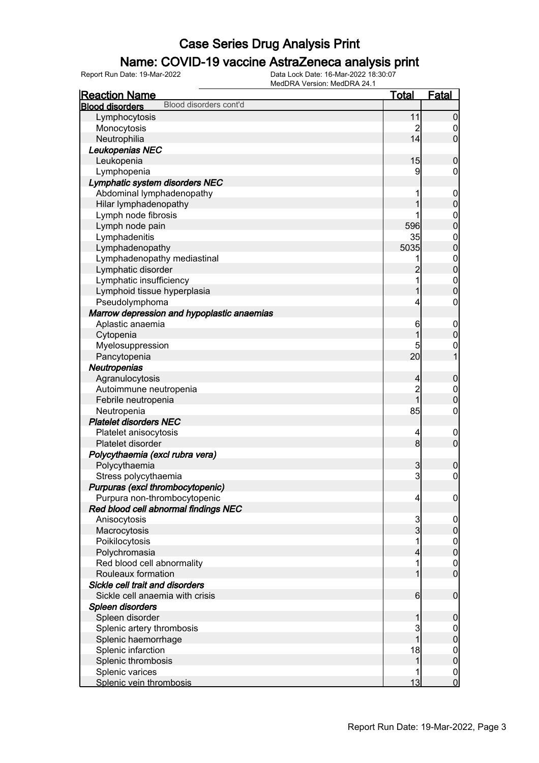# Case Series Drug Analysis Print

## Name: COVID-19 vaccine AstraZeneca analysis print

Report Run Date: 19-Mar-2022  
Data Lock Date: 16-Mar-2022 18:30:07  
MedDRA Version: MedDRA 24.1

| Reaction Name | Total | Fatal |
|---|---|---|
| **Blood disorders** Blood disorders cont'd | | |
| Lymphocytosis | 11 | 0 |
| Monocytosis | 2 | 0 |
| Neutrophilia | 14 | 0 |
| ***Leukopenias NEC*** | | |
| Leukopenia | 15 | 0 |
| Lymphopenia | 9 | 0 |
| ***Lymphatic system disorders NEC*** | | |
| Abdominal lymphadenopathy | 1 | 0 |
| Hilar lymphadenopathy | 1 | 0 |
| Lymph node fibrosis | 1 | 0 |
| Lymph node pain | 596 | 0 |
| Lymphadenitis | 35 | 0 |
| Lymphadenopathy | 5035 | 0 |
| Lymphadenopathy mediastinal | 1 | 0 |
| Lymphatic disorder | 2 | 0 |
| Lymphatic insufficiency | 1 | 0 |
| Lymphoid tissue hyperplasia | 1 | 0 |
| Pseudolymphoma | 4 | 0 |
| ***Marrow depression and hypoplastic anaemias*** | | |
| Aplastic anaemia | 6 | 0 |
| Cytopenia | 1 | 0 |
| Myelosuppression | 5 | 0 |
| Pancytopenia | 20 | 1 |
| ***Neutropenias*** | | |
| Agranulocytosis | 4 | 0 |
| Autoimmune neutropenia | 2 | 0 |
| Febrile neutropenia | 1 | 0 |
| Neutropenia | 85 | 0 |
| ***Platelet disorders NEC*** | | |
| Platelet anisocytosis | 4 | 0 |
| Platelet disorder | 8 | 0 |
| ***Polycythaemia (excl rubra vera)*** | | |
| Polycythaemia | 3 | 0 |
| Stress polycythaemia | 3 | 0 |
| ***Purpuras (excl thrombocytopenic)*** | | |
| Purpura non-thrombocytopenic | 4 | 0 |
| ***Red blood cell abnormal findings NEC*** | | |
| Anisocytosis | 3 | 0 |
| Macrocytosis | 3 | 0 |
| Poikilocytosis | 1 | 0 |
| Polychromasia | 4 | 0 |
| Red blood cell abnormality | 1 | 0 |
| Rouleaux formation | 1 | 0 |
| ***Sickle cell trait and disorders*** | | |
| Sickle cell anaemia with crisis | 6 | 0 |
| ***Spleen disorders*** | | |
| Spleen disorder | 1 | 0 |
| Splenic artery thrombosis | 3 | 0 |
| Splenic haemorrhage | 1 | 0 |
| Splenic infarction | 18 | 0 |
| Splenic thrombosis | 1 | 0 |
| Splenic varices | 1 | 0 |
| Splenic vein thrombosis | 13 | 0 |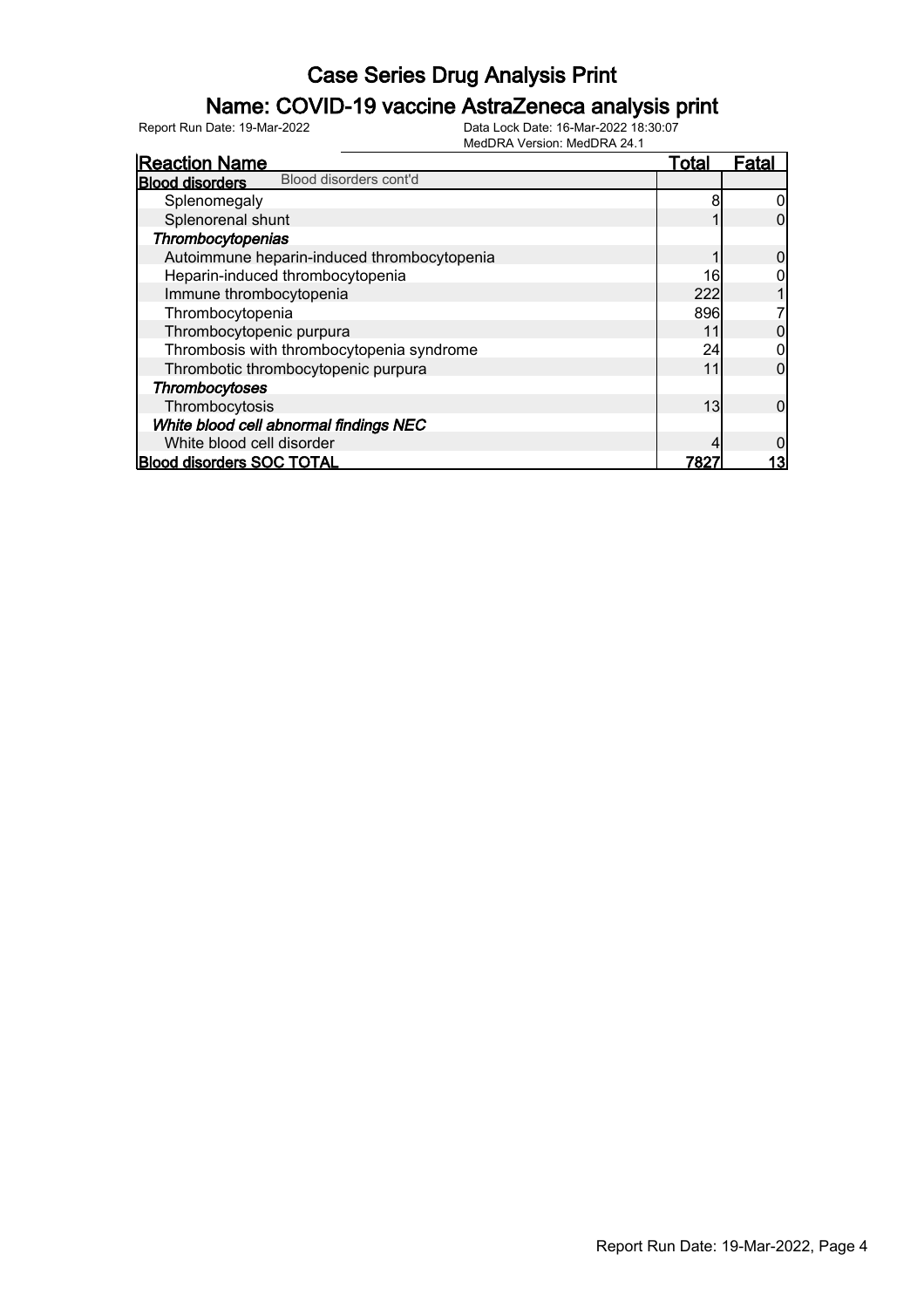# Case Series Drug Analysis Print

## Name: COVID-19 vaccine AstraZeneca analysis print

Report Run Date: 19-Mar-2022

Data Lock Date: 16-Mar-2022 18:30:07
MedDRA Version: MedDRA 24.1

| Reaction Name | Total | Fatal |
|---|---|---|
| **Blood disorders** Blood disorders cont'd | | |
| Splenomegaly | 8 | 0 |
| Splenorenal shunt | 1 | 0 |
| ***Thrombocytopenias*** | | |
| Autoimmune heparin-induced thrombocytopenia | 1 | 0 |
| Heparin-induced thrombocytopenia | 16 | 0 |
| Immune thrombocytopenia | 222 | 1 |
| Thrombocytopenia | 896 | 7 |
| Thrombocytopenic purpura | 11 | 0 |
| Thrombosis with thrombocytopenia syndrome | 24 | 0 |
| Thrombotic thrombocytopenic purpura | 11 | 0 |
| ***Thrombocytoses*** | | |
| Thrombocytosis | 13 | 0 |
| ***White blood cell abnormal findings NEC*** | | |
| White blood cell disorder | 4 | 0 |
| **Blood disorders SOC TOTAL** | **7827** | **13** |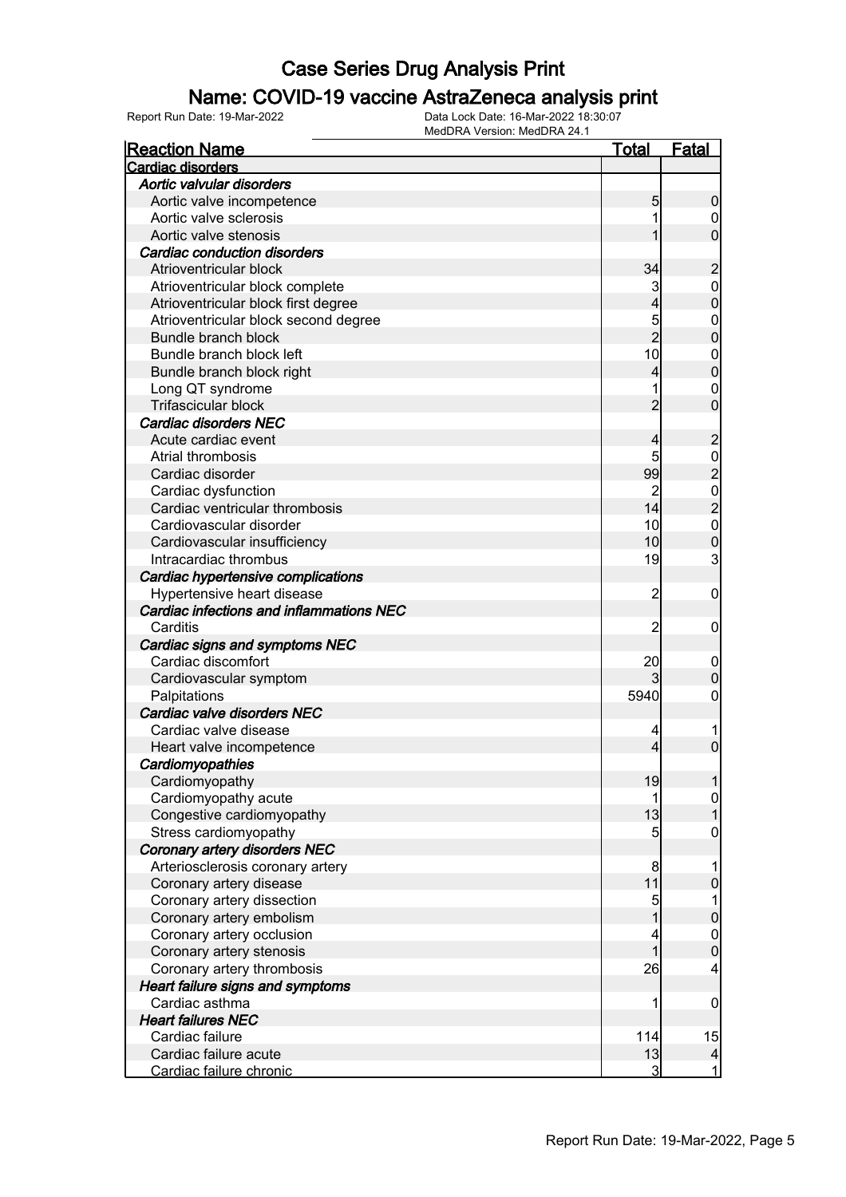# Case Series Drug Analysis Print

## Name: COVID-19 vaccine AstraZeneca analysis print

Report Run Date: 19-Mar-2022    Data Lock Date: 16-Mar-2022 18:30:07
MedDRA Version: MedDRA 24.1

| Reaction Name | Total | Fatal |
|---|---|---|
| **Cardiac disorders** | | |
| ***Aortic valvular disorders*** | | |
| Aortic valve incompetence | 5 | 0 |
| Aortic valve sclerosis | 1 | 0 |
| Aortic valve stenosis | 1 | 0 |
| ***Cardiac conduction disorders*** | | |
| Atrioventricular block | 34 | 2 |
| Atrioventricular block complete | 3 | 0 |
| Atrioventricular block first degree | 4 | 0 |
| Atrioventricular block second degree | 5 | 0 |
| Bundle branch block | 2 | 0 |
| Bundle branch block left | 10 | 0 |
| Bundle branch block right | 4 | 0 |
| Long QT syndrome | 1 | 0 |
| Trifascicular block | 2 | 0 |
| ***Cardiac disorders NEC*** | | |
| Acute cardiac event | 4 | 2 |
| Atrial thrombosis | 5 | 0 |
| Cardiac disorder | 99 | 2 |
| Cardiac dysfunction | 2 | 0 |
| Cardiac ventricular thrombosis | 14 | 2 |
| Cardiovascular disorder | 10 | 0 |
| Cardiovascular insufficiency | 10 | 0 |
| Intracardiac thrombus | 19 | 3 |
| ***Cardiac hypertensive complications*** | | |
| Hypertensive heart disease | 2 | 0 |
| ***Cardiac infections and inflammations NEC*** | | |
| Carditis | 2 | 0 |
| ***Cardiac signs and symptoms NEC*** | | |
| Cardiac discomfort | 20 | 0 |
| Cardiovascular symptom | 3 | 0 |
| Palpitations | 5940 | 0 |
| ***Cardiac valve disorders NEC*** | | |
| Cardiac valve disease | 4 | 1 |
| Heart valve incompetence | 4 | 0 |
| ***Cardiomyopathies*** | | |
| Cardiomyopathy | 19 | 1 |
| Cardiomyopathy acute | 1 | 0 |
| Congestive cardiomyopathy | 13 | 1 |
| Stress cardiomyopathy | 5 | 0 |
| ***Coronary artery disorders NEC*** | | |
| Arteriosclerosis coronary artery | 8 | 1 |
| Coronary artery disease | 11 | 0 |
| Coronary artery dissection | 5 | 1 |
| Coronary artery embolism | 1 | 0 |
| Coronary artery occlusion | 4 | 0 |
| Coronary artery stenosis | 1 | 0 |
| Coronary artery thrombosis | 26 | 4 |
| ***Heart failure signs and symptoms*** | | |
| Cardiac asthma | 1 | 0 |
| ***Heart failures NEC*** | | |
| Cardiac failure | 114 | 15 |
| Cardiac failure acute | 13 | 4 |
| Cardiac failure chronic | 3 | 1 |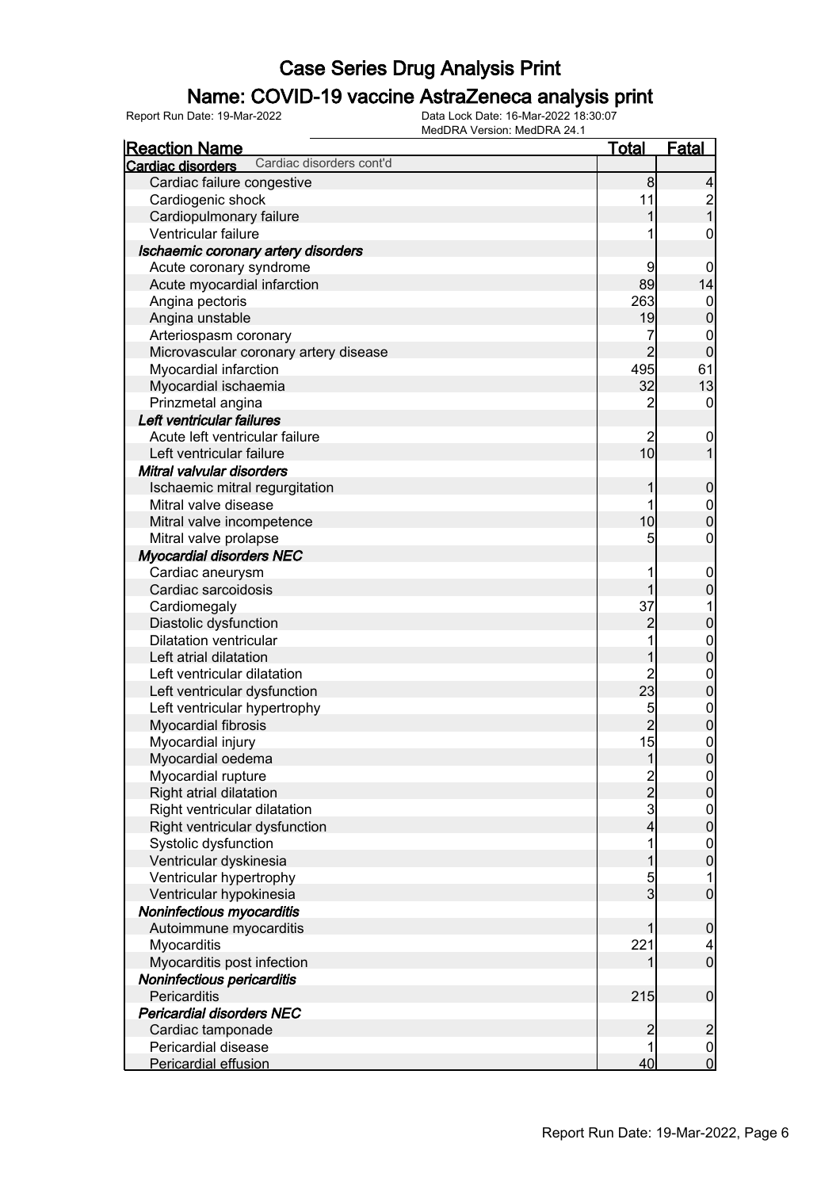# Case Series Drug Analysis Print

## Name: COVID-19 vaccine AstraZeneca analysis print

Report Run Date: 19-Mar-2022

Data Lock Date: 16-Mar-2022 18:30:07

MedDRA Version: MedDRA 24.1

| Reaction Name | Total | Fatal |
|---|---|---|
| **Cardiac disorders** Cardiac disorders cont'd | | |
| Cardiac failure congestive | 8 | 4 |
| Cardiogenic shock | 11 | 2 |
| Cardiopulmonary failure | 1 | 1 |
| Ventricular failure | 1 | 0 |
| ***Ischaemic coronary artery disorders*** | | |
| Acute coronary syndrome | 9 | 0 |
| Acute myocardial infarction | 89 | 14 |
| Angina pectoris | 263 | 0 |
| Angina unstable | 19 | 0 |
| Arteriospasm coronary | 7 | 0 |
| Microvascular coronary artery disease | 2 | 0 |
| Myocardial infarction | 495 | 61 |
| Myocardial ischaemia | 32 | 13 |
| Prinzmetal angina | 2 | 0 |
| ***Left ventricular failures*** | | |
| Acute left ventricular failure | 2 | 0 |
| Left ventricular failure | 10 | 1 |
| ***Mitral valvular disorders*** | | |
| Ischaemic mitral regurgitation | 1 | 0 |
| Mitral valve disease | 1 | 0 |
| Mitral valve incompetence | 10 | 0 |
| Mitral valve prolapse | 5 | 0 |
| ***Myocardial disorders NEC*** | | |
| Cardiac aneurysm | 1 | 0 |
| Cardiac sarcoidosis | 1 | 0 |
| Cardiomegaly | 37 | 1 |
| Diastolic dysfunction | 2 | 0 |
| Dilatation ventricular | 1 | 0 |
| Left atrial dilatation | 1 | 0 |
| Left ventricular dilatation | 2 | 0 |
| Left ventricular dysfunction | 23 | 0 |
| Left ventricular hypertrophy | 5 | 0 |
| Myocardial fibrosis | 2 | 0 |
| Myocardial injury | 15 | 0 |
| Myocardial oedema | 1 | 0 |
| Myocardial rupture | 2 | 0 |
| Right atrial dilatation | 2 | 0 |
| Right ventricular dilatation | 3 | 0 |
| Right ventricular dysfunction | 4 | 0 |
| Systolic dysfunction | 1 | 0 |
| Ventricular dyskinesia | 1 | 0 |
| Ventricular hypertrophy | 5 | 1 |
| Ventricular hypokinesia | 3 | 0 |
| ***Noninfectious myocarditis*** | | |
| Autoimmune myocarditis | 1 | 0 |
| Myocarditis | 221 | 4 |
| Myocarditis post infection | 1 | 0 |
| ***Noninfectious pericarditis*** | | |
| Pericarditis | 215 | 0 |
| ***Pericardial disorders NEC*** | | |
| Cardiac tamponade | 2 | 2 |
| Pericardial disease | 1 | 0 |
| Pericardial effusion | 40 | 0 |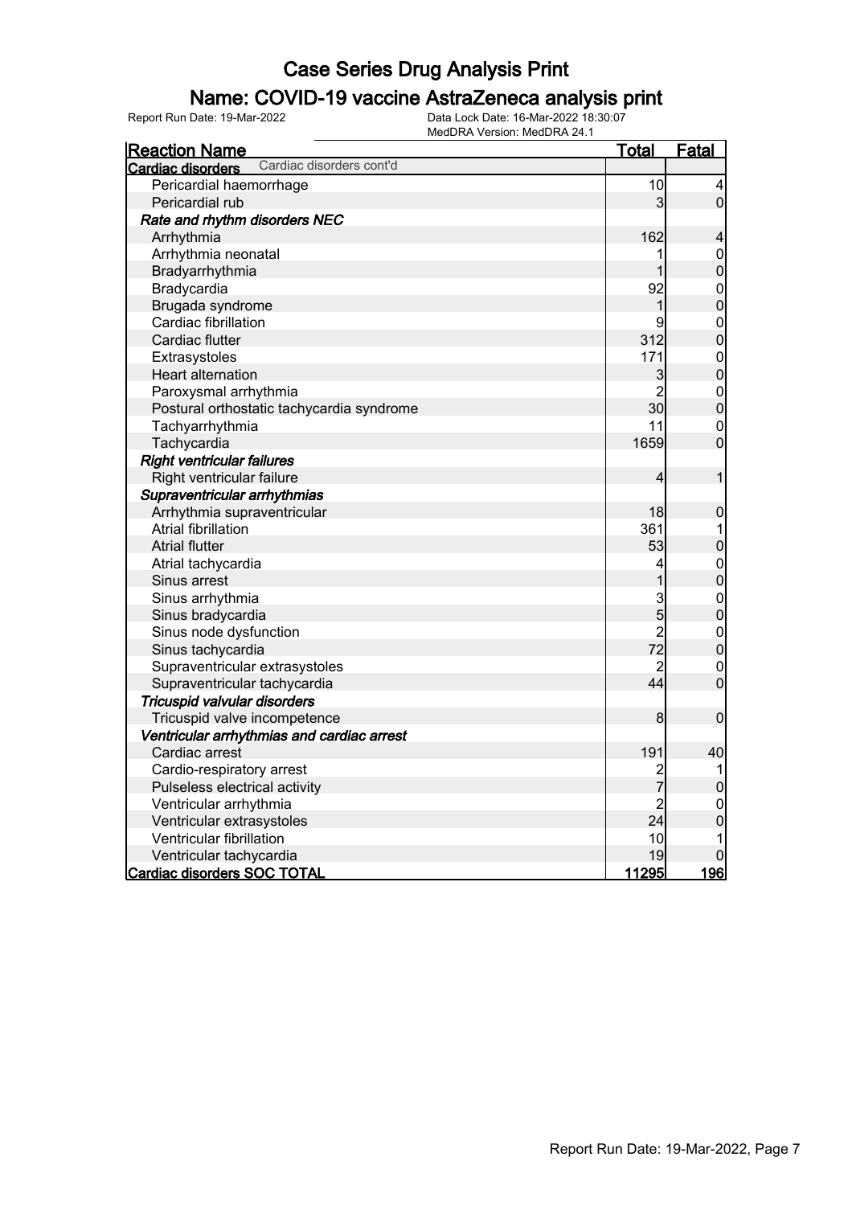# Case Series Drug Analysis Print

## Name: COVID-19 vaccine AstraZeneca analysis print

Report Run Date: 19-Mar-2022

Data Lock Date: 16-Mar-2022 18:30:07
MedDRA Version: MedDRA 24.1

| Reaction Name | Total | Fatal |
|---|---|---|
| **Cardiac disorders** Cardiac disorders cont'd | | |
| Pericardial haemorrhage | 10 | 4 |
| Pericardial rub | 3 | 0 |
| ***Rate and rhythm disorders NEC*** | | |
| Arrhythmia | 162 | 4 |
| Arrhythmia neonatal | 1 | 0 |
| Bradyarrhythmia | 1 | 0 |
| Bradycardia | 92 | 0 |
| Brugada syndrome | 1 | 0 |
| Cardiac fibrillation | 9 | 0 |
| Cardiac flutter | 312 | 0 |
| Extrasystoles | 171 | 0 |
| Heart alternation | 3 | 0 |
| Paroxysmal arrhythmia | 2 | 0 |
| Postural orthostatic tachycardia syndrome | 30 | 0 |
| Tachyarrhythmia | 11 | 0 |
| Tachycardia | 1659 | 0 |
| ***Right ventricular failures*** | | |
| Right ventricular failure | 4 | 1 |
| ***Supraventricular arrhythmias*** | | |
| Arrhythmia supraventricular | 18 | 0 |
| Atrial fibrillation | 361 | 1 |
| Atrial flutter | 53 | 0 |
| Atrial tachycardia | 4 | 0 |
| Sinus arrest | 1 | 0 |
| Sinus arrhythmia | 3 | 0 |
| Sinus bradycardia | 5 | 0 |
| Sinus node dysfunction | 2 | 0 |
| Sinus tachycardia | 72 | 0 |
| Supraventricular extrasystoles | 2 | 0 |
| Supraventricular tachycardia | 44 | 0 |
| ***Tricuspid valvular disorders*** | | |
| Tricuspid valve incompetence | 8 | 0 |
| ***Ventricular arrhythmias and cardiac arrest*** | | |
| Cardiac arrest | 191 | 40 |
| Cardio-respiratory arrest | 2 | 1 |
| Pulseless electrical activity | 7 | 0 |
| Ventricular arrhythmia | 2 | 0 |
| Ventricular extrasystoles | 24 | 0 |
| Ventricular fibrillation | 10 | 1 |
| Ventricular tachycardia | 19 | 0 |
| **Cardiac disorders SOC TOTAL** | **11295** | **196** |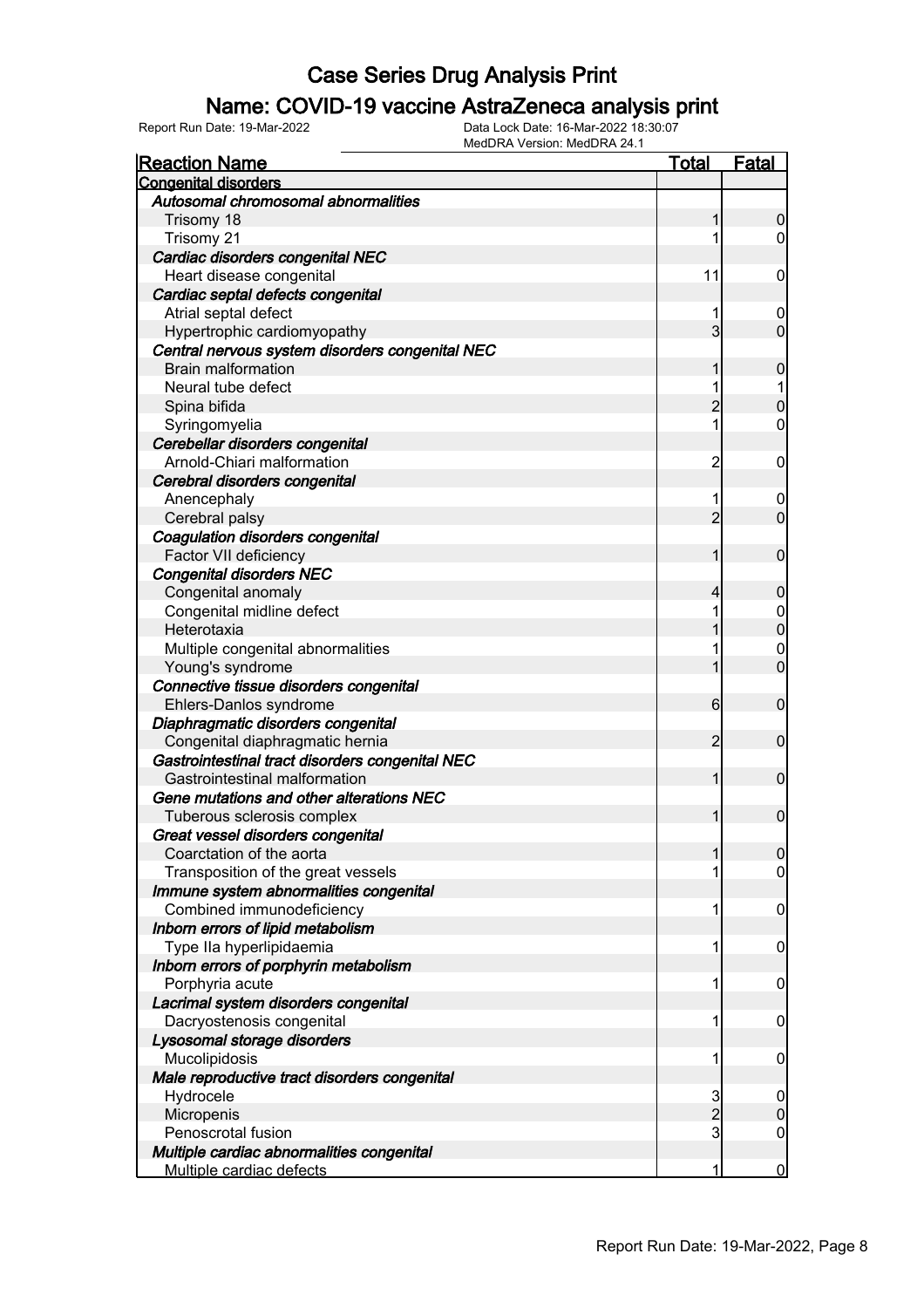# Case Series Drug Analysis Print

## Name: COVID-19 vaccine AstraZeneca analysis print

Report Run Date: 19-Mar-2022

Data Lock Date: 16-Mar-2022 18:30:07

MedDRA Version: MedDRA 24.1

| Reaction Name | Total | Fatal |
|---|---|---|
| **Congenital disorders** | | |
| ***Autosomal chromosomal abnormalities*** | | |
| Trisomy 18 | 1 | 0 |
| Trisomy 21 | 1 | 0 |
| ***Cardiac disorders congenital NEC*** | | |
| Heart disease congenital | 11 | 0 |
| ***Cardiac septal defects congenital*** | | |
| Atrial septal defect | 1 | 0 |
| Hypertrophic cardiomyopathy | 3 | 0 |
| ***Central nervous system disorders congenital NEC*** | | |
| Brain malformation | 1 | 0 |
| Neural tube defect | 1 | 1 |
| Spina bifida | 2 | 0 |
| Syringomyelia | 1 | 0 |
| ***Cerebellar disorders congenital*** | | |
| Arnold-Chiari malformation | 2 | 0 |
| ***Cerebral disorders congenital*** | | |
| Anencephaly | 1 | 0 |
| Cerebral palsy | 2 | 0 |
| ***Coagulation disorders congenital*** | | |
| Factor VII deficiency | 1 | 0 |
| ***Congenital disorders NEC*** | | |
| Congenital anomaly | 4 | 0 |
| Congenital midline defect | 1 | 0 |
| Heterotaxia | 1 | 0 |
| Multiple congenital abnormalities | 1 | 0 |
| Young's syndrome | 1 | 0 |
| ***Connective tissue disorders congenital*** | | |
| Ehlers-Danlos syndrome | 6 | 0 |
| ***Diaphragmatic disorders congenital*** | | |
| Congenital diaphragmatic hernia | 2 | 0 |
| ***Gastrointestinal tract disorders congenital NEC*** | | |
| Gastrointestinal malformation | 1 | 0 |
| ***Gene mutations and other alterations NEC*** | | |
| Tuberous sclerosis complex | 1 | 0 |
| ***Great vessel disorders congenital*** | | |
| Coarctation of the aorta | 1 | 0 |
| Transposition of the great vessels | 1 | 0 |
| ***Immune system abnormalities congenital*** | | |
| Combined immunodeficiency | 1 | 0 |
| ***Inborn errors of lipid metabolism*** | | |
| Type IIa hyperlipidaemia | 1 | 0 |
| ***Inborn errors of porphyrin metabolism*** | | |
| Porphyria acute | 1 | 0 |
| ***Lacrimal system disorders congenital*** | | |
| Dacryostenosis congenital | 1 | 0 |
| ***Lysosomal storage disorders*** | | |
| Mucolipidosis | 1 | 0 |
| ***Male reproductive tract disorders congenital*** | | |
| Hydrocele | 3 | 0 |
| Micropenis | 2 | 0 |
| Penoscrotal fusion | 3 | 0 |
| ***Multiple cardiac abnormalities congenital*** | | |
| Multiple cardiac defects | 1 | 0 |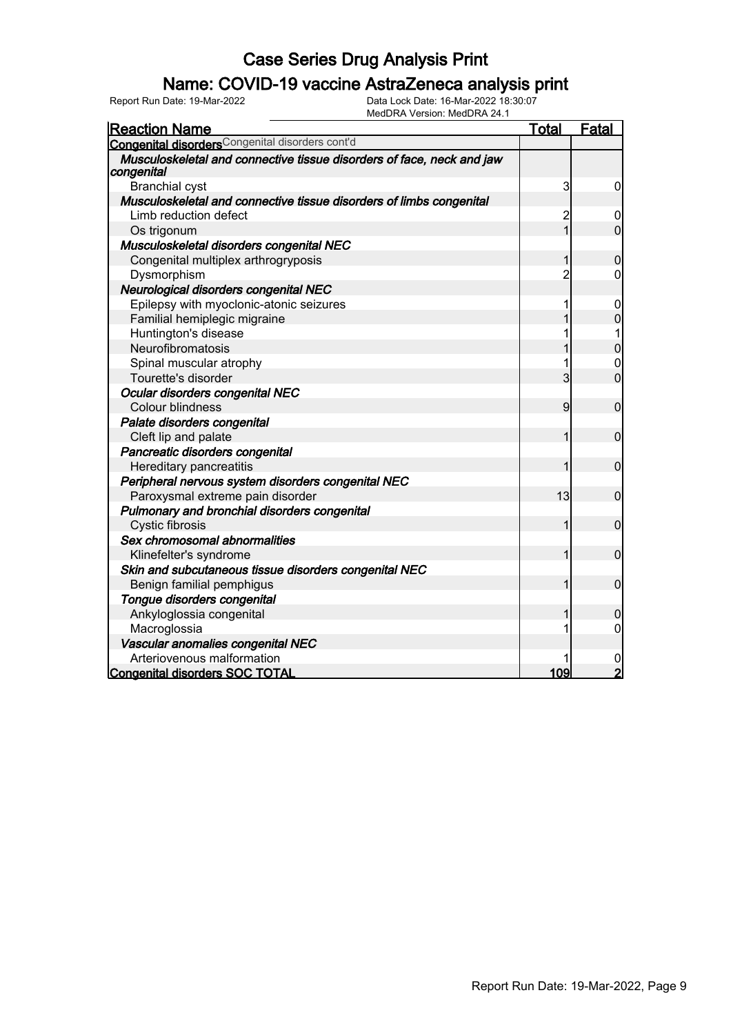# Case Series Drug Analysis Print

## Name: COVID-19 vaccine AstraZeneca analysis print

Report Run Date: 19-Mar-2022

Data Lock Date: 16-Mar-2022 18:30:07
MedDRA Version: MedDRA 24.1

| Reaction Name | Total | Fatal |
|---|---|---|
| **Congenital disorders** Congenital disorders cont'd | | |
| ***Musculoskeletal and connective tissue disorders of face, neck and jaw congenital*** | | |
| Branchial cyst | 3 | 0 |
| ***Musculoskeletal and connective tissue disorders of limbs congenital*** | | |
| Limb reduction defect | 2 | 0 |
| Os trigonum | 1 | 0 |
| ***Musculoskeletal disorders congenital NEC*** | | |
| Congenital multiplex arthrogryposis | 1 | 0 |
| Dysmorphism | 2 | 0 |
| ***Neurological disorders congenital NEC*** | | |
| Epilepsy with myoclonic-atonic seizures | 1 | 0 |
| Familial hemiplegic migraine | 1 | 0 |
| Huntington's disease | 1 | 1 |
| Neurofibromatosis | 1 | 0 |
| Spinal muscular atrophy | 1 | 0 |
| Tourette's disorder | 3 | 0 |
| ***Ocular disorders congenital NEC*** | | |
| Colour blindness | 9 | 0 |
| ***Palate disorders congenital*** | | |
| Cleft lip and palate | 1 | 0 |
| ***Pancreatic disorders congenital*** | | |
| Hereditary pancreatitis | 1 | 0 |
| ***Peripheral nervous system disorders congenital NEC*** | | |
| Paroxysmal extreme pain disorder | 13 | 0 |
| ***Pulmonary and bronchial disorders congenital*** | | |
| Cystic fibrosis | 1 | 0 |
| ***Sex chromosomal abnormalities*** | | |
| Klinefelter's syndrome | 1 | 0 |
| ***Skin and subcutaneous tissue disorders congenital NEC*** | | |
| Benign familial pemphigus | 1 | 0 |
| ***Tongue disorders congenital*** | | |
| Ankyloglossia congenital | 1 | 0 |
| Macroglossia | 1 | 0 |
| ***Vascular anomalies congenital NEC*** | | |
| Arteriovenous malformation | 1 | 0 |
| **Congenital disorders SOC TOTAL** | **109** | **2** |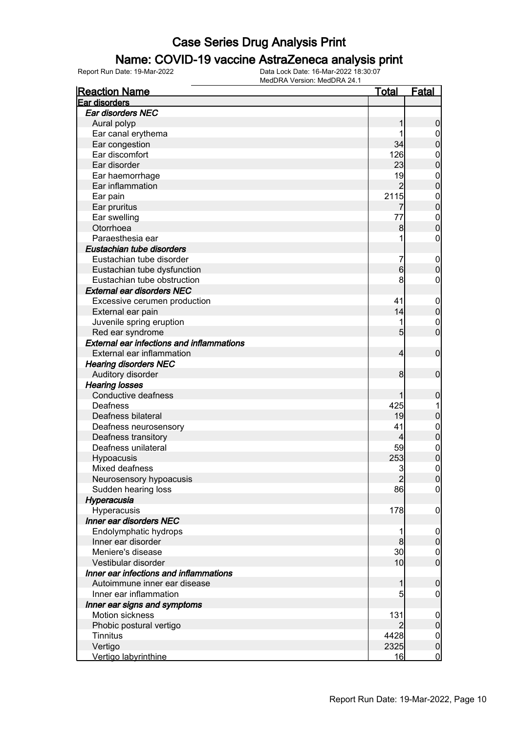# Case Series Drug Analysis Print

## Name: COVID-19 vaccine AstraZeneca analysis print

Report Run Date: 19-Mar-2022
Data Lock Date: 16-Mar-2022 18:30:07
MedDRA Version: MedDRA 24.1

| Reaction Name | Total | Fatal |
|---|---|---|
| **Ear disorders** | | |
| ***Ear disorders NEC*** | | |
| Aural polyp | 1 | 0 |
| Ear canal erythema | 1 | 0 |
| Ear congestion | 34 | 0 |
| Ear discomfort | 126 | 0 |
| Ear disorder | 23 | 0 |
| Ear haemorrhage | 19 | 0 |
| Ear inflammation | 2 | 0 |
| Ear pain | 2115 | 0 |
| Ear pruritus | 7 | 0 |
| Ear swelling | 77 | 0 |
| Otorrhoea | 8 | 0 |
| Paraesthesia ear | 1 | 0 |
| ***Eustachian tube disorders*** | | |
| Eustachian tube disorder | 7 | 0 |
| Eustachian tube dysfunction | 6 | 0 |
| Eustachian tube obstruction | 8 | 0 |
| ***External ear disorders NEC*** | | |
| Excessive cerumen production | 41 | 0 |
| External ear pain | 14 | 0 |
| Juvenile spring eruption | 1 | 0 |
| Red ear syndrome | 5 | 0 |
| ***External ear infections and inflammations*** | | |
| External ear inflammation | 4 | 0 |
| ***Hearing disorders NEC*** | | |
| Auditory disorder | 8 | 0 |
| ***Hearing losses*** | | |
| Conductive deafness | 1 | 0 |
| Deafness | 425 | 1 |
| Deafness bilateral | 19 | 0 |
| Deafness neurosensory | 41 | 0 |
| Deafness transitory | 4 | 0 |
| Deafness unilateral | 59 | 0 |
| Hypoacusis | 253 | 0 |
| Mixed deafness | 3 | 0 |
| Neurosensory hypoacusis | 2 | 0 |
| Sudden hearing loss | 86 | 0 |
| ***Hyperacusia*** | | |
| Hyperacusis | 178 | 0 |
| ***Inner ear disorders NEC*** | | |
| Endolymphatic hydrops | 1 | 0 |
| Inner ear disorder | 8 | 0 |
| Meniere's disease | 30 | 0 |
| Vestibular disorder | 10 | 0 |
| ***Inner ear infections and inflammations*** | | |
| Autoimmune inner ear disease | 1 | 0 |
| Inner ear inflammation | 5 | 0 |
| ***Inner ear signs and symptoms*** | | |
| Motion sickness | 131 | 0 |
| Phobic postural vertigo | 2 | 0 |
| Tinnitus | 4428 | 0 |
| Vertigo | 2325 | 0 |
| Vertigo labyrinthine | 16 | 0 |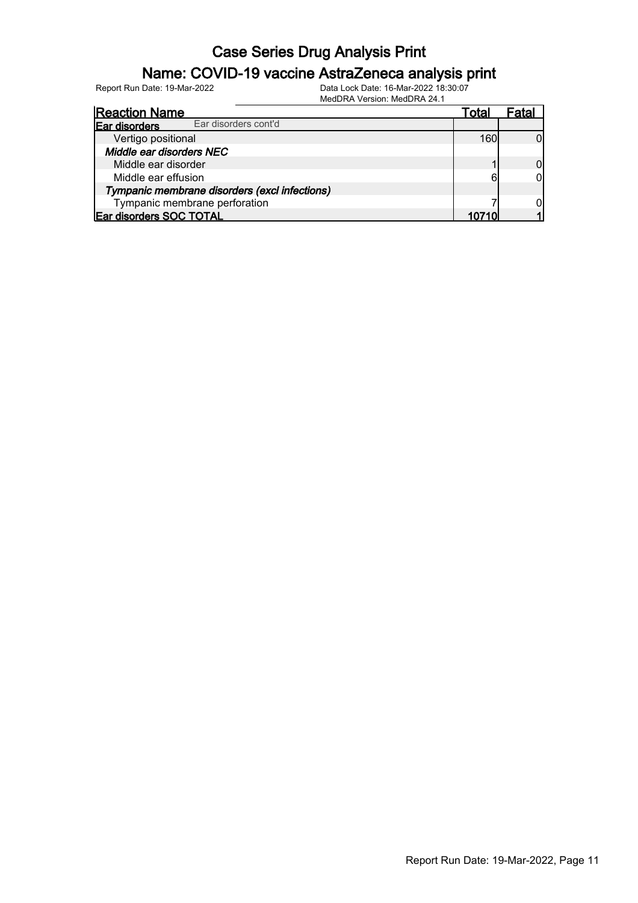# Case Series Drug Analysis Print

## Name: COVID-19 vaccine AstraZeneca analysis print

Report Run Date: 19-Mar-2022

Data Lock Date: 16-Mar-2022 18:30:07
MedDRA Version: MedDRA 24.1

| Reaction Name | Total | Fatal |
|---|---|---|
| **Ear disorders** Ear disorders cont'd | | |
| Vertigo positional | 160 | 0 |
| ***Middle ear disorders NEC*** | | |
| Middle ear disorder | 1 | 0 |
| Middle ear effusion | 6 | 0 |
| ***Tympanic membrane disorders (excl infections)*** | | |
| Tympanic membrane perforation | 7 | 0 |
| **Ear disorders SOC TOTAL** | **10710** | **1** |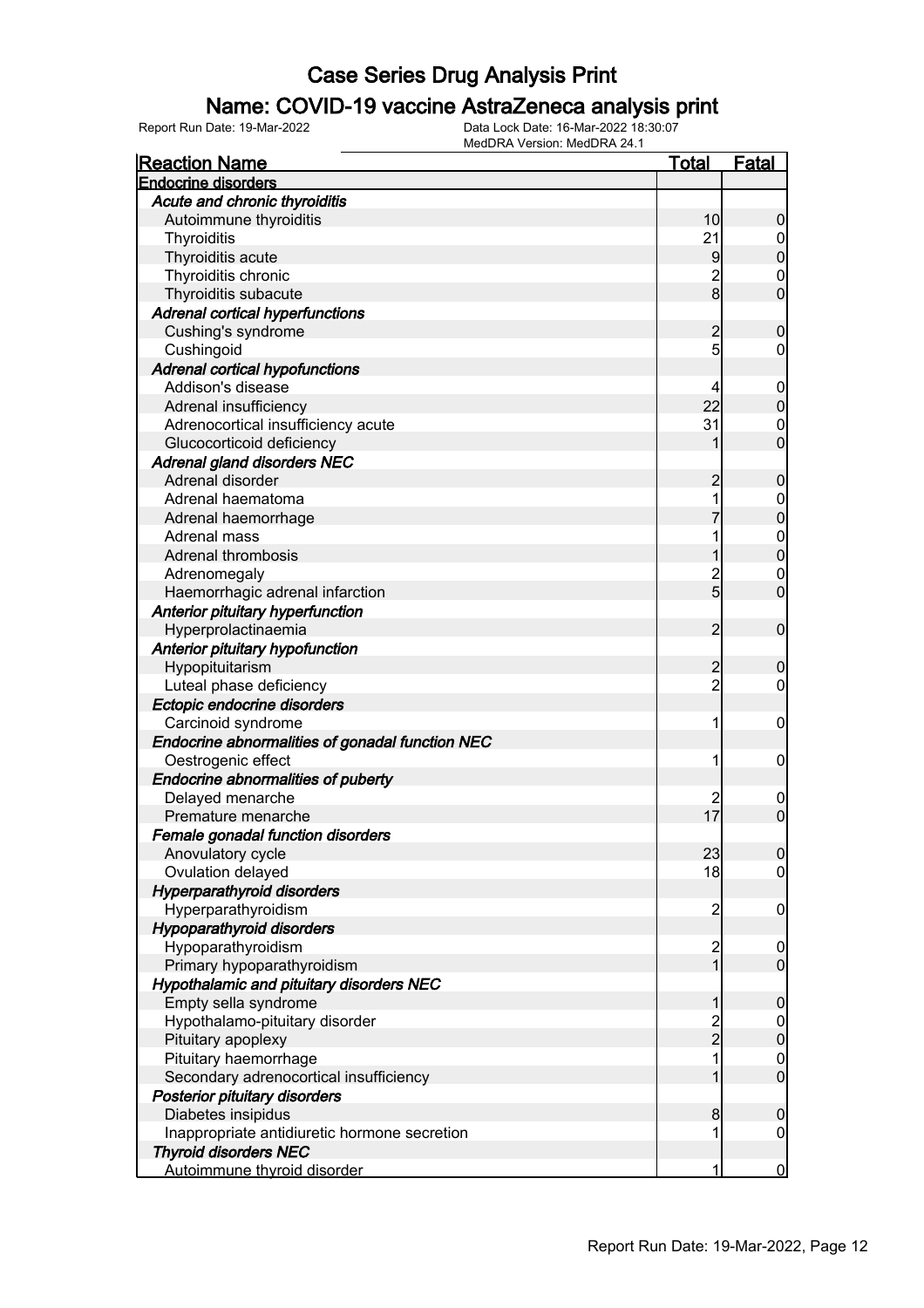# Case Series Drug Analysis Print

## Name: COVID-19 vaccine AstraZeneca analysis print

Report Run Date: 19-Mar-2022
Data Lock Date: 16-Mar-2022 18:30:07
MedDRA Version: MedDRA 24.1

| Reaction Name | Total | Fatal |
|---|---|---|
| **Endocrine disorders** | | |
| ***Acute and chronic thyroiditis*** | | |
| Autoimmune thyroiditis | 10 | 0 |
| Thyroiditis | 21 | 0 |
| Thyroiditis acute | 9 | 0 |
| Thyroiditis chronic | 2 | 0 |
| Thyroiditis subacute | 8 | 0 |
| ***Adrenal cortical hyperfunctions*** | | |
| Cushing's syndrome | 2 | 0 |
| Cushingoid | 5 | 0 |
| ***Adrenal cortical hypofunctions*** | | |
| Addison's disease | 4 | 0 |
| Adrenal insufficiency | 22 | 0 |
| Adrenocortical insufficiency acute | 31 | 0 |
| Glucocorticoid deficiency | 1 | 0 |
| ***Adrenal gland disorders NEC*** | | |
| Adrenal disorder | 2 | 0 |
| Adrenal haematoma | 1 | 0 |
| Adrenal haemorrhage | 7 | 0 |
| Adrenal mass | 1 | 0 |
| Adrenal thrombosis | 1 | 0 |
| Adrenomegaly | 2 | 0 |
| Haemorrhagic adrenal infarction | 5 | 0 |
| ***Anterior pituitary hyperfunction*** | | |
| Hyperprolactinaemia | 2 | 0 |
| ***Anterior pituitary hypofunction*** | | |
| Hypopituitarism | 2 | 0 |
| Luteal phase deficiency | 2 | 0 |
| ***Ectopic endocrine disorders*** | | |
| Carcinoid syndrome | 1 | 0 |
| ***Endocrine abnormalities of gonadal function NEC*** | | |
| Oestrogenic effect | 1 | 0 |
| ***Endocrine abnormalities of puberty*** | | |
| Delayed menarche | 2 | 0 |
| Premature menarche | 17 | 0 |
| ***Female gonadal function disorders*** | | |
| Anovulatory cycle | 23 | 0 |
| Ovulation delayed | 18 | 0 |
| ***Hyperparathyroid disorders*** | | |
| Hyperparathyroidism | 2 | 0 |
| ***Hypoparathyroid disorders*** | | |
| Hypoparathyroidism | 2 | 0 |
| Primary hypoparathyroidism | 1 | 0 |
| ***Hypothalamic and pituitary disorders NEC*** | | |
| Empty sella syndrome | 1 | 0 |
| Hypothalamo-pituitary disorder | 2 | 0 |
| Pituitary apoplexy | 2 | 0 |
| Pituitary haemorrhage | 1 | 0 |
| Secondary adrenocortical insufficiency | 1 | 0 |
| ***Posterior pituitary disorders*** | | |
| Diabetes insipidus | 8 | 0 |
| Inappropriate antidiuretic hormone secretion | 1 | 0 |
| ***Thyroid disorders NEC*** | | |
| Autoimmune thyroid disorder | 1 | 0 |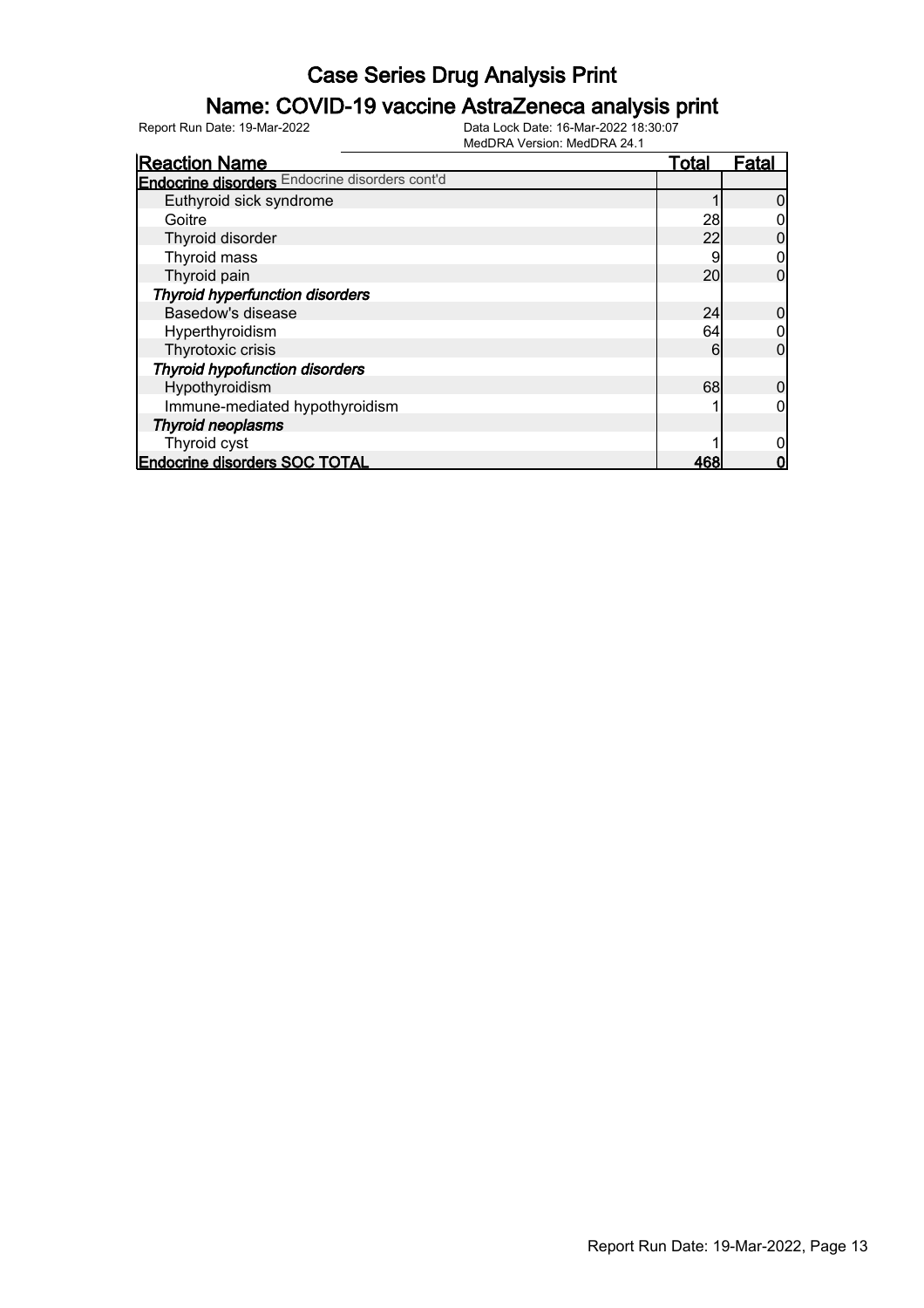# Case Series Drug Analysis Print

## Name: COVID-19 vaccine AstraZeneca analysis print

Report Run Date: 19-Mar-2022

Data Lock Date: 16-Mar-2022 18:30:07
MedDRA Version: MedDRA 24.1

| Reaction Name | Total | Fatal |
|---|---|---|
| **Endocrine disorders** Endocrine disorders cont'd | | |
| Euthyroid sick syndrome | 1 | 0 |
| Goitre | 28 | 0 |
| Thyroid disorder | 22 | 0 |
| Thyroid mass | 9 | 0 |
| Thyroid pain | 20 | 0 |
| ***Thyroid hyperfunction disorders*** | | |
| Basedow's disease | 24 | 0 |
| Hyperthyroidism | 64 | 0 |
| Thyrotoxic crisis | 6 | 0 |
| ***Thyroid hypofunction disorders*** | | |
| Hypothyroidism | 68 | 0 |
| Immune-mediated hypothyroidism | 1 | 0 |
| ***Thyroid neoplasms*** | | |
| Thyroid cyst | 1 | 0 |
| **Endocrine disorders SOC TOTAL** | **468** | **0** |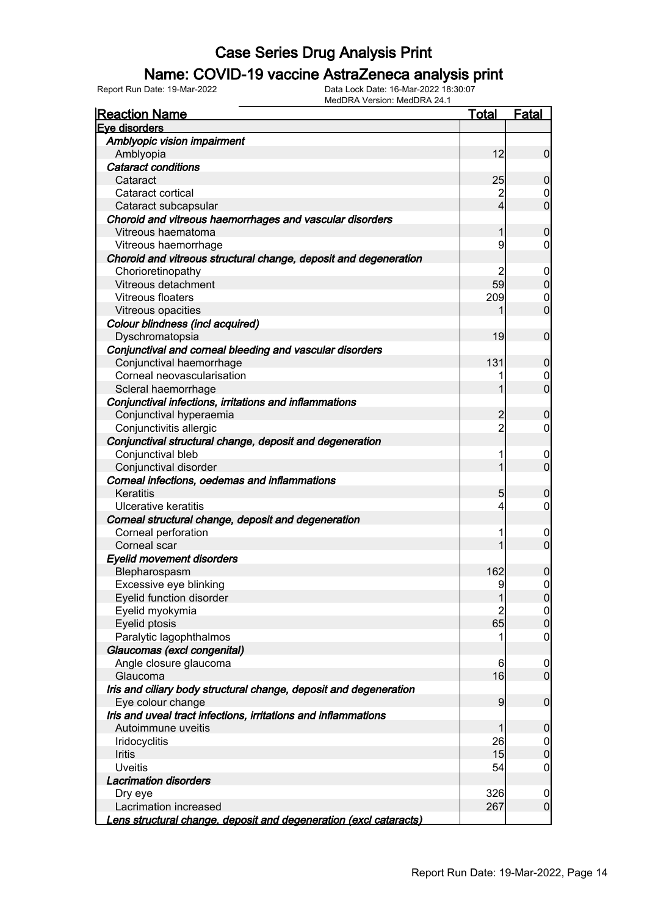# Case Series Drug Analysis Print

## Name: COVID-19 vaccine AstraZeneca analysis print

Report Run Date: 19-Mar-2022 | Data Lock Date: 16-Mar-2022 18:30:07 | MedDRA Version: MedDRA 24.1

| Reaction Name | Total | Fatal |
|---|---|---|
| **Eye disorders** | | |
| *Amblyopic vision impairment* | | |
| Amblyopia | 12 | 0 |
| *Cataract conditions* | | |
| Cataract | 25 | 0 |
| Cataract cortical | 2 | 0 |
| Cataract subcapsular | 4 | 0 |
| *Choroid and vitreous haemorrhages and vascular disorders* | | |
| Vitreous haematoma | 1 | 0 |
| Vitreous haemorrhage | 9 | 0 |
| *Choroid and vitreous structural change, deposit and degeneration* | | |
| Chorioretinopathy | 2 | 0 |
| Vitreous detachment | 59 | 0 |
| Vitreous floaters | 209 | 0 |
| Vitreous opacities | 1 | 0 |
| *Colour blindness (incl acquired)* | | |
| Dyschromatopsia | 19 | 0 |
| *Conjunctival and corneal bleeding and vascular disorders* | | |
| Conjunctival haemorrhage | 131 | 0 |
| Corneal neovascularisation | 1 | 0 |
| Scleral haemorrhage | 1 | 0 |
| *Conjunctival infections, irritations and inflammations* | | |
| Conjunctival hyperaemia | 2 | 0 |
| Conjunctivitis allergic | 2 | 0 |
| *Conjunctival structural change, deposit and degeneration* | | |
| Conjunctival bleb | 1 | 0 |
| Conjunctival disorder | 1 | 0 |
| *Corneal infections, oedemas and inflammations* | | |
| Keratitis | 5 | 0 |
| Ulcerative keratitis | 4 | 0 |
| *Corneal structural change, deposit and degeneration* | | |
| Corneal perforation | 1 | 0 |
| Corneal scar | 1 | 0 |
| *Eyelid movement disorders* | | |
| Blepharospasm | 162 | 0 |
| Excessive eye blinking | 9 | 0 |
| Eyelid function disorder | 1 | 0 |
| Eyelid myokymia | 2 | 0 |
| Eyelid ptosis | 65 | 0 |
| Paralytic lagophthalmos | 1 | 0 |
| *Glaucomas (excl congenital)* | | |
| Angle closure glaucoma | 6 | 0 |
| Glaucoma | 16 | 0 |
| *Iris and ciliary body structural change, deposit and degeneration* | | |
| Eye colour change | 9 | 0 |
| *Iris and uveal tract infections, irritations and inflammations* | | |
| Autoimmune uveitis | 1 | 0 |
| Iridocyclitis | 26 | 0 |
| Iritis | 15 | 0 |
| Uveitis | 54 | 0 |
| *Lacrimation disorders* | | |
| Dry eye | 326 | 0 |
| Lacrimation increased | 267 | 0 |
| *Lens structural change, deposit and degeneration (excl cataracts)* | | |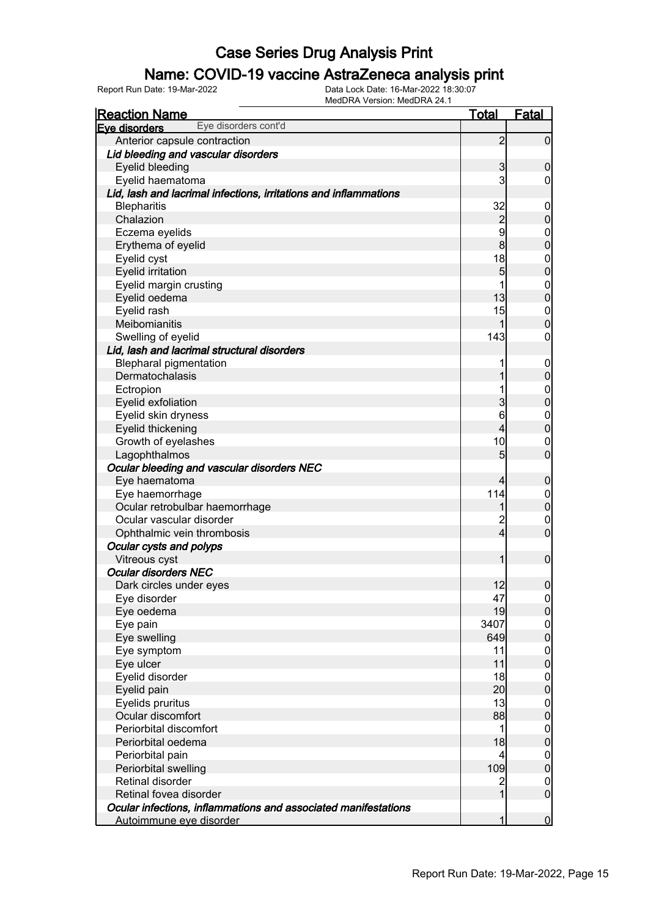# Case Series Drug Analysis Print

## Name: COVID-19 vaccine AstraZeneca analysis print

Report Run Date: 19-Mar-2022 | Data Lock Date: 16-Mar-2022 18:30:07 | MedDRA Version: MedDRA 24.1

| Reaction Name | Total | Fatal |
|---|---|---|
| **Eye disorders** Eye disorders cont'd | | |
| Anterior capsule contraction | 2 | 0 |
| ***Lid bleeding and vascular disorders*** | | |
| Eyelid bleeding | 3 | 0 |
| Eyelid haematoma | 3 | 0 |
| ***Lid, lash and lacrimal infections, irritations and inflammations*** | | |
| Blepharitis | 32 | 0 |
| Chalazion | 2 | 0 |
| Eczema eyelids | 9 | 0 |
| Erythema of eyelid | 8 | 0 |
| Eyelid cyst | 18 | 0 |
| Eyelid irritation | 5 | 0 |
| Eyelid margin crusting | 1 | 0 |
| Eyelid oedema | 13 | 0 |
| Eyelid rash | 15 | 0 |
| Meibomianitis | 1 | 0 |
| Swelling of eyelid | 143 | 0 |
| ***Lid, lash and lacrimal structural disorders*** | | |
| Blepharal pigmentation | 1 | 0 |
| Dermatochalasis | 1 | 0 |
| Ectropion | 1 | 0 |
| Eyelid exfoliation | 3 | 0 |
| Eyelid skin dryness | 6 | 0 |
| Eyelid thickening | 4 | 0 |
| Growth of eyelashes | 10 | 0 |
| Lagophthalmos | 5 | 0 |
| ***Ocular bleeding and vascular disorders NEC*** | | |
| Eye haematoma | 4 | 0 |
| Eye haemorrhage | 114 | 0 |
| Ocular retrobulbar haemorrhage | 1 | 0 |
| Ocular vascular disorder | 2 | 0 |
| Ophthalmic vein thrombosis | 4 | 0 |
| ***Ocular cysts and polyps*** | | |
| Vitreous cyst | 1 | 0 |
| ***Ocular disorders NEC*** | | |
| Dark circles under eyes | 12 | 0 |
| Eye disorder | 47 | 0 |
| Eye oedema | 19 | 0 |
| Eye pain | 3407 | 0 |
| Eye swelling | 649 | 0 |
| Eye symptom | 11 | 0 |
| Eye ulcer | 11 | 0 |
| Eyelid disorder | 18 | 0 |
| Eyelid pain | 20 | 0 |
| Eyelids pruritus | 13 | 0 |
| Ocular discomfort | 88 | 0 |
| Periorbital discomfort | 1 | 0 |
| Periorbital oedema | 18 | 0 |
| Periorbital pain | 4 | 0 |
| Periorbital swelling | 109 | 0 |
| Retinal disorder | 2 | 0 |
| Retinal fovea disorder | 1 | 0 |
| ***Ocular infections, inflammations and associated manifestations*** | | |
| Autoimmune eye disorder | 1 | 0 |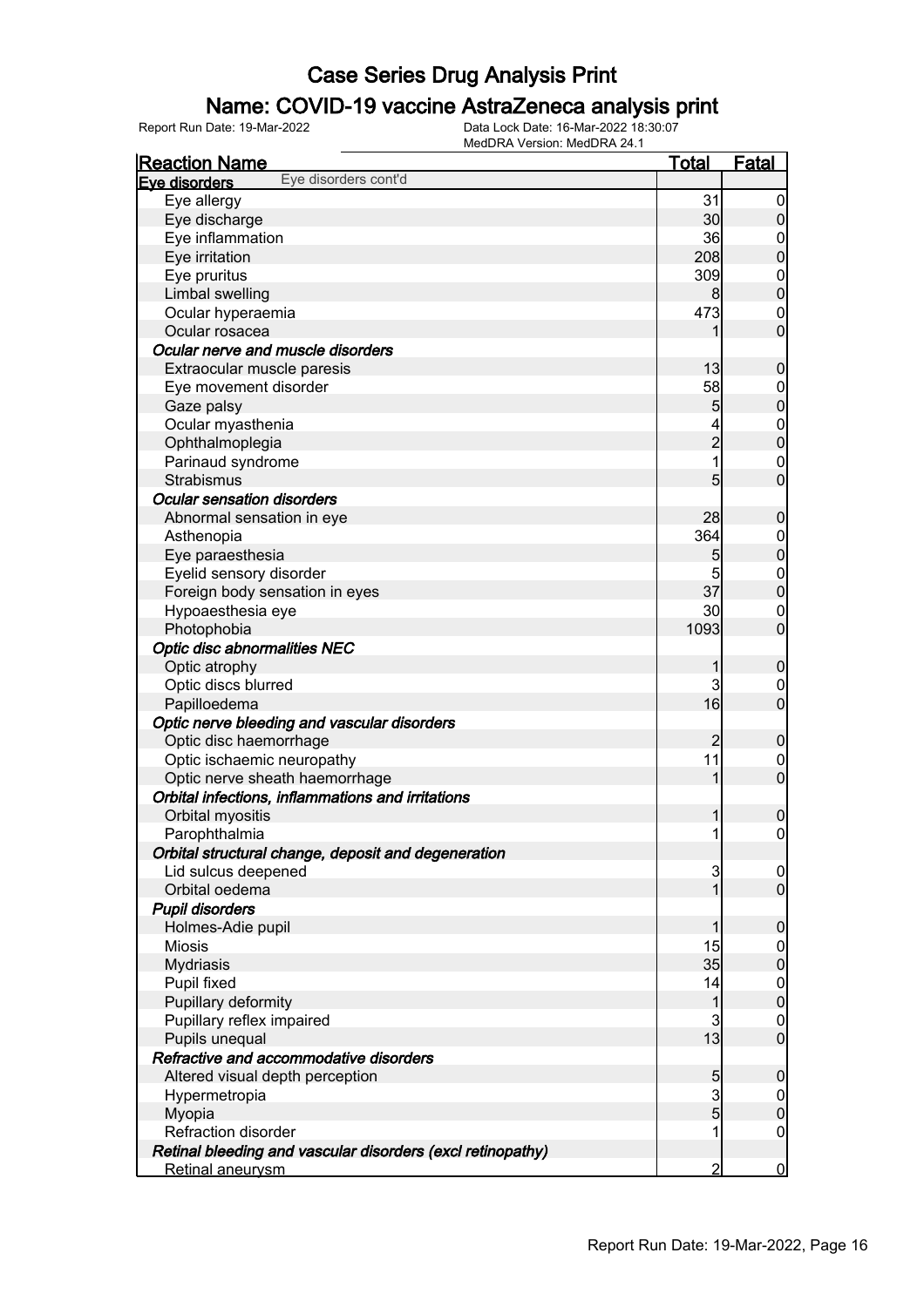# Case Series Drug Analysis Print

## Name: COVID-19 vaccine AstraZeneca analysis print

Report Run Date: 19-Mar-2022
Data Lock Date: 16-Mar-2022 18:30:07
MedDRA Version: MedDRA 24.1

| Reaction Name | Total | Fatal |
|---|---|---|
| **Eye disorders** Eye disorders cont'd | | |
| Eye allergy | 31 | 0 |
| Eye discharge | 30 | 0 |
| Eye inflammation | 36 | 0 |
| Eye irritation | 208 | 0 |
| Eye pruritus | 309 | 0 |
| Limbal swelling | 8 | 0 |
| Ocular hyperaemia | 473 | 0 |
| Ocular rosacea | 1 | 0 |
| ***Ocular nerve and muscle disorders*** | | |
| Extraocular muscle paresis | 13 | 0 |
| Eye movement disorder | 58 | 0 |
| Gaze palsy | 5 | 0 |
| Ocular myasthenia | 4 | 0 |
| Ophthalmoplegia | 2 | 0 |
| Parinaud syndrome | 1 | 0 |
| Strabismus | 5 | 0 |
| ***Ocular sensation disorders*** | | |
| Abnormal sensation in eye | 28 | 0 |
| Asthenopia | 364 | 0 |
| Eye paraesthesia | 5 | 0 |
| Eyelid sensory disorder | 5 | 0 |
| Foreign body sensation in eyes | 37 | 0 |
| Hypoaesthesia eye | 30 | 0 |
| Photophobia | 1093 | 0 |
| ***Optic disc abnormalities NEC*** | | |
| Optic atrophy | 1 | 0 |
| Optic discs blurred | 3 | 0 |
| Papilloedema | 16 | 0 |
| ***Optic nerve bleeding and vascular disorders*** | | |
| Optic disc haemorrhage | 2 | 0 |
| Optic ischaemic neuropathy | 11 | 0 |
| Optic nerve sheath haemorrhage | 1 | 0 |
| ***Orbital infections, inflammations and irritations*** | | |
| Orbital myositis | 1 | 0 |
| Parophthalmia | 1 | 0 |
| ***Orbital structural change, deposit and degeneration*** | | |
| Lid sulcus deepened | 3 | 0 |
| Orbital oedema | 1 | 0 |
| ***Pupil disorders*** | | |
| Holmes-Adie pupil | 1 | 0 |
| Miosis | 15 | 0 |
| Mydriasis | 35 | 0 |
| Pupil fixed | 14 | 0 |
| Pupillary deformity | 1 | 0 |
| Pupillary reflex impaired | 3 | 0 |
| Pupils unequal | 13 | 0 |
| ***Refractive and accommodative disorders*** | | |
| Altered visual depth perception | 5 | 0 |
| Hypermetropia | 3 | 0 |
| Myopia | 5 | 0 |
| Refraction disorder | 1 | 0 |
| ***Retinal bleeding and vascular disorders (excl retinopathy)*** | | |
| Retinal aneurysm | 2 | 0 |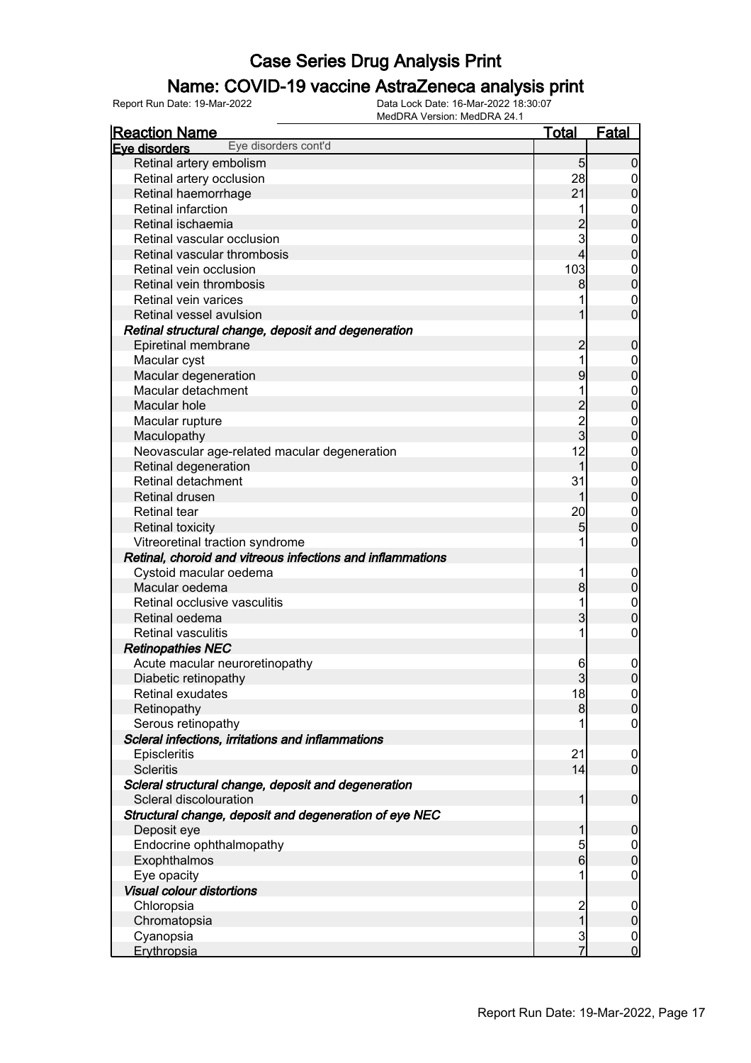# Case Series Drug Analysis Print

## Name: COVID-19 vaccine AstraZeneca analysis print

Report Run Date: 19-Mar-2022 | Data Lock Date: 16-Mar-2022 18:30:07 | MedDRA Version: MedDRA 24.1

| Reaction Name | Total | Fatal |
|---|---|---|
| **Eye disorders** Eye disorders cont'd | | |
| Retinal artery embolism | 5 | 0 |
| Retinal artery occlusion | 28 | 0 |
| Retinal haemorrhage | 21 | 0 |
| Retinal infarction | 1 | 0 |
| Retinal ischaemia | 2 | 0 |
| Retinal vascular occlusion | 3 | 0 |
| Retinal vascular thrombosis | 4 | 0 |
| Retinal vein occlusion | 103 | 0 |
| Retinal vein thrombosis | 8 | 0 |
| Retinal vein varices | 1 | 0 |
| Retinal vessel avulsion | 1 | 0 |
| ***Retinal structural change, deposit and degeneration*** | | |
| Epiretinal membrane | 2 | 0 |
| Macular cyst | 1 | 0 |
| Macular degeneration | 9 | 0 |
| Macular detachment | 1 | 0 |
| Macular hole | 2 | 0 |
| Macular rupture | 2 | 0 |
| Maculopathy | 3 | 0 |
| Neovascular age-related macular degeneration | 12 | 0 |
| Retinal degeneration | 1 | 0 |
| Retinal detachment | 31 | 0 |
| Retinal drusen | 1 | 0 |
| Retinal tear | 20 | 0 |
| Retinal toxicity | 5 | 0 |
| Vitreoretinal traction syndrome | 1 | 0 |
| ***Retinal, choroid and vitreous infections and inflammations*** | | |
| Cystoid macular oedema | 1 | 0 |
| Macular oedema | 8 | 0 |
| Retinal occlusive vasculitis | 1 | 0 |
| Retinal oedema | 3 | 0 |
| Retinal vasculitis | 1 | 0 |
| ***Retinopathies NEC*** | | |
| Acute macular neuroretinopathy | 6 | 0 |
| Diabetic retinopathy | 3 | 0 |
| Retinal exudates | 18 | 0 |
| Retinopathy | 8 | 0 |
| Serous retinopathy | 1 | 0 |
| ***Scleral infections, irritations and inflammations*** | | |
| Episcleritis | 21 | 0 |
| Scleritis | 14 | 0 |
| ***Scleral structural change, deposit and degeneration*** | | |
| Scleral discolouration | 1 | 0 |
| ***Structural change, deposit and degeneration of eye NEC*** | | |
| Deposit eye | 1 | 0 |
| Endocrine ophthalmopathy | 5 | 0 |
| Exophthalmos | 6 | 0 |
| Eye opacity | 1 | 0 |
| ***Visual colour distortions*** | | |
| Chloropsia | 2 | 0 |
| Chromatopsia | 1 | 0 |
| Cyanopsia | 3 | 0 |
| Erythropsia | 7 | 0 |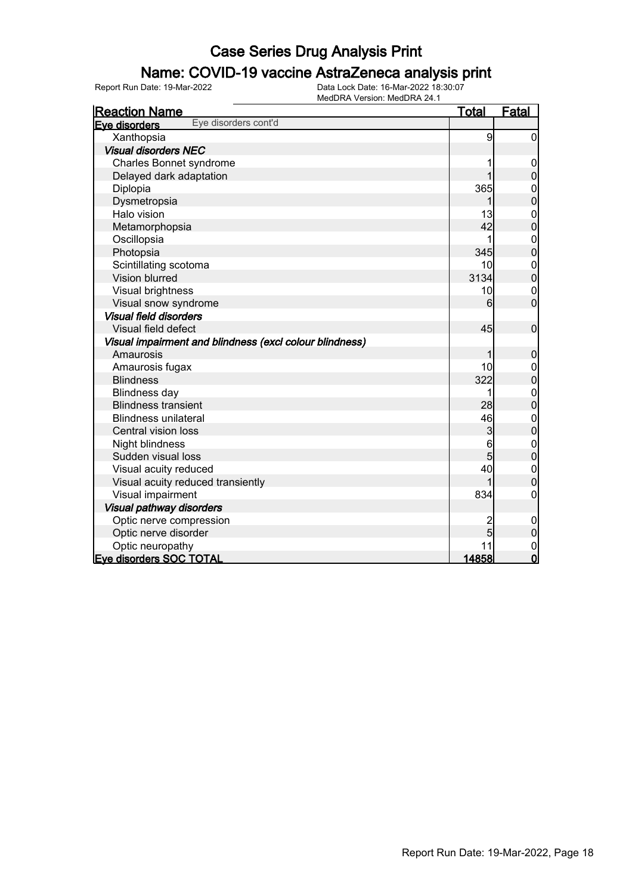# Case Series Drug Analysis Print

## Name: COVID-19 vaccine AstraZeneca analysis print

Report Run Date: 19-Mar-2022 | Data Lock Date: 16-Mar-2022 18:30:07 | MedDRA Version: MedDRA 24.1

| Reaction Name | Total | Fatal |
|---|---|---|
| **Eye disorders** Eye disorders cont'd | | |
| Xanthopsia | 9 | 0 |
| ***Visual disorders NEC*** | | |
| Charles Bonnet syndrome | 1 | 0 |
| Delayed dark adaptation | 1 | 0 |
| Diplopia | 365 | 0 |
| Dysmetropsia | 1 | 0 |
| Halo vision | 13 | 0 |
| Metamorphopsia | 42 | 0 |
| Oscillopsia | 1 | 0 |
| Photopsia | 345 | 0 |
| Scintillating scotoma | 10 | 0 |
| Vision blurred | 3134 | 0 |
| Visual brightness | 10 | 0 |
| Visual snow syndrome | 6 | 0 |
| ***Visual field disorders*** | | |
| Visual field defect | 45 | 0 |
| ***Visual impairment and blindness (excl colour blindness)*** | | |
| Amaurosis | 1 | 0 |
| Amaurosis fugax | 10 | 0 |
| Blindness | 322 | 0 |
| Blindness day | 1 | 0 |
| Blindness transient | 28 | 0 |
| Blindness unilateral | 46 | 0 |
| Central vision loss | 3 | 0 |
| Night blindness | 6 | 0 |
| Sudden visual loss | 5 | 0 |
| Visual acuity reduced | 40 | 0 |
| Visual acuity reduced transiently | 1 | 0 |
| Visual impairment | 834 | 0 |
| ***Visual pathway disorders*** | | |
| Optic nerve compression | 2 | 0 |
| Optic nerve disorder | 5 | 0 |
| Optic neuropathy | 11 | 0 |
| **Eye disorders SOC TOTAL** | **14858** | **0** |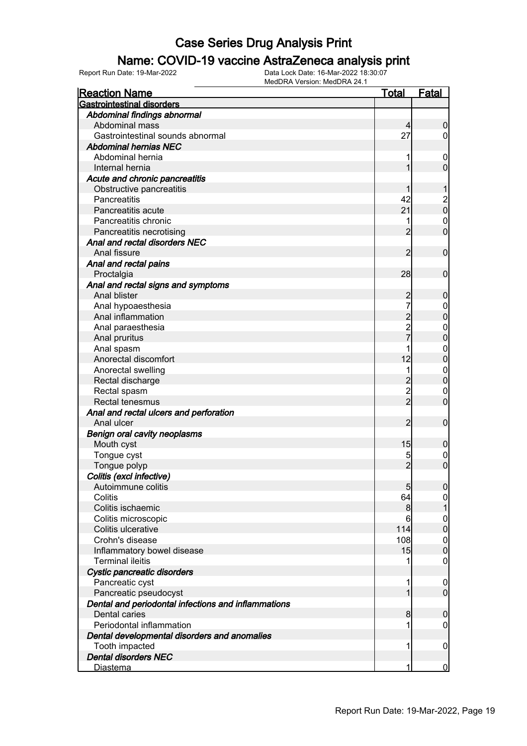# Case Series Drug Analysis Print

## Name: COVID-19 vaccine AstraZeneca analysis print

Report Run Date: 19-Mar-2022 | Data Lock Date: 16-Mar-2022 18:30:07 | MedDRA Version: MedDRA 24.1

| Reaction Name | Total | Fatal |
|---|---|---|
| **Gastrointestinal disorders** | | |
| *Abdominal findings abnormal* | | |
| Abdominal mass | 4 | 0 |
| Gastrointestinal sounds abnormal | 27 | 0 |
| *Abdominal hernias NEC* | | |
| Abdominal hernia | 1 | 0 |
| Internal hernia | 1 | 0 |
| *Acute and chronic pancreatitis* | | |
| Obstructive pancreatitis | 1 | 1 |
| Pancreatitis | 42 | 2 |
| Pancreatitis acute | 21 | 0 |
| Pancreatitis chronic | 1 | 0 |
| Pancreatitis necrotising | 2 | 0 |
| *Anal and rectal disorders NEC* | | |
| Anal fissure | 2 | 0 |
| *Anal and rectal pains* | | |
| Proctalgia | 28 | 0 |
| *Anal and rectal signs and symptoms* | | |
| Anal blister | 2 | 0 |
| Anal hypoaesthesia | 7 | 0 |
| Anal inflammation | 2 | 0 |
| Anal paraesthesia | 2 | 0 |
| Anal pruritus | 7 | 0 |
| Anal spasm | 1 | 0 |
| Anorectal discomfort | 12 | 0 |
| Anorectal swelling | 1 | 0 |
| Rectal discharge | 2 | 0 |
| Rectal spasm | 2 | 0 |
| Rectal tenesmus | 2 | 0 |
| *Anal and rectal ulcers and perforation* | | |
| Anal ulcer | 2 | 0 |
| *Benign oral cavity neoplasms* | | |
| Mouth cyst | 15 | 0 |
| Tongue cyst | 5 | 0 |
| Tongue polyp | 2 | 0 |
| *Colitis (excl infective)* | | |
| Autoimmune colitis | 5 | 0 |
| Colitis | 64 | 0 |
| Colitis ischaemic | 8 | 1 |
| Colitis microscopic | 6 | 0 |
| Colitis ulcerative | 114 | 0 |
| Crohn's disease | 108 | 0 |
| Inflammatory bowel disease | 15 | 0 |
| Terminal ileitis | 1 | 0 |
| *Cystic pancreatic disorders* | | |
| Pancreatic cyst | 1 | 0 |
| Pancreatic pseudocyst | 1 | 0 |
| *Dental and periodontal infections and inflammations* | | |
| Dental caries | 8 | 0 |
| Periodontal inflammation | 1 | 0 |
| *Dental developmental disorders and anomalies* | | |
| Tooth impacted | 1 | 0 |
| *Dental disorders NEC* | | |
| Diastema | 1 | 0 |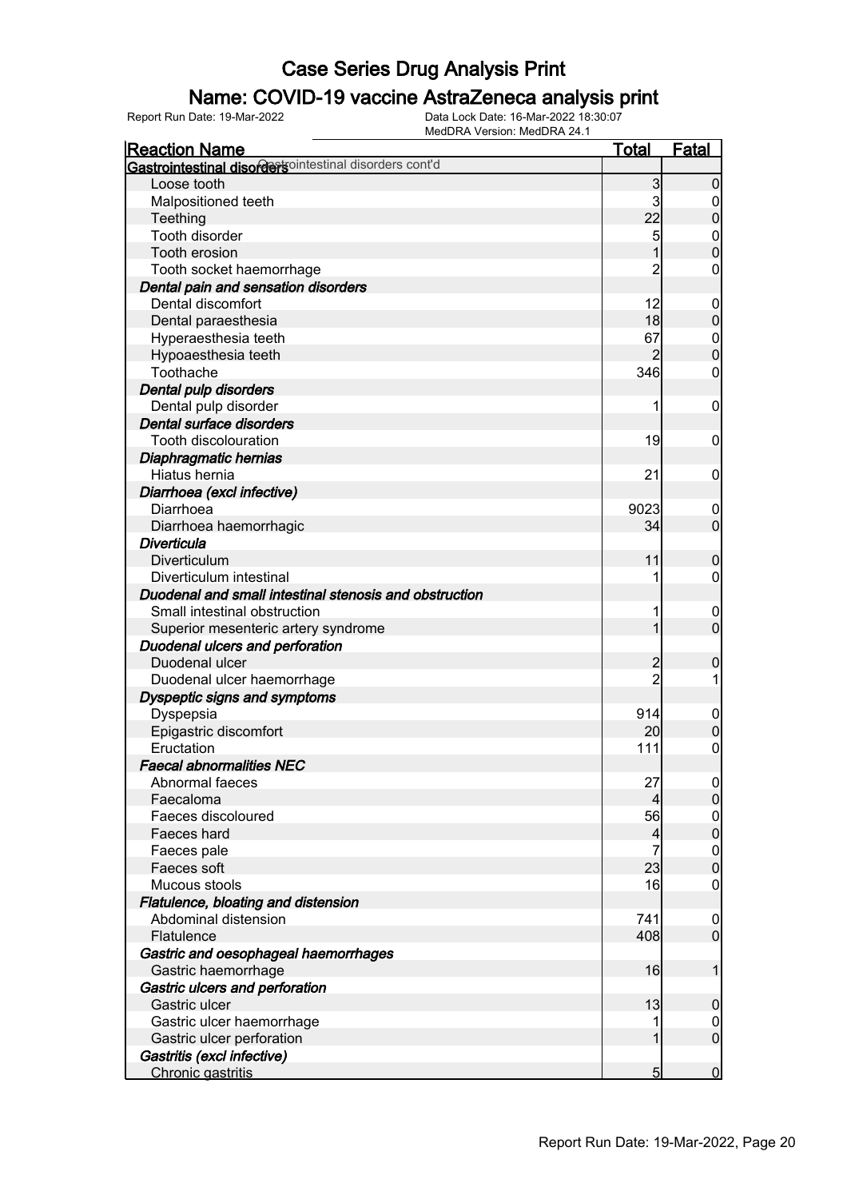# Case Series Drug Analysis Print

## Name: COVID-19 vaccine AstraZeneca analysis print

Report Run Date: 19-Mar-2022 | Data Lock Date: 16-Mar-2022 18:30:07 | MedDRA Version: MedDRA 24.1

| Reaction Name | Total | Fatal |
|---|---|---|
| **Gastrointestinal disorders** Gastrointestinal disorders cont'd | | |
| Loose tooth | 3 | 0 |
| Malpositioned teeth | 3 | 0 |
| Teething | 22 | 0 |
| Tooth disorder | 5 | 0 |
| Tooth erosion | 1 | 0 |
| Tooth socket haemorrhage | 2 | 0 |
| ***Dental pain and sensation disorders*** | | |
| Dental discomfort | 12 | 0 |
| Dental paraesthesia | 18 | 0 |
| Hyperaesthesia teeth | 67 | 0 |
| Hypoaesthesia teeth | 2 | 0 |
| Toothache | 346 | 0 |
| ***Dental pulp disorders*** | | |
| Dental pulp disorder | 1 | 0 |
| ***Dental surface disorders*** | | |
| Tooth discolouration | 19 | 0 |
| ***Diaphragmatic hernias*** | | |
| Hiatus hernia | 21 | 0 |
| ***Diarrhoea (excl infective)*** | | |
| Diarrhoea | 9023 | 0 |
| Diarrhoea haemorrhagic | 34 | 0 |
| ***Diverticula*** | | |
| Diverticulum | 11 | 0 |
| Diverticulum intestinal | 1 | 0 |
| ***Duodenal and small intestinal stenosis and obstruction*** | | |
| Small intestinal obstruction | 1 | 0 |
| Superior mesenteric artery syndrome | 1 | 0 |
| ***Duodenal ulcers and perforation*** | | |
| Duodenal ulcer | 2 | 0 |
| Duodenal ulcer haemorrhage | 2 | 1 |
| ***Dyspeptic signs and symptoms*** | | |
| Dyspepsia | 914 | 0 |
| Epigastric discomfort | 20 | 0 |
| Eructation | 111 | 0 |
| ***Faecal abnormalities NEC*** | | |
| Abnormal faeces | 27 | 0 |
| Faecaloma | 4 | 0 |
| Faeces discoloured | 56 | 0 |
| Faeces hard | 4 | 0 |
| Faeces pale | 7 | 0 |
| Faeces soft | 23 | 0 |
| Mucous stools | 16 | 0 |
| ***Flatulence, bloating and distension*** | | |
| Abdominal distension | 741 | 0 |
| Flatulence | 408 | 0 |
| ***Gastric and oesophageal haemorrhages*** | | |
| Gastric haemorrhage | 16 | 1 |
| ***Gastric ulcers and perforation*** | | |
| Gastric ulcer | 13 | 0 |
| Gastric ulcer haemorrhage | 1 | 0 |
| Gastric ulcer perforation | 1 | 0 |
| ***Gastritis (excl infective)*** | | |
| Chronic gastritis | 5 | 0 |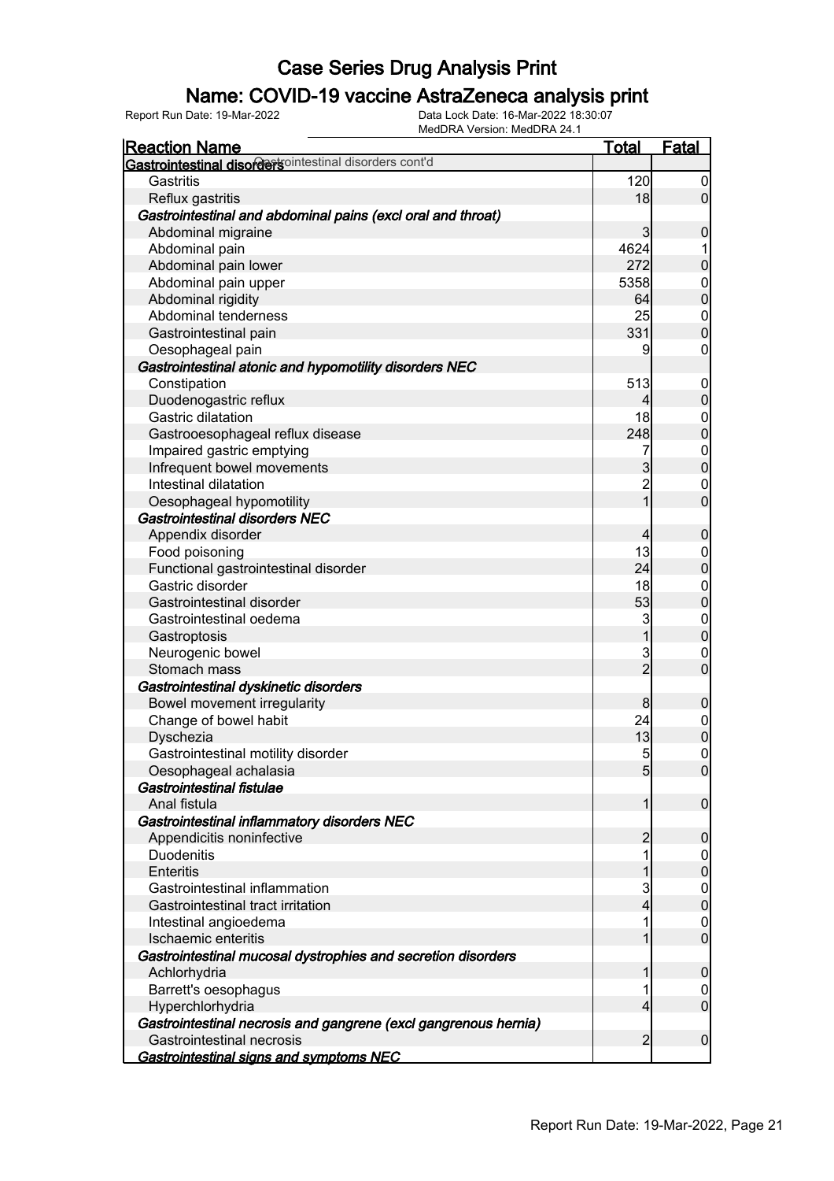# Case Series Drug Analysis Print

## Name: COVID-19 vaccine AstraZeneca analysis print

Report Run Date: 19-Mar-2022 | Data Lock Date: 16-Mar-2022 18:30:07 | MedDRA Version: MedDRA 24.1

| Reaction Name | Total | Fatal |
|---|---|---|
| **Gastrointestinal disorders** Gastrointestinal disorders cont'd | | |
| Gastritis | 120 | 0 |
| Reflux gastritis | 18 | 0 |
| *Gastrointestinal and abdominal pains (excl oral and throat)* | | |
| Abdominal migraine | 3 | 0 |
| Abdominal pain | 4624 | 1 |
| Abdominal pain lower | 272 | 0 |
| Abdominal pain upper | 5358 | 0 |
| Abdominal rigidity | 64 | 0 |
| Abdominal tenderness | 25 | 0 |
| Gastrointestinal pain | 331 | 0 |
| Oesophageal pain | 9 | 0 |
| *Gastrointestinal atonic and hypomotility disorders NEC* | | |
| Constipation | 513 | 0 |
| Duodenogastric reflux | 4 | 0 |
| Gastric dilatation | 18 | 0 |
| Gastrooesophageal reflux disease | 248 | 0 |
| Impaired gastric emptying | 7 | 0 |
| Infrequent bowel movements | 3 | 0 |
| Intestinal dilatation | 2 | 0 |
| Oesophageal hypomotility | 1 | 0 |
| *Gastrointestinal disorders NEC* | | |
| Appendix disorder | 4 | 0 |
| Food poisoning | 13 | 0 |
| Functional gastrointestinal disorder | 24 | 0 |
| Gastric disorder | 18 | 0 |
| Gastrointestinal disorder | 53 | 0 |
| Gastrointestinal oedema | 3 | 0 |
| Gastroptosis | 1 | 0 |
| Neurogenic bowel | 3 | 0 |
| Stomach mass | 2 | 0 |
| *Gastrointestinal dyskinetic disorders* | | |
| Bowel movement irregularity | 8 | 0 |
| Change of bowel habit | 24 | 0 |
| Dyschezia | 13 | 0 |
| Gastrointestinal motility disorder | 5 | 0 |
| Oesophageal achalasia | 5 | 0 |
| *Gastrointestinal fistulae* | | |
| Anal fistula | 1 | 0 |
| *Gastrointestinal inflammatory disorders NEC* | | |
| Appendicitis noninfective | 2 | 0 |
| Duodenitis | 1 | 0 |
| Enteritis | 1 | 0 |
| Gastrointestinal inflammation | 3 | 0 |
| Gastrointestinal tract irritation | 4 | 0 |
| Intestinal angioedema | 1 | 0 |
| Ischaemic enteritis | 1 | 0 |
| *Gastrointestinal mucosal dystrophies and secretion disorders* | | |
| Achlorhydria | 1 | 0 |
| Barrett's oesophagus | 1 | 0 |
| Hyperchlorhydria | 4 | 0 |
| *Gastrointestinal necrosis and gangrene (excl gangrenous hernia)* | | |
| Gastrointestinal necrosis | 2 | 0 |
| *Gastrointestinal signs and symptoms NEC* | | |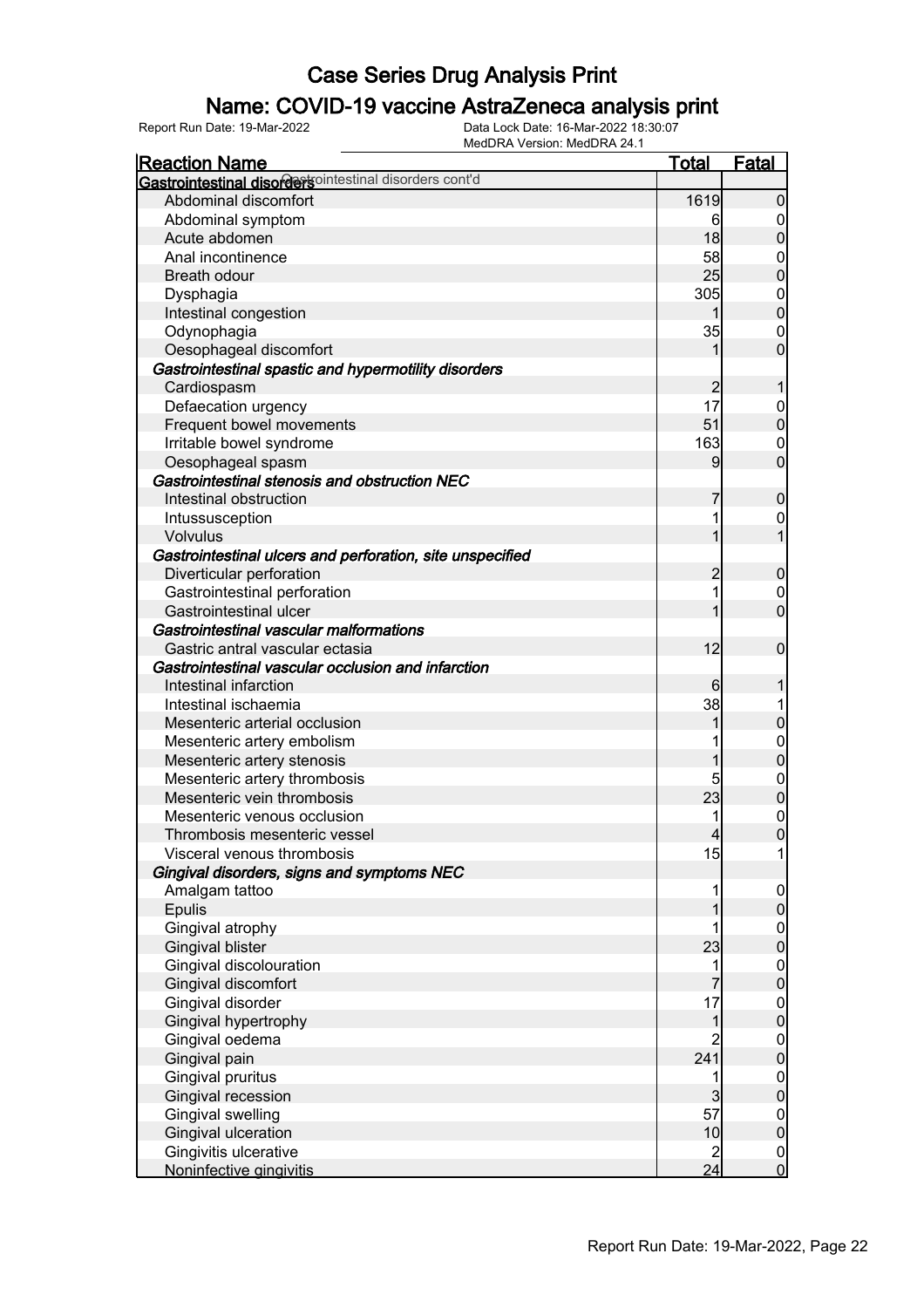# Case Series Drug Analysis Print

## Name: COVID-19 vaccine AstraZeneca analysis print

Report Run Date: 19-Mar-2022 | Data Lock Date: 16-Mar-2022 18:30:07 | MedDRA Version: MedDRA 24.1

| Reaction Name | Total | Fatal |
|---|---|---|
| **Gastrointestinal disorders** Gastrointestinal disorders cont'd | | |
| Abdominal discomfort | 1619 | 0 |
| Abdominal symptom | 6 | 0 |
| Acute abdomen | 18 | 0 |
| Anal incontinence | 58 | 0 |
| Breath odour | 25 | 0 |
| Dysphagia | 305 | 0 |
| Intestinal congestion | 1 | 0 |
| Odynophagia | 35 | 0 |
| Oesophageal discomfort | 1 | 0 |
| ***Gastrointestinal spastic and hypermotility disorders*** | | |
| Cardiospasm | 2 | 1 |
| Defaecation urgency | 17 | 0 |
| Frequent bowel movements | 51 | 0 |
| Irritable bowel syndrome | 163 | 0 |
| Oesophageal spasm | 9 | 0 |
| ***Gastrointestinal stenosis and obstruction NEC*** | | |
| Intestinal obstruction | 7 | 0 |
| Intussusception | 1 | 0 |
| Volvulus | 1 | 1 |
| ***Gastrointestinal ulcers and perforation, site unspecified*** | | |
| Diverticular perforation | 2 | 0 |
| Gastrointestinal perforation | 1 | 0 |
| Gastrointestinal ulcer | 1 | 0 |
| ***Gastrointestinal vascular malformations*** | | |
| Gastric antral vascular ectasia | 12 | 0 |
| ***Gastrointestinal vascular occlusion and infarction*** | | |
| Intestinal infarction | 6 | 1 |
| Intestinal ischaemia | 38 | 1 |
| Mesenteric arterial occlusion | 1 | 0 |
| Mesenteric artery embolism | 1 | 0 |
| Mesenteric artery stenosis | 1 | 0 |
| Mesenteric artery thrombosis | 5 | 0 |
| Mesenteric vein thrombosis | 23 | 0 |
| Mesenteric venous occlusion | 1 | 0 |
| Thrombosis mesenteric vessel | 4 | 0 |
| Visceral venous thrombosis | 15 | 1 |
| ***Gingival disorders, signs and symptoms NEC*** | | |
| Amalgam tattoo | 1 | 0 |
| Epulis | 1 | 0 |
| Gingival atrophy | 1 | 0 |
| Gingival blister | 23 | 0 |
| Gingival discolouration | 1 | 0 |
| Gingival discomfort | 7 | 0 |
| Gingival disorder | 17 | 0 |
| Gingival hypertrophy | 1 | 0 |
| Gingival oedema | 2 | 0 |
| Gingival pain | 241 | 0 |
| Gingival pruritus | 1 | 0 |
| Gingival recession | 3 | 0 |
| Gingival swelling | 57 | 0 |
| Gingival ulceration | 10 | 0 |
| Gingivitis ulcerative | 2 | 0 |
| Noninfective gingivitis | 24 | 0 |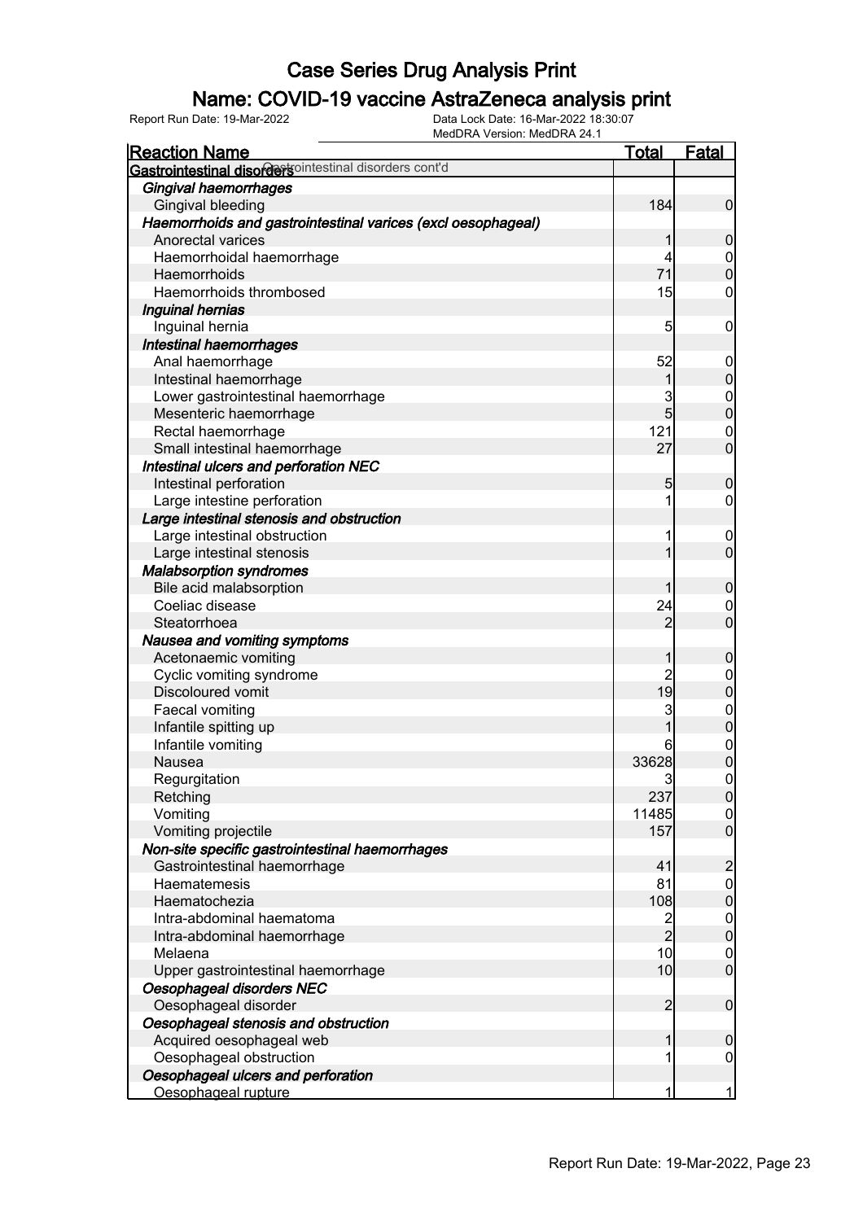# Case Series Drug Analysis Print

## Name: COVID-19 vaccine AstraZeneca analysis print

Report Run Date: 19-Mar-2022    Data Lock Date: 16-Mar-2022 18:30:07
MedDRA Version: MedDRA 24.1

| Reaction Name | Total | Fatal |
|---|---|---|
| **Gastrointestinal disorders** Gastrointestinal disorders cont'd | | |
| ***Gingival haemorrhages*** | | |
| Gingival bleeding | 184 | 0 |
| ***Haemorrhoids and gastrointestinal varices (excl oesophageal)*** | | |
| Anorectal varices | 1 | 0 |
| Haemorrhoidal haemorrhage | 4 | 0 |
| Haemorrhoids | 71 | 0 |
| Haemorrhoids thrombosed | 15 | 0 |
| ***Inguinal hernias*** | | |
| Inguinal hernia | 5 | 0 |
| ***Intestinal haemorrhages*** | | |
| Anal haemorrhage | 52 | 0 |
| Intestinal haemorrhage | 1 | 0 |
| Lower gastrointestinal haemorrhage | 3 | 0 |
| Mesenteric haemorrhage | 5 | 0 |
| Rectal haemorrhage | 121 | 0 |
| Small intestinal haemorrhage | 27 | 0 |
| ***Intestinal ulcers and perforation NEC*** | | |
| Intestinal perforation | 5 | 0 |
| Large intestine perforation | 1 | 0 |
| ***Large intestinal stenosis and obstruction*** | | |
| Large intestinal obstruction | 1 | 0 |
| Large intestinal stenosis | 1 | 0 |
| ***Malabsorption syndromes*** | | |
| Bile acid malabsorption | 1 | 0 |
| Coeliac disease | 24 | 0 |
| Steatorrhoea | 2 | 0 |
| ***Nausea and vomiting symptoms*** | | |
| Acetonaemic vomiting | 1 | 0 |
| Cyclic vomiting syndrome | 2 | 0 |
| Discoloured vomit | 19 | 0 |
| Faecal vomiting | 3 | 0 |
| Infantile spitting up | 1 | 0 |
| Infantile vomiting | 6 | 0 |
| Nausea | 33628 | 0 |
| Regurgitation | 3 | 0 |
| Retching | 237 | 0 |
| Vomiting | 11485 | 0 |
| Vomiting projectile | 157 | 0 |
| ***Non-site specific gastrointestinal haemorrhages*** | | |
| Gastrointestinal haemorrhage | 41 | 2 |
| Haematemesis | 81 | 0 |
| Haematochezia | 108 | 0 |
| Intra-abdominal haematoma | 2 | 0 |
| Intra-abdominal haemorrhage | 2 | 0 |
| Melaena | 10 | 0 |
| Upper gastrointestinal haemorrhage | 10 | 0 |
| ***Oesophageal disorders NEC*** | | |
| Oesophageal disorder | 2 | 0 |
| ***Oesophageal stenosis and obstruction*** | | |
| Acquired oesophageal web | 1 | 0 |
| Oesophageal obstruction | 1 | 0 |
| ***Oesophageal ulcers and perforation*** | | |
| Oesophageal rupture | 1 | 1 |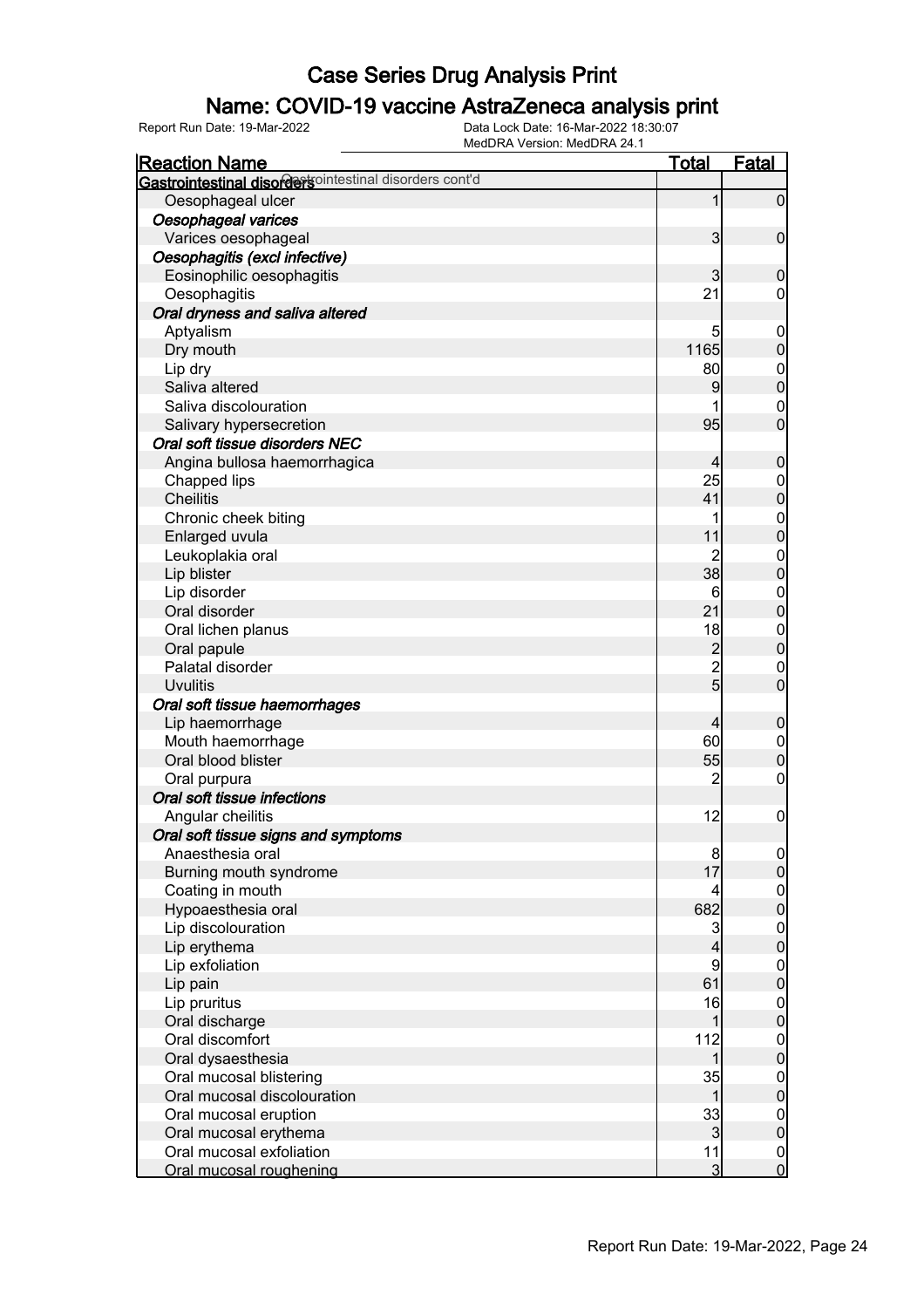# Case Series Drug Analysis Print

## Name: COVID-19 vaccine AstraZeneca analysis print

Report Run Date: 19-Mar-2022

Data Lock Date: 16-Mar-2022 18:30:07

MedDRA Version: MedDRA 24.1

| Reaction Name | Total | Fatal |
|---|---|---|
| **Gastrointestinal disorders** Gastrointestinal disorders cont'd | | |
| Oesophageal ulcer | 1 | 0 |
| ***Oesophageal varices*** | | |
| Varices oesophageal | 3 | 0 |
| ***Oesophagitis (excl infective)*** | | |
| Eosinophilic oesophagitis | 3 | 0 |
| Oesophagitis | 21 | 0 |
| ***Oral dryness and saliva altered*** | | |
| Aptyalism | 5 | 0 |
| Dry mouth | 1165 | 0 |
| Lip dry | 80 | 0 |
| Saliva altered | 9 | 0 |
| Saliva discolouration | 1 | 0 |
| Salivary hypersecretion | 95 | 0 |
| ***Oral soft tissue disorders NEC*** | | |
| Angina bullosa haemorrhagica | 4 | 0 |
| Chapped lips | 25 | 0 |
| Cheilitis | 41 | 0 |
| Chronic cheek biting | 1 | 0 |
| Enlarged uvula | 11 | 0 |
| Leukoplakia oral | 2 | 0 |
| Lip blister | 38 | 0 |
| Lip disorder | 6 | 0 |
| Oral disorder | 21 | 0 |
| Oral lichen planus | 18 | 0 |
| Oral papule | 2 | 0 |
| Palatal disorder | 2 | 0 |
| Uvulitis | 5 | 0 |
| ***Oral soft tissue haemorrhages*** | | |
| Lip haemorrhage | 4 | 0 |
| Mouth haemorrhage | 60 | 0 |
| Oral blood blister | 55 | 0 |
| Oral purpura | 2 | 0 |
| ***Oral soft tissue infections*** | | |
| Angular cheilitis | 12 | 0 |
| ***Oral soft tissue signs and symptoms*** | | |
| Anaesthesia oral | 8 | 0 |
| Burning mouth syndrome | 17 | 0 |
| Coating in mouth | 4 | 0 |
| Hypoaesthesia oral | 682 | 0 |
| Lip discolouration | 3 | 0 |
| Lip erythema | 4 | 0 |
| Lip exfoliation | 9 | 0 |
| Lip pain | 61 | 0 |
| Lip pruritus | 16 | 0 |
| Oral discharge | 1 | 0 |
| Oral discomfort | 112 | 0 |
| Oral dysaesthesia | 1 | 0 |
| Oral mucosal blistering | 35 | 0 |
| Oral mucosal discolouration | 1 | 0 |
| Oral mucosal eruption | 33 | 0 |
| Oral mucosal erythema | 3 | 0 |
| Oral mucosal exfoliation | 11 | 0 |
| Oral mucosal roughening | 3 | 0 |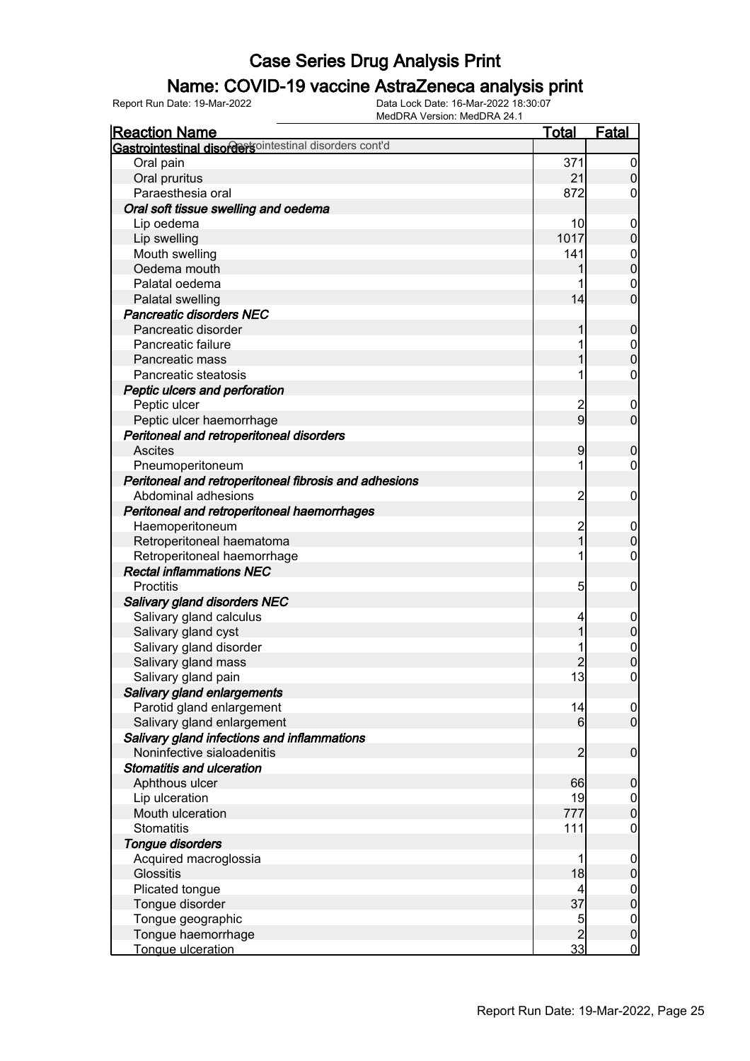# Case Series Drug Analysis Print

## Name: COVID-19 vaccine AstraZeneca analysis print

Report Run Date: 19-Mar-2022    Data Lock Date: 16-Mar-2022 18:30:07
MedDRA Version: MedDRA 24.1

| Reaction Name | Total | Fatal |
|---|---|---|
| **Gastrointestinal disorders** Gastrointestinal disorders cont'd | | |
| Oral pain | 371 | 0 |
| Oral pruritus | 21 | 0 |
| Paraesthesia oral | 872 | 0 |
| ***Oral soft tissue swelling and oedema*** | | |
| Lip oedema | 10 | 0 |
| Lip swelling | 1017 | 0 |
| Mouth swelling | 141 | 0 |
| Oedema mouth | 1 | 0 |
| Palatal oedema | 1 | 0 |
| Palatal swelling | 14 | 0 |
| ***Pancreatic disorders NEC*** | | |
| Pancreatic disorder | 1 | 0 |
| Pancreatic failure | 1 | 0 |
| Pancreatic mass | 1 | 0 |
| Pancreatic steatosis | 1 | 0 |
| ***Peptic ulcers and perforation*** | | |
| Peptic ulcer | 2 | 0 |
| Peptic ulcer haemorrhage | 9 | 0 |
| ***Peritoneal and retroperitoneal disorders*** | | |
| Ascites | 9 | 0 |
| Pneumoperitoneum | 1 | 0 |
| ***Peritoneal and retroperitoneal fibrosis and adhesions*** | | |
| Abdominal adhesions | 2 | 0 |
| ***Peritoneal and retroperitoneal haemorrhages*** | | |
| Haemoperitoneum | 2 | 0 |
| Retroperitoneal haematoma | 1 | 0 |
| Retroperitoneal haemorrhage | 1 | 0 |
| ***Rectal inflammations NEC*** | | |
| Proctitis | 5 | 0 |
| ***Salivary gland disorders NEC*** | | |
| Salivary gland calculus | 4 | 0 |
| Salivary gland cyst | 1 | 0 |
| Salivary gland disorder | 1 | 0 |
| Salivary gland mass | 2 | 0 |
| Salivary gland pain | 13 | 0 |
| ***Salivary gland enlargements*** | | |
| Parotid gland enlargement | 14 | 0 |
| Salivary gland enlargement | 6 | 0 |
| ***Salivary gland infections and inflammations*** | | |
| Noninfective sialoadenitis | 2 | 0 |
| ***Stomatitis and ulceration*** | | |
| Aphthous ulcer | 66 | 0 |
| Lip ulceration | 19 | 0 |
| Mouth ulceration | 777 | 0 |
| Stomatitis | 111 | 0 |
| ***Tongue disorders*** | | |
| Acquired macroglossia | 1 | 0 |
| Glossitis | 18 | 0 |
| Plicated tongue | 4 | 0 |
| Tongue disorder | 37 | 0 |
| Tongue geographic | 5 | 0 |
| Tongue haemorrhage | 2 | 0 |
| Tongue ulceration | 33 | 0 |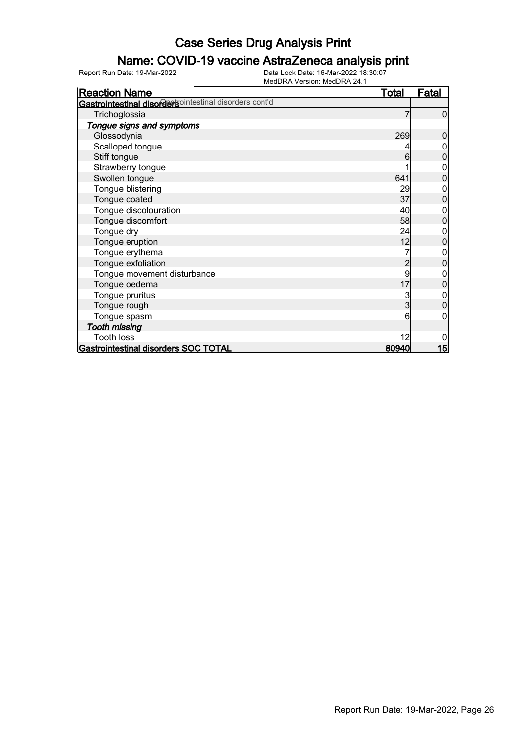# Case Series Drug Analysis Print

## Name: COVID-19 vaccine AstraZeneca analysis print

Report Run Date: 19-Mar-2022 | Data Lock Date: 16-Mar-2022 18:30:07 | MedDRA Version: MedDRA 24.1

| Reaction Name | Total | Fatal |
|---|---|---|
| **Gastrointestinal disorders** Gastrointestinal disorders cont'd | | |
| Trichoglossia | 7 | 0 |
| *Tongue signs and symptoms* | | |
| Glossodynia | 269 | 0 |
| Scalloped tongue | 4 | 0 |
| Stiff tongue | 6 | 0 |
| Strawberry tongue | 1 | 0 |
| Swollen tongue | 641 | 0 |
| Tongue blistering | 29 | 0 |
| Tongue coated | 37 | 0 |
| Tongue discolouration | 40 | 0 |
| Tongue discomfort | 58 | 0 |
| Tongue dry | 24 | 0 |
| Tongue eruption | 12 | 0 |
| Tongue erythema | 7 | 0 |
| Tongue exfoliation | 2 | 0 |
| Tongue movement disturbance | 9 | 0 |
| Tongue oedema | 17 | 0 |
| Tongue pruritus | 3 | 0 |
| Tongue rough | 3 | 0 |
| Tongue spasm | 6 | 0 |
| *Tooth missing* | | |
| Tooth loss | 12 | 0 |
| **Gastrointestinal disorders SOC TOTAL** | **80940** | **15** |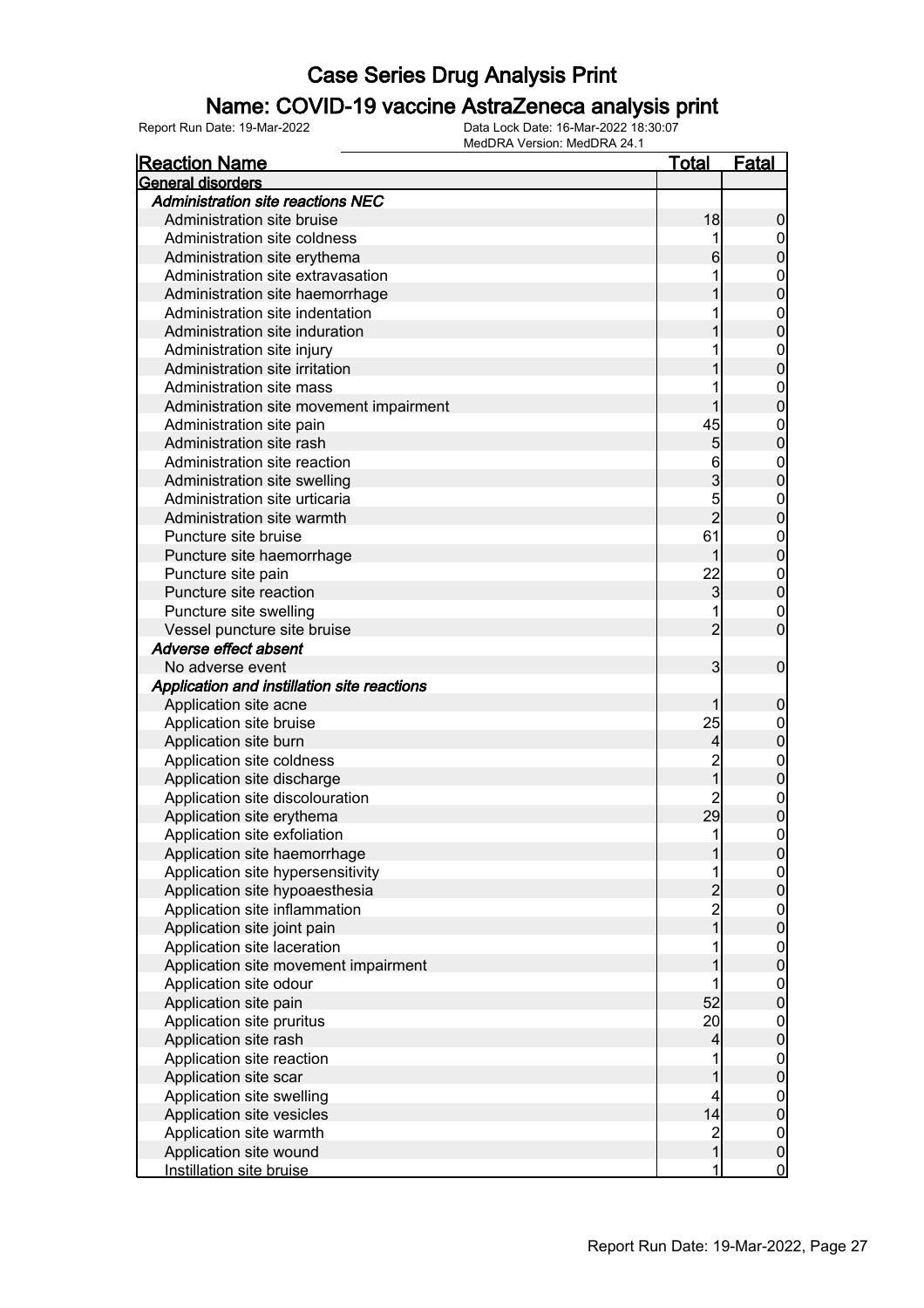# Case Series Drug Analysis Print

## Name: COVID-19 vaccine AstraZeneca analysis print

Report Run Date: 19-Mar-2022 | Data Lock Date: 16-Mar-2022 18:30:07 | MedDRA Version: MedDRA 24.1

| Reaction Name | Total | Fatal |
|---|---|---|
| **General disorders** | | |
| ***Administration site reactions NEC*** | | |
| Administration site bruise | 18 | 0 |
| Administration site coldness | 1 | 0 |
| Administration site erythema | 6 | 0 |
| Administration site extravasation | 1 | 0 |
| Administration site haemorrhage | 1 | 0 |
| Administration site indentation | 1 | 0 |
| Administration site induration | 1 | 0 |
| Administration site injury | 1 | 0 |
| Administration site irritation | 1 | 0 |
| Administration site mass | 1 | 0 |
| Administration site movement impairment | 1 | 0 |
| Administration site pain | 45 | 0 |
| Administration site rash | 5 | 0 |
| Administration site reaction | 6 | 0 |
| Administration site swelling | 3 | 0 |
| Administration site urticaria | 5 | 0 |
| Administration site warmth | 2 | 0 |
| Puncture site bruise | 61 | 0 |
| Puncture site haemorrhage | 1 | 0 |
| Puncture site pain | 22 | 0 |
| Puncture site reaction | 3 | 0 |
| Puncture site swelling | 1 | 0 |
| Vessel puncture site bruise | 2 | 0 |
| ***Adverse effect absent*** | | |
| No adverse event | 3 | 0 |
| ***Application and instillation site reactions*** | | |
| Application site acne | 1 | 0 |
| Application site bruise | 25 | 0 |
| Application site burn | 4 | 0 |
| Application site coldness | 2 | 0 |
| Application site discharge | 1 | 0 |
| Application site discolouration | 2 | 0 |
| Application site erythema | 29 | 0 |
| Application site exfoliation | 1 | 0 |
| Application site haemorrhage | 1 | 0 |
| Application site hypersensitivity | 1 | 0 |
| Application site hypoaesthesia | 2 | 0 |
| Application site inflammation | 2 | 0 |
| Application site joint pain | 1 | 0 |
| Application site laceration | 1 | 0 |
| Application site movement impairment | 1 | 0 |
| Application site odour | 1 | 0 |
| Application site pain | 52 | 0 |
| Application site pruritus | 20 | 0 |
| Application site rash | 4 | 0 |
| Application site reaction | 1 | 0 |
| Application site scar | 1 | 0 |
| Application site swelling | 4 | 0 |
| Application site vesicles | 14 | 0 |
| Application site warmth | 2 | 0 |
| Application site wound | 1 | 0 |
| Instillation site bruise | 1 | 0 |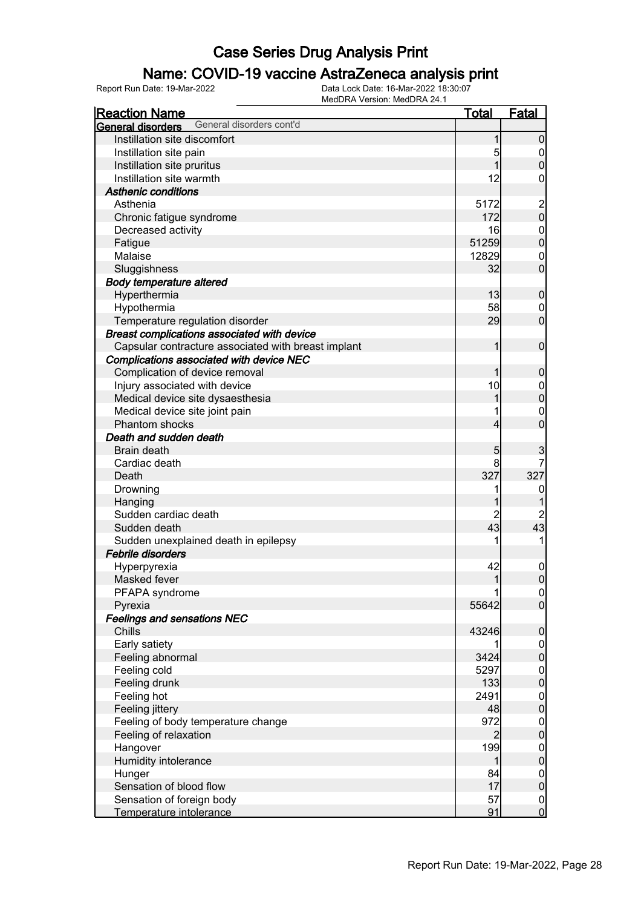# Case Series Drug Analysis Print

## Name: COVID-19 vaccine AstraZeneca analysis print

Report Run Date: 19-Mar-2022

Data Lock Date: 16-Mar-2022 18:30:07
MedDRA Version: MedDRA 24.1

| Reaction Name | Total | Fatal |
|---|---|---|
| **General disorders** General disorders cont'd | | |
| Instillation site discomfort | 1 | 0 |
| Instillation site pain | 5 | 0 |
| Instillation site pruritus | 1 | 0 |
| Instillation site warmth | 12 | 0 |
| ***Asthenic conditions*** | | |
| Asthenia | 5172 | 2 |
| Chronic fatigue syndrome | 172 | 0 |
| Decreased activity | 16 | 0 |
| Fatigue | 51259 | 0 |
| Malaise | 12829 | 0 |
| Sluggishness | 32 | 0 |
| ***Body temperature altered*** | | |
| Hyperthermia | 13 | 0 |
| Hypothermia | 58 | 0 |
| Temperature regulation disorder | 29 | 0 |
| ***Breast complications associated with device*** | | |
| Capsular contracture associated with breast implant | 1 | 0 |
| ***Complications associated with device NEC*** | | |
| Complication of device removal | 1 | 0 |
| Injury associated with device | 10 | 0 |
| Medical device site dysaesthesia | 1 | 0 |
| Medical device site joint pain | 1 | 0 |
| Phantom shocks | 4 | 0 |
| ***Death and sudden death*** | | |
| Brain death | 5 | 3 |
| Cardiac death | 8 | 7 |
| Death | 327 | 327 |
| Drowning | 1 | 0 |
| Hanging | 1 | 1 |
| Sudden cardiac death | 2 | 2 |
| Sudden death | 43 | 43 |
| Sudden unexplained death in epilepsy | 1 | 1 |
| ***Febrile disorders*** | | |
| Hyperpyrexia | 42 | 0 |
| Masked fever | 1 | 0 |
| PFAPA syndrome | 1 | 0 |
| Pyrexia | 55642 | 0 |
| ***Feelings and sensations NEC*** | | |
| Chills | 43246 | 0 |
| Early satiety | 1 | 0 |
| Feeling abnormal | 3424 | 0 |
| Feeling cold | 5297 | 0 |
| Feeling drunk | 133 | 0 |
| Feeling hot | 2491 | 0 |
| Feeling jittery | 48 | 0 |
| Feeling of body temperature change | 972 | 0 |
| Feeling of relaxation | 2 | 0 |
| Hangover | 199 | 0 |
| Humidity intolerance | 1 | 0 |
| Hunger | 84 | 0 |
| Sensation of blood flow | 17 | 0 |
| Sensation of foreign body | 57 | 0 |
| Temperature intolerance | 91 | 0 |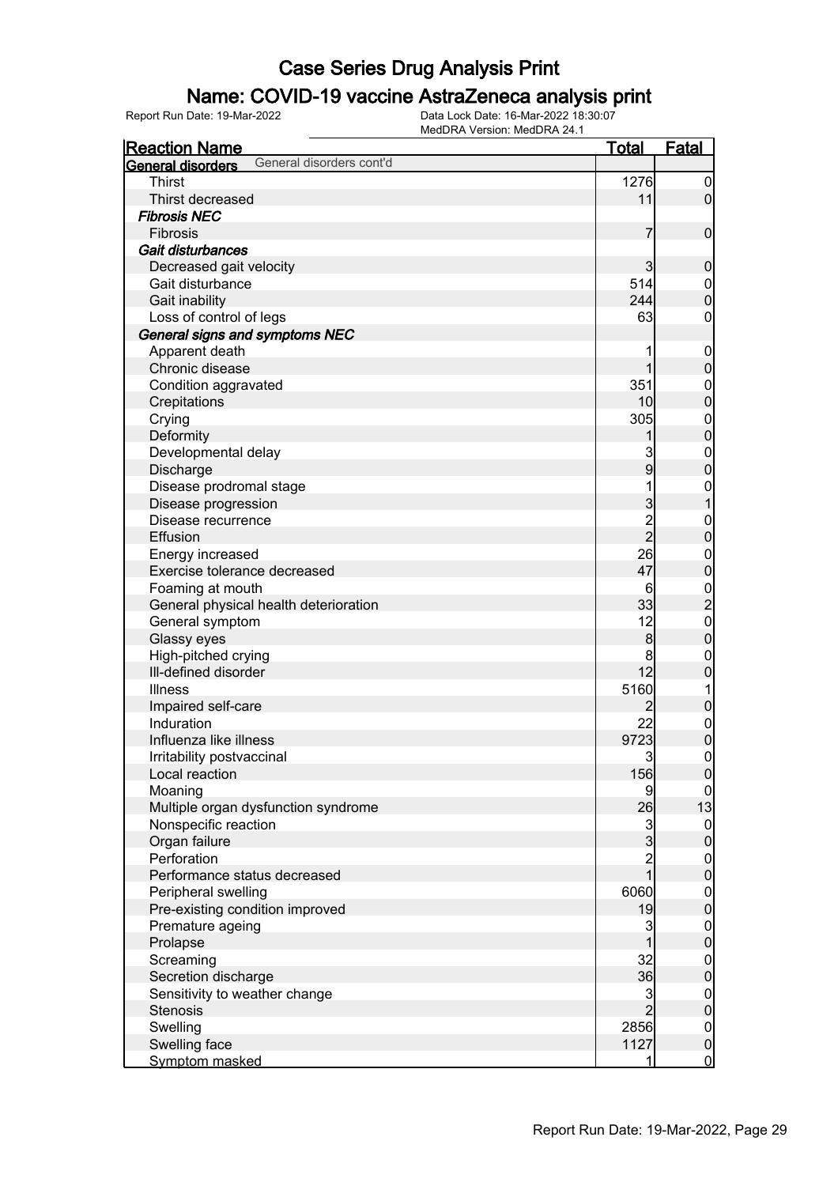# Case Series Drug Analysis Print

## Name: COVID-19 vaccine AstraZeneca analysis print

Report Run Date: 19-Mar-2022

Data Lock Date: 16-Mar-2022 18:30:07

MedDRA Version: MedDRA 24.1

| Reaction Name | Total | Fatal |
|---|---|---|
| **General disorders** General disorders cont'd | | |
| Thirst | 1276 | 0 |
| Thirst decreased | 11 | 0 |
| ***Fibrosis NEC*** | | |
| Fibrosis | 7 | 0 |
| ***Gait disturbances*** | | |
| Decreased gait velocity | 3 | 0 |
| Gait disturbance | 514 | 0 |
| Gait inability | 244 | 0 |
| Loss of control of legs | 63 | 0 |
| ***General signs and symptoms NEC*** | | |
| Apparent death | 1 | 0 |
| Chronic disease | 1 | 0 |
| Condition aggravated | 351 | 0 |
| Crepitations | 10 | 0 |
| Crying | 305 | 0 |
| Deformity | 1 | 0 |
| Developmental delay | 3 | 0 |
| Discharge | 9 | 0 |
| Disease prodromal stage | 1 | 0 |
| Disease progression | 3 | 1 |
| Disease recurrence | 2 | 0 |
| Effusion | 2 | 0 |
| Energy increased | 26 | 0 |
| Exercise tolerance decreased | 47 | 0 |
| Foaming at mouth | 6 | 0 |
| General physical health deterioration | 33 | 2 |
| General symptom | 12 | 0 |
| Glassy eyes | 8 | 0 |
| High-pitched crying | 8 | 0 |
| Ill-defined disorder | 12 | 0 |
| Illness | 5160 | 1 |
| Impaired self-care | 2 | 0 |
| Induration | 22 | 0 |
| Influenza like illness | 9723 | 0 |
| Irritability postvaccinal | 3 | 0 |
| Local reaction | 156 | 0 |
| Moaning | 9 | 0 |
| Multiple organ dysfunction syndrome | 26 | 13 |
| Nonspecific reaction | 3 | 0 |
| Organ failure | 3 | 0 |
| Perforation | 2 | 0 |
| Performance status decreased | 1 | 0 |
| Peripheral swelling | 6060 | 0 |
| Pre-existing condition improved | 19 | 0 |
| Premature ageing | 3 | 0 |
| Prolapse | 1 | 0 |
| Screaming | 32 | 0 |
| Secretion discharge | 36 | 0 |
| Sensitivity to weather change | 3 | 0 |
| Stenosis | 2 | 0 |
| Swelling | 2856 | 0 |
| Swelling face | 1127 | 0 |
| Symptom masked | 1 | 0 |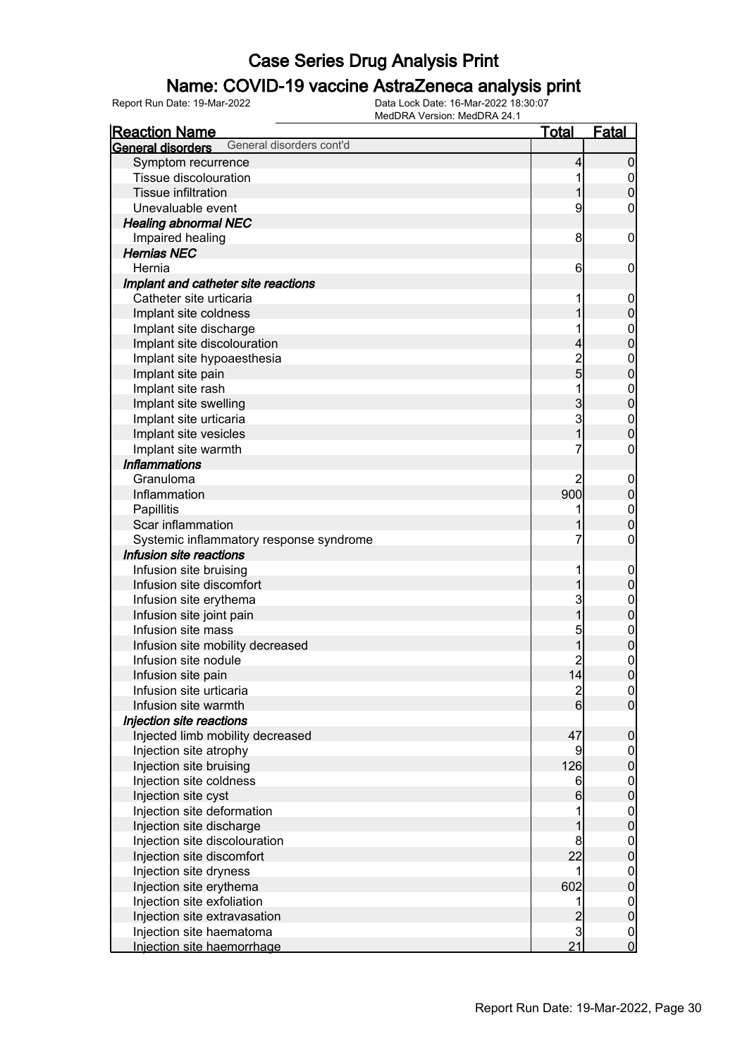# Case Series Drug Analysis Print

## Name: COVID-19 vaccine AstraZeneca analysis print

Report Run Date: 19-Mar-2022

Data Lock Date: 16-Mar-2022 18:30:07

MedDRA Version: MedDRA 24.1

| Reaction Name | Total | Fatal |
|---|---|---|
| **General disorders** General disorders cont'd | | |
| Symptom recurrence | 4 | 0 |
| Tissue discolouration | 1 | 0 |
| Tissue infiltration | 1 | 0 |
| Unevaluable event | 9 | 0 |
| ***Healing abnormal NEC*** | | |
| Impaired healing | 8 | 0 |
| ***Hernias NEC*** | | |
| Hernia | 6 | 0 |
| ***Implant and catheter site reactions*** | | |
| Catheter site urticaria | 1 | 0 |
| Implant site coldness | 1 | 0 |
| Implant site discharge | 1 | 0 |
| Implant site discolouration | 4 | 0 |
| Implant site hypoaesthesia | 2 | 0 |
| Implant site pain | 5 | 0 |
| Implant site rash | 1 | 0 |
| Implant site swelling | 3 | 0 |
| Implant site urticaria | 3 | 0 |
| Implant site vesicles | 1 | 0 |
| Implant site warmth | 7 | 0 |
| ***Inflammations*** | | |
| Granuloma | 2 | 0 |
| Inflammation | 900 | 0 |
| Papillitis | 1 | 0 |
| Scar inflammation | 1 | 0 |
| Systemic inflammatory response syndrome | 7 | 0 |
| ***Infusion site reactions*** | | |
| Infusion site bruising | 1 | 0 |
| Infusion site discomfort | 1 | 0 |
| Infusion site erythema | 3 | 0 |
| Infusion site joint pain | 1 | 0 |
| Infusion site mass | 5 | 0 |
| Infusion site mobility decreased | 1 | 0 |
| Infusion site nodule | 2 | 0 |
| Infusion site pain | 14 | 0 |
| Infusion site urticaria | 2 | 0 |
| Infusion site warmth | 6 | 0 |
| ***Injection site reactions*** | | |
| Injected limb mobility decreased | 47 | 0 |
| Injection site atrophy | 9 | 0 |
| Injection site bruising | 126 | 0 |
| Injection site coldness | 6 | 0 |
| Injection site cyst | 6 | 0 |
| Injection site deformation | 1 | 0 |
| Injection site discharge | 1 | 0 |
| Injection site discolouration | 8 | 0 |
| Injection site discomfort | 22 | 0 |
| Injection site dryness | 1 | 0 |
| Injection site erythema | 602 | 0 |
| Injection site exfoliation | 1 | 0 |
| Injection site extravasation | 2 | 0 |
| Injection site haematoma | 3 | 0 |
| Injection site haemorrhage | 21 | 0 |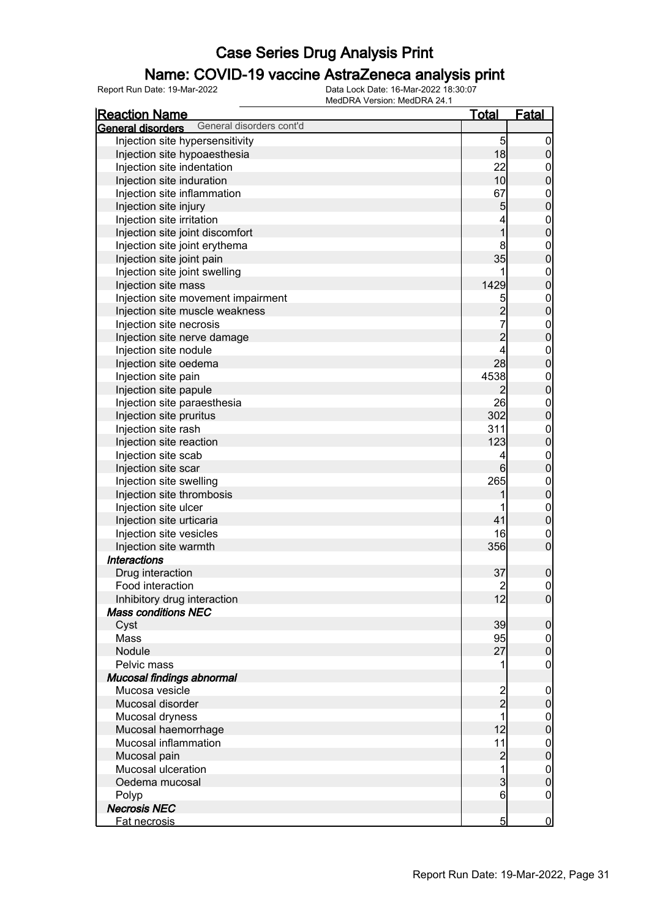# Case Series Drug Analysis Print

## Name: COVID-19 vaccine AstraZeneca analysis print

Report Run Date: 19-Mar-2022    Data Lock Date: 16-Mar-2022 18:30:07
MedDRA Version: MedDRA 24.1

| Reaction Name | Total | Fatal |
|---|---|---|
| **General disorders** General disorders cont'd | | |
| Injection site hypersensitivity | 5 | 0 |
| Injection site hypoaesthesia | 18 | 0 |
| Injection site indentation | 22 | 0 |
| Injection site induration | 10 | 0 |
| Injection site inflammation | 67 | 0 |
| Injection site injury | 5 | 0 |
| Injection site irritation | 4 | 0 |
| Injection site joint discomfort | 1 | 0 |
| Injection site joint erythema | 8 | 0 |
| Injection site joint pain | 35 | 0 |
| Injection site joint swelling | 1 | 0 |
| Injection site mass | 1429 | 0 |
| Injection site movement impairment | 5 | 0 |
| Injection site muscle weakness | 2 | 0 |
| Injection site necrosis | 7 | 0 |
| Injection site nerve damage | 2 | 0 |
| Injection site nodule | 4 | 0 |
| Injection site oedema | 28 | 0 |
| Injection site pain | 4538 | 0 |
| Injection site papule | 2 | 0 |
| Injection site paraesthesia | 26 | 0 |
| Injection site pruritus | 302 | 0 |
| Injection site rash | 311 | 0 |
| Injection site reaction | 123 | 0 |
| Injection site scab | 4 | 0 |
| Injection site scar | 6 | 0 |
| Injection site swelling | 265 | 0 |
| Injection site thrombosis | 1 | 0 |
| Injection site ulcer | 1 | 0 |
| Injection site urticaria | 41 | 0 |
| Injection site vesicles | 16 | 0 |
| Injection site warmth | 356 | 0 |
| ***Interactions*** | | |
| Drug interaction | 37 | 0 |
| Food interaction | 2 | 0 |
| Inhibitory drug interaction | 12 | 0 |
| ***Mass conditions NEC*** | | |
| Cyst | 39 | 0 |
| Mass | 95 | 0 |
| Nodule | 27 | 0 |
| Pelvic mass | 1 | 0 |
| ***Mucosal findings abnormal*** | | |
| Mucosa vesicle | 2 | 0 |
| Mucosal disorder | 2 | 0 |
| Mucosal dryness | 1 | 0 |
| Mucosal haemorrhage | 12 | 0 |
| Mucosal inflammation | 11 | 0 |
| Mucosal pain | 2 | 0 |
| Mucosal ulceration | 1 | 0 |
| Oedema mucosal | 3 | 0 |
| Polyp | 6 | 0 |
| ***Necrosis NEC*** | | |
| Fat necrosis | 5 | 0 |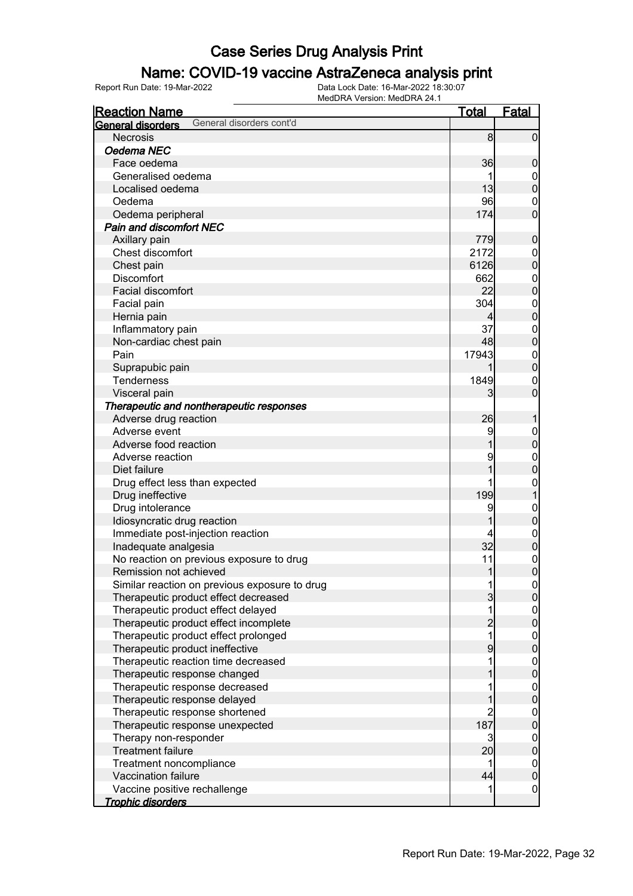# Case Series Drug Analysis Print

## Name: COVID-19 vaccine AstraZeneca analysis print

Report Run Date: 19-Mar-2022

Data Lock Date: 16-Mar-2022 18:30:07
MedDRA Version: MedDRA 24.1

| Reaction Name | Total | Fatal |
|---|---|---|
| **General disorders** General disorders cont'd | | |
| Necrosis | 8 | 0 |
| ***Oedema NEC*** | | |
| Face oedema | 36 | 0 |
| Generalised oedema | 1 | 0 |
| Localised oedema | 13 | 0 |
| Oedema | 96 | 0 |
| Oedema peripheral | 174 | 0 |
| ***Pain and discomfort NEC*** | | |
| Axillary pain | 779 | 0 |
| Chest discomfort | 2172 | 0 |
| Chest pain | 6126 | 0 |
| Discomfort | 662 | 0 |
| Facial discomfort | 22 | 0 |
| Facial pain | 304 | 0 |
| Hernia pain | 4 | 0 |
| Inflammatory pain | 37 | 0 |
| Non-cardiac chest pain | 48 | 0 |
| Pain | 17943 | 0 |
| Suprapubic pain | 1 | 0 |
| Tenderness | 1849 | 0 |
| Visceral pain | 3 | 0 |
| ***Therapeutic and nontherapeutic responses*** | | |
| Adverse drug reaction | 26 | 1 |
| Adverse event | 9 | 0 |
| Adverse food reaction | 1 | 0 |
| Adverse reaction | 9 | 0 |
| Diet failure | 1 | 0 |
| Drug effect less than expected | 1 | 0 |
| Drug ineffective | 199 | 1 |
| Drug intolerance | 9 | 0 |
| Idiosyncratic drug reaction | 1 | 0 |
| Immediate post-injection reaction | 4 | 0 |
| Inadequate analgesia | 32 | 0 |
| No reaction on previous exposure to drug | 11 | 0 |
| Remission not achieved | 1 | 0 |
| Similar reaction on previous exposure to drug | 1 | 0 |
| Therapeutic product effect decreased | 3 | 0 |
| Therapeutic product effect delayed | 1 | 0 |
| Therapeutic product effect incomplete | 2 | 0 |
| Therapeutic product effect prolonged | 1 | 0 |
| Therapeutic product ineffective | 9 | 0 |
| Therapeutic reaction time decreased | 1 | 0 |
| Therapeutic response changed | 1 | 0 |
| Therapeutic response decreased | 1 | 0 |
| Therapeutic response delayed | 1 | 0 |
| Therapeutic response shortened | 2 | 0 |
| Therapeutic response unexpected | 187 | 0 |
| Therapy non-responder | 3 | 0 |
| Treatment failure | 20 | 0 |
| Treatment noncompliance | 1 | 0 |
| Vaccination failure | 44 | 0 |
| Vaccine positive rechallenge | 1 | 0 |
| ***Trophic disorders*** | | |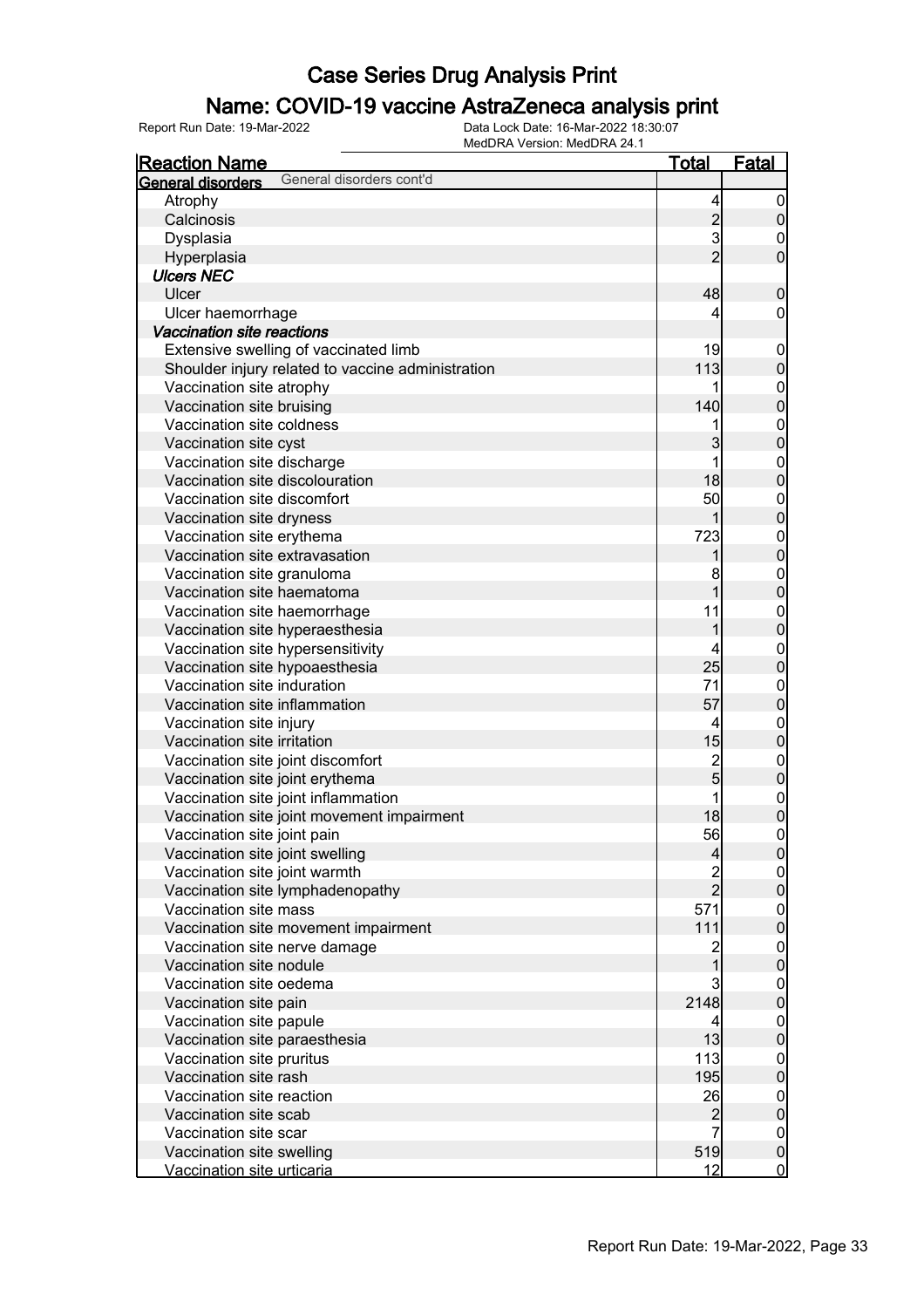# Case Series Drug Analysis Print

## Name: COVID-19 vaccine AstraZeneca analysis print

Report Run Date: 19-Mar-2022 | Data Lock Date: 16-Mar-2022 18:30:07 | MedDRA Version: MedDRA 24.1

| Reaction Name | Total | Fatal |
|---|---|---|
| **General disorders** General disorders cont'd | | |
| Atrophy | 4 | 0 |
| Calcinosis | 2 | 0 |
| Dysplasia | 3 | 0 |
| Hyperplasia | 2 | 0 |
| ***Ulcers NEC*** | | |
| Ulcer | 48 | 0 |
| Ulcer haemorrhage | 4 | 0 |
| ***Vaccination site reactions*** | | |
| Extensive swelling of vaccinated limb | 19 | 0 |
| Shoulder injury related to vaccine administration | 113 | 0 |
| Vaccination site atrophy | 1 | 0 |
| Vaccination site bruising | 140 | 0 |
| Vaccination site coldness | 1 | 0 |
| Vaccination site cyst | 3 | 0 |
| Vaccination site discharge | 1 | 0 |
| Vaccination site discolouration | 18 | 0 |
| Vaccination site discomfort | 50 | 0 |
| Vaccination site dryness | 1 | 0 |
| Vaccination site erythema | 723 | 0 |
| Vaccination site extravasation | 1 | 0 |
| Vaccination site granuloma | 8 | 0 |
| Vaccination site haematoma | 1 | 0 |
| Vaccination site haemorrhage | 11 | 0 |
| Vaccination site hyperaesthesia | 1 | 0 |
| Vaccination site hypersensitivity | 4 | 0 |
| Vaccination site hypoaesthesia | 25 | 0 |
| Vaccination site induration | 71 | 0 |
| Vaccination site inflammation | 57 | 0 |
| Vaccination site injury | 4 | 0 |
| Vaccination site irritation | 15 | 0 |
| Vaccination site joint discomfort | 2 | 0 |
| Vaccination site joint erythema | 5 | 0 |
| Vaccination site joint inflammation | 1 | 0 |
| Vaccination site joint movement impairment | 18 | 0 |
| Vaccination site joint pain | 56 | 0 |
| Vaccination site joint swelling | 4 | 0 |
| Vaccination site joint warmth | 2 | 0 |
| Vaccination site lymphadenopathy | 2 | 0 |
| Vaccination site mass | 571 | 0 |
| Vaccination site movement impairment | 111 | 0 |
| Vaccination site nerve damage | 2 | 0 |
| Vaccination site nodule | 1 | 0 |
| Vaccination site oedema | 3 | 0 |
| Vaccination site pain | 2148 | 0 |
| Vaccination site papule | 4 | 0 |
| Vaccination site paraesthesia | 13 | 0 |
| Vaccination site pruritus | 113 | 0 |
| Vaccination site rash | 195 | 0 |
| Vaccination site reaction | 26 | 0 |
| Vaccination site scab | 2 | 0 |
| Vaccination site scar | 7 | 0 |
| Vaccination site swelling | 519 | 0 |
| Vaccination site urticaria | 12 | 0 |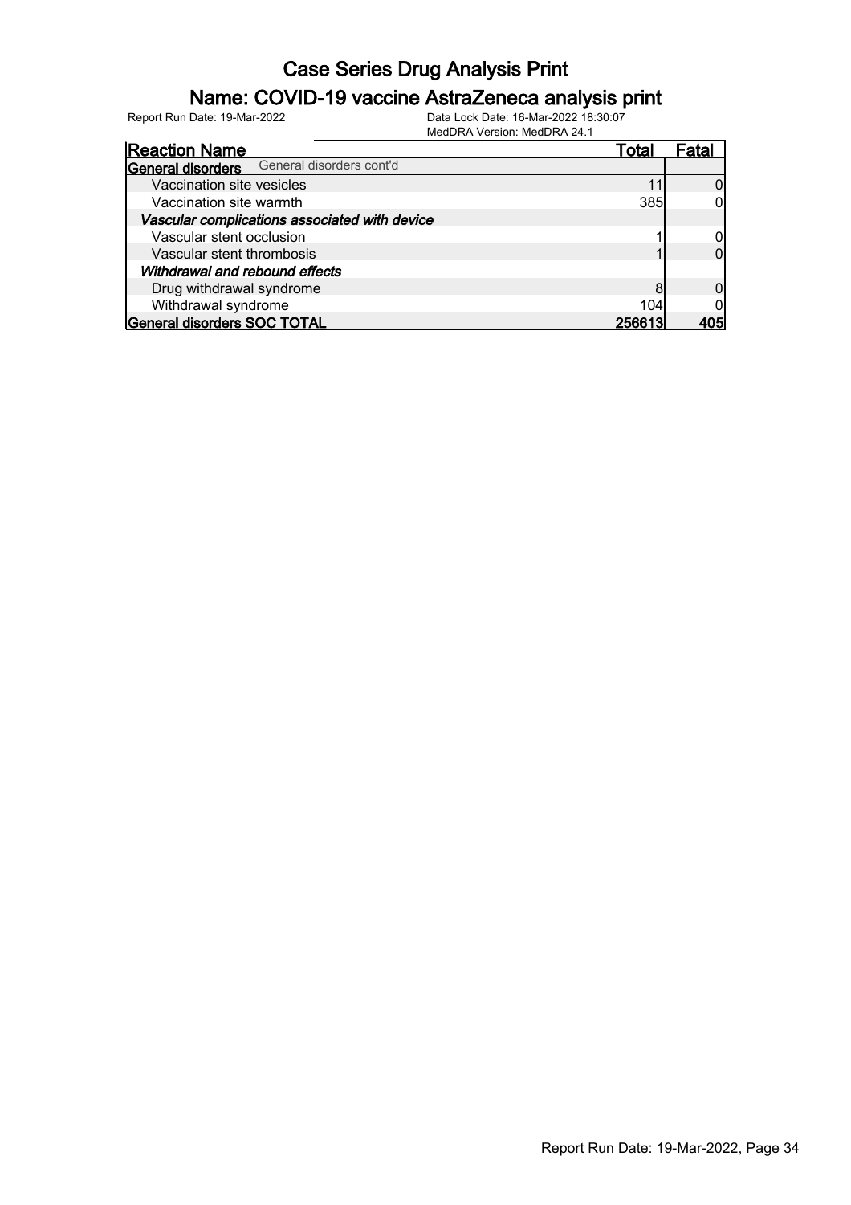# Case Series Drug Analysis Print

## Name: COVID-19 vaccine AstraZeneca analysis print

Report Run Date: 19-Mar-2022

Data Lock Date: 16-Mar-2022 18:30:07
MedDRA Version: MedDRA 24.1

| Reaction Name | Total | Fatal |
|---|---|---|
| **General disorders** General disorders cont'd | | |
| Vaccination site vesicles | 11 | 0 |
| Vaccination site warmth | 385 | 0 |
| ***Vascular complications associated with device*** | | |
| Vascular stent occlusion | 1 | 0 |
| Vascular stent thrombosis | 1 | 0 |
| ***Withdrawal and rebound effects*** | | |
| Drug withdrawal syndrome | 8 | 0 |
| Withdrawal syndrome | 104 | 0 |
| **General disorders SOC TOTAL** | **256613** | **405** |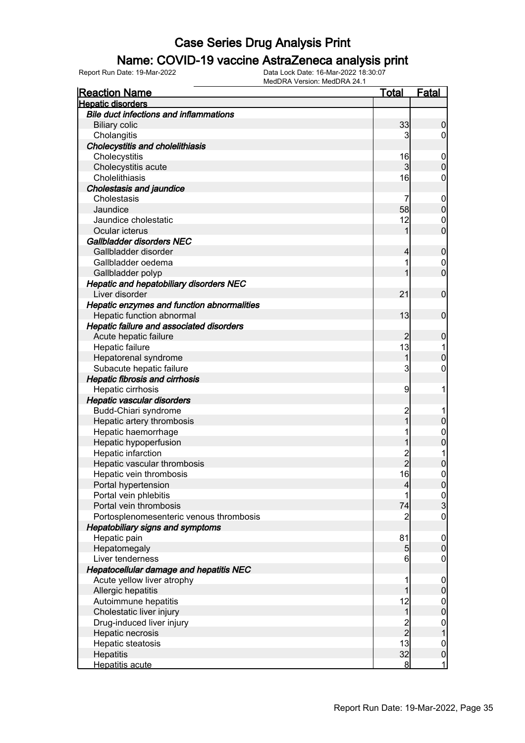# Case Series Drug Analysis Print

## Name: COVID-19 vaccine AstraZeneca analysis print

Report Run Date: 19-Mar-2022 | Data Lock Date: 16-Mar-2022 18:30:07 | MedDRA Version: MedDRA 24.1

| Reaction Name | Total | Fatal |
|---|---|---|
| **Hepatic disorders** | | |
| ***Bile duct infections and inflammations*** | | |
| Biliary colic | 33 | 0 |
| Cholangitis | 3 | 0 |
| ***Cholecystitis and cholelithiasis*** | | |
| Cholecystitis | 16 | 0 |
| Cholecystitis acute | 3 | 0 |
| Cholelithiasis | 16 | 0 |
| ***Cholestasis and jaundice*** | | |
| Cholestasis | 7 | 0 |
| Jaundice | 58 | 0 |
| Jaundice cholestatic | 12 | 0 |
| Ocular icterus | 1 | 0 |
| ***Gallbladder disorders NEC*** | | |
| Gallbladder disorder | 4 | 0 |
| Gallbladder oedema | 1 | 0 |
| Gallbladder polyp | 1 | 0 |
| ***Hepatic and hepatobiliary disorders NEC*** | | |
| Liver disorder | 21 | 0 |
| ***Hepatic enzymes and function abnormalities*** | | |
| Hepatic function abnormal | 13 | 0 |
| ***Hepatic failure and associated disorders*** | | |
| Acute hepatic failure | 2 | 0 |
| Hepatic failure | 13 | 1 |
| Hepatorenal syndrome | 1 | 0 |
| Subacute hepatic failure | 3 | 0 |
| ***Hepatic fibrosis and cirrhosis*** | | |
| Hepatic cirrhosis | 9 | 1 |
| ***Hepatic vascular disorders*** | | |
| Budd-Chiari syndrome | 2 | 1 |
| Hepatic artery thrombosis | 1 | 0 |
| Hepatic haemorrhage | 1 | 0 |
| Hepatic hypoperfusion | 1 | 0 |
| Hepatic infarction | 2 | 1 |
| Hepatic vascular thrombosis | 2 | 0 |
| Hepatic vein thrombosis | 16 | 0 |
| Portal hypertension | 4 | 0 |
| Portal vein phlebitis | 1 | 0 |
| Portal vein thrombosis | 74 | 3 |
| Portosplenomesenteric venous thrombosis | 2 | 0 |
| ***Hepatobiliary signs and symptoms*** | | |
| Hepatic pain | 81 | 0 |
| Hepatomegaly | 5 | 0 |
| Liver tenderness | 6 | 0 |
| ***Hepatocellular damage and hepatitis NEC*** | | |
| Acute yellow liver atrophy | 1 | 0 |
| Allergic hepatitis | 1 | 0 |
| Autoimmune hepatitis | 12 | 0 |
| Cholestatic liver injury | 1 | 0 |
| Drug-induced liver injury | 2 | 0 |
| Hepatic necrosis | 2 | 1 |
| Hepatic steatosis | 13 | 0 |
| Hepatitis | 32 | 0 |
| Hepatitis acute | 8 | 1 |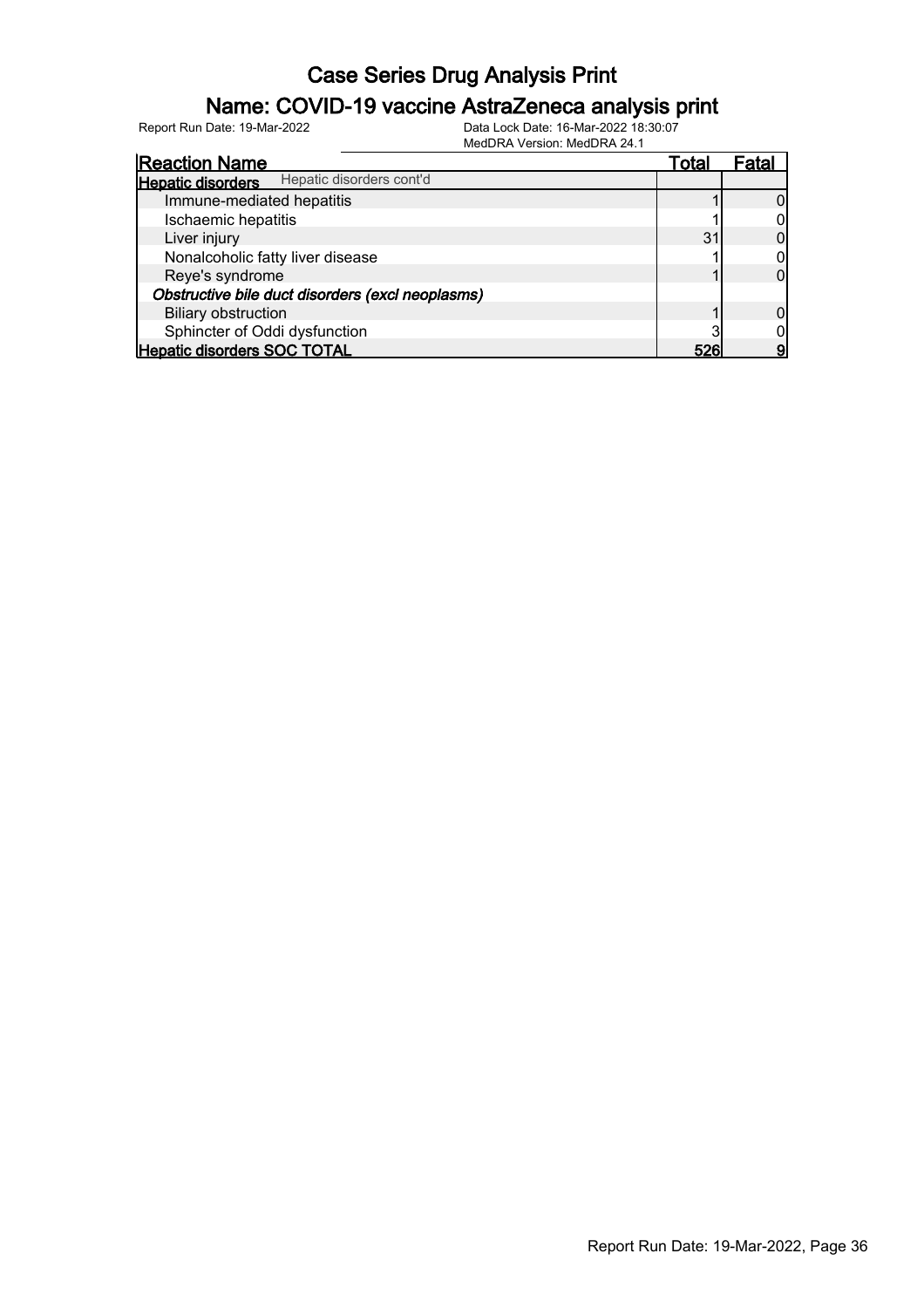# Case Series Drug Analysis Print

## Name: COVID-19 vaccine AstraZeneca analysis print

Report Run Date: 19-Mar-2022

Data Lock Date: 16-Mar-2022 18:30:07
MedDRA Version: MedDRA 24.1

| Reaction Name | Total | Fatal |
|---|---|---|
| **Hepatic disorders** Hepatic disorders cont'd | | |
| Immune-mediated hepatitis | 1 | 0 |
| Ischaemic hepatitis | 1 | 0 |
| Liver injury | 31 | 0 |
| Nonalcoholic fatty liver disease | 1 | 0 |
| Reye's syndrome | 1 | 0 |
| ***Obstructive bile duct disorders (excl neoplasms)*** | | |
| Biliary obstruction | 1 | 0 |
| Sphincter of Oddi dysfunction | 3 | 0 |
| **Hepatic disorders SOC TOTAL** | **526** | **9** |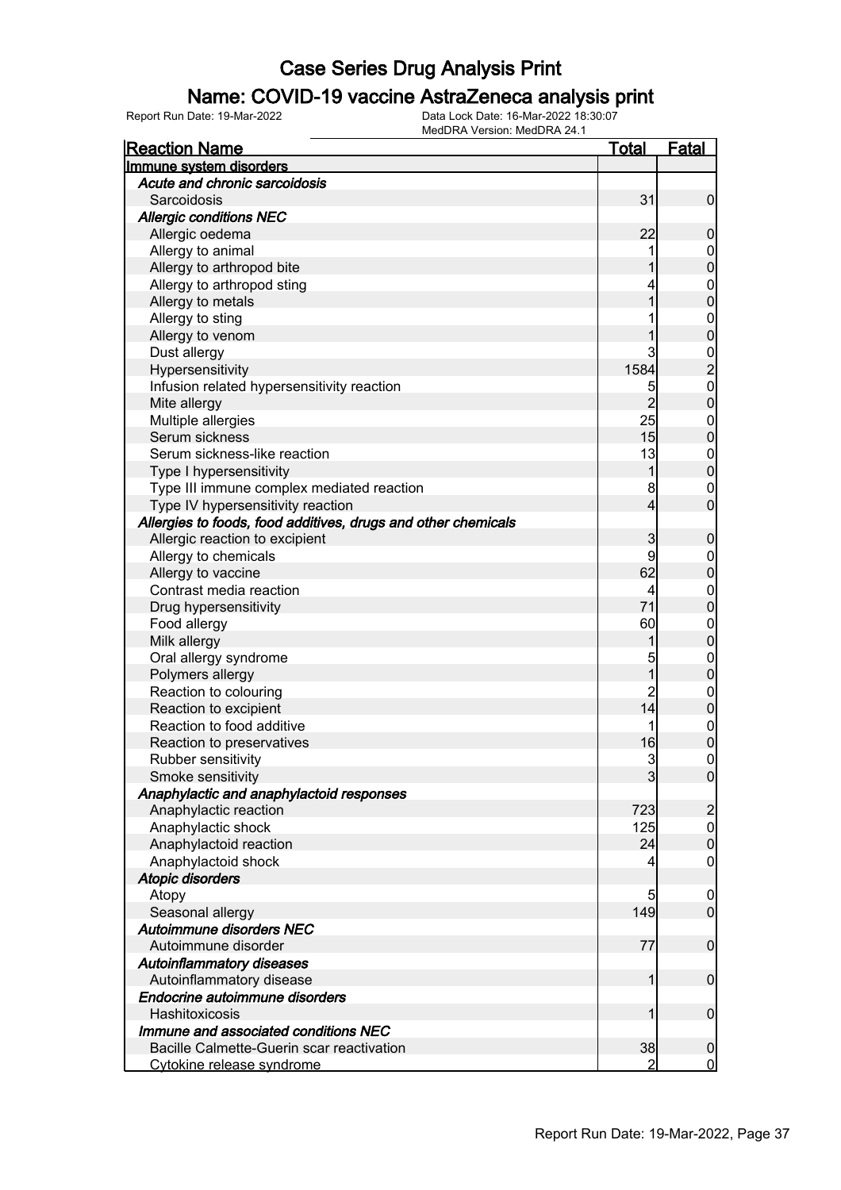# Case Series Drug Analysis Print

## Name: COVID-19 vaccine AstraZeneca analysis print

Report Run Date: 19-Mar-2022 | Data Lock Date: 16-Mar-2022 18:30:07 | MedDRA Version: MedDRA 24.1

| Reaction Name | Total | Fatal |
|---|---|---|
| **Immune system disorders** | | |
| *Acute and chronic sarcoidosis* | | |
| Sarcoidosis | 31 | 0 |
| *Allergic conditions NEC* | | |
| Allergic oedema | 22 | 0 |
| Allergy to animal | 1 | 0 |
| Allergy to arthropod bite | 1 | 0 |
| Allergy to arthropod sting | 4 | 0 |
| Allergy to metals | 1 | 0 |
| Allergy to sting | 1 | 0 |
| Allergy to venom | 1 | 0 |
| Dust allergy | 3 | 0 |
| Hypersensitivity | 1584 | 2 |
| Infusion related hypersensitivity reaction | 5 | 0 |
| Mite allergy | 2 | 0 |
| Multiple allergies | 25 | 0 |
| Serum sickness | 15 | 0 |
| Serum sickness-like reaction | 13 | 0 |
| Type I hypersensitivity | 1 | 0 |
| Type III immune complex mediated reaction | 8 | 0 |
| Type IV hypersensitivity reaction | 4 | 0 |
| *Allergies to foods, food additives, drugs and other chemicals* | | |
| Allergic reaction to excipient | 3 | 0 |
| Allergy to chemicals | 9 | 0 |
| Allergy to vaccine | 62 | 0 |
| Contrast media reaction | 4 | 0 |
| Drug hypersensitivity | 71 | 0 |
| Food allergy | 60 | 0 |
| Milk allergy | 1 | 0 |
| Oral allergy syndrome | 5 | 0 |
| Polymers allergy | 1 | 0 |
| Reaction to colouring | 2 | 0 |
| Reaction to excipient | 14 | 0 |
| Reaction to food additive | 1 | 0 |
| Reaction to preservatives | 16 | 0 |
| Rubber sensitivity | 3 | 0 |
| Smoke sensitivity | 3 | 0 |
| *Anaphylactic and anaphylactoid responses* | | |
| Anaphylactic reaction | 723 | 2 |
| Anaphylactic shock | 125 | 0 |
| Anaphylactoid reaction | 24 | 0 |
| Anaphylactoid shock | 4 | 0 |
| *Atopic disorders* | | |
| Atopy | 5 | 0 |
| Seasonal allergy | 149 | 0 |
| *Autoimmune disorders NEC* | | |
| Autoimmune disorder | 77 | 0 |
| *Autoinflammatory diseases* | | |
| Autoinflammatory disease | 1 | 0 |
| *Endocrine autoimmune disorders* | | |
| Hashitoxicosis | 1 | 0 |
| *Immune and associated conditions NEC* | | |
| Bacille Calmette-Guerin scar reactivation | 38 | 0 |
| Cytokine release syndrome | 2 | 0 |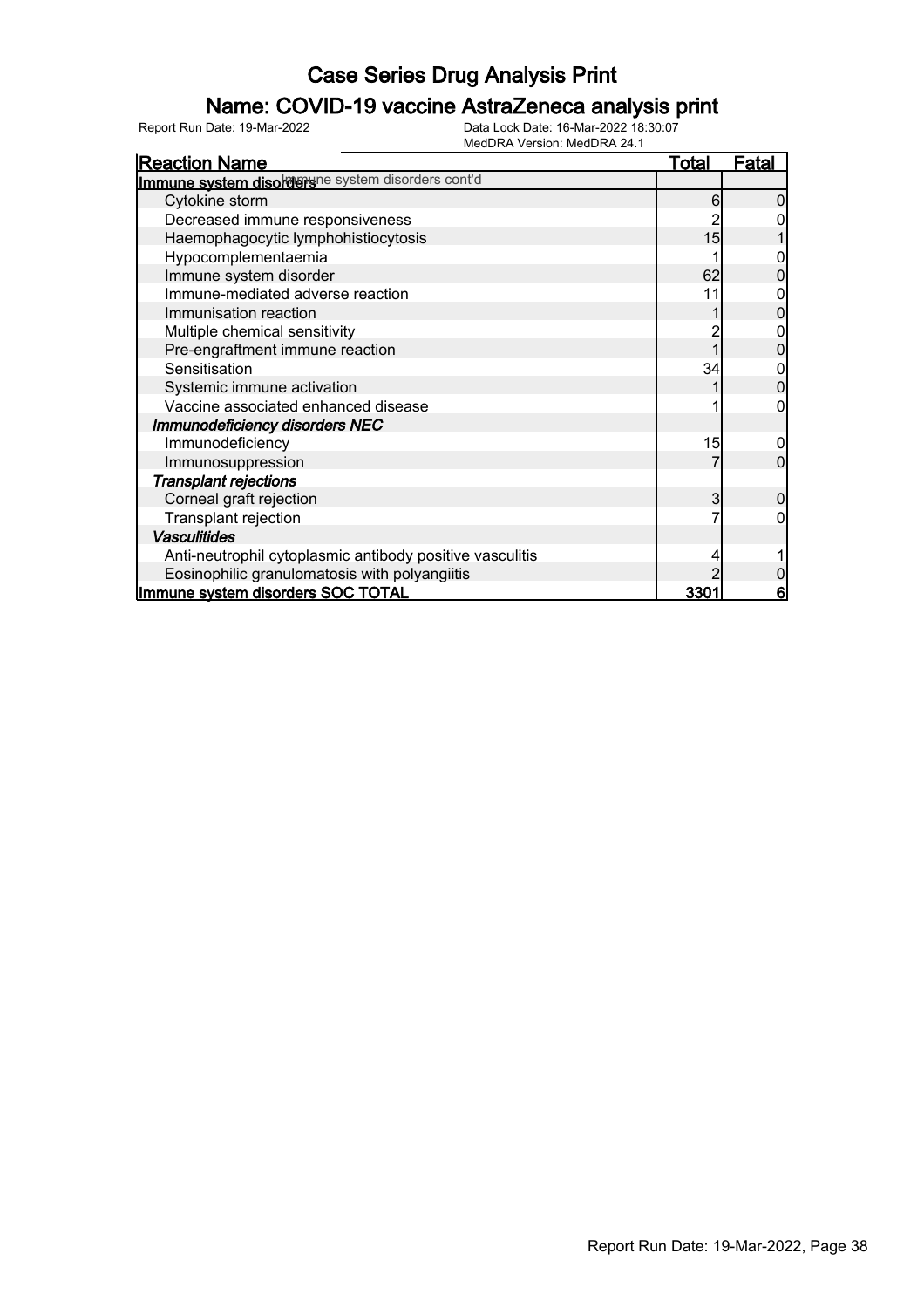# Case Series Drug Analysis Print

## Name: COVID-19 vaccine AstraZeneca analysis print

Report Run Date: 19-Mar-2022    Data Lock Date: 16-Mar-2022 18:30:07
MedDRA Version: MedDRA 24.1

| Reaction Name | Total | Fatal |
|---|---|---|
| **Immune system disorders** Immune system disorders cont'd | | |
| Cytokine storm | 6 | 0 |
| Decreased immune responsiveness | 2 | 0 |
| Haemophagocytic lymphohistiocytosis | 15 | 1 |
| Hypocomplementaemia | 1 | 0 |
| Immune system disorder | 62 | 0 |
| Immune-mediated adverse reaction | 11 | 0 |
| Immunisation reaction | 1 | 0 |
| Multiple chemical sensitivity | 2 | 0 |
| Pre-engraftment immune reaction | 1 | 0 |
| Sensitisation | 34 | 0 |
| Systemic immune activation | 1 | 0 |
| Vaccine associated enhanced disease | 1 | 0 |
| ***Immunodeficiency disorders NEC*** | | |
| Immunodeficiency | 15 | 0 |
| Immunosuppression | 7 | 0 |
| ***Transplant rejections*** | | |
| Corneal graft rejection | 3 | 0 |
| Transplant rejection | 7 | 0 |
| ***Vasculitides*** | | |
| Anti-neutrophil cytoplasmic antibody positive vasculitis | 4 | 1 |
| Eosinophilic granulomatosis with polyangiitis | 2 | 0 |
| **Immune system disorders SOC TOTAL** | **3301** | **6** |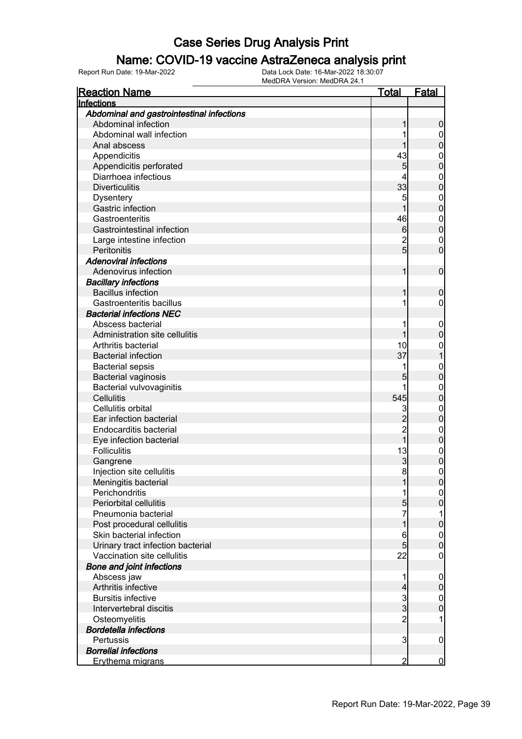# Case Series Drug Analysis Print

## Name: COVID-19 vaccine AstraZeneca analysis print

Report Run Date: 19-Mar-2022

Data Lock Date: 16-Mar-2022 18:30:07
MedDRA Version: MedDRA 24.1

| Reaction Name | Total | Fatal |
|---|---|---|
| **Infections** | | |
| ***Abdominal and gastrointestinal infections*** | | |
| Abdominal infection | 1 | 0 |
| Abdominal wall infection | 1 | 0 |
| Anal abscess | 1 | 0 |
| Appendicitis | 43 | 0 |
| Appendicitis perforated | 5 | 0 |
| Diarrhoea infectious | 4 | 0 |
| Diverticulitis | 33 | 0 |
| Dysentery | 5 | 0 |
| Gastric infection | 1 | 0 |
| Gastroenteritis | 46 | 0 |
| Gastrointestinal infection | 6 | 0 |
| Large intestine infection | 2 | 0 |
| Peritonitis | 5 | 0 |
| ***Adenoviral infections*** | | |
| Adenovirus infection | 1 | 0 |
| ***Bacillary infections*** | | |
| Bacillus infection | 1 | 0 |
| Gastroenteritis bacillus | 1 | 0 |
| ***Bacterial infections NEC*** | | |
| Abscess bacterial | 1 | 0 |
| Administration site cellulitis | 1 | 0 |
| Arthritis bacterial | 10 | 0 |
| Bacterial infection | 37 | 1 |
| Bacterial sepsis | 1 | 0 |
| Bacterial vaginosis | 5 | 0 |
| Bacterial vulvovaginitis | 1 | 0 |
| Cellulitis | 545 | 0 |
| Cellulitis orbital | 3 | 0 |
| Ear infection bacterial | 2 | 0 |
| Endocarditis bacterial | 2 | 0 |
| Eye infection bacterial | 1 | 0 |
| Folliculitis | 13 | 0 |
| Gangrene | 3 | 0 |
| Injection site cellulitis | 8 | 0 |
| Meningitis bacterial | 1 | 0 |
| Perichondritis | 1 | 0 |
| Periorbital cellulitis | 5 | 0 |
| Pneumonia bacterial | 7 | 1 |
| Post procedural cellulitis | 1 | 0 |
| Skin bacterial infection | 6 | 0 |
| Urinary tract infection bacterial | 5 | 0 |
| Vaccination site cellulitis | 22 | 0 |
| ***Bone and joint infections*** | | |
| Abscess jaw | 1 | 0 |
| Arthritis infective | 4 | 0 |
| Bursitis infective | 3 | 0 |
| Intervertebral discitis | 3 | 0 |
| Osteomyelitis | 2 | 1 |
| ***Bordetella infections*** | | |
| Pertussis | 3 | 0 |
| ***Borrelial infections*** | | |
| Erythema migrans | 2 | 0 |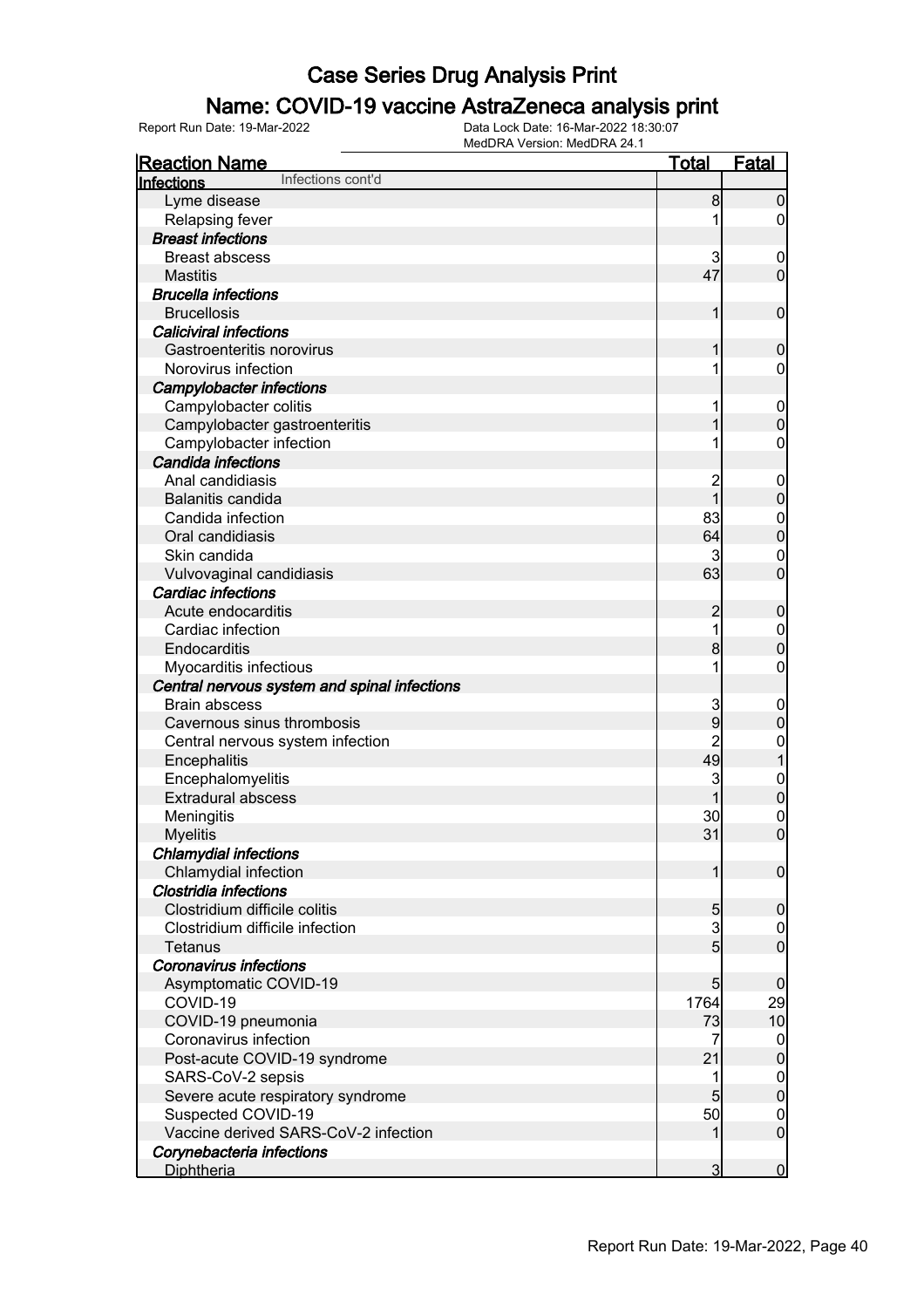# Case Series Drug Analysis Print

## Name: COVID-19 vaccine AstraZeneca analysis print

Report Run Date: 19-Mar-2022    Data Lock Date: 16-Mar-2022 18:30:07
MedDRA Version: MedDRA 24.1

| Reaction Name | Total | Fatal |
|---|---|---|
| **Infections** Infections cont'd | | |
| Lyme disease | 8 | 0 |
| Relapsing fever | 1 | 0 |
| ***Breast infections*** | | |
| Breast abscess | 3 | 0 |
| Mastitis | 47 | 0 |
| ***Brucella infections*** | | |
| Brucellosis | 1 | 0 |
| ***Caliciviral infections*** | | |
| Gastroenteritis norovirus | 1 | 0 |
| Norovirus infection | 1 | 0 |
| ***Campylobacter infections*** | | |
| Campylobacter colitis | 1 | 0 |
| Campylobacter gastroenteritis | 1 | 0 |
| Campylobacter infection | 1 | 0 |
| ***Candida infections*** | | |
| Anal candidiasis | 2 | 0 |
| Balanitis candida | 1 | 0 |
| Candida infection | 83 | 0 |
| Oral candidiasis | 64 | 0 |
| Skin candida | 3 | 0 |
| Vulvovaginal candidiasis | 63 | 0 |
| ***Cardiac infections*** | | |
| Acute endocarditis | 2 | 0 |
| Cardiac infection | 1 | 0 |
| Endocarditis | 8 | 0 |
| Myocarditis infectious | 1 | 0 |
| ***Central nervous system and spinal infections*** | | |
| Brain abscess | 3 | 0 |
| Cavernous sinus thrombosis | 9 | 0 |
| Central nervous system infection | 2 | 0 |
| Encephalitis | 49 | 1 |
| Encephalomyelitis | 3 | 0 |
| Extradural abscess | 1 | 0 |
| Meningitis | 30 | 0 |
| Myelitis | 31 | 0 |
| ***Chlamydial infections*** | | |
| Chlamydial infection | 1 | 0 |
| ***Clostridia infections*** | | |
| Clostridium difficile colitis | 5 | 0 |
| Clostridium difficile infection | 3 | 0 |
| Tetanus | 5 | 0 |
| ***Coronavirus infections*** | | |
| Asymptomatic COVID-19 | 5 | 0 |
| COVID-19 | 1764 | 29 |
| COVID-19 pneumonia | 73 | 10 |
| Coronavirus infection | 7 | 0 |
| Post-acute COVID-19 syndrome | 21 | 0 |
| SARS-CoV-2 sepsis | 1 | 0 |
| Severe acute respiratory syndrome | 5 | 0 |
| Suspected COVID-19 | 50 | 0 |
| Vaccine derived SARS-CoV-2 infection | 1 | 0 |
| ***Corynebacteria infections*** | | |
| Diphtheria | 3 | 0 |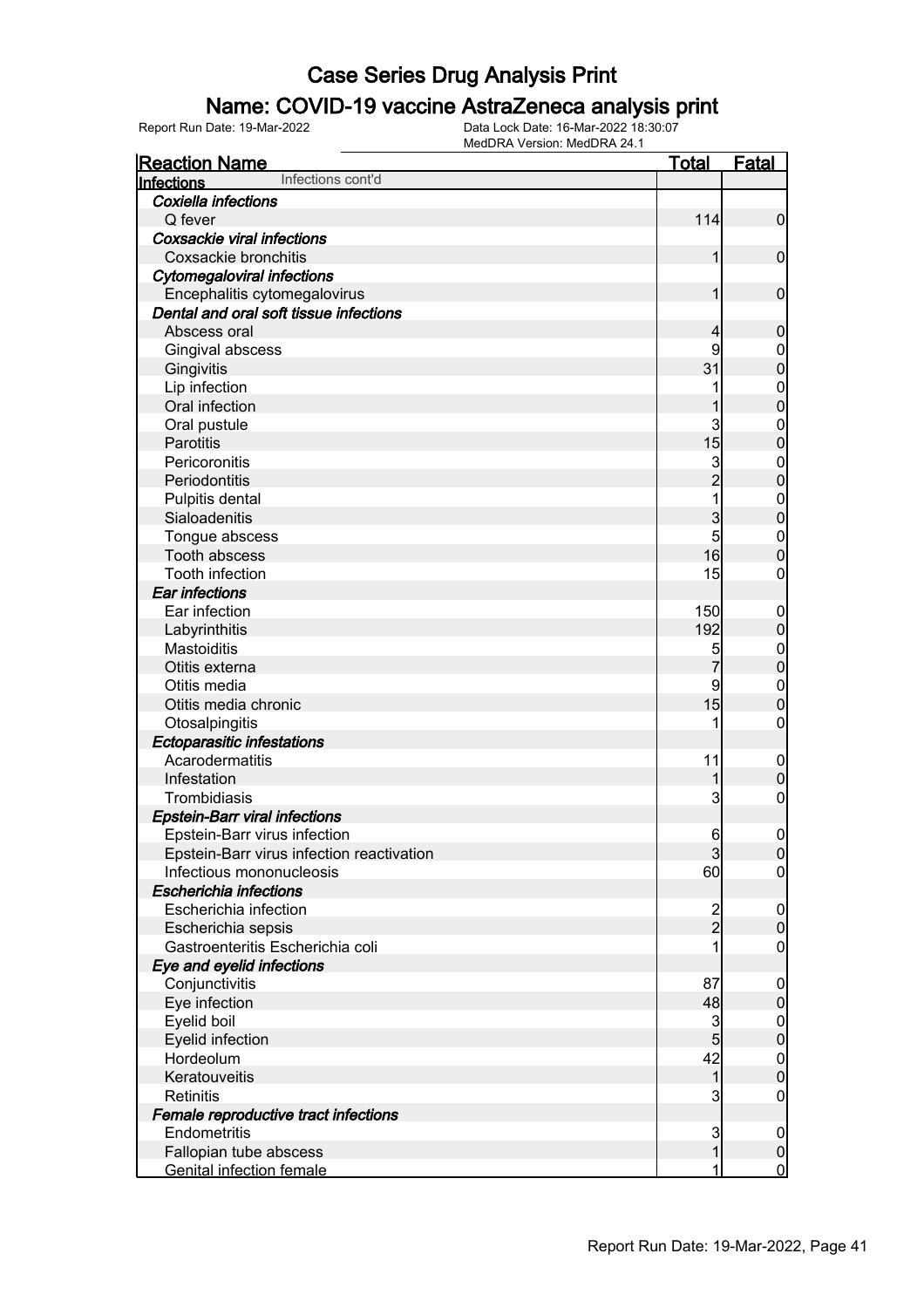# Case Series Drug Analysis Print

## Name: COVID-19 vaccine AstraZeneca analysis print

Report Run Date: 19-Mar-2022    Data Lock Date: 16-Mar-2022 18:30:07
MedDRA Version: MedDRA 24.1

| Reaction Name | Total | Fatal |
|---|---|---|
| **Infections** Infections cont'd | | |
| ***Coxiella infections*** | | |
| Q fever | 114 | 0 |
| ***Coxsackie viral infections*** | | |
| Coxsackie bronchitis | 1 | 0 |
| ***Cytomegaloviral infections*** | | |
| Encephalitis cytomegalovirus | 1 | 0 |
| ***Dental and oral soft tissue infections*** | | |
| Abscess oral | 4 | 0 |
| Gingival abscess | 9 | 0 |
| Gingivitis | 31 | 0 |
| Lip infection | 1 | 0 |
| Oral infection | 1 | 0 |
| Oral pustule | 3 | 0 |
| Parotitis | 15 | 0 |
| Pericoronitis | 3 | 0 |
| Periodontitis | 2 | 0 |
| Pulpitis dental | 1 | 0 |
| Sialoadenitis | 3 | 0 |
| Tongue abscess | 5 | 0 |
| Tooth abscess | 16 | 0 |
| Tooth infection | 15 | 0 |
| ***Ear infections*** | | |
| Ear infection | 150 | 0 |
| Labyrinthitis | 192 | 0 |
| Mastoiditis | 5 | 0 |
| Otitis externa | 7 | 0 |
| Otitis media | 9 | 0 |
| Otitis media chronic | 15 | 0 |
| Otosalpingitis | 1 | 0 |
| ***Ectoparasitic infestations*** | | |
| Acarodermatitis | 11 | 0 |
| Infestation | 1 | 0 |
| Trombidiasis | 3 | 0 |
| ***Epstein-Barr viral infections*** | | |
| Epstein-Barr virus infection | 6 | 0 |
| Epstein-Barr virus infection reactivation | 3 | 0 |
| Infectious mononucleosis | 60 | 0 |
| ***Escherichia infections*** | | |
| Escherichia infection | 2 | 0 |
| Escherichia sepsis | 2 | 0 |
| Gastroenteritis Escherichia coli | 1 | 0 |
| ***Eye and eyelid infections*** | | |
| Conjunctivitis | 87 | 0 |
| Eye infection | 48 | 0 |
| Eyelid boil | 3 | 0 |
| Eyelid infection | 5 | 0 |
| Hordeolum | 42 | 0 |
| Keratouveitis | 1 | 0 |
| Retinitis | 3 | 0 |
| ***Female reproductive tract infections*** | | |
| Endometritis | 3 | 0 |
| Fallopian tube abscess | 1 | 0 |
| Genital infection female | 1 | 0 |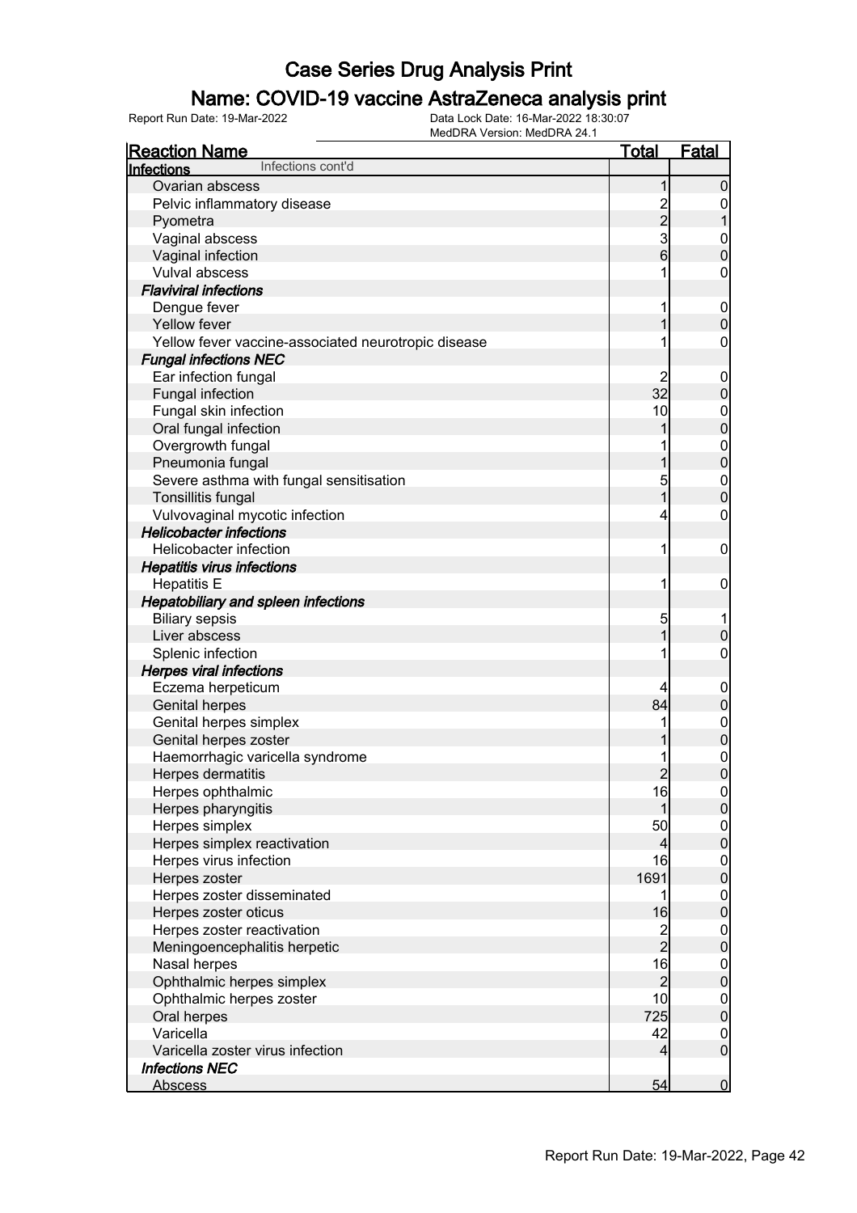# Case Series Drug Analysis Print

## Name: COVID-19 vaccine AstraZeneca analysis print

Report Run Date: 19-Mar-2022    Data Lock Date: 16-Mar-2022 18:30:07
MedDRA Version: MedDRA 24.1

| Reaction Name | Total | Fatal |
|---|---|---|
| **Infections** Infections cont'd | | |
| Ovarian abscess | 1 | 0 |
| Pelvic inflammatory disease | 2 | 0 |
| Pyometra | 2 | 1 |
| Vaginal abscess | 3 | 0 |
| Vaginal infection | 6 | 0 |
| Vulval abscess | 1 | 0 |
| ***Flaviviral infections*** | | |
| Dengue fever | 1 | 0 |
| Yellow fever | 1 | 0 |
| Yellow fever vaccine-associated neurotropic disease | 1 | 0 |
| ***Fungal infections NEC*** | | |
| Ear infection fungal | 2 | 0 |
| Fungal infection | 32 | 0 |
| Fungal skin infection | 10 | 0 |
| Oral fungal infection | 1 | 0 |
| Overgrowth fungal | 1 | 0 |
| Pneumonia fungal | 1 | 0 |
| Severe asthma with fungal sensitisation | 5 | 0 |
| Tonsillitis fungal | 1 | 0 |
| Vulvovaginal mycotic infection | 4 | 0 |
| ***Helicobacter infections*** | | |
| Helicobacter infection | 1 | 0 |
| ***Hepatitis virus infections*** | | |
| Hepatitis E | 1 | 0 |
| ***Hepatobiliary and spleen infections*** | | |
| Biliary sepsis | 5 | 1 |
| Liver abscess | 1 | 0 |
| Splenic infection | 1 | 0 |
| ***Herpes viral infections*** | | |
| Eczema herpeticum | 4 | 0 |
| Genital herpes | 84 | 0 |
| Genital herpes simplex | 1 | 0 |
| Genital herpes zoster | 1 | 0 |
| Haemorrhagic varicella syndrome | 1 | 0 |
| Herpes dermatitis | 2 | 0 |
| Herpes ophthalmic | 16 | 0 |
| Herpes pharyngitis | 1 | 0 |
| Herpes simplex | 50 | 0 |
| Herpes simplex reactivation | 4 | 0 |
| Herpes virus infection | 16 | 0 |
| Herpes zoster | 1691 | 0 |
| Herpes zoster disseminated | 1 | 0 |
| Herpes zoster oticus | 16 | 0 |
| Herpes zoster reactivation | 2 | 0 |
| Meningoencephalitis herpetic | 2 | 0 |
| Nasal herpes | 16 | 0 |
| Ophthalmic herpes simplex | 2 | 0 |
| Ophthalmic herpes zoster | 10 | 0 |
| Oral herpes | 725 | 0 |
| Varicella | 42 | 0 |
| Varicella zoster virus infection | 4 | 0 |
| ***Infections NEC*** | | |
| Abscess | 54 | 0 |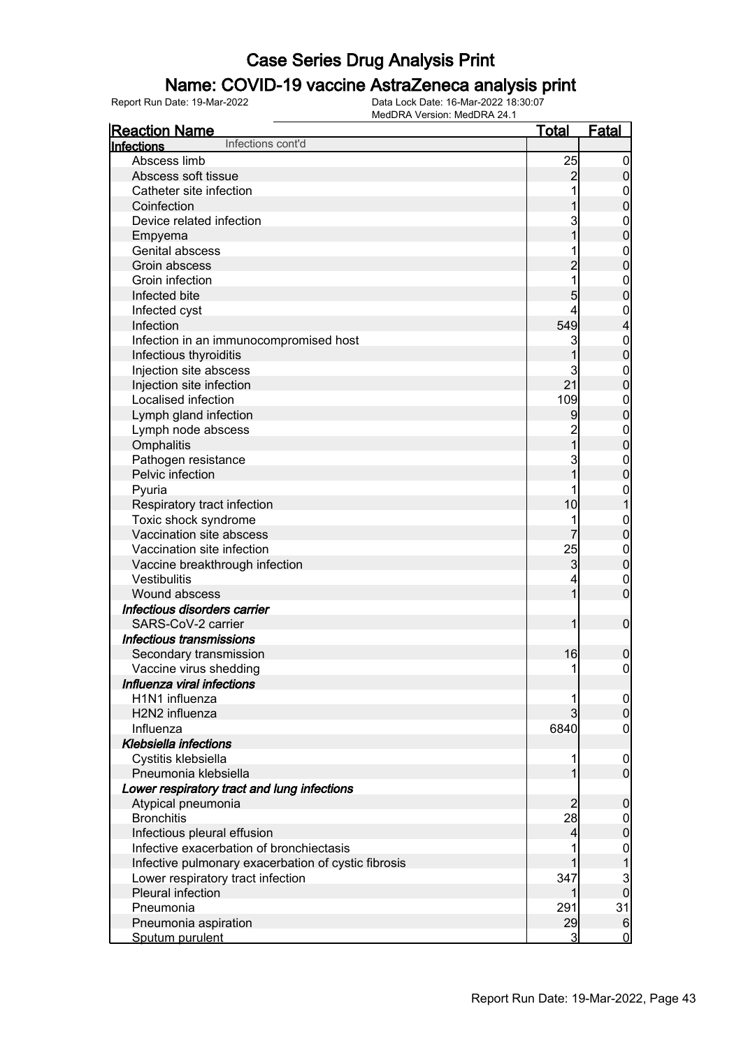# Case Series Drug Analysis Print

## Name: COVID-19 vaccine AstraZeneca analysis print

Report Run Date: 19-Mar-2022 | Data Lock Date: 16-Mar-2022 18:30:07 | MedDRA Version: MedDRA 24.1

| Reaction Name | Total | Fatal |
|---|---|---|
| **Infections** Infections cont'd | | |
| Abscess limb | 25 | 0 |
| Abscess soft tissue | 2 | 0 |
| Catheter site infection | 1 | 0 |
| Coinfection | 1 | 0 |
| Device related infection | 3 | 0 |
| Empyema | 1 | 0 |
| Genital abscess | 1 | 0 |
| Groin abscess | 2 | 0 |
| Groin infection | 1 | 0 |
| Infected bite | 5 | 0 |
| Infected cyst | 4 | 0 |
| Infection | 549 | 4 |
| Infection in an immunocompromised host | 3 | 0 |
| Infectious thyroiditis | 1 | 0 |
| Injection site abscess | 3 | 0 |
| Injection site infection | 21 | 0 |
| Localised infection | 109 | 0 |
| Lymph gland infection | 9 | 0 |
| Lymph node abscess | 2 | 0 |
| Omphalitis | 1 | 0 |
| Pathogen resistance | 3 | 0 |
| Pelvic infection | 1 | 0 |
| Pyuria | 1 | 0 |
| Respiratory tract infection | 10 | 1 |
| Toxic shock syndrome | 1 | 0 |
| Vaccination site abscess | 7 | 0 |
| Vaccination site infection | 25 | 0 |
| Vaccine breakthrough infection | 3 | 0 |
| Vestibulitis | 4 | 0 |
| Wound abscess | 1 | 0 |
| ***Infectious disorders carrier*** | | |
| SARS-CoV-2 carrier | 1 | 0 |
| ***Infectious transmissions*** | | |
| Secondary transmission | 16 | 0 |
| Vaccine virus shedding | 1 | 0 |
| ***Influenza viral infections*** | | |
| H1N1 influenza | 1 | 0 |
| H2N2 influenza | 3 | 0 |
| Influenza | 6840 | 0 |
| ***Klebsiella infections*** | | |
| Cystitis klebsiella | 1 | 0 |
| Pneumonia klebsiella | 1 | 0 |
| ***Lower respiratory tract and lung infections*** | | |
| Atypical pneumonia | 2 | 0 |
| Bronchitis | 28 | 0 |
| Infectious pleural effusion | 4 | 0 |
| Infective exacerbation of bronchiectasis | 1 | 0 |
| Infective pulmonary exacerbation of cystic fibrosis | 1 | 1 |
| Lower respiratory tract infection | 347 | 3 |
| Pleural infection | 1 | 0 |
| Pneumonia | 291 | 31 |
| Pneumonia aspiration | 29 | 6 |
| Sputum purulent | 3 | 0 |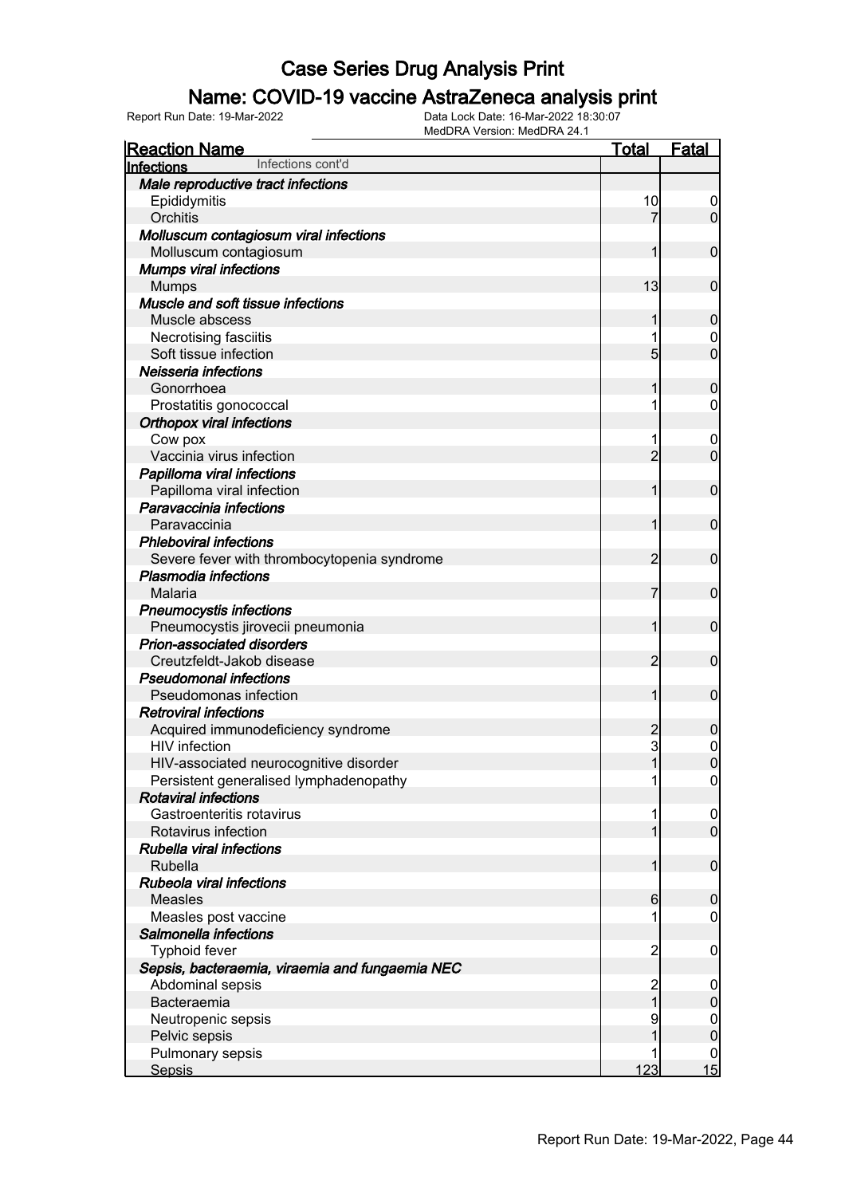# Case Series Drug Analysis Print

## Name: COVID-19 vaccine AstraZeneca analysis print

Report Run Date: 19-Mar-2022
Data Lock Date: 16-Mar-2022 18:30:07
MedDRA Version: MedDRA 24.1

| Reaction Name | Total | Fatal |
|---|---|---|
| **Infections** Infections cont'd | | |
| ***Male reproductive tract infections*** | | |
| Epididymitis | 10 | 0 |
| Orchitis | 7 | 0 |
| ***Molluscum contagiosum viral infections*** | | |
| Molluscum contagiosum | 1 | 0 |
| ***Mumps viral infections*** | | |
| Mumps | 13 | 0 |
| ***Muscle and soft tissue infections*** | | |
| Muscle abscess | 1 | 0 |
| Necrotising fasciitis | 1 | 0 |
| Soft tissue infection | 5 | 0 |
| ***Neisseria infections*** | | |
| Gonorrhoea | 1 | 0 |
| Prostatitis gonococcal | 1 | 0 |
| ***Orthopox viral infections*** | | |
| Cow pox | 1 | 0 |
| Vaccinia virus infection | 2 | 0 |
| ***Papilloma viral infections*** | | |
| Papilloma viral infection | 1 | 0 |
| ***Paravaccinia infections*** | | |
| Paravaccinia | 1 | 0 |
| ***Phleboviral infections*** | | |
| Severe fever with thrombocytopenia syndrome | 2 | 0 |
| ***Plasmodia infections*** | | |
| Malaria | 7 | 0 |
| ***Pneumocystis infections*** | | |
| Pneumocystis jirovecii pneumonia | 1 | 0 |
| ***Prion-associated disorders*** | | |
| Creutzfeldt-Jakob disease | 2 | 0 |
| ***Pseudomonal infections*** | | |
| Pseudomonas infection | 1 | 0 |
| ***Retroviral infections*** | | |
| Acquired immunodeficiency syndrome | 2 | 0 |
| HIV infection | 3 | 0 |
| HIV-associated neurocognitive disorder | 1 | 0 |
| Persistent generalised lymphadenopathy | 1 | 0 |
| ***Rotaviral infections*** | | |
| Gastroenteritis rotavirus | 1 | 0 |
| Rotavirus infection | 1 | 0 |
| ***Rubella viral infections*** | | |
| Rubella | 1 | 0 |
| ***Rubeola viral infections*** | | |
| Measles | 6 | 0 |
| Measles post vaccine | 1 | 0 |
| ***Salmonella infections*** | | |
| Typhoid fever | 2 | 0 |
| ***Sepsis, bacteraemia, viraemia and fungaemia NEC*** | | |
| Abdominal sepsis | 2 | 0 |
| Bacteraemia | 1 | 0 |
| Neutropenic sepsis | 9 | 0 |
| Pelvic sepsis | 1 | 0 |
| Pulmonary sepsis | 1 | 0 |
| Sepsis | 123 | 15 |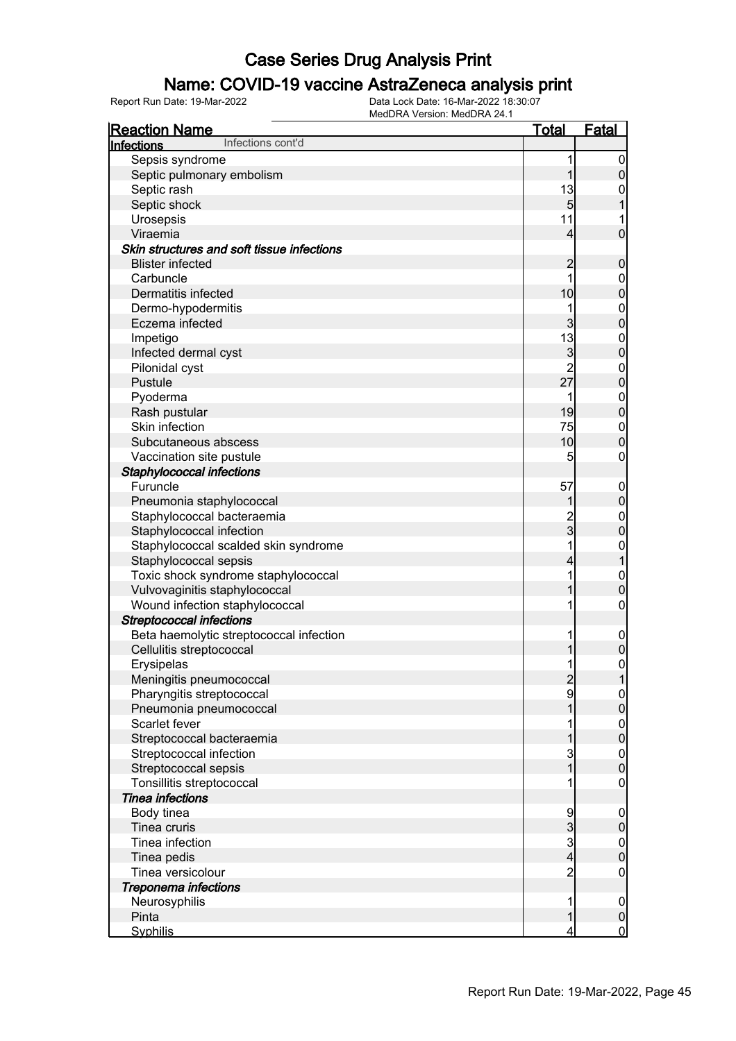# Case Series Drug Analysis Print

## Name: COVID-19 vaccine AstraZeneca analysis print

Report Run Date: 19-Mar-2022 | Data Lock Date: 16-Mar-2022 18:30:07 | MedDRA Version: MedDRA 24.1

| Reaction Name | Total | Fatal |
|---|---|---|
| **Infections** Infections cont'd | | |
| Sepsis syndrome | 1 | 0 |
| Septic pulmonary embolism | 1 | 0 |
| Septic rash | 13 | 0 |
| Septic shock | 5 | 1 |
| Urosepsis | 11 | 1 |
| Viraemia | 4 | 0 |
| ***Skin structures and soft tissue infections*** | | |
| Blister infected | 2 | 0 |
| Carbuncle | 1 | 0 |
| Dermatitis infected | 10 | 0 |
| Dermo-hypodermitis | 1 | 0 |
| Eczema infected | 3 | 0 |
| Impetigo | 13 | 0 |
| Infected dermal cyst | 3 | 0 |
| Pilonidal cyst | 2 | 0 |
| Pustule | 27 | 0 |
| Pyoderma | 1 | 0 |
| Rash pustular | 19 | 0 |
| Skin infection | 75 | 0 |
| Subcutaneous abscess | 10 | 0 |
| Vaccination site pustule | 5 | 0 |
| ***Staphylococcal infections*** | | |
| Furuncle | 57 | 0 |
| Pneumonia staphylococcal | 1 | 0 |
| Staphylococcal bacteraemia | 2 | 0 |
| Staphylococcal infection | 3 | 0 |
| Staphylococcal scalded skin syndrome | 1 | 0 |
| Staphylococcal sepsis | 4 | 1 |
| Toxic shock syndrome staphylococcal | 1 | 0 |
| Vulvovaginitis staphylococcal | 1 | 0 |
| Wound infection staphylococcal | 1 | 0 |
| ***Streptococcal infections*** | | |
| Beta haemolytic streptococcal infection | 1 | 0 |
| Cellulitis streptococcal | 1 | 0 |
| Erysipelas | 1 | 0 |
| Meningitis pneumococcal | 2 | 1 |
| Pharyngitis streptococcal | 9 | 0 |
| Pneumonia pneumococcal | 1 | 0 |
| Scarlet fever | 1 | 0 |
| Streptococcal bacteraemia | 1 | 0 |
| Streptococcal infection | 3 | 0 |
| Streptococcal sepsis | 1 | 0 |
| Tonsillitis streptococcal | 1 | 0 |
| ***Tinea infections*** | | |
| Body tinea | 9 | 0 |
| Tinea cruris | 3 | 0 |
| Tinea infection | 3 | 0 |
| Tinea pedis | 4 | 0 |
| Tinea versicolour | 2 | 0 |
| ***Treponema infections*** | | |
| Neurosyphilis | 1 | 0 |
| Pinta | 1 | 0 |
| Syphilis | 4 | 0 |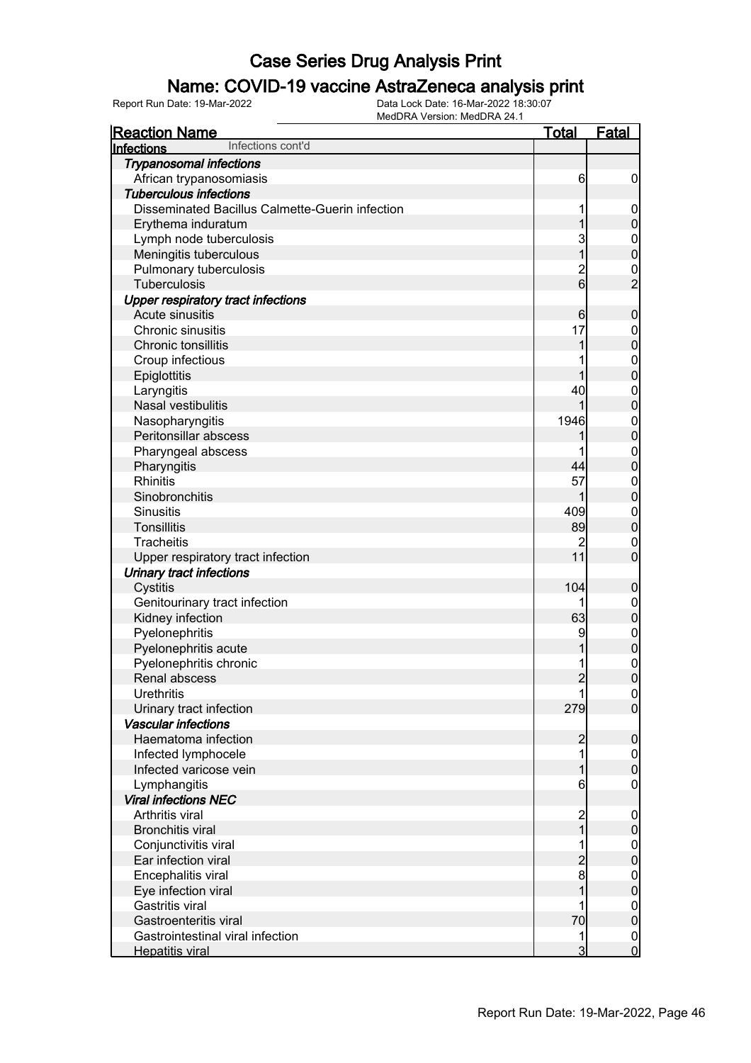# Case Series Drug Analysis Print

## Name: COVID-19 vaccine AstraZeneca analysis print

Report Run Date: 19-Mar-2022    Data Lock Date: 16-Mar-2022 18:30:07
MedDRA Version: MedDRA 24.1

| Reaction Name | Total | Fatal |
|---|---|---|
| **Infections** Infections cont'd | | |
| ***Trypanosomal infections*** | | |
| African trypanosomiasis | 6 | 0 |
| ***Tuberculous infections*** | | |
| Disseminated Bacillus Calmette-Guerin infection | 1 | 0 |
| Erythema induratum | 1 | 0 |
| Lymph node tuberculosis | 3 | 0 |
| Meningitis tuberculous | 1 | 0 |
| Pulmonary tuberculosis | 2 | 0 |
| Tuberculosis | 6 | 2 |
| ***Upper respiratory tract infections*** | | |
| Acute sinusitis | 6 | 0 |
| Chronic sinusitis | 17 | 0 |
| Chronic tonsillitis | 1 | 0 |
| Croup infectious | 1 | 0 |
| Epiglottitis | 1 | 0 |
| Laryngitis | 40 | 0 |
| Nasal vestibulitis | 1 | 0 |
| Nasopharyngitis | 1946 | 0 |
| Peritonsillar abscess | 1 | 0 |
| Pharyngeal abscess | 1 | 0 |
| Pharyngitis | 44 | 0 |
| Rhinitis | 57 | 0 |
| Sinobronchitis | 1 | 0 |
| Sinusitis | 409 | 0 |
| Tonsillitis | 89 | 0 |
| Tracheitis | 2 | 0 |
| Upper respiratory tract infection | 11 | 0 |
| ***Urinary tract infections*** | | |
| Cystitis | 104 | 0 |
| Genitourinary tract infection | 1 | 0 |
| Kidney infection | 63 | 0 |
| Pyelonephritis | 9 | 0 |
| Pyelonephritis acute | 1 | 0 |
| Pyelonephritis chronic | 1 | 0 |
| Renal abscess | 2 | 0 |
| Urethritis | 1 | 0 |
| Urinary tract infection | 279 | 0 |
| ***Vascular infections*** | | |
| Haematoma infection | 2 | 0 |
| Infected lymphocele | 1 | 0 |
| Infected varicose vein | 1 | 0 |
| Lymphangitis | 6 | 0 |
| ***Viral infections NEC*** | | |
| Arthritis viral | 2 | 0 |
| Bronchitis viral | 1 | 0 |
| Conjunctivitis viral | 1 | 0 |
| Ear infection viral | 2 | 0 |
| Encephalitis viral | 8 | 0 |
| Eye infection viral | 1 | 0 |
| Gastritis viral | 1 | 0 |
| Gastroenteritis viral | 70 | 0 |
| Gastrointestinal viral infection | 1 | 0 |
| Hepatitis viral | 3 | 0 |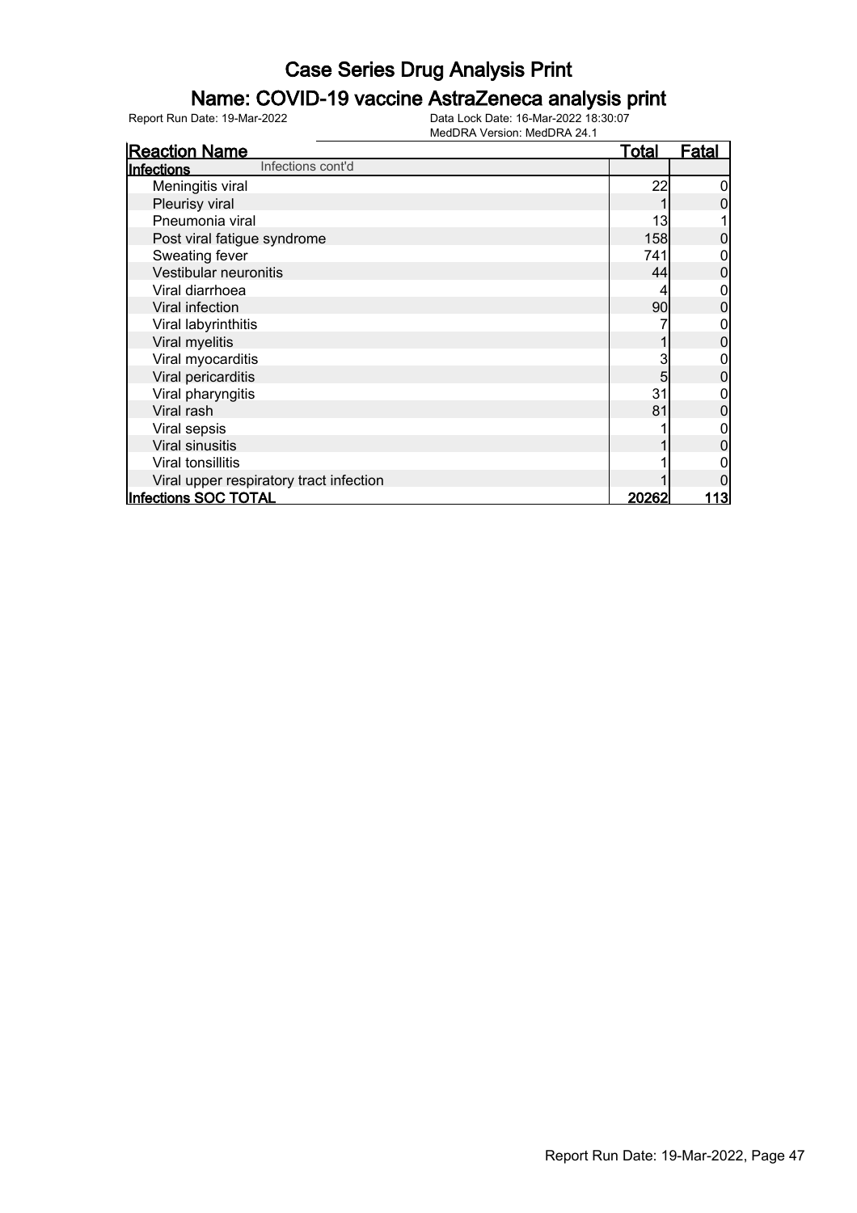# Case Series Drug Analysis Print

## Name: COVID-19 vaccine AstraZeneca analysis print

Report Run Date: 19-Mar-2022

Data Lock Date: 16-Mar-2022 18:30:07
MedDRA Version: MedDRA 24.1

| Reaction Name | Total | Fatal |
|---|---|---|
| **Infections** Infections cont'd | | |
| Meningitis viral | 22 | 0 |
| Pleurisy viral | 1 | 0 |
| Pneumonia viral | 13 | 1 |
| Post viral fatigue syndrome | 158 | 0 |
| Sweating fever | 741 | 0 |
| Vestibular neuronitis | 44 | 0 |
| Viral diarrhoea | 4 | 0 |
| Viral infection | 90 | 0 |
| Viral labyrinthitis | 7 | 0 |
| Viral myelitis | 1 | 0 |
| Viral myocarditis | 3 | 0 |
| Viral pericarditis | 5 | 0 |
| Viral pharyngitis | 31 | 0 |
| Viral rash | 81 | 0 |
| Viral sepsis | 1 | 0 |
| Viral sinusitis | 1 | 0 |
| Viral tonsillitis | 1 | 0 |
| Viral upper respiratory tract infection | 1 | 0 |
| **Infections SOC TOTAL** | **20262** | **113** |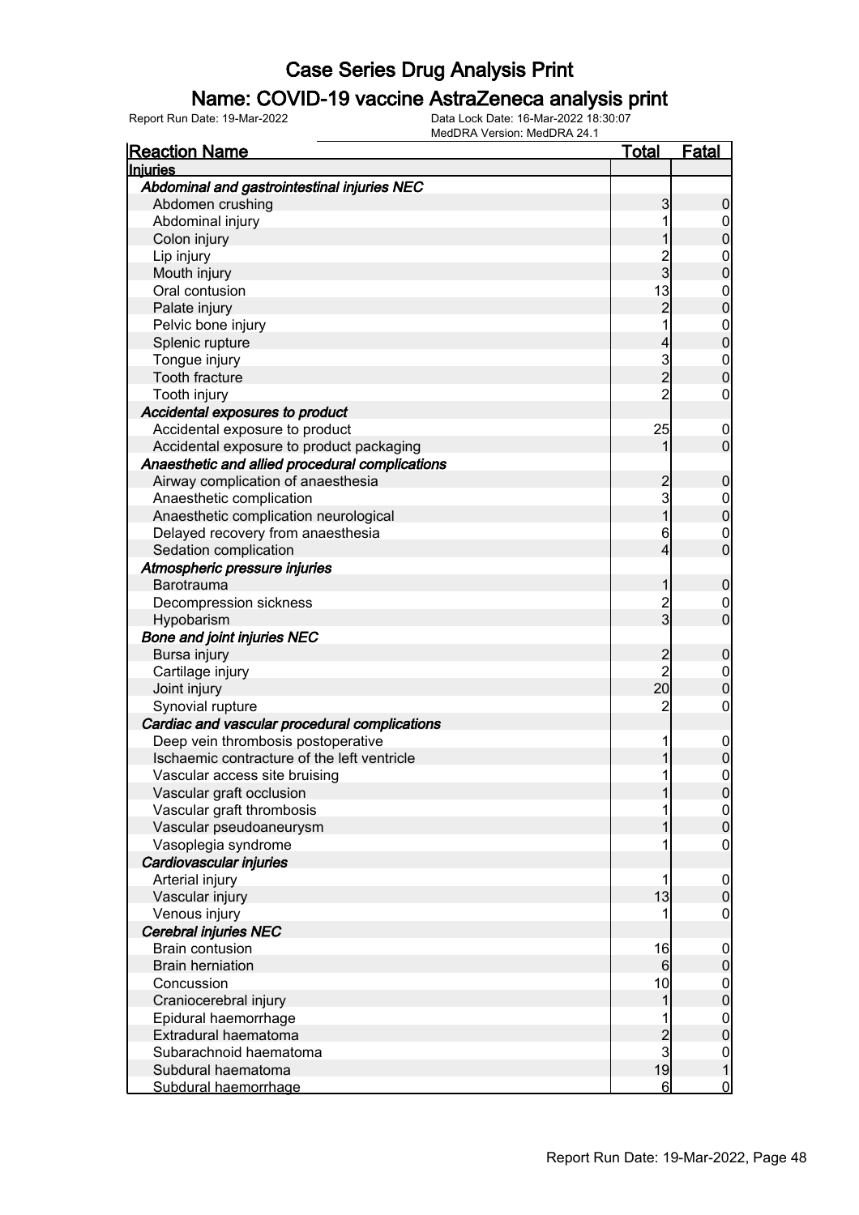# Case Series Drug Analysis Print

## Name: COVID-19 vaccine AstraZeneca analysis print

Report Run Date: 19-Mar-2022    Data Lock Date: 16-Mar-2022 18:30:07
MedDRA Version: MedDRA 24.1

| Reaction Name | Total | Fatal |
|---|---|---|
| **Injuries** | | |
| ***Abdominal and gastrointestinal injuries NEC*** | | |
| Abdomen crushing | 3 | 0 |
| Abdominal injury | 1 | 0 |
| Colon injury | 1 | 0 |
| Lip injury | 2 | 0 |
| Mouth injury | 3 | 0 |
| Oral contusion | 13 | 0 |
| Palate injury | 2 | 0 |
| Pelvic bone injury | 1 | 0 |
| Splenic rupture | 4 | 0 |
| Tongue injury | 3 | 0 |
| Tooth fracture | 2 | 0 |
| Tooth injury | 2 | 0 |
| ***Accidental exposures to product*** | | |
| Accidental exposure to product | 25 | 0 |
| Accidental exposure to product packaging | 1 | 0 |
| ***Anaesthetic and allied procedural complications*** | | |
| Airway complication of anaesthesia | 2 | 0 |
| Anaesthetic complication | 3 | 0 |
| Anaesthetic complication neurological | 1 | 0 |
| Delayed recovery from anaesthesia | 6 | 0 |
| Sedation complication | 4 | 0 |
| ***Atmospheric pressure injuries*** | | |
| Barotrauma | 1 | 0 |
| Decompression sickness | 2 | 0 |
| Hypobarism | 3 | 0 |
| ***Bone and joint injuries NEC*** | | |
| Bursa injury | 2 | 0 |
| Cartilage injury | 2 | 0 |
| Joint injury | 20 | 0 |
| Synovial rupture | 2 | 0 |
| ***Cardiac and vascular procedural complications*** | | |
| Deep vein thrombosis postoperative | 1 | 0 |
| Ischaemic contracture of the left ventricle | 1 | 0 |
| Vascular access site bruising | 1 | 0 |
| Vascular graft occlusion | 1 | 0 |
| Vascular graft thrombosis | 1 | 0 |
| Vascular pseudoaneurysm | 1 | 0 |
| Vasoplegia syndrome | 1 | 0 |
| ***Cardiovascular injuries*** | | |
| Arterial injury | 1 | 0 |
| Vascular injury | 13 | 0 |
| Venous injury | 1 | 0 |
| ***Cerebral injuries NEC*** | | |
| Brain contusion | 16 | 0 |
| Brain herniation | 6 | 0 |
| Concussion | 10 | 0 |
| Craniocerebral injury | 1 | 0 |
| Epidural haemorrhage | 1 | 0 |
| Extradural haematoma | 2 | 0 |
| Subarachnoid haematoma | 3 | 0 |
| Subdural haematoma | 19 | 1 |
| Subdural haemorrhage | 6 | 0 |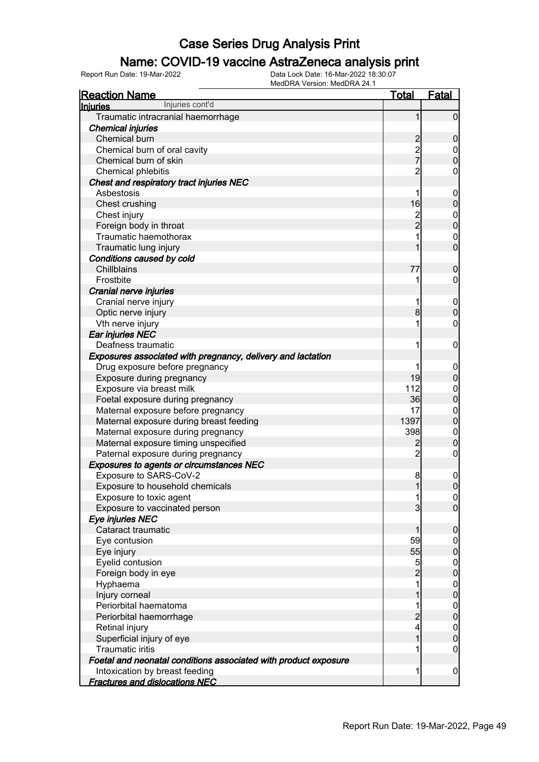# Case Series Drug Analysis Print

## Name: COVID-19 vaccine AstraZeneca analysis print

Report Run Date: 19-Mar-2022

Data Lock Date: 16-Mar-2022 18:30:07

MedDRA Version: MedDRA 24.1

| Reaction Name | Total | Fatal |
|---|---|---|
| **Injuries** Injuries cont'd | | |
| Traumatic intracranial haemorrhage | 1 | 0 |
| ***Chemical injuries*** | | |
| Chemical burn | 2 | 0 |
| Chemical burn of oral cavity | 2 | 0 |
| Chemical burn of skin | 7 | 0 |
| Chemical phlebitis | 2 | 0 |
| ***Chest and respiratory tract injuries NEC*** | | |
| Asbestosis | 1 | 0 |
| Chest crushing | 16 | 0 |
| Chest injury | 2 | 0 |
| Foreign body in throat | 2 | 0 |
| Traumatic haemothorax | 1 | 0 |
| Traumatic lung injury | 1 | 0 |
| ***Conditions caused by cold*** | | |
| Chillblains | 77 | 0 |
| Frostbite | 1 | 0 |
| ***Cranial nerve injuries*** | | |
| Cranial nerve injury | 1 | 0 |
| Optic nerve injury | 8 | 0 |
| Vth nerve injury | 1 | 0 |
| ***Ear injuries NEC*** | | |
| Deafness traumatic | 1 | 0 |
| ***Exposures associated with pregnancy, delivery and lactation*** | | |
| Drug exposure before pregnancy | 1 | 0 |
| Exposure during pregnancy | 19 | 0 |
| Exposure via breast milk | 112 | 0 |
| Foetal exposure during pregnancy | 36 | 0 |
| Maternal exposure before pregnancy | 17 | 0 |
| Maternal exposure during breast feeding | 1397 | 0 |
| Maternal exposure during pregnancy | 398 | 0 |
| Maternal exposure timing unspecified | 2 | 0 |
| Paternal exposure during pregnancy | 2 | 0 |
| ***Exposures to agents or circumstances NEC*** | | |
| Exposure to SARS-CoV-2 | 8 | 0 |
| Exposure to household chemicals | 1 | 0 |
| Exposure to toxic agent | 1 | 0 |
| Exposure to vaccinated person | 3 | 0 |
| ***Eye injuries NEC*** | | |
| Cataract traumatic | 1 | 0 |
| Eye contusion | 59 | 0 |
| Eye injury | 55 | 0 |
| Eyelid contusion | 5 | 0 |
| Foreign body in eye | 2 | 0 |
| Hyphaema | 1 | 0 |
| Injury corneal | 1 | 0 |
| Periorbital haematoma | 1 | 0 |
| Periorbital haemorrhage | 2 | 0 |
| Retinal injury | 4 | 0 |
| Superficial injury of eye | 1 | 0 |
| Traumatic iritis | 1 | 0 |
| ***Foetal and neonatal conditions associated with product exposure*** | | |
| Intoxication by breast feeding | 1 | 0 |
| ***Fractures and dislocations NEC*** | | |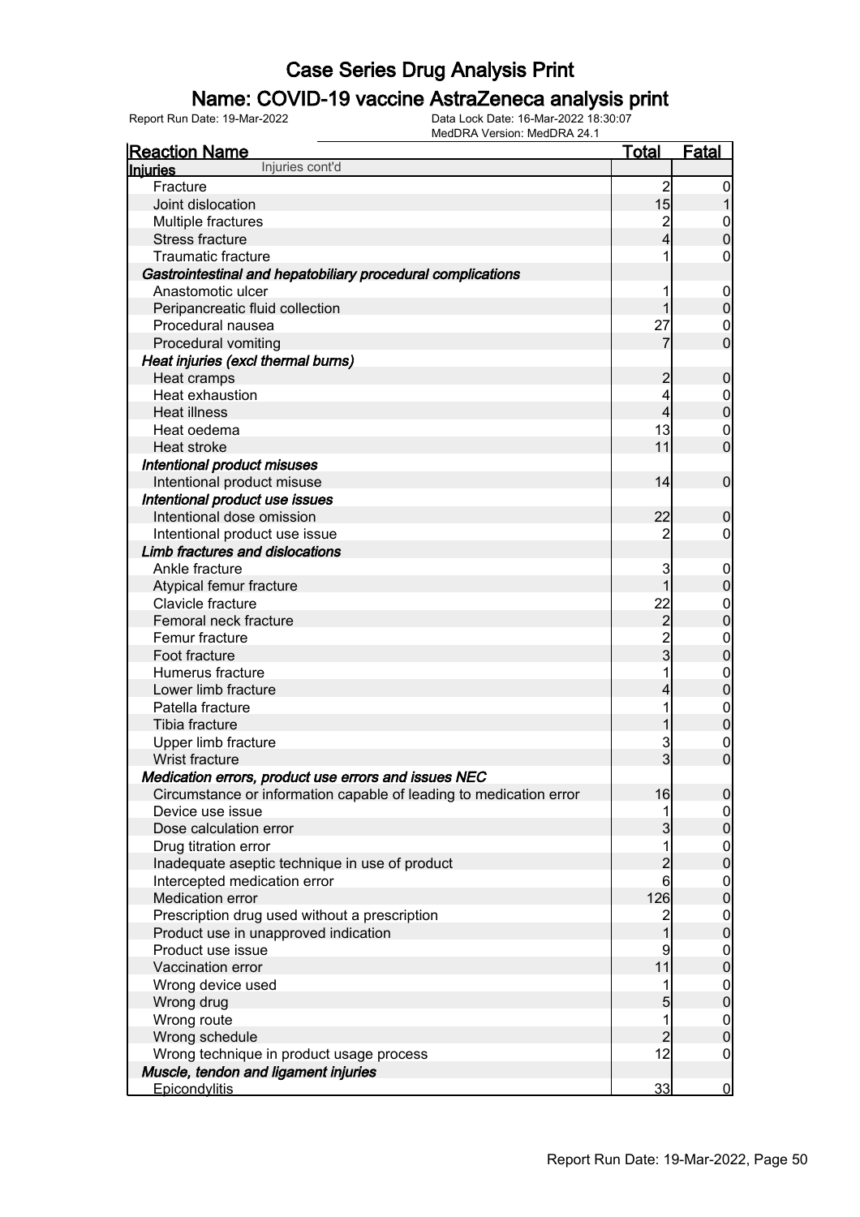# Case Series Drug Analysis Print

## Name: COVID-19 vaccine AstraZeneca analysis print

Report Run Date: 19-Mar-2022    Data Lock Date: 16-Mar-2022 18:30:07
MedDRA Version: MedDRA 24.1

| Reaction Name | Total | Fatal |
|---|---|---|
| **Injuries** Injuries cont'd | | |
| Fracture | 2 | 0 |
| Joint dislocation | 15 | 1 |
| Multiple fractures | 2 | 0 |
| Stress fracture | 4 | 0 |
| Traumatic fracture | 1 | 0 |
| ***Gastrointestinal and hepatobiliary procedural complications*** | | |
| Anastomotic ulcer | 1 | 0 |
| Peripancreatic fluid collection | 1 | 0 |
| Procedural nausea | 27 | 0 |
| Procedural vomiting | 7 | 0 |
| ***Heat injuries (excl thermal burns)*** | | |
| Heat cramps | 2 | 0 |
| Heat exhaustion | 4 | 0 |
| Heat illness | 4 | 0 |
| Heat oedema | 13 | 0 |
| Heat stroke | 11 | 0 |
| ***Intentional product misuses*** | | |
| Intentional product misuse | 14 | 0 |
| ***Intentional product use issues*** | | |
| Intentional dose omission | 22 | 0 |
| Intentional product use issue | 2 | 0 |
| ***Limb fractures and dislocations*** | | |
| Ankle fracture | 3 | 0 |
| Atypical femur fracture | 1 | 0 |
| Clavicle fracture | 22 | 0 |
| Femoral neck fracture | 2 | 0 |
| Femur fracture | 2 | 0 |
| Foot fracture | 3 | 0 |
| Humerus fracture | 1 | 0 |
| Lower limb fracture | 4 | 0 |
| Patella fracture | 1 | 0 |
| Tibia fracture | 1 | 0 |
| Upper limb fracture | 3 | 0 |
| Wrist fracture | 3 | 0 |
| ***Medication errors, product use errors and issues NEC*** | | |
| Circumstance or information capable of leading to medication error | 16 | 0 |
| Device use issue | 1 | 0 |
| Dose calculation error | 3 | 0 |
| Drug titration error | 1 | 0 |
| Inadequate aseptic technique in use of product | 2 | 0 |
| Intercepted medication error | 6 | 0 |
| Medication error | 126 | 0 |
| Prescription drug used without a prescription | 2 | 0 |
| Product use in unapproved indication | 1 | 0 |
| Product use issue | 9 | 0 |
| Vaccination error | 11 | 0 |
| Wrong device used | 1 | 0 |
| Wrong drug | 5 | 0 |
| Wrong route | 1 | 0 |
| Wrong schedule | 2 | 0 |
| Wrong technique in product usage process | 12 | 0 |
| ***Muscle, tendon and ligament injuries*** | | |
| Epicondylitis | 33 | 0 |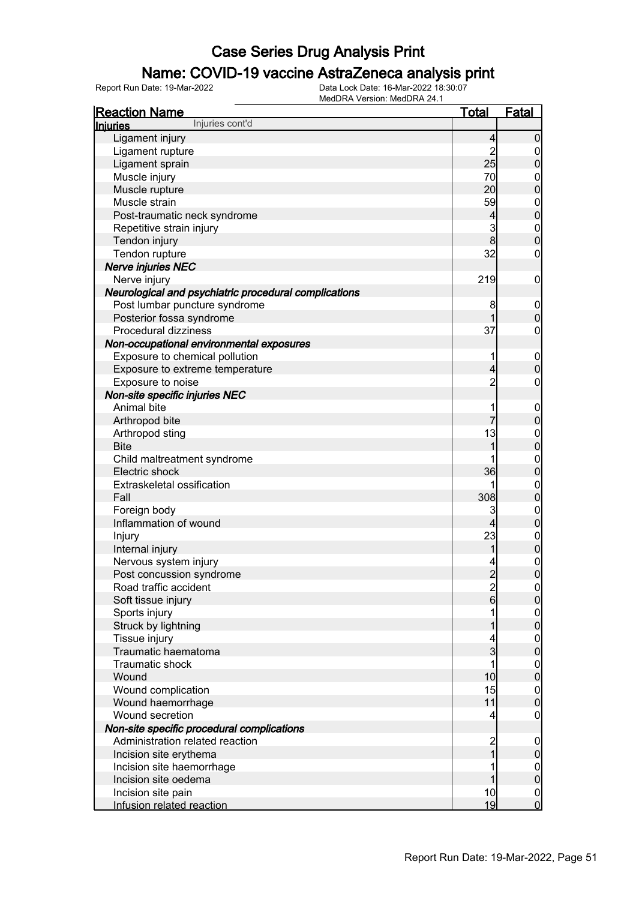# Case Series Drug Analysis Print

## Name: COVID-19 vaccine AstraZeneca analysis print

Report Run Date: 19-Mar-2022  
Data Lock Date: 16-Mar-2022 18:30:07  
MedDRA Version: MedDRA 24.1

| Reaction Name | Total | Fatal |
|---|---|---|
| **Injuries** Injuries cont'd | | |
| Ligament injury | 4 | 0 |
| Ligament rupture | 2 | 0 |
| Ligament sprain | 25 | 0 |
| Muscle injury | 70 | 0 |
| Muscle rupture | 20 | 0 |
| Muscle strain | 59 | 0 |
| Post-traumatic neck syndrome | 4 | 0 |
| Repetitive strain injury | 3 | 0 |
| Tendon injury | 8 | 0 |
| Tendon rupture | 32 | 0 |
| ***Nerve injuries NEC*** | | |
| Nerve injury | 219 | 0 |
| ***Neurological and psychiatric procedural complications*** | | |
| Post lumbar puncture syndrome | 8 | 0 |
| Posterior fossa syndrome | 1 | 0 |
| Procedural dizziness | 37 | 0 |
| ***Non-occupational environmental exposures*** | | |
| Exposure to chemical pollution | 1 | 0 |
| Exposure to extreme temperature | 4 | 0 |
| Exposure to noise | 2 | 0 |
| ***Non-site specific injuries NEC*** | | |
| Animal bite | 1 | 0 |
| Arthropod bite | 7 | 0 |
| Arthropod sting | 13 | 0 |
| Bite | 1 | 0 |
| Child maltreatment syndrome | 1 | 0 |
| Electric shock | 36 | 0 |
| Extraskeletal ossification | 1 | 0 |
| Fall | 308 | 0 |
| Foreign body | 3 | 0 |
| Inflammation of wound | 4 | 0 |
| Injury | 23 | 0 |
| Internal injury | 1 | 0 |
| Nervous system injury | 4 | 0 |
| Post concussion syndrome | 2 | 0 |
| Road traffic accident | 2 | 0 |
| Soft tissue injury | 6 | 0 |
| Sports injury | 1 | 0 |
| Struck by lightning | 1 | 0 |
| Tissue injury | 4 | 0 |
| Traumatic haematoma | 3 | 0 |
| Traumatic shock | 1 | 0 |
| Wound | 10 | 0 |
| Wound complication | 15 | 0 |
| Wound haemorrhage | 11 | 0 |
| Wound secretion | 4 | 0 |
| ***Non-site specific procedural complications*** | | |
| Administration related reaction | 2 | 0 |
| Incision site erythema | 1 | 0 |
| Incision site haemorrhage | 1 | 0 |
| Incision site oedema | 1 | 0 |
| Incision site pain | 10 | 0 |
| Infusion related reaction | 19 | 0 |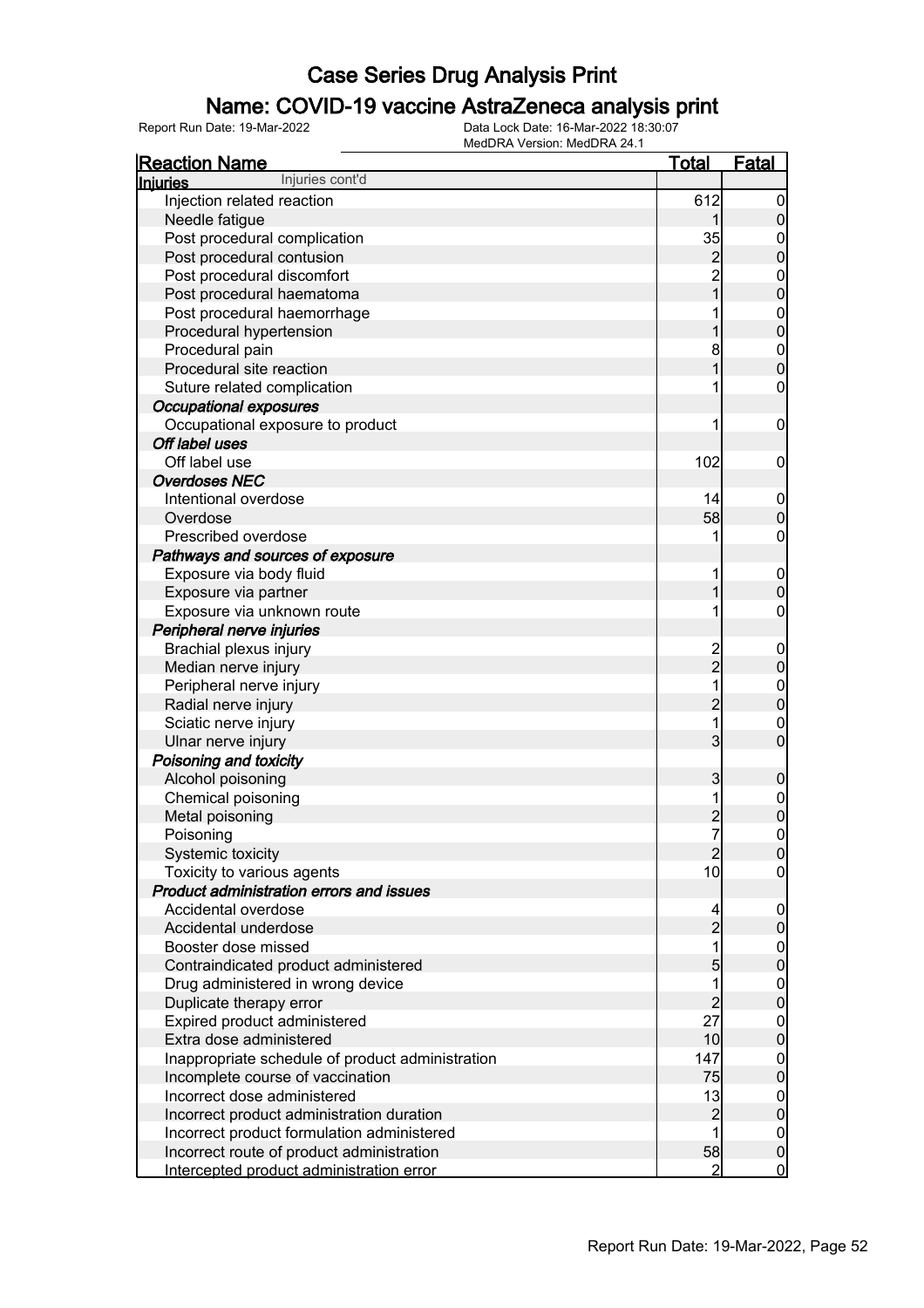# Case Series Drug Analysis Print

## Name: COVID-19 vaccine AstraZeneca analysis print

Report Run Date: 19-Mar-2022
Data Lock Date: 16-Mar-2022 18:30:07
MedDRA Version: MedDRA 24.1

| Reaction Name | Total | Fatal |
|---|---|---|
| **Injuries** Injuries cont'd | | |
| Injection related reaction | 612 | 0 |
| Needle fatigue | 1 | 0 |
| Post procedural complication | 35 | 0 |
| Post procedural contusion | 2 | 0 |
| Post procedural discomfort | 2 | 0 |
| Post procedural haematoma | 1 | 0 |
| Post procedural haemorrhage | 1 | 0 |
| Procedural hypertension | 1 | 0 |
| Procedural pain | 8 | 0 |
| Procedural site reaction | 1 | 0 |
| Suture related complication | 1 | 0 |
| ***Occupational exposures*** | | |
| Occupational exposure to product | 1 | 0 |
| ***Off label uses*** | | |
| Off label use | 102 | 0 |
| ***Overdoses NEC*** | | |
| Intentional overdose | 14 | 0 |
| Overdose | 58 | 0 |
| Prescribed overdose | 1 | 0 |
| ***Pathways and sources of exposure*** | | |
| Exposure via body fluid | 1 | 0 |
| Exposure via partner | 1 | 0 |
| Exposure via unknown route | 1 | 0 |
| ***Peripheral nerve injuries*** | | |
| Brachial plexus injury | 2 | 0 |
| Median nerve injury | 2 | 0 |
| Peripheral nerve injury | 1 | 0 |
| Radial nerve injury | 2 | 0 |
| Sciatic nerve injury | 1 | 0 |
| Ulnar nerve injury | 3 | 0 |
| ***Poisoning and toxicity*** | | |
| Alcohol poisoning | 3 | 0 |
| Chemical poisoning | 1 | 0 |
| Metal poisoning | 2 | 0 |
| Poisoning | 7 | 0 |
| Systemic toxicity | 2 | 0 |
| Toxicity to various agents | 10 | 0 |
| ***Product administration errors and issues*** | | |
| Accidental overdose | 4 | 0 |
| Accidental underdose | 2 | 0 |
| Booster dose missed | 1 | 0 |
| Contraindicated product administered | 5 | 0 |
| Drug administered in wrong device | 1 | 0 |
| Duplicate therapy error | 2 | 0 |
| Expired product administered | 27 | 0 |
| Extra dose administered | 10 | 0 |
| Inappropriate schedule of product administration | 147 | 0 |
| Incomplete course of vaccination | 75 | 0 |
| Incorrect dose administered | 13 | 0 |
| Incorrect product administration duration | 2 | 0 |
| Incorrect product formulation administered | 1 | 0 |
| Incorrect route of product administration | 58 | 0 |
| Intercepted product administration error | 2 | 0 |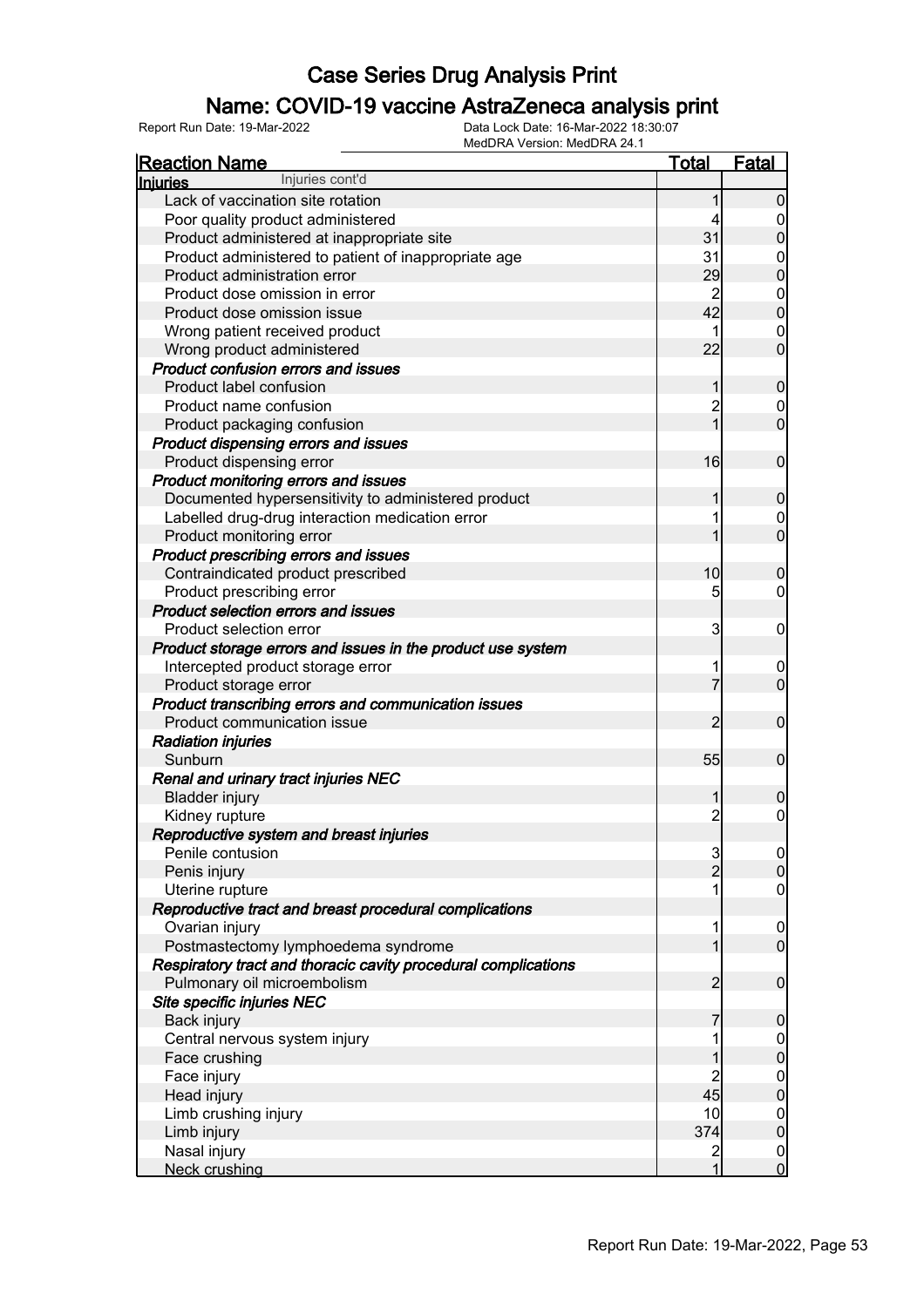# Case Series Drug Analysis Print

## Name: COVID-19 vaccine AstraZeneca analysis print

Report Run Date: 19-Mar-2022 | Data Lock Date: 16-Mar-2022 18:30:07 | MedDRA Version: MedDRA 24.1

| Reaction Name | Total | Fatal |
|---|---|---|
| **Injuries** Injuries cont'd | | |
| Lack of vaccination site rotation | 1 | 0 |
| Poor quality product administered | 4 | 0 |
| Product administered at inappropriate site | 31 | 0 |
| Product administered to patient of inappropriate age | 31 | 0 |
| Product administration error | 29 | 0 |
| Product dose omission in error | 2 | 0 |
| Product dose omission issue | 42 | 0 |
| Wrong patient received product | 1 | 0 |
| Wrong product administered | 22 | 0 |
| ***Product confusion errors and issues*** | | |
| Product label confusion | 1 | 0 |
| Product name confusion | 2 | 0 |
| Product packaging confusion | 1 | 0 |
| ***Product dispensing errors and issues*** | | |
| Product dispensing error | 16 | 0 |
| ***Product monitoring errors and issues*** | | |
| Documented hypersensitivity to administered product | 1 | 0 |
| Labelled drug-drug interaction medication error | 1 | 0 |
| Product monitoring error | 1 | 0 |
| ***Product prescribing errors and issues*** | | |
| Contraindicated product prescribed | 10 | 0 |
| Product prescribing error | 5 | 0 |
| ***Product selection errors and issues*** | | |
| Product selection error | 3 | 0 |
| ***Product storage errors and issues in the product use system*** | | |
| Intercepted product storage error | 1 | 0 |
| Product storage error | 7 | 0 |
| ***Product transcribing errors and communication issues*** | | |
| Product communication issue | 2 | 0 |
| ***Radiation injuries*** | | |
| Sunburn | 55 | 0 |
| ***Renal and urinary tract injuries NEC*** | | |
| Bladder injury | 1 | 0 |
| Kidney rupture | 2 | 0 |
| ***Reproductive system and breast injuries*** | | |
| Penile contusion | 3 | 0 |
| Penis injury | 2 | 0 |
| Uterine rupture | 1 | 0 |
| ***Reproductive tract and breast procedural complications*** | | |
| Ovarian injury | 1 | 0 |
| Postmastectomy lymphoedema syndrome | 1 | 0 |
| ***Respiratory tract and thoracic cavity procedural complications*** | | |
| Pulmonary oil microembolism | 2 | 0 |
| ***Site specific injuries NEC*** | | |
| Back injury | 7 | 0 |
| Central nervous system injury | 1 | 0 |
| Face crushing | 1 | 0 |
| Face injury | 2 | 0 |
| Head injury | 45 | 0 |
| Limb crushing injury | 10 | 0 |
| Limb injury | 374 | 0 |
| Nasal injury | 2 | 0 |
| Neck crushing | 1 | 0 |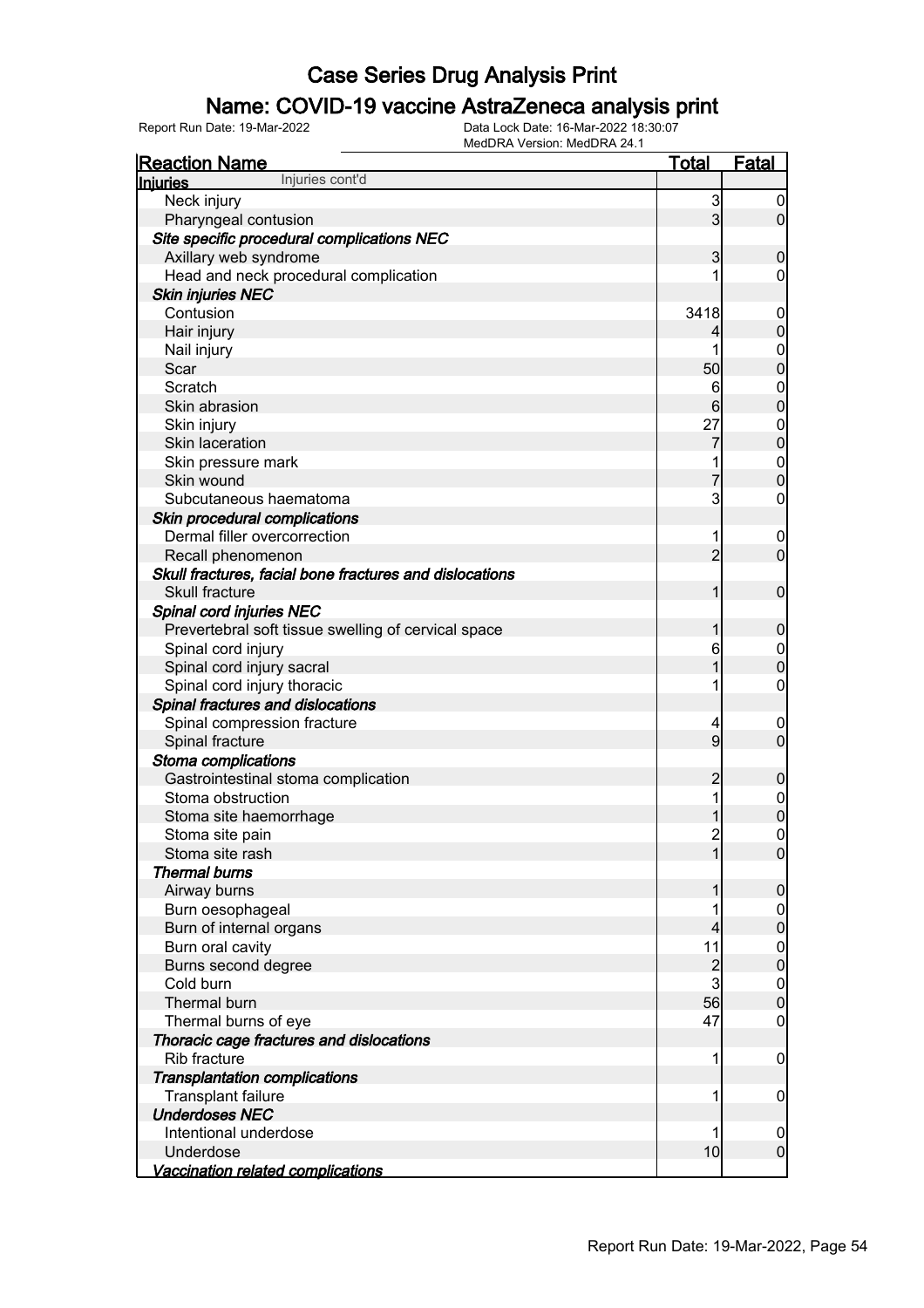# Case Series Drug Analysis Print

## Name: COVID-19 vaccine AstraZeneca analysis print

Report Run Date: 19-Mar-2022 | Data Lock Date: 16-Mar-2022 18:30:07 | MedDRA Version: MedDRA 24.1

| Reaction Name | Total | Fatal |
|---|---|---|
| **Injuries** Injuries cont'd | | |
| Neck injury | 3 | 0 |
| Pharyngeal contusion | 3 | 0 |
| ***Site specific procedural complications NEC*** | | |
| Axillary web syndrome | 3 | 0 |
| Head and neck procedural complication | 1 | 0 |
| ***Skin injuries NEC*** | | |
| Contusion | 3418 | 0 |
| Hair injury | 4 | 0 |
| Nail injury | 1 | 0 |
| Scar | 50 | 0 |
| Scratch | 6 | 0 |
| Skin abrasion | 6 | 0 |
| Skin injury | 27 | 0 |
| Skin laceration | 7 | 0 |
| Skin pressure mark | 1 | 0 |
| Skin wound | 7 | 0 |
| Subcutaneous haematoma | 3 | 0 |
| ***Skin procedural complications*** | | |
| Dermal filler overcorrection | 1 | 0 |
| Recall phenomenon | 2 | 0 |
| ***Skull fractures, facial bone fractures and dislocations*** | | |
| Skull fracture | 1 | 0 |
| ***Spinal cord injuries NEC*** | | |
| Prevertebral soft tissue swelling of cervical space | 1 | 0 |
| Spinal cord injury | 6 | 0 |
| Spinal cord injury sacral | 1 | 0 |
| Spinal cord injury thoracic | 1 | 0 |
| ***Spinal fractures and dislocations*** | | |
| Spinal compression fracture | 4 | 0 |
| Spinal fracture | 9 | 0 |
| ***Stoma complications*** | | |
| Gastrointestinal stoma complication | 2 | 0 |
| Stoma obstruction | 1 | 0 |
| Stoma site haemorrhage | 1 | 0 |
| Stoma site pain | 2 | 0 |
| Stoma site rash | 1 | 0 |
| ***Thermal burns*** | | |
| Airway burns | 1 | 0 |
| Burn oesophageal | 1 | 0 |
| Burn of internal organs | 4 | 0 |
| Burn oral cavity | 11 | 0 |
| Burns second degree | 2 | 0 |
| Cold burn | 3 | 0 |
| Thermal burn | 56 | 0 |
| Thermal burns of eye | 47 | 0 |
| ***Thoracic cage fractures and dislocations*** | | |
| Rib fracture | 1 | 0 |
| ***Transplantation complications*** | | |
| Transplant failure | 1 | 0 |
| ***Underdoses NEC*** | | |
| Intentional underdose | 1 | 0 |
| Underdose | 10 | 0 |
| ***Vaccination related complications*** | | |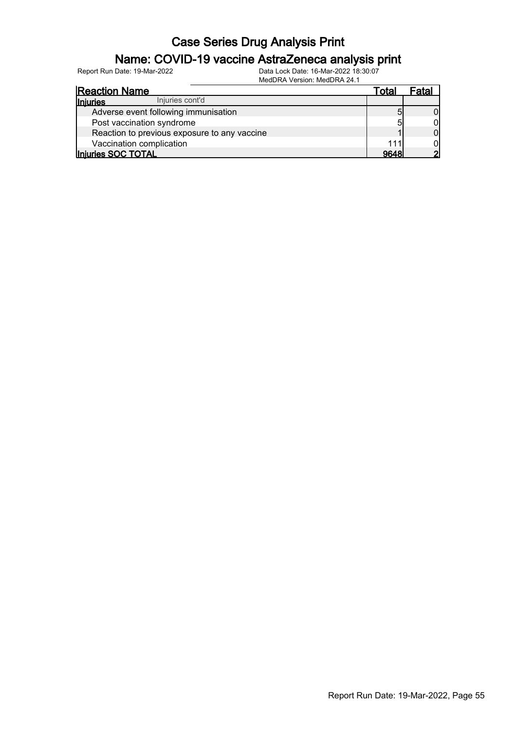# Case Series Drug Analysis Print

## Name: COVID-19 vaccine AstraZeneca analysis print

Report Run Date: 19-Mar-2022 | Data Lock Date: 16-Mar-2022 18:30:07 | MedDRA Version: MedDRA 24.1

| Reaction Name | Total | Fatal |
|---|---|---|
| **Injuries** Injuries cont'd | | |
| Adverse event following immunisation | 5 | 0 |
| Post vaccination syndrome | 5 | 0 |
| Reaction to previous exposure to any vaccine | 1 | 0 |
| Vaccination complication | 111 | 0 |
| **Injuries SOC TOTAL** | **9648** | **2** |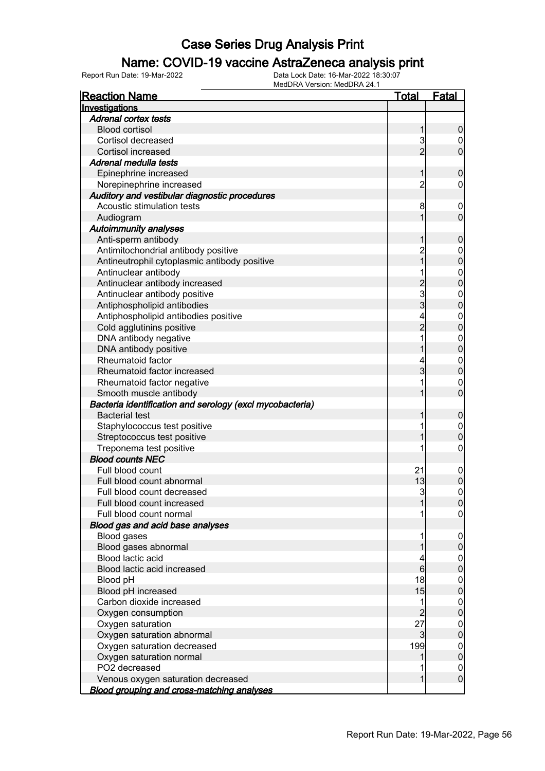# Case Series Drug Analysis Print

## Name: COVID-19 vaccine AstraZeneca analysis print

Report Run Date: 19-Mar-2022    Data Lock Date: 16-Mar-2022 18:30:07
MedDRA Version: MedDRA 24.1

| Reaction Name | Total | Fatal |
|---|---|---|
| **Investigations** | | |
| ***Adrenal cortex tests*** | | |
| Blood cortisol | 1 | 0 |
| Cortisol decreased | 3 | 0 |
| Cortisol increased | 2 | 0 |
| ***Adrenal medulla tests*** | | |
| Epinephrine increased | 1 | 0 |
| Norepinephrine increased | 2 | 0 |
| ***Auditory and vestibular diagnostic procedures*** | | |
| Acoustic stimulation tests | 8 | 0 |
| Audiogram | 1 | 0 |
| ***Autoimmunity analyses*** | | |
| Anti-sperm antibody | 1 | 0 |
| Antimitochondrial antibody positive | 2 | 0 |
| Antineutrophil cytoplasmic antibody positive | 1 | 0 |
| Antinuclear antibody | 1 | 0 |
| Antinuclear antibody increased | 2 | 0 |
| Antinuclear antibody positive | 3 | 0 |
| Antiphospholipid antibodies | 3 | 0 |
| Antiphospholipid antibodies positive | 4 | 0 |
| Cold agglutinins positive | 2 | 0 |
| DNA antibody negative | 1 | 0 |
| DNA antibody positive | 1 | 0 |
| Rheumatoid factor | 4 | 0 |
| Rheumatoid factor increased | 3 | 0 |
| Rheumatoid factor negative | 1 | 0 |
| Smooth muscle antibody | 1 | 0 |
| ***Bacteria identification and serology (excl mycobacteria)*** | | |
| Bacterial test | 1 | 0 |
| Staphylococcus test positive | 1 | 0 |
| Streptococcus test positive | 1 | 0 |
| Treponema test positive | 1 | 0 |
| ***Blood counts NEC*** | | |
| Full blood count | 21 | 0 |
| Full blood count abnormal | 13 | 0 |
| Full blood count decreased | 3 | 0 |
| Full blood count increased | 1 | 0 |
| Full blood count normal | 1 | 0 |
| ***Blood gas and acid base analyses*** | | |
| Blood gases | 1 | 0 |
| Blood gases abnormal | 1 | 0 |
| Blood lactic acid | 4 | 0 |
| Blood lactic acid increased | 6 | 0 |
| Blood pH | 18 | 0 |
| Blood pH increased | 15 | 0 |
| Carbon dioxide increased | 1 | 0 |
| Oxygen consumption | 2 | 0 |
| Oxygen saturation | 27 | 0 |
| Oxygen saturation abnormal | 3 | 0 |
| Oxygen saturation decreased | 199 | 0 |
| Oxygen saturation normal | 1 | 0 |
| PO2 decreased | 1 | 0 |
| Venous oxygen saturation decreased | 1 | 0 |
| ***Blood grouping and cross-matching analyses*** | | |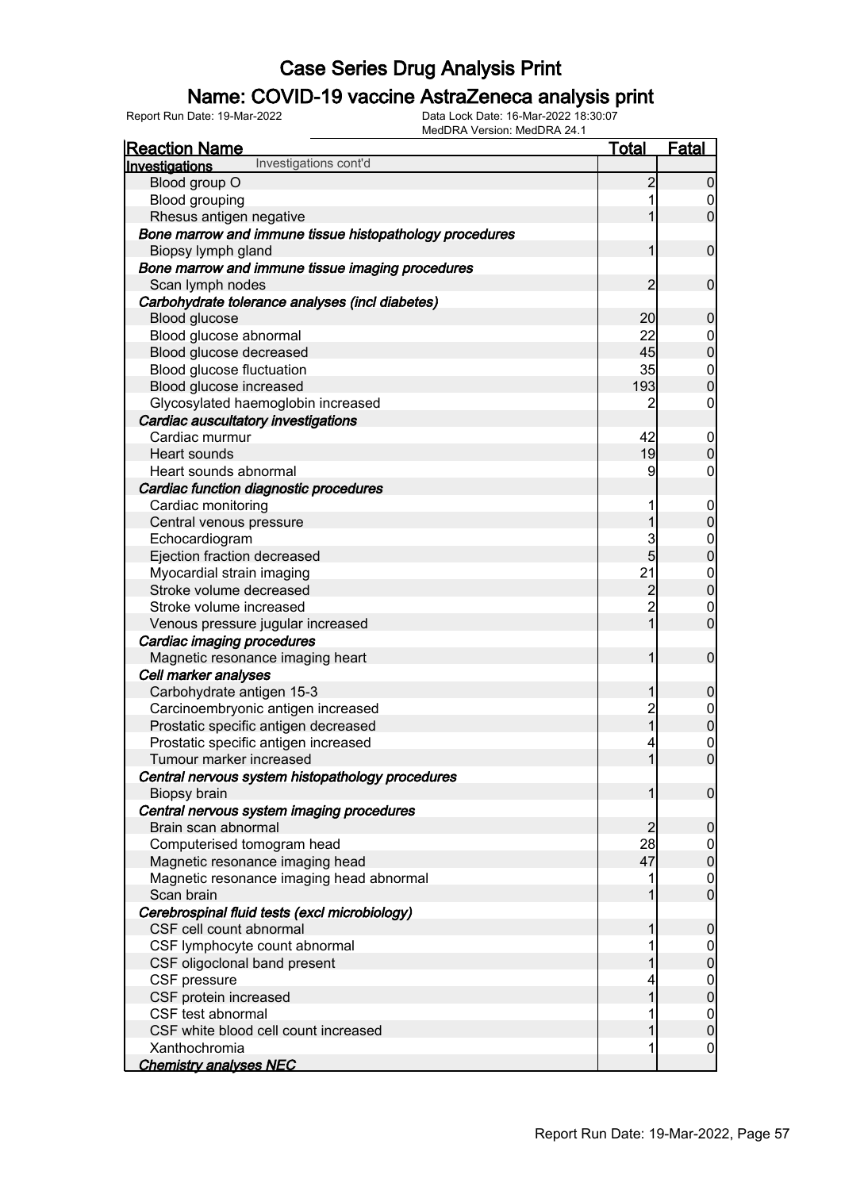# Case Series Drug Analysis Print

## Name: COVID-19 vaccine AstraZeneca analysis print

Report Run Date: 19-Mar-2022 | Data Lock Date: 16-Mar-2022 18:30:07 | MedDRA Version: MedDRA 24.1

| Reaction Name | Total | Fatal |
|---|---|---|
| **Investigations** Investigations cont'd | | |
| Blood group O | 2 | 0 |
| Blood grouping | 1 | 0 |
| Rhesus antigen negative | 1 | 0 |
| ***Bone marrow and immune tissue histopathology procedures*** | | |
| Biopsy lymph gland | 1 | 0 |
| ***Bone marrow and immune tissue imaging procedures*** | | |
| Scan lymph nodes | 2 | 0 |
| ***Carbohydrate tolerance analyses (incl diabetes)*** | | |
| Blood glucose | 20 | 0 |
| Blood glucose abnormal | 22 | 0 |
| Blood glucose decreased | 45 | 0 |
| Blood glucose fluctuation | 35 | 0 |
| Blood glucose increased | 193 | 0 |
| Glycosylated haemoglobin increased | 2 | 0 |
| ***Cardiac auscultatory investigations*** | | |
| Cardiac murmur | 42 | 0 |
| Heart sounds | 19 | 0 |
| Heart sounds abnormal | 9 | 0 |
| ***Cardiac function diagnostic procedures*** | | |
| Cardiac monitoring | 1 | 0 |
| Central venous pressure | 1 | 0 |
| Echocardiogram | 3 | 0 |
| Ejection fraction decreased | 5 | 0 |
| Myocardial strain imaging | 21 | 0 |
| Stroke volume decreased | 2 | 0 |
| Stroke volume increased | 2 | 0 |
| Venous pressure jugular increased | 1 | 0 |
| ***Cardiac imaging procedures*** | | |
| Magnetic resonance imaging heart | 1 | 0 |
| ***Cell marker analyses*** | | |
| Carbohydrate antigen 15-3 | 1 | 0 |
| Carcinoembryonic antigen increased | 2 | 0 |
| Prostatic specific antigen decreased | 1 | 0 |
| Prostatic specific antigen increased | 4 | 0 |
| Tumour marker increased | 1 | 0 |
| ***Central nervous system histopathology procedures*** | | |
| Biopsy brain | 1 | 0 |
| ***Central nervous system imaging procedures*** | | |
| Brain scan abnormal | 2 | 0 |
| Computerised tomogram head | 28 | 0 |
| Magnetic resonance imaging head | 47 | 0 |
| Magnetic resonance imaging head abnormal | 1 | 0 |
| Scan brain | 1 | 0 |
| ***Cerebrospinal fluid tests (excl microbiology)*** | | |
| CSF cell count abnormal | 1 | 0 |
| CSF lymphocyte count abnormal | 1 | 0 |
| CSF oligoclonal band present | 1 | 0 |
| CSF pressure | 4 | 0 |
| CSF protein increased | 1 | 0 |
| CSF test abnormal | 1 | 0 |
| CSF white blood cell count increased | 1 | 0 |
| Xanthochromia | 1 | 0 |
| ***Chemistry analyses NEC*** | | |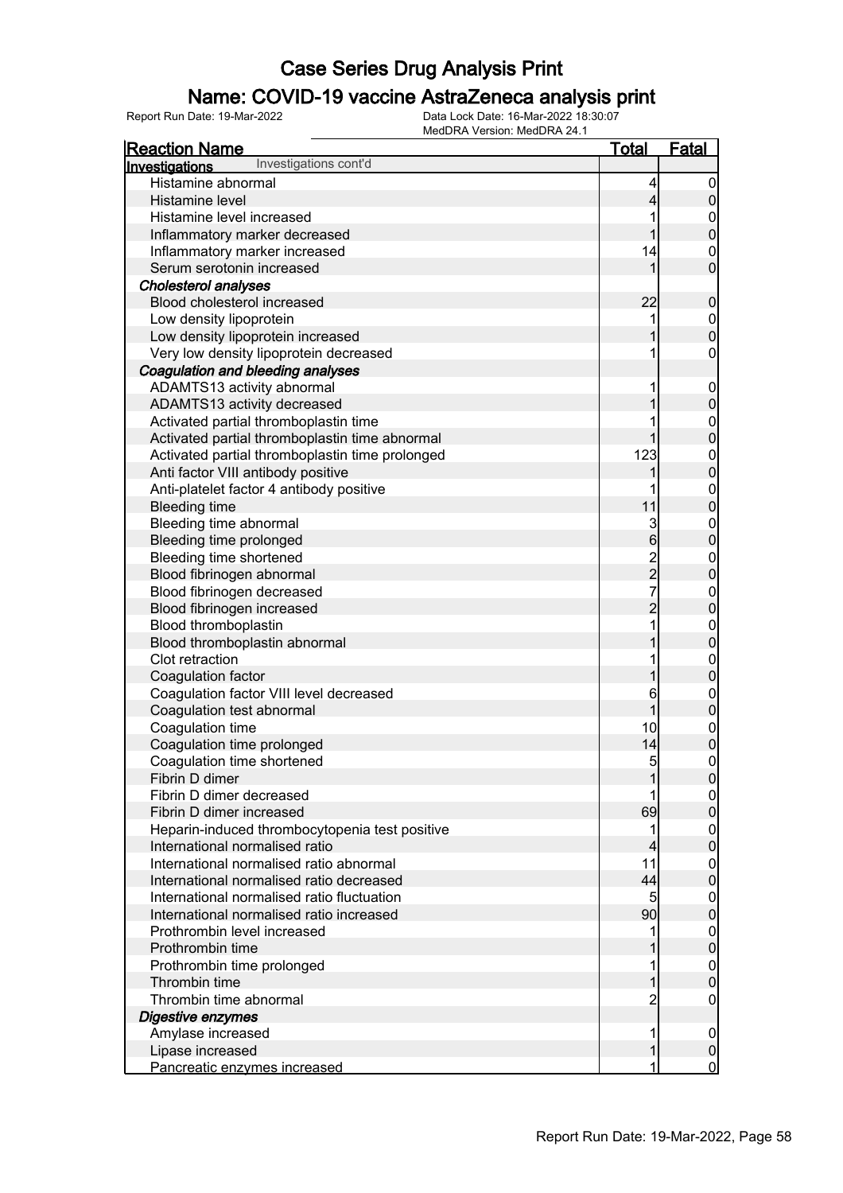# Case Series Drug Analysis Print

## Name: COVID-19 vaccine AstraZeneca analysis print

Report Run Date: 19-Mar-2022 | Data Lock Date: 16-Mar-2022 18:30:07 | MedDRA Version: MedDRA 24.1

| Reaction Name | Total | Fatal |
|---|---|---|
| **Investigations** Investigations cont'd | | |
| Histamine abnormal | 4 | 0 |
| Histamine level | 4 | 0 |
| Histamine level increased | 1 | 0 |
| Inflammatory marker decreased | 1 | 0 |
| Inflammatory marker increased | 14 | 0 |
| Serum serotonin increased | 1 | 0 |
| ***Cholesterol analyses*** | | |
| Blood cholesterol increased | 22 | 0 |
| Low density lipoprotein | 1 | 0 |
| Low density lipoprotein increased | 1 | 0 |
| Very low density lipoprotein decreased | 1 | 0 |
| ***Coagulation and bleeding analyses*** | | |
| ADAMTS13 activity abnormal | 1 | 0 |
| ADAMTS13 activity decreased | 1 | 0 |
| Activated partial thromboplastin time | 1 | 0 |
| Activated partial thromboplastin time abnormal | 1 | 0 |
| Activated partial thromboplastin time prolonged | 123 | 0 |
| Anti factor VIII antibody positive | 1 | 0 |
| Anti-platelet factor 4 antibody positive | 1 | 0 |
| Bleeding time | 11 | 0 |
| Bleeding time abnormal | 3 | 0 |
| Bleeding time prolonged | 6 | 0 |
| Bleeding time shortened | 2 | 0 |
| Blood fibrinogen abnormal | 2 | 0 |
| Blood fibrinogen decreased | 7 | 0 |
| Blood fibrinogen increased | 2 | 0 |
| Blood thromboplastin | 1 | 0 |
| Blood thromboplastin abnormal | 1 | 0 |
| Clot retraction | 1 | 0 |
| Coagulation factor | 1 | 0 |
| Coagulation factor VIII level decreased | 6 | 0 |
| Coagulation test abnormal | 1 | 0 |
| Coagulation time | 10 | 0 |
| Coagulation time prolonged | 14 | 0 |
| Coagulation time shortened | 5 | 0 |
| Fibrin D dimer | 1 | 0 |
| Fibrin D dimer decreased | 1 | 0 |
| Fibrin D dimer increased | 69 | 0 |
| Heparin-induced thrombocytopenia test positive | 1 | 0 |
| International normalised ratio | 4 | 0 |
| International normalised ratio abnormal | 11 | 0 |
| International normalised ratio decreased | 44 | 0 |
| International normalised ratio fluctuation | 5 | 0 |
| International normalised ratio increased | 90 | 0 |
| Prothrombin level increased | 1 | 0 |
| Prothrombin time | 1 | 0 |
| Prothrombin time prolonged | 1 | 0 |
| Thrombin time | 1 | 0 |
| Thrombin time abnormal | 2 | 0 |
| ***Digestive enzymes*** | | |
| Amylase increased | 1 | 0 |
| Lipase increased | 1 | 0 |
| Pancreatic enzymes increased | 1 | 0 |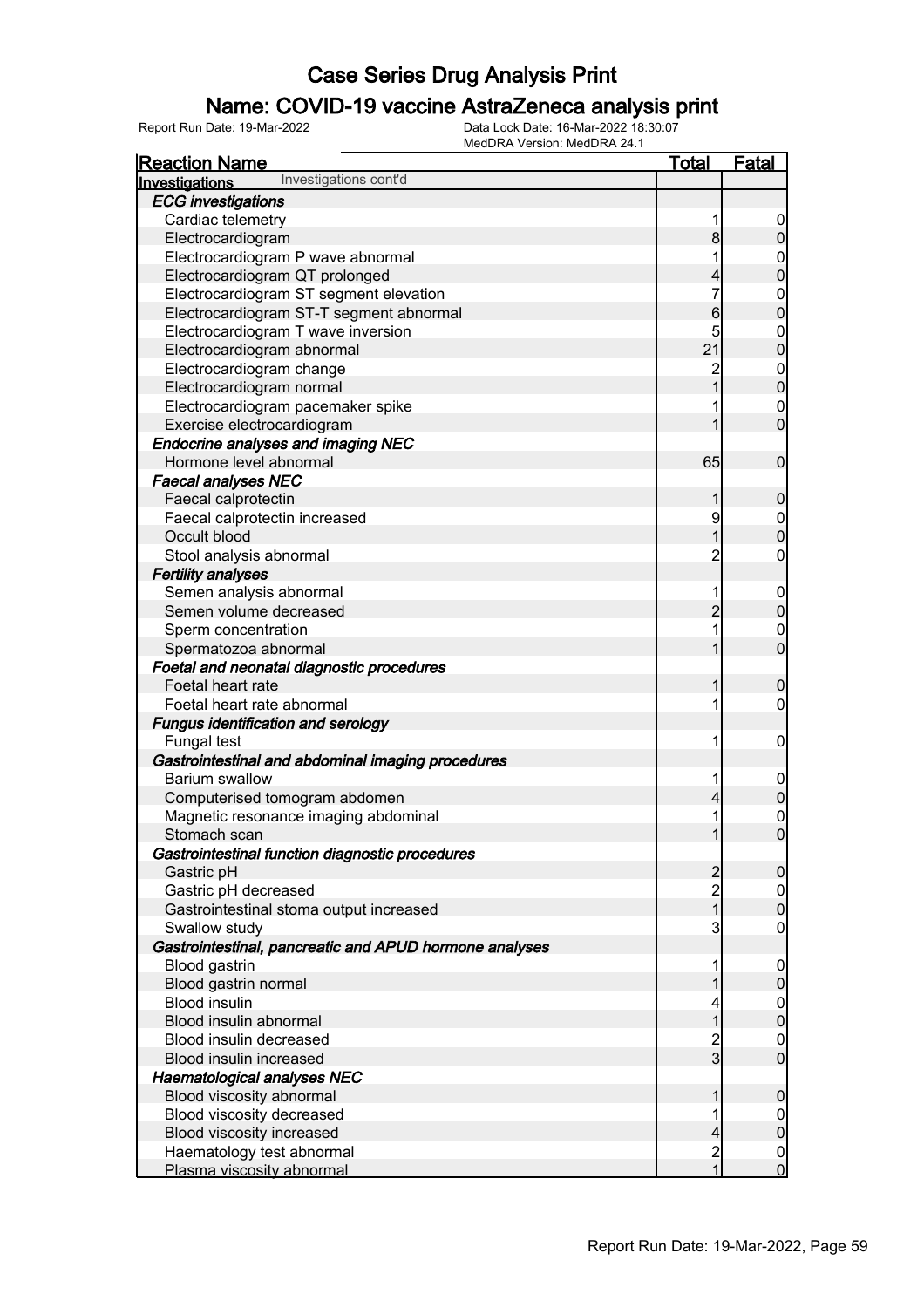# Case Series Drug Analysis Print

## Name: COVID-19 vaccine AstraZeneca analysis print

Report Run Date: 19-Mar-2022　　Data Lock Date: 16-Mar-2022 18:30:07
MedDRA Version: MedDRA 24.1

| Reaction Name | Total | Fatal |
|---|---|---|
| **Investigations** Investigations cont'd | | |
| ***ECG investigations*** | | |
| Cardiac telemetry | 1 | 0 |
| Electrocardiogram | 8 | 0 |
| Electrocardiogram P wave abnormal | 1 | 0 |
| Electrocardiogram QT prolonged | 4 | 0 |
| Electrocardiogram ST segment elevation | 7 | 0 |
| Electrocardiogram ST-T segment abnormal | 6 | 0 |
| Electrocardiogram T wave inversion | 5 | 0 |
| Electrocardiogram abnormal | 21 | 0 |
| Electrocardiogram change | 2 | 0 |
| Electrocardiogram normal | 1 | 0 |
| Electrocardiogram pacemaker spike | 1 | 0 |
| Exercise electrocardiogram | 1 | 0 |
| ***Endocrine analyses and imaging NEC*** | | |
| Hormone level abnormal | 65 | 0 |
| ***Faecal analyses NEC*** | | |
| Faecal calprotectin | 1 | 0 |
| Faecal calprotectin increased | 9 | 0 |
| Occult blood | 1 | 0 |
| Stool analysis abnormal | 2 | 0 |
| ***Fertility analyses*** | | |
| Semen analysis abnormal | 1 | 0 |
| Semen volume decreased | 2 | 0 |
| Sperm concentration | 1 | 0 |
| Spermatozoa abnormal | 1 | 0 |
| ***Foetal and neonatal diagnostic procedures*** | | |
| Foetal heart rate | 1 | 0 |
| Foetal heart rate abnormal | 1 | 0 |
| ***Fungus identification and serology*** | | |
| Fungal test | 1 | 0 |
| ***Gastrointestinal and abdominal imaging procedures*** | | |
| Barium swallow | 1 | 0 |
| Computerised tomogram abdomen | 4 | 0 |
| Magnetic resonance imaging abdominal | 1 | 0 |
| Stomach scan | 1 | 0 |
| ***Gastrointestinal function diagnostic procedures*** | | |
| Gastric pH | 2 | 0 |
| Gastric pH decreased | 2 | 0 |
| Gastrointestinal stoma output increased | 1 | 0 |
| Swallow study | 3 | 0 |
| ***Gastrointestinal, pancreatic and APUD hormone analyses*** | | |
| Blood gastrin | 1 | 0 |
| Blood gastrin normal | 1 | 0 |
| Blood insulin | 4 | 0 |
| Blood insulin abnormal | 1 | 0 |
| Blood insulin decreased | 2 | 0 |
| Blood insulin increased | 3 | 0 |
| ***Haematological analyses NEC*** | | |
| Blood viscosity abnormal | 1 | 0 |
| Blood viscosity decreased | 1 | 0 |
| Blood viscosity increased | 4 | 0 |
| Haematology test abnormal | 2 | 0 |
| Plasma viscosity abnormal | 1 | 0 |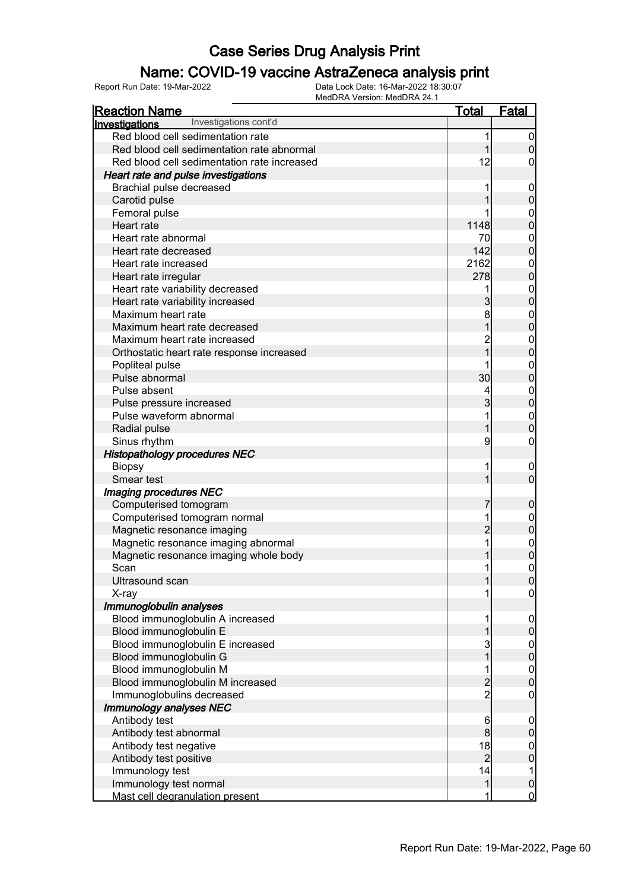# Case Series Drug Analysis Print

## Name: COVID-19 vaccine AstraZeneca analysis print

Report Run Date: 19-Mar-2022    Data Lock Date: 16-Mar-2022 18:30:07
MedDRA Version: MedDRA 24.1

| Reaction Name | Total | Fatal |
|---|---|---|
| **Investigations** Investigations cont'd | | |
| Red blood cell sedimentation rate | 1 | 0 |
| Red blood cell sedimentation rate abnormal | 1 | 0 |
| Red blood cell sedimentation rate increased | 12 | 0 |
| ***Heart rate and pulse investigations*** | | |
| Brachial pulse decreased | 1 | 0 |
| Carotid pulse | 1 | 0 |
| Femoral pulse | 1 | 0 |
| Heart rate | 1148 | 0 |
| Heart rate abnormal | 70 | 0 |
| Heart rate decreased | 142 | 0 |
| Heart rate increased | 2162 | 0 |
| Heart rate irregular | 278 | 0 |
| Heart rate variability decreased | 1 | 0 |
| Heart rate variability increased | 3 | 0 |
| Maximum heart rate | 8 | 0 |
| Maximum heart rate decreased | 1 | 0 |
| Maximum heart rate increased | 2 | 0 |
| Orthostatic heart rate response increased | 1 | 0 |
| Popliteal pulse | 1 | 0 |
| Pulse abnormal | 30 | 0 |
| Pulse absent | 4 | 0 |
| Pulse pressure increased | 3 | 0 |
| Pulse waveform abnormal | 1 | 0 |
| Radial pulse | 1 | 0 |
| Sinus rhythm | 9 | 0 |
| ***Histopathology procedures NEC*** | | |
| Biopsy | 1 | 0 |
| Smear test | 1 | 0 |
| ***Imaging procedures NEC*** | | |
| Computerised tomogram | 7 | 0 |
| Computerised tomogram normal | 1 | 0 |
| Magnetic resonance imaging | 2 | 0 |
| Magnetic resonance imaging abnormal | 1 | 0 |
| Magnetic resonance imaging whole body | 1 | 0 |
| Scan | 1 | 0 |
| Ultrasound scan | 1 | 0 |
| X-ray | 1 | 0 |
| ***Immunoglobulin analyses*** | | |
| Blood immunoglobulin A increased | 1 | 0 |
| Blood immunoglobulin E | 1 | 0 |
| Blood immunoglobulin E increased | 3 | 0 |
| Blood immunoglobulin G | 1 | 0 |
| Blood immunoglobulin M | 1 | 0 |
| Blood immunoglobulin M increased | 2 | 0 |
| Immunoglobulins decreased | 2 | 0 |
| ***Immunology analyses NEC*** | | |
| Antibody test | 6 | 0 |
| Antibody test abnormal | 8 | 0 |
| Antibody test negative | 18 | 0 |
| Antibody test positive | 2 | 0 |
| Immunology test | 14 | 1 |
| Immunology test normal | 1 | 0 |
| Mast cell degranulation present | 1 | 0 |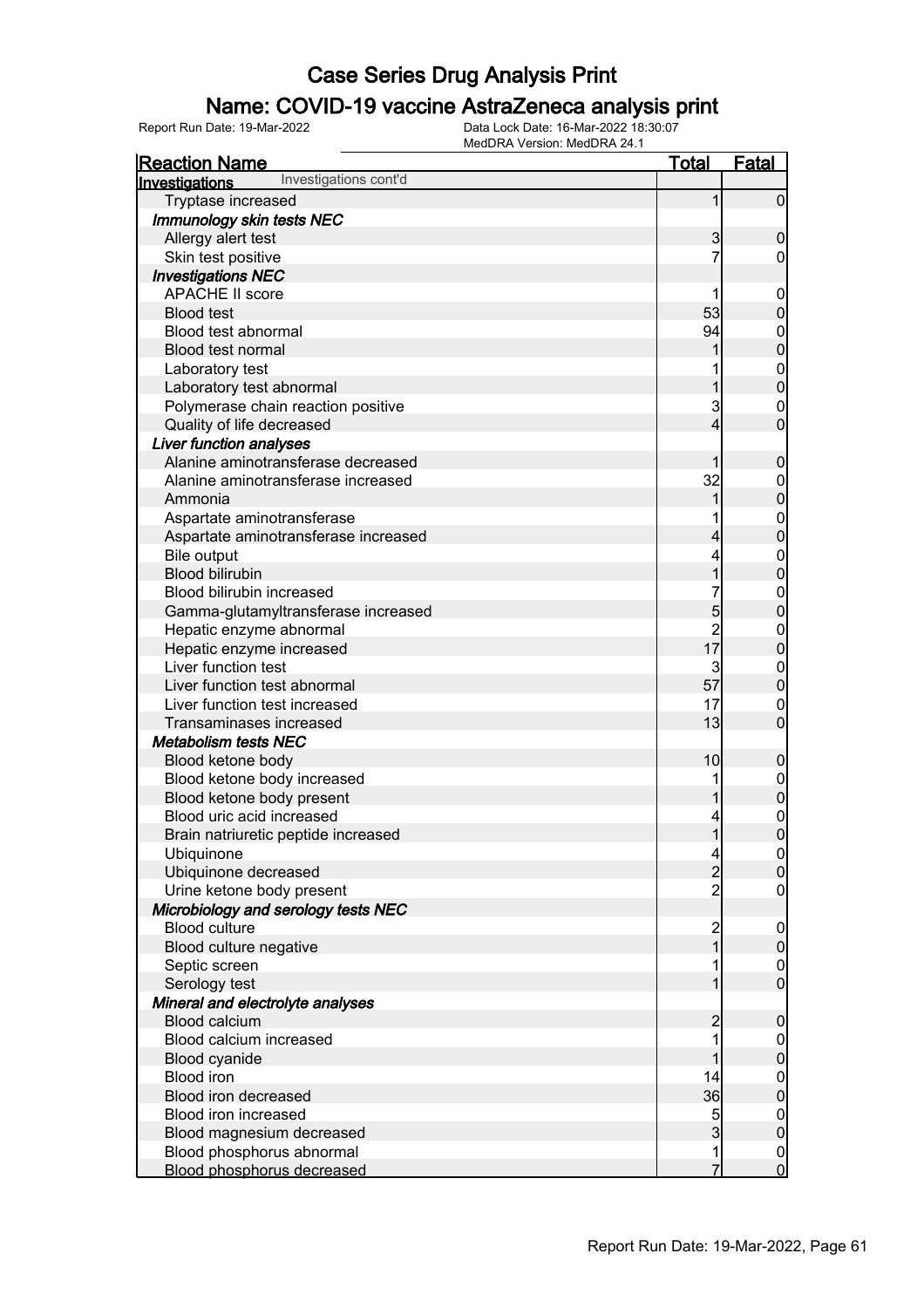# Case Series Drug Analysis Print

## Name: COVID-19 vaccine AstraZeneca analysis print

Report Run Date: 19-Mar-2022 | Data Lock Date: 16-Mar-2022 18:30:07 | MedDRA Version: MedDRA 24.1

| Reaction Name | Total | Fatal |
|---|---|---|
| **Investigations** Investigations cont'd | | |
| Tryptase increased | 1 | 0 |
| ***Immunology skin tests NEC*** | | |
| Allergy alert test | 3 | 0 |
| Skin test positive | 7 | 0 |
| ***Investigations NEC*** | | |
| APACHE II score | 1 | 0 |
| Blood test | 53 | 0 |
| Blood test abnormal | 94 | 0 |
| Blood test normal | 1 | 0 |
| Laboratory test | 1 | 0 |
| Laboratory test abnormal | 1 | 0 |
| Polymerase chain reaction positive | 3 | 0 |
| Quality of life decreased | 4 | 0 |
| ***Liver function analyses*** | | |
| Alanine aminotransferase decreased | 1 | 0 |
| Alanine aminotransferase increased | 32 | 0 |
| Ammonia | 1 | 0 |
| Aspartate aminotransferase | 1 | 0 |
| Aspartate aminotransferase increased | 4 | 0 |
| Bile output | 4 | 0 |
| Blood bilirubin | 1 | 0 |
| Blood bilirubin increased | 7 | 0 |
| Gamma-glutamyltransferase increased | 5 | 0 |
| Hepatic enzyme abnormal | 2 | 0 |
| Hepatic enzyme increased | 17 | 0 |
| Liver function test | 3 | 0 |
| Liver function test abnormal | 57 | 0 |
| Liver function test increased | 17 | 0 |
| Transaminases increased | 13 | 0 |
| ***Metabolism tests NEC*** | | |
| Blood ketone body | 10 | 0 |
| Blood ketone body increased | 1 | 0 |
| Blood ketone body present | 1 | 0 |
| Blood uric acid increased | 4 | 0 |
| Brain natriuretic peptide increased | 1 | 0 |
| Ubiquinone | 4 | 0 |
| Ubiquinone decreased | 2 | 0 |
| Urine ketone body present | 2 | 0 |
| ***Microbiology and serology tests NEC*** | | |
| Blood culture | 2 | 0 |
| Blood culture negative | 1 | 0 |
| Septic screen | 1 | 0 |
| Serology test | 1 | 0 |
| ***Mineral and electrolyte analyses*** | | |
| Blood calcium | 2 | 0 |
| Blood calcium increased | 1 | 0 |
| Blood cyanide | 1 | 0 |
| Blood iron | 14 | 0 |
| Blood iron decreased | 36 | 0 |
| Blood iron increased | 5 | 0 |
| Blood magnesium decreased | 3 | 0 |
| Blood phosphorus abnormal | 1 | 0 |
| Blood phosphorus decreased | 7 | 0 |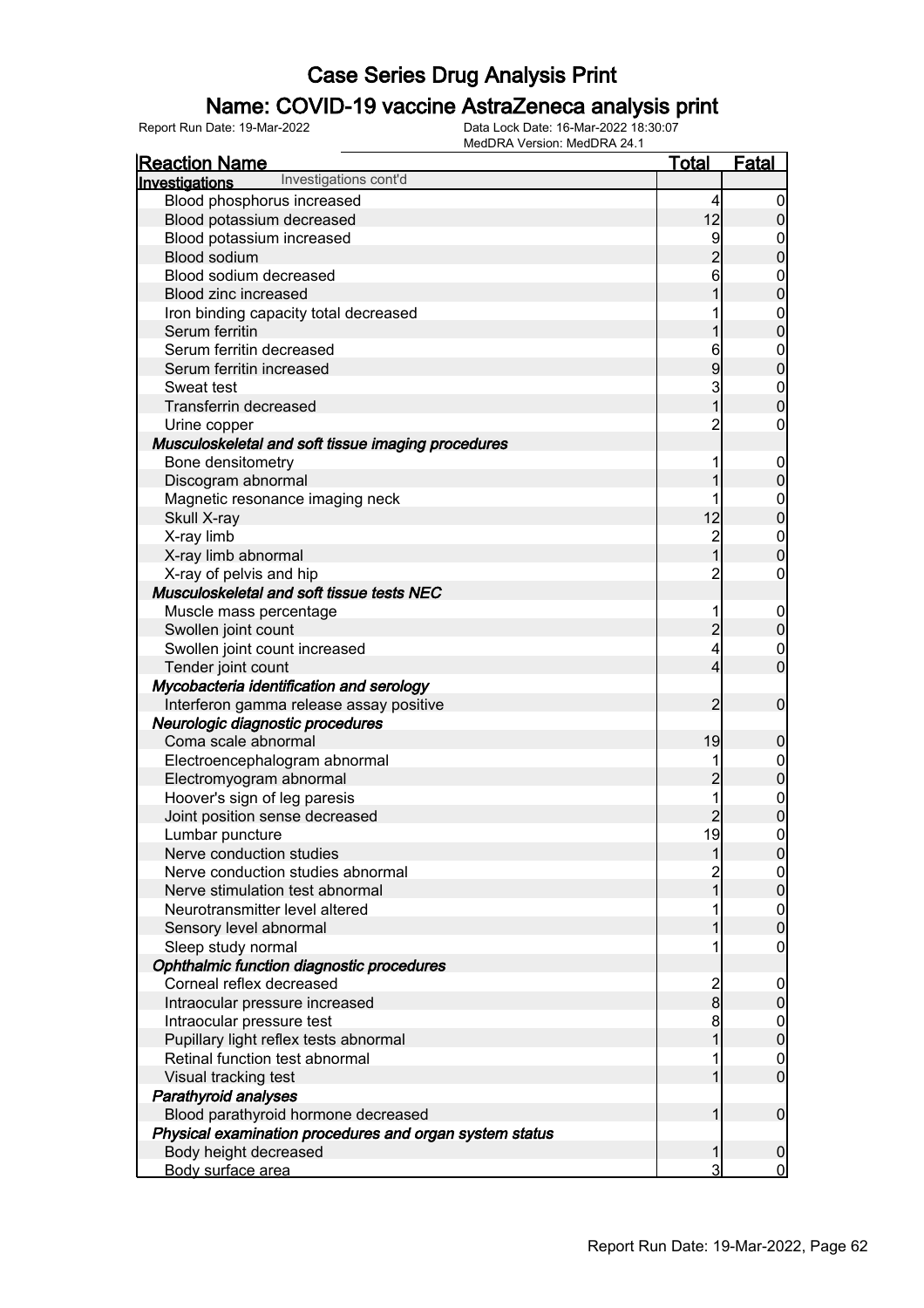# Case Series Drug Analysis Print

## Name: COVID-19 vaccine AstraZeneca analysis print

Report Run Date: 19-Mar-2022 | Data Lock Date: 16-Mar-2022 18:30:07 | MedDRA Version: MedDRA 24.1

| Reaction Name | Total | Fatal |
|---|---|---|
| **Investigations** Investigations cont'd | | |
| Blood phosphorus increased | 4 | 0 |
| Blood potassium decreased | 12 | 0 |
| Blood potassium increased | 9 | 0 |
| Blood sodium | 2 | 0 |
| Blood sodium decreased | 6 | 0 |
| Blood zinc increased | 1 | 0 |
| Iron binding capacity total decreased | 1 | 0 |
| Serum ferritin | 1 | 0 |
| Serum ferritin decreased | 6 | 0 |
| Serum ferritin increased | 9 | 0 |
| Sweat test | 3 | 0 |
| Transferrin decreased | 1 | 0 |
| Urine copper | 2 | 0 |
| ***Musculoskeletal and soft tissue imaging procedures*** | | |
| Bone densitometry | 1 | 0 |
| Discogram abnormal | 1 | 0 |
| Magnetic resonance imaging neck | 1 | 0 |
| Skull X-ray | 12 | 0 |
| X-ray limb | 2 | 0 |
| X-ray limb abnormal | 1 | 0 |
| X-ray of pelvis and hip | 2 | 0 |
| ***Musculoskeletal and soft tissue tests NEC*** | | |
| Muscle mass percentage | 1 | 0 |
| Swollen joint count | 2 | 0 |
| Swollen joint count increased | 4 | 0 |
| Tender joint count | 4 | 0 |
| ***Mycobacteria identification and serology*** | | |
| Interferon gamma release assay positive | 2 | 0 |
| ***Neurologic diagnostic procedures*** | | |
| Coma scale abnormal | 19 | 0 |
| Electroencephalogram abnormal | 1 | 0 |
| Electromyogram abnormal | 2 | 0 |
| Hoover's sign of leg paresis | 1 | 0 |
| Joint position sense decreased | 2 | 0 |
| Lumbar puncture | 19 | 0 |
| Nerve conduction studies | 1 | 0 |
| Nerve conduction studies abnormal | 2 | 0 |
| Nerve stimulation test abnormal | 1 | 0 |
| Neurotransmitter level altered | 1 | 0 |
| Sensory level abnormal | 1 | 0 |
| Sleep study normal | 1 | 0 |
| ***Ophthalmic function diagnostic procedures*** | | |
| Corneal reflex decreased | 2 | 0 |
| Intraocular pressure increased | 8 | 0 |
| Intraocular pressure test | 8 | 0 |
| Pupillary light reflex tests abnormal | 1 | 0 |
| Retinal function test abnormal | 1 | 0 |
| Visual tracking test | 1 | 0 |
| ***Parathyroid analyses*** | | |
| Blood parathyroid hormone decreased | 1 | 0 |
| ***Physical examination procedures and organ system status*** | | |
| Body height decreased | 1 | 0 |
| Body surface area | 3 | 0 |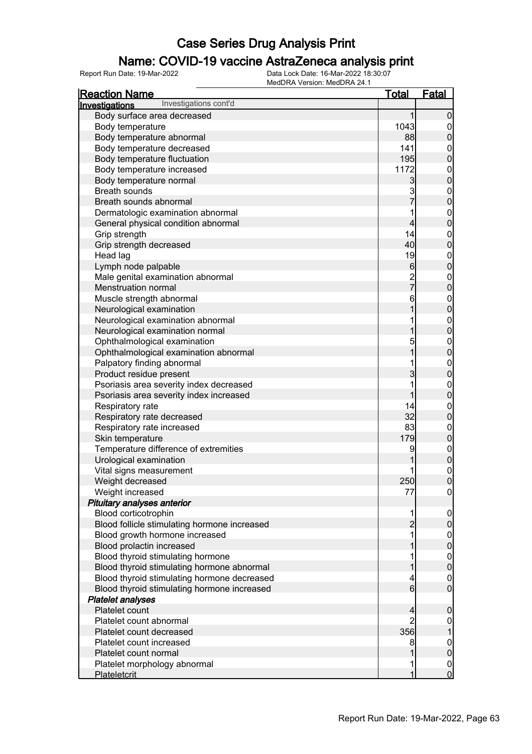# Case Series Drug Analysis Print

## Name: COVID-19 vaccine AstraZeneca analysis print

Report Run Date: 19-Mar-2022    Data Lock Date: 16-Mar-2022 18:30:07
MedDRA Version: MedDRA 24.1

| Reaction Name | Total | Fatal |
|---|---|---|
| **Investigations** Investigations cont'd | | |
| Body surface area decreased | 1 | 0 |
| Body temperature | 1043 | 0 |
| Body temperature abnormal | 88 | 0 |
| Body temperature decreased | 141 | 0 |
| Body temperature fluctuation | 195 | 0 |
| Body temperature increased | 1172 | 0 |
| Body temperature normal | 3 | 0 |
| Breath sounds | 3 | 0 |
| Breath sounds abnormal | 7 | 0 |
| Dermatologic examination abnormal | 1 | 0 |
| General physical condition abnormal | 4 | 0 |
| Grip strength | 14 | 0 |
| Grip strength decreased | 40 | 0 |
| Head lag | 19 | 0 |
| Lymph node palpable | 6 | 0 |
| Male genital examination abnormal | 2 | 0 |
| Menstruation normal | 7 | 0 |
| Muscle strength abnormal | 6 | 0 |
| Neurological examination | 1 | 0 |
| Neurological examination abnormal | 1 | 0 |
| Neurological examination normal | 1 | 0 |
| Ophthalmological examination | 5 | 0 |
| Ophthalmological examination abnormal | 1 | 0 |
| Palpatory finding abnormal | 1 | 0 |
| Product residue present | 3 | 0 |
| Psoriasis area severity index decreased | 1 | 0 |
| Psoriasis area severity index increased | 1 | 0 |
| Respiratory rate | 14 | 0 |
| Respiratory rate decreased | 32 | 0 |
| Respiratory rate increased | 83 | 0 |
| Skin temperature | 179 | 0 |
| Temperature difference of extremities | 9 | 0 |
| Urological examination | 1 | 0 |
| Vital signs measurement | 1 | 0 |
| Weight decreased | 250 | 0 |
| Weight increased | 77 | 0 |
| ***Pituitary analyses anterior*** | | |
| Blood corticotrophin | 1 | 0 |
| Blood follicle stimulating hormone increased | 2 | 0 |
| Blood growth hormone increased | 1 | 0 |
| Blood prolactin increased | 1 | 0 |
| Blood thyroid stimulating hormone | 1 | 0 |
| Blood thyroid stimulating hormone abnormal | 1 | 0 |
| Blood thyroid stimulating hormone decreased | 4 | 0 |
| Blood thyroid stimulating hormone increased | 6 | 0 |
| ***Platelet analyses*** | | |
| Platelet count | 4 | 0 |
| Platelet count abnormal | 2 | 0 |
| Platelet count decreased | 356 | 1 |
| Platelet count increased | 8 | 0 |
| Platelet count normal | 1 | 0 |
| Platelet morphology abnormal | 1 | 0 |
| Plateletcrit | 1 | 0 |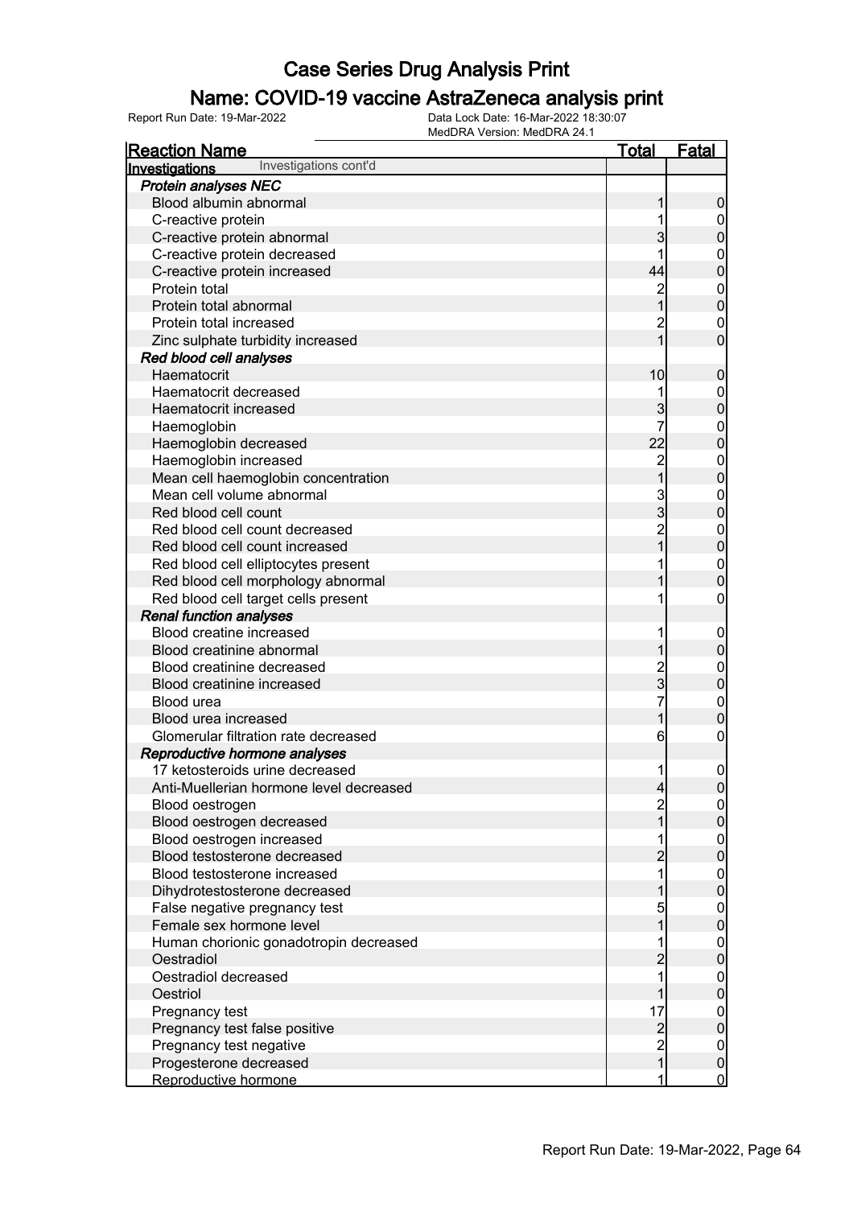# Case Series Drug Analysis Print

## Name: COVID-19 vaccine AstraZeneca analysis print

Report Run Date: 19-Mar-2022 | Data Lock Date: 16-Mar-2022 18:30:07 | MedDRA Version: MedDRA 24.1

| Reaction Name | Total | Fatal |
|---|---|---|
| **Investigations** Investigations cont'd | | |
| ***Protein analyses NEC*** | | |
| Blood albumin abnormal | 1 | 0 |
| C-reactive protein | 1 | 0 |
| C-reactive protein abnormal | 3 | 0 |
| C-reactive protein decreased | 1 | 0 |
| C-reactive protein increased | 44 | 0 |
| Protein total | 2 | 0 |
| Protein total abnormal | 1 | 0 |
| Protein total increased | 2 | 0 |
| Zinc sulphate turbidity increased | 1 | 0 |
| ***Red blood cell analyses*** | | |
| Haematocrit | 10 | 0 |
| Haematocrit decreased | 1 | 0 |
| Haematocrit increased | 3 | 0 |
| Haemoglobin | 7 | 0 |
| Haemoglobin decreased | 22 | 0 |
| Haemoglobin increased | 2 | 0 |
| Mean cell haemoglobin concentration | 1 | 0 |
| Mean cell volume abnormal | 3 | 0 |
| Red blood cell count | 3 | 0 |
| Red blood cell count decreased | 2 | 0 |
| Red blood cell count increased | 1 | 0 |
| Red blood cell elliptocytes present | 1 | 0 |
| Red blood cell morphology abnormal | 1 | 0 |
| Red blood cell target cells present | 1 | 0 |
| ***Renal function analyses*** | | |
| Blood creatine increased | 1 | 0 |
| Blood creatinine abnormal | 1 | 0 |
| Blood creatinine decreased | 2 | 0 |
| Blood creatinine increased | 3 | 0 |
| Blood urea | 7 | 0 |
| Blood urea increased | 1 | 0 |
| Glomerular filtration rate decreased | 6 | 0 |
| ***Reproductive hormone analyses*** | | |
| 17 ketosteroids urine decreased | 1 | 0 |
| Anti-Muellerian hormone level decreased | 4 | 0 |
| Blood oestrogen | 2 | 0 |
| Blood oestrogen decreased | 1 | 0 |
| Blood oestrogen increased | 1 | 0 |
| Blood testosterone decreased | 2 | 0 |
| Blood testosterone increased | 1 | 0 |
| Dihydrotestosterone decreased | 1 | 0 |
| False negative pregnancy test | 5 | 0 |
| Female sex hormone level | 1 | 0 |
| Human chorionic gonadotropin decreased | 1 | 0 |
| Oestradiol | 2 | 0 |
| Oestradiol decreased | 1 | 0 |
| Oestriol | 1 | 0 |
| Pregnancy test | 17 | 0 |
| Pregnancy test false positive | 2 | 0 |
| Pregnancy test negative | 2 | 0 |
| Progesterone decreased | 1 | 0 |
| Reproductive hormone | 1 | 0 |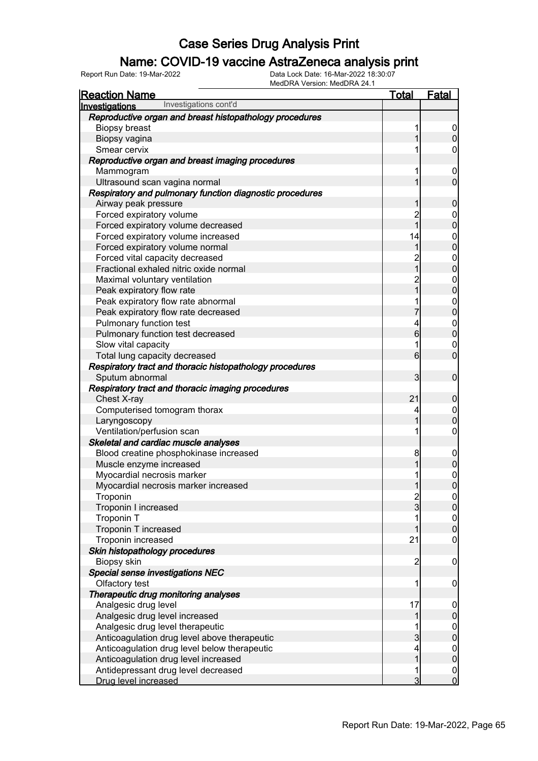# Case Series Drug Analysis Print

## Name: COVID-19 vaccine AstraZeneca analysis print

Report Run Date: 19-Mar-2022 | Data Lock Date: 16-Mar-2022 18:30:07 | MedDRA Version: MedDRA 24.1

| Reaction Name | Total | Fatal |
|---|---|---|
| **Investigations** Investigations cont'd | | |
| ***Reproductive organ and breast histopathology procedures*** | | |
| Biopsy breast | 1 | 0 |
| Biopsy vagina | 1 | 0 |
| Smear cervix | 1 | 0 |
| ***Reproductive organ and breast imaging procedures*** | | |
| Mammogram | 1 | 0 |
| Ultrasound scan vagina normal | 1 | 0 |
| ***Respiratory and pulmonary function diagnostic procedures*** | | |
| Airway peak pressure | 1 | 0 |
| Forced expiratory volume | 2 | 0 |
| Forced expiratory volume decreased | 1 | 0 |
| Forced expiratory volume increased | 14 | 0 |
| Forced expiratory volume normal | 1 | 0 |
| Forced vital capacity decreased | 2 | 0 |
| Fractional exhaled nitric oxide normal | 1 | 0 |
| Maximal voluntary ventilation | 2 | 0 |
| Peak expiratory flow rate | 1 | 0 |
| Peak expiratory flow rate abnormal | 1 | 0 |
| Peak expiratory flow rate decreased | 7 | 0 |
| Pulmonary function test | 4 | 0 |
| Pulmonary function test decreased | 6 | 0 |
| Slow vital capacity | 1 | 0 |
| Total lung capacity decreased | 6 | 0 |
| ***Respiratory tract and thoracic histopathology procedures*** | | |
| Sputum abnormal | 3 | 0 |
| ***Respiratory tract and thoracic imaging procedures*** | | |
| Chest X-ray | 21 | 0 |
| Computerised tomogram thorax | 4 | 0 |
| Laryngoscopy | 1 | 0 |
| Ventilation/perfusion scan | 1 | 0 |
| ***Skeletal and cardiac muscle analyses*** | | |
| Blood creatine phosphokinase increased | 8 | 0 |
| Muscle enzyme increased | 1 | 0 |
| Myocardial necrosis marker | 1 | 0 |
| Myocardial necrosis marker increased | 1 | 0 |
| Troponin | 2 | 0 |
| Troponin I increased | 3 | 0 |
| Troponin T | 1 | 0 |
| Troponin T increased | 1 | 0 |
| Troponin increased | 21 | 0 |
| ***Skin histopathology procedures*** | | |
| Biopsy skin | 2 | 0 |
| ***Special sense investigations NEC*** | | |
| Olfactory test | 1 | 0 |
| ***Therapeutic drug monitoring analyses*** | | |
| Analgesic drug level | 17 | 0 |
| Analgesic drug level increased | 1 | 0 |
| Analgesic drug level therapeutic | 1 | 0 |
| Anticoagulation drug level above therapeutic | 3 | 0 |
| Anticoagulation drug level below therapeutic | 4 | 0 |
| Anticoagulation drug level increased | 1 | 0 |
| Antidepressant drug level decreased | 1 | 0 |
| Drug level increased | 3 | 0 |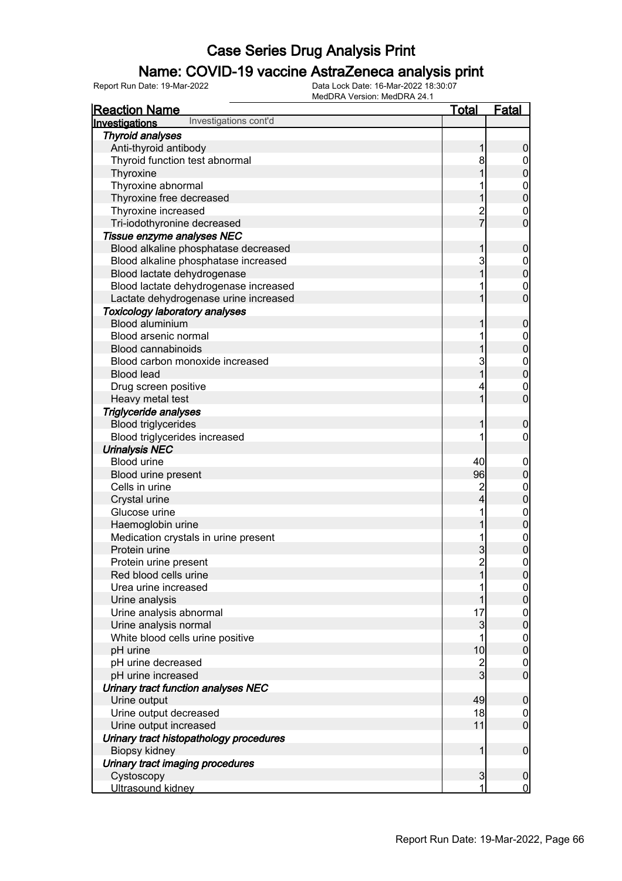# Case Series Drug Analysis Print

## Name: COVID-19 vaccine AstraZeneca analysis print

Report Run Date: 19-Mar-2022 | Data Lock Date: 16-Mar-2022 18:30:07 | MedDRA Version: MedDRA 24.1

| Reaction Name | Total | Fatal |
|---|---|---|
| **Investigations** Investigations cont'd | | |
| ***Thyroid analyses*** | | |
| Anti-thyroid antibody | 1 | 0 |
| Thyroid function test abnormal | 8 | 0 |
| Thyroxine | 1 | 0 |
| Thyroxine abnormal | 1 | 0 |
| Thyroxine free decreased | 1 | 0 |
| Thyroxine increased | 2 | 0 |
| Tri-iodothyronine decreased | 7 | 0 |
| ***Tissue enzyme analyses NEC*** | | |
| Blood alkaline phosphatase decreased | 1 | 0 |
| Blood alkaline phosphatase increased | 3 | 0 |
| Blood lactate dehydrogenase | 1 | 0 |
| Blood lactate dehydrogenase increased | 1 | 0 |
| Lactate dehydrogenase urine increased | 1 | 0 |
| ***Toxicology laboratory analyses*** | | |
| Blood aluminium | 1 | 0 |
| Blood arsenic normal | 1 | 0 |
| Blood cannabinoids | 1 | 0 |
| Blood carbon monoxide increased | 3 | 0 |
| Blood lead | 1 | 0 |
| Drug screen positive | 4 | 0 |
| Heavy metal test | 1 | 0 |
| ***Triglyceride analyses*** | | |
| Blood triglycerides | 1 | 0 |
| Blood triglycerides increased | 1 | 0 |
| ***Urinalysis NEC*** | | |
| Blood urine | 40 | 0 |
| Blood urine present | 96 | 0 |
| Cells in urine | 2 | 0 |
| Crystal urine | 4 | 0 |
| Glucose urine | 1 | 0 |
| Haemoglobin urine | 1 | 0 |
| Medication crystals in urine present | 1 | 0 |
| Protein urine | 3 | 0 |
| Protein urine present | 2 | 0 |
| Red blood cells urine | 1 | 0 |
| Urea urine increased | 1 | 0 |
| Urine analysis | 1 | 0 |
| Urine analysis abnormal | 17 | 0 |
| Urine analysis normal | 3 | 0 |
| White blood cells urine positive | 1 | 0 |
| pH urine | 10 | 0 |
| pH urine decreased | 2 | 0 |
| pH urine increased | 3 | 0 |
| ***Urinary tract function analyses NEC*** | | |
| Urine output | 49 | 0 |
| Urine output decreased | 18 | 0 |
| Urine output increased | 11 | 0 |
| ***Urinary tract histopathology procedures*** | | |
| Biopsy kidney | 1 | 0 |
| ***Urinary tract imaging procedures*** | | |
| Cystoscopy | 3 | 0 |
| Ultrasound kidney | 1 | 0 |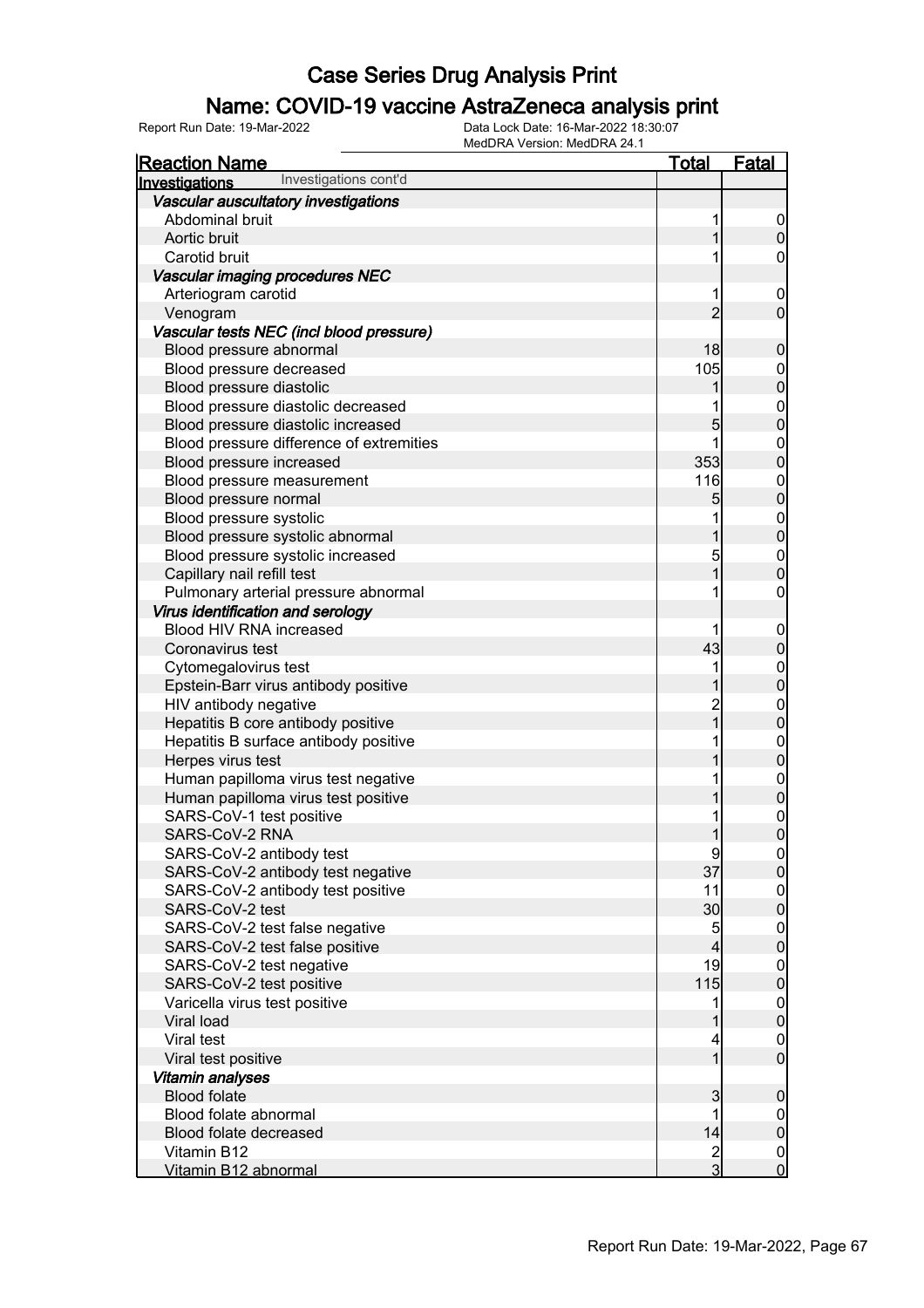# Case Series Drug Analysis Print

## Name: COVID-19 vaccine AstraZeneca analysis print

Report Run Date: 19-Mar-2022    Data Lock Date: 16-Mar-2022 18:30:07
MedDRA Version: MedDRA 24.1

| Reaction Name | Total | Fatal |
|---|---|---|
| **Investigations** Investigations cont'd | | |
| ***Vascular auscultatory investigations*** | | |
| Abdominal bruit | 1 | 0 |
| Aortic bruit | 1 | 0 |
| Carotid bruit | 1 | 0 |
| ***Vascular imaging procedures NEC*** | | |
| Arteriogram carotid | 1 | 0 |
| Venogram | 2 | 0 |
| ***Vascular tests NEC (incl blood pressure)*** | | |
| Blood pressure abnormal | 18 | 0 |
| Blood pressure decreased | 105 | 0 |
| Blood pressure diastolic | 1 | 0 |
| Blood pressure diastolic decreased | 1 | 0 |
| Blood pressure diastolic increased | 5 | 0 |
| Blood pressure difference of extremities | 1 | 0 |
| Blood pressure increased | 353 | 0 |
| Blood pressure measurement | 116 | 0 |
| Blood pressure normal | 5 | 0 |
| Blood pressure systolic | 1 | 0 |
| Blood pressure systolic abnormal | 1 | 0 |
| Blood pressure systolic increased | 5 | 0 |
| Capillary nail refill test | 1 | 0 |
| Pulmonary arterial pressure abnormal | 1 | 0 |
| ***Virus identification and serology*** | | |
| Blood HIV RNA increased | 1 | 0 |
| Coronavirus test | 43 | 0 |
| Cytomegalovirus test | 1 | 0 |
| Epstein-Barr virus antibody positive | 1 | 0 |
| HIV antibody negative | 2 | 0 |
| Hepatitis B core antibody positive | 1 | 0 |
| Hepatitis B surface antibody positive | 1 | 0 |
| Herpes virus test | 1 | 0 |
| Human papilloma virus test negative | 1 | 0 |
| Human papilloma virus test positive | 1 | 0 |
| SARS-CoV-1 test positive | 1 | 0 |
| SARS-CoV-2 RNA | 1 | 0 |
| SARS-CoV-2 antibody test | 9 | 0 |
| SARS-CoV-2 antibody test negative | 37 | 0 |
| SARS-CoV-2 antibody test positive | 11 | 0 |
| SARS-CoV-2 test | 30 | 0 |
| SARS-CoV-2 test false negative | 5 | 0 |
| SARS-CoV-2 test false positive | 4 | 0 |
| SARS-CoV-2 test negative | 19 | 0 |
| SARS-CoV-2 test positive | 115 | 0 |
| Varicella virus test positive | 1 | 0 |
| Viral load | 1 | 0 |
| Viral test | 4 | 0 |
| Viral test positive | 1 | 0 |
| ***Vitamin analyses*** | | |
| Blood folate | 3 | 0 |
| Blood folate abnormal | 1 | 0 |
| Blood folate decreased | 14 | 0 |
| Vitamin B12 | 2 | 0 |
| Vitamin B12 abnormal | 3 | 0 |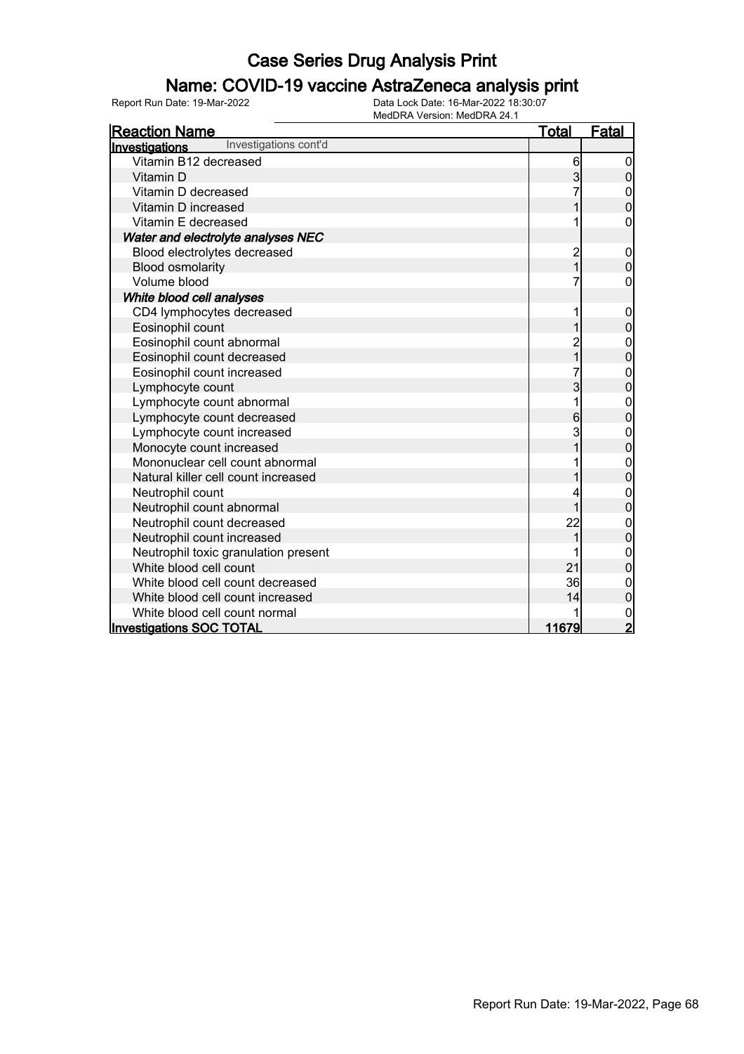# Case Series Drug Analysis Print

## Name: COVID-19 vaccine AstraZeneca analysis print

Report Run Date: 19-Mar-2022

Data Lock Date: 16-Mar-2022 18:30:07
MedDRA Version: MedDRA 24.1

| Reaction Name | Total | Fatal |
|---|---|---|
| **Investigations** Investigations cont'd | | |
| Vitamin B12 decreased | 6 | 0 |
| Vitamin D | 3 | 0 |
| Vitamin D decreased | 7 | 0 |
| Vitamin D increased | 1 | 0 |
| Vitamin E decreased | 1 | 0 |
| ***Water and electrolyte analyses NEC*** | | |
| Blood electrolytes decreased | 2 | 0 |
| Blood osmolarity | 1 | 0 |
| Volume blood | 7 | 0 |
| ***White blood cell analyses*** | | |
| CD4 lymphocytes decreased | 1 | 0 |
| Eosinophil count | 1 | 0 |
| Eosinophil count abnormal | 2 | 0 |
| Eosinophil count decreased | 1 | 0 |
| Eosinophil count increased | 7 | 0 |
| Lymphocyte count | 3 | 0 |
| Lymphocyte count abnormal | 1 | 0 |
| Lymphocyte count decreased | 6 | 0 |
| Lymphocyte count increased | 3 | 0 |
| Monocyte count increased | 1 | 0 |
| Mononuclear cell count abnormal | 1 | 0 |
| Natural killer cell count increased | 1 | 0 |
| Neutrophil count | 4 | 0 |
| Neutrophil count abnormal | 1 | 0 |
| Neutrophil count decreased | 22 | 0 |
| Neutrophil count increased | 1 | 0 |
| Neutrophil toxic granulation present | 1 | 0 |
| White blood cell count | 21 | 0 |
| White blood cell count decreased | 36 | 0 |
| White blood cell count increased | 14 | 0 |
| White blood cell count normal | 1 | 0 |
| **Investigations SOC TOTAL** | **11679** | **2** |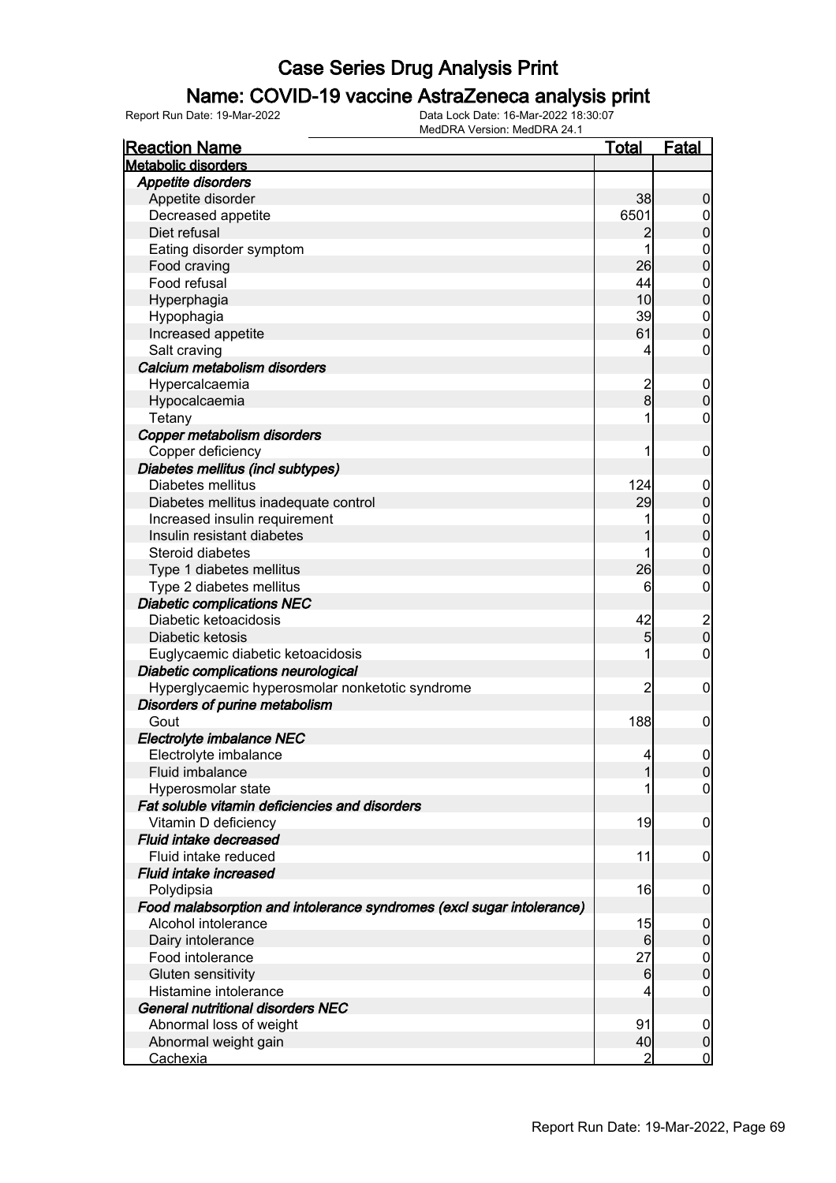# Case Series Drug Analysis Print

## Name: COVID-19 vaccine AstraZeneca analysis print

Report Run Date: 19-Mar-2022 | Data Lock Date: 16-Mar-2022 18:30:07 | MedDRA Version: MedDRA 24.1

| Reaction Name | Total | Fatal |
|---|---|---|
| **Metabolic disorders** | | |
| ***Appetite disorders*** | | |
| Appetite disorder | 38 | 0 |
| Decreased appetite | 6501 | 0 |
| Diet refusal | 2 | 0 |
| Eating disorder symptom | 1 | 0 |
| Food craving | 26 | 0 |
| Food refusal | 44 | 0 |
| Hyperphagia | 10 | 0 |
| Hypophagia | 39 | 0 |
| Increased appetite | 61 | 0 |
| Salt craving | 4 | 0 |
| ***Calcium metabolism disorders*** | | |
| Hypercalcaemia | 2 | 0 |
| Hypocalcaemia | 8 | 0 |
| Tetany | 1 | 0 |
| ***Copper metabolism disorders*** | | |
| Copper deficiency | 1 | 0 |
| ***Diabetes mellitus (incl subtypes)*** | | |
| Diabetes mellitus | 124 | 0 |
| Diabetes mellitus inadequate control | 29 | 0 |
| Increased insulin requirement | 1 | 0 |
| Insulin resistant diabetes | 1 | 0 |
| Steroid diabetes | 1 | 0 |
| Type 1 diabetes mellitus | 26 | 0 |
| Type 2 diabetes mellitus | 6 | 0 |
| ***Diabetic complications NEC*** | | |
| Diabetic ketoacidosis | 42 | 2 |
| Diabetic ketosis | 5 | 0 |
| Euglycaemic diabetic ketoacidosis | 1 | 0 |
| ***Diabetic complications neurological*** | | |
| Hyperglycaemic hyperosmolar nonketotic syndrome | 2 | 0 |
| ***Disorders of purine metabolism*** | | |
| Gout | 188 | 0 |
| ***Electrolyte imbalance NEC*** | | |
| Electrolyte imbalance | 4 | 0 |
| Fluid imbalance | 1 | 0 |
| Hyperosmolar state | 1 | 0 |
| ***Fat soluble vitamin deficiencies and disorders*** | | |
| Vitamin D deficiency | 19 | 0 |
| ***Fluid intake decreased*** | | |
| Fluid intake reduced | 11 | 0 |
| ***Fluid intake increased*** | | |
| Polydipsia | 16 | 0 |
| ***Food malabsorption and intolerance syndromes (excl sugar intolerance)*** | | |
| Alcohol intolerance | 15 | 0 |
| Dairy intolerance | 6 | 0 |
| Food intolerance | 27 | 0 |
| Gluten sensitivity | 6 | 0 |
| Histamine intolerance | 4 | 0 |
| ***General nutritional disorders NEC*** | | |
| Abnormal loss of weight | 91 | 0 |
| Abnormal weight gain | 40 | 0 |
| Cachexia | 2 | 0 |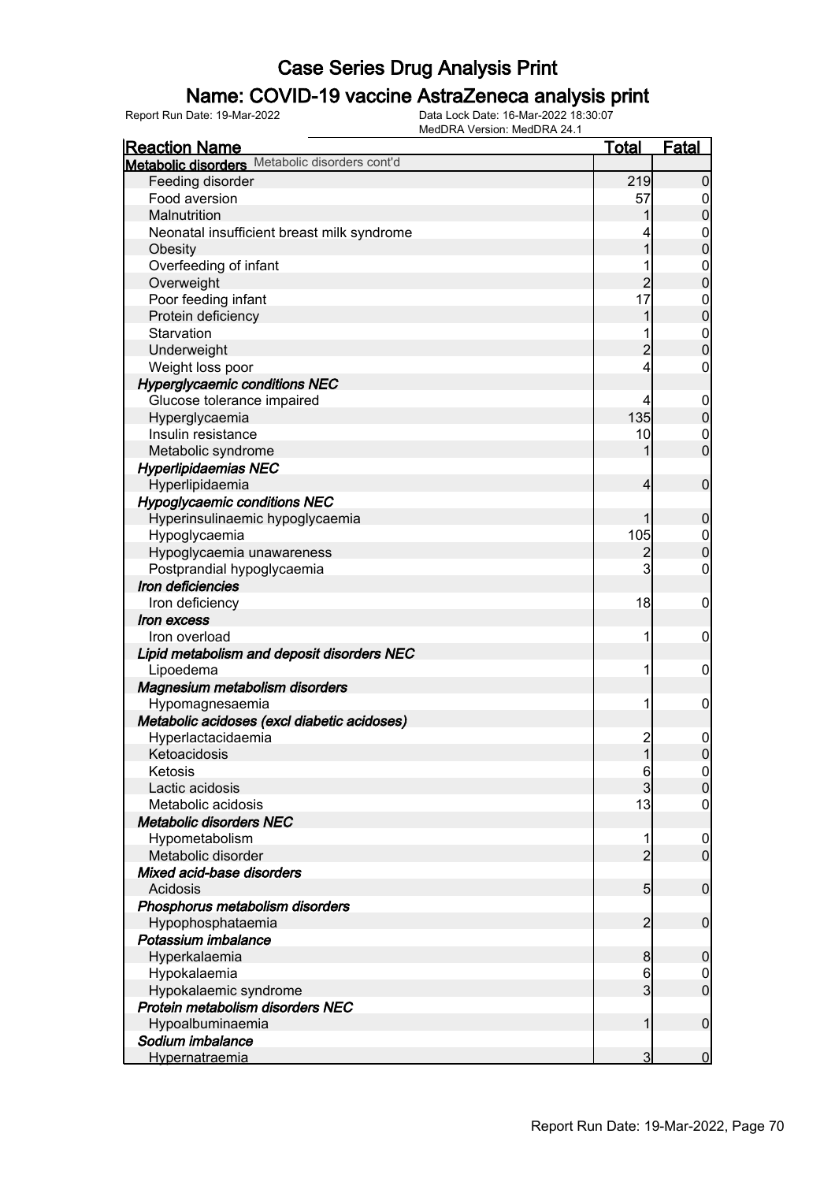# Case Series Drug Analysis Print

## Name: COVID-19 vaccine AstraZeneca analysis print

Report Run Date: 19-Mar-2022    Data Lock Date: 16-Mar-2022 18:30:07
MedDRA Version: MedDRA 24.1

| Reaction Name | Total | Fatal |
|---|---|---|
| **Metabolic disorders** Metabolic disorders cont'd | | |
| Feeding disorder | 219 | 0 |
| Food aversion | 57 | 0 |
| Malnutrition | 1 | 0 |
| Neonatal insufficient breast milk syndrome | 4 | 0 |
| Obesity | 1 | 0 |
| Overfeeding of infant | 1 | 0 |
| Overweight | 2 | 0 |
| Poor feeding infant | 17 | 0 |
| Protein deficiency | 1 | 0 |
| Starvation | 1 | 0 |
| Underweight | 2 | 0 |
| Weight loss poor | 4 | 0 |
| ***Hyperglycaemic conditions NEC*** | | |
| Glucose tolerance impaired | 4 | 0 |
| Hyperglycaemia | 135 | 0 |
| Insulin resistance | 10 | 0 |
| Metabolic syndrome | 1 | 0 |
| ***Hyperlipidaemias NEC*** | | |
| Hyperlipidaemia | 4 | 0 |
| ***Hypoglycaemic conditions NEC*** | | |
| Hyperinsulinaemic hypoglycaemia | 1 | 0 |
| Hypoglycaemia | 105 | 0 |
| Hypoglycaemia unawareness | 2 | 0 |
| Postprandial hypoglycaemia | 3 | 0 |
| ***Iron deficiencies*** | | |
| Iron deficiency | 18 | 0 |
| ***Iron excess*** | | |
| Iron overload | 1 | 0 |
| ***Lipid metabolism and deposit disorders NEC*** | | |
| Lipoedema | 1 | 0 |
| ***Magnesium metabolism disorders*** | | |
| Hypomagnesaemia | 1 | 0 |
| ***Metabolic acidoses (excl diabetic acidoses)*** | | |
| Hyperlactacidaemia | 2 | 0 |
| Ketoacidosis | 1 | 0 |
| Ketosis | 6 | 0 |
| Lactic acidosis | 3 | 0 |
| Metabolic acidosis | 13 | 0 |
| ***Metabolic disorders NEC*** | | |
| Hypometabolism | 1 | 0 |
| Metabolic disorder | 2 | 0 |
| ***Mixed acid-base disorders*** | | |
| Acidosis | 5 | 0 |
| ***Phosphorus metabolism disorders*** | | |
| Hypophosphataemia | 2 | 0 |
| ***Potassium imbalance*** | | |
| Hyperkalaemia | 8 | 0 |
| Hypokalaemia | 6 | 0 |
| Hypokalaemic syndrome | 3 | 0 |
| ***Protein metabolism disorders NEC*** | | |
| Hypoalbuminaemia | 1 | 0 |
| ***Sodium imbalance*** | | |
| Hypernatraemia | 3 | 0 |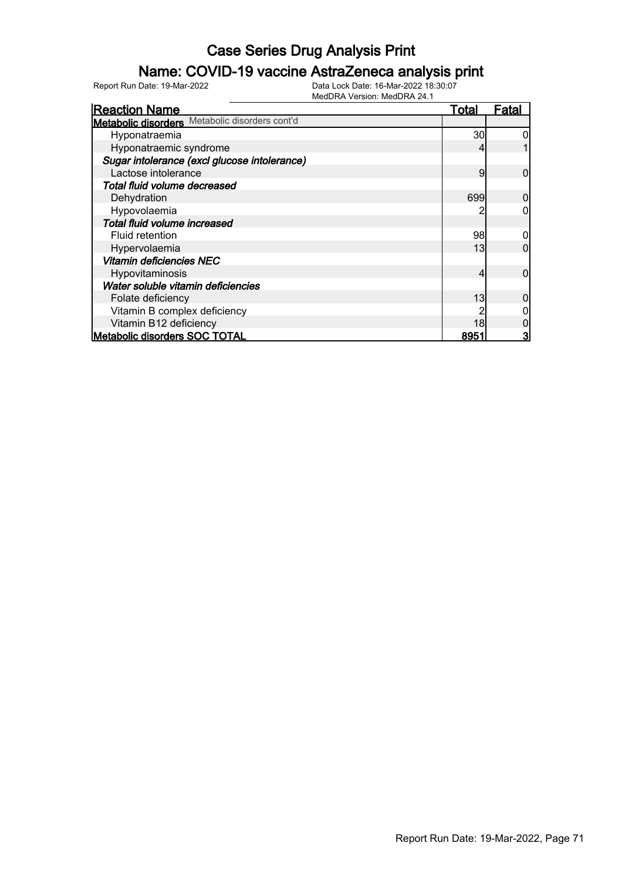# Case Series Drug Analysis Print

## Name: COVID-19 vaccine AstraZeneca analysis print

Report Run Date: 19-Mar-2022 | Data Lock Date: 16-Mar-2022 18:30:07 | MedDRA Version: MedDRA 24.1

| Reaction Name | Total | Fatal |
|---|---|---|
| **Metabolic disorders** Metabolic disorders cont'd | | |
| Hyponatraemia | 30 | 0 |
| Hyponatraemic syndrome | 4 | 1 |
| ***Sugar intolerance (excl glucose intolerance)*** | | |
| Lactose intolerance | 9 | 0 |
| ***Total fluid volume decreased*** | | |
| Dehydration | 699 | 0 |
| Hypovolaemia | 2 | 0 |
| ***Total fluid volume increased*** | | |
| Fluid retention | 98 | 0 |
| Hypervolaemia | 13 | 0 |
| ***Vitamin deficiencies NEC*** | | |
| Hypovitaminosis | 4 | 0 |
| ***Water soluble vitamin deficiencies*** | | |
| Folate deficiency | 13 | 0 |
| Vitamin B complex deficiency | 2 | 0 |
| Vitamin B12 deficiency | 18 | 0 |
| **Metabolic disorders SOC TOTAL** | **8951** | **3** |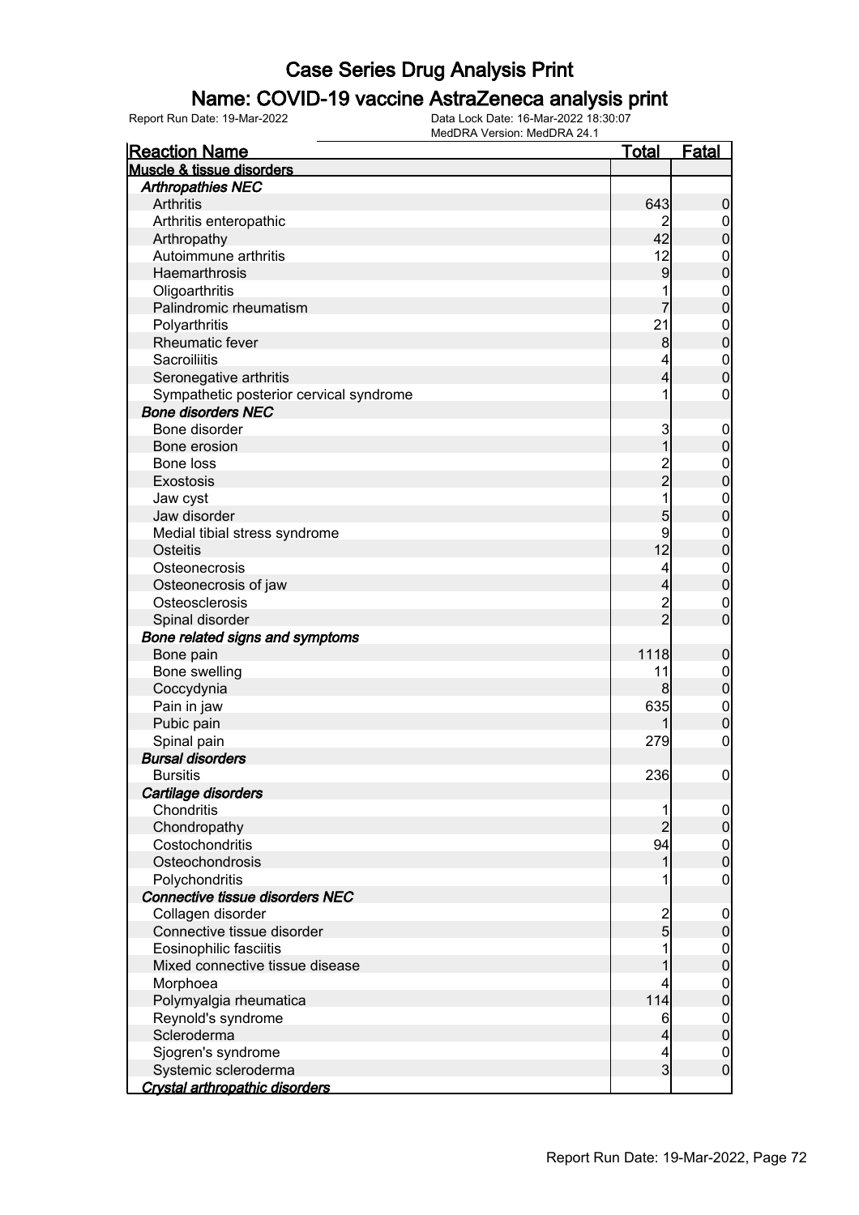# Case Series Drug Analysis Print

## Name: COVID-19 vaccine AstraZeneca analysis print

Report Run Date: 19-Mar-2022

Data Lock Date: 16-Mar-2022 18:30:07

MedDRA Version: MedDRA 24.1

| Reaction Name | Total | Fatal |
|---|---|---|
| **Muscle & tissue disorders** | | |
| ***Arthropathies NEC*** | | |
| Arthritis | 643 | 0 |
| Arthritis enteropathic | 2 | 0 |
| Arthropathy | 42 | 0 |
| Autoimmune arthritis | 12 | 0 |
| Haemarthrosis | 9 | 0 |
| Oligoarthritis | 1 | 0 |
| Palindromic rheumatism | 7 | 0 |
| Polyarthritis | 21 | 0 |
| Rheumatic fever | 8 | 0 |
| Sacroiliitis | 4 | 0 |
| Seronegative arthritis | 4 | 0 |
| Sympathetic posterior cervical syndrome | 1 | 0 |
| ***Bone disorders NEC*** | | |
| Bone disorder | 3 | 0 |
| Bone erosion | 1 | 0 |
| Bone loss | 2 | 0 |
| Exostosis | 2 | 0 |
| Jaw cyst | 1 | 0 |
| Jaw disorder | 5 | 0 |
| Medial tibial stress syndrome | 9 | 0 |
| Osteitis | 12 | 0 |
| Osteonecrosis | 4 | 0 |
| Osteonecrosis of jaw | 4 | 0 |
| Osteosclerosis | 2 | 0 |
| Spinal disorder | 2 | 0 |
| ***Bone related signs and symptoms*** | | |
| Bone pain | 1118 | 0 |
| Bone swelling | 11 | 0 |
| Coccydynia | 8 | 0 |
| Pain in jaw | 635 | 0 |
| Pubic pain | 1 | 0 |
| Spinal pain | 279 | 0 |
| ***Bursal disorders*** | | |
| Bursitis | 236 | 0 |
| ***Cartilage disorders*** | | |
| Chondritis | 1 | 0 |
| Chondropathy | 2 | 0 |
| Costochondritis | 94 | 0 |
| Osteochondrosis | 1 | 0 |
| Polychondritis | 1 | 0 |
| ***Connective tissue disorders NEC*** | | |
| Collagen disorder | 2 | 0 |
| Connective tissue disorder | 5 | 0 |
| Eosinophilic fasciitis | 1 | 0 |
| Mixed connective tissue disease | 1 | 0 |
| Morphoea | 4 | 0 |
| Polymyalgia rheumatica | 114 | 0 |
| Reynold's syndrome | 6 | 0 |
| Scleroderma | 4 | 0 |
| Sjogren's syndrome | 4 | 0 |
| Systemic scleroderma | 3 | 0 |
| ***Crystal arthropathic disorders*** | | |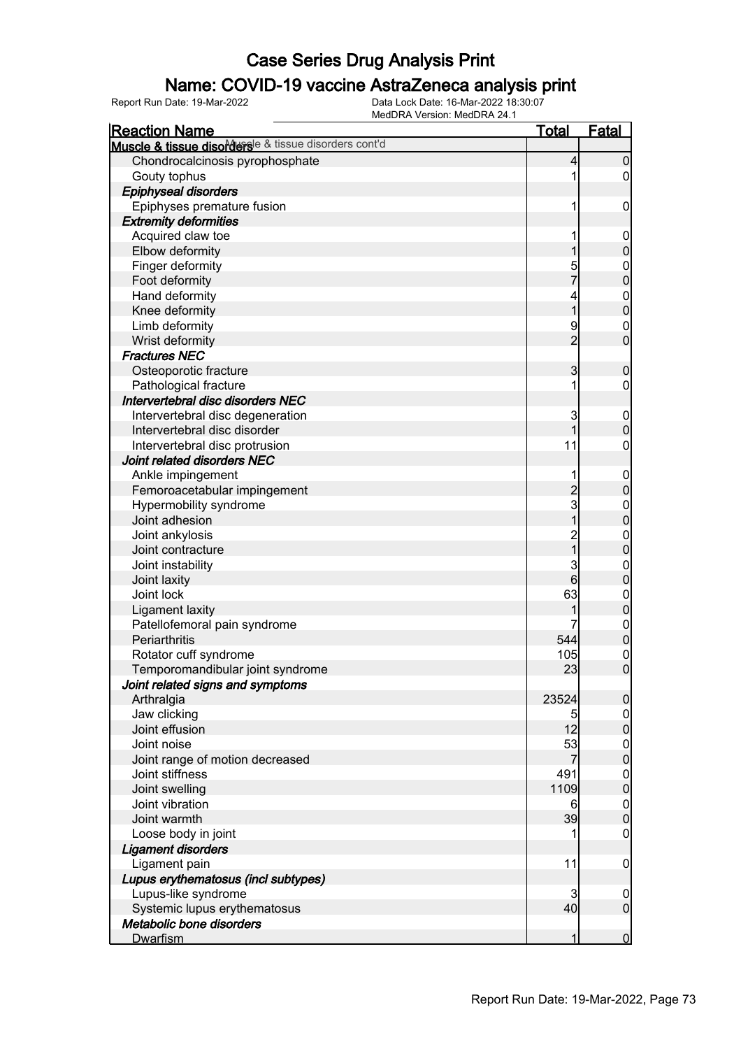# Case Series Drug Analysis Print

## Name: COVID-19 vaccine AstraZeneca analysis print

Report Run Date: 19-Mar-2022 | Data Lock Date: 16-Mar-2022 18:30:07 | MedDRA Version: MedDRA 24.1

| Reaction Name | Total | Fatal |
|---|---|---|
| **Muscle & tissue disorders** Muscle & tissue disorders cont'd | | |
| Chondrocalcinosis pyrophosphate | 4 | 0 |
| Gouty tophus | 1 | 0 |
| ***Epiphyseal disorders*** | | |
| Epiphyses premature fusion | 1 | 0 |
| ***Extremity deformities*** | | |
| Acquired claw toe | 1 | 0 |
| Elbow deformity | 1 | 0 |
| Finger deformity | 5 | 0 |
| Foot deformity | 7 | 0 |
| Hand deformity | 4 | 0 |
| Knee deformity | 1 | 0 |
| Limb deformity | 9 | 0 |
| Wrist deformity | 2 | 0 |
| ***Fractures NEC*** | | |
| Osteoporotic fracture | 3 | 0 |
| Pathological fracture | 1 | 0 |
| ***Intervertebral disc disorders NEC*** | | |
| Intervertebral disc degeneration | 3 | 0 |
| Intervertebral disc disorder | 1 | 0 |
| Intervertebral disc protrusion | 11 | 0 |
| ***Joint related disorders NEC*** | | |
| Ankle impingement | 1 | 0 |
| Femoroacetabular impingement | 2 | 0 |
| Hypermobility syndrome | 3 | 0 |
| Joint adhesion | 1 | 0 |
| Joint ankylosis | 2 | 0 |
| Joint contracture | 1 | 0 |
| Joint instability | 3 | 0 |
| Joint laxity | 6 | 0 |
| Joint lock | 63 | 0 |
| Ligament laxity | 1 | 0 |
| Patellofemoral pain syndrome | 7 | 0 |
| Periarthritis | 544 | 0 |
| Rotator cuff syndrome | 105 | 0 |
| Temporomandibular joint syndrome | 23 | 0 |
| ***Joint related signs and symptoms*** | | |
| Arthralgia | 23524 | 0 |
| Jaw clicking | 5 | 0 |
| Joint effusion | 12 | 0 |
| Joint noise | 53 | 0 |
| Joint range of motion decreased | 7 | 0 |
| Joint stiffness | 491 | 0 |
| Joint swelling | 1109 | 0 |
| Joint vibration | 6 | 0 |
| Joint warmth | 39 | 0 |
| Loose body in joint | 1 | 0 |
| ***Ligament disorders*** | | |
| Ligament pain | 11 | 0 |
| ***Lupus erythematosus (incl subtypes)*** | | |
| Lupus-like syndrome | 3 | 0 |
| Systemic lupus erythematosus | 40 | 0 |
| ***Metabolic bone disorders*** | | |
| Dwarfism | 1 | 0 |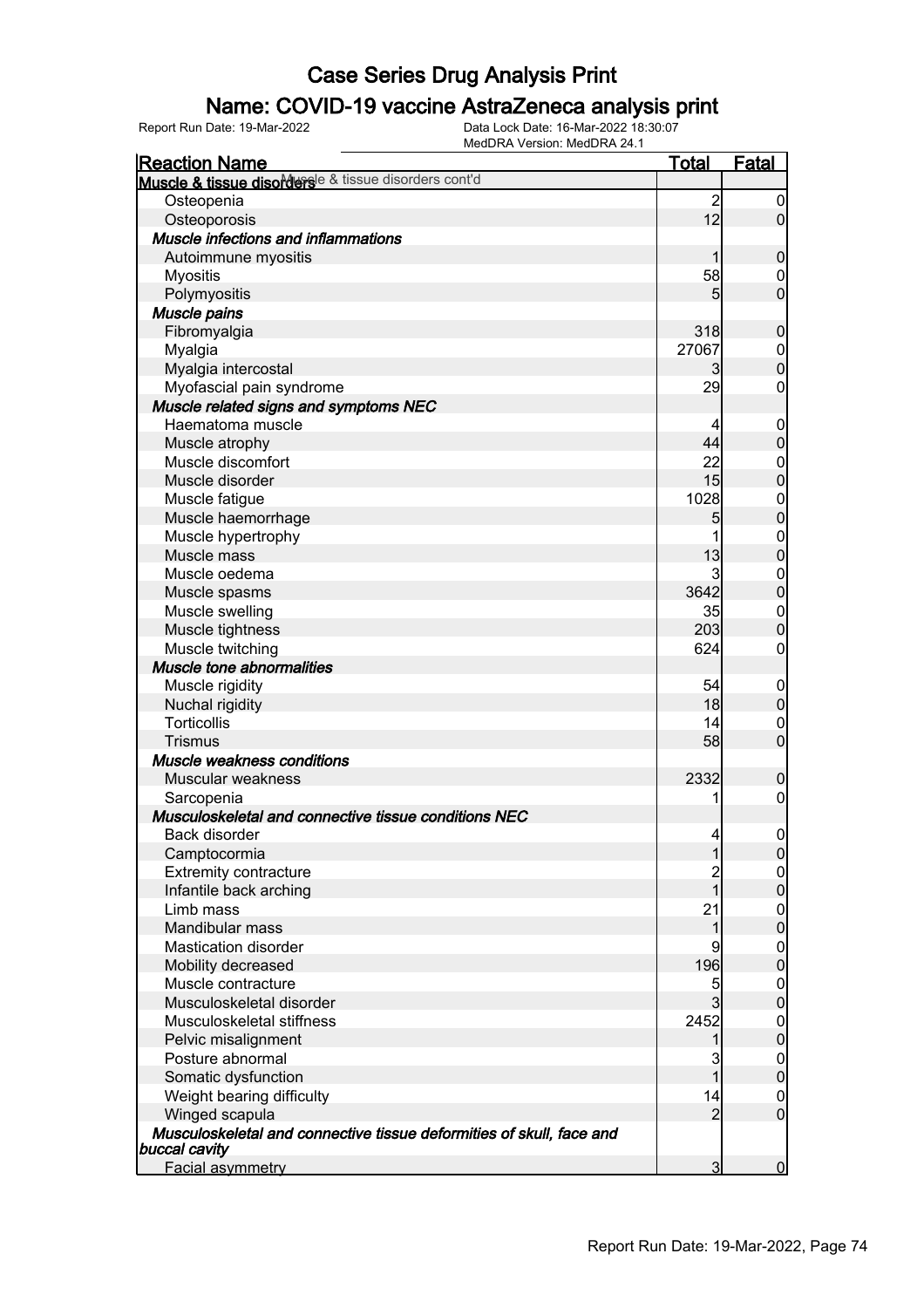# Case Series Drug Analysis Print

## Name: COVID-19 vaccine AstraZeneca analysis print

Report Run Date: 19-Mar-2022
Data Lock Date: 16-Mar-2022 18:30:07
MedDRA Version: MedDRA 24.1

| Reaction Name | Total | Fatal |
|---|---|---|
| **Muscle & tissue disorders** Muscle & tissue disorders cont'd | | |
| Osteopenia | 2 | 0 |
| Osteoporosis | 12 | 0 |
| ***Muscle infections and inflammations*** | | |
| Autoimmune myositis | 1 | 0 |
| Myositis | 58 | 0 |
| Polymyositis | 5 | 0 |
| ***Muscle pains*** | | |
| Fibromyalgia | 318 | 0 |
| Myalgia | 27067 | 0 |
| Myalgia intercostal | 3 | 0 |
| Myofascial pain syndrome | 29 | 0 |
| ***Muscle related signs and symptoms NEC*** | | |
| Haematoma muscle | 4 | 0 |
| Muscle atrophy | 44 | 0 |
| Muscle discomfort | 22 | 0 |
| Muscle disorder | 15 | 0 |
| Muscle fatigue | 1028 | 0 |
| Muscle haemorrhage | 5 | 0 |
| Muscle hypertrophy | 1 | 0 |
| Muscle mass | 13 | 0 |
| Muscle oedema | 3 | 0 |
| Muscle spasms | 3642 | 0 |
| Muscle swelling | 35 | 0 |
| Muscle tightness | 203 | 0 |
| Muscle twitching | 624 | 0 |
| ***Muscle tone abnormalities*** | | |
| Muscle rigidity | 54 | 0 |
| Nuchal rigidity | 18 | 0 |
| Torticollis | 14 | 0 |
| Trismus | 58 | 0 |
| ***Muscle weakness conditions*** | | |
| Muscular weakness | 2332 | 0 |
| Sarcopenia | 1 | 0 |
| ***Musculoskeletal and connective tissue conditions NEC*** | | |
| Back disorder | 4 | 0 |
| Camptocormia | 1 | 0 |
| Extremity contracture | 2 | 0 |
| Infantile back arching | 1 | 0 |
| Limb mass | 21 | 0 |
| Mandibular mass | 1 | 0 |
| Mastication disorder | 9 | 0 |
| Mobility decreased | 196 | 0 |
| Muscle contracture | 5 | 0 |
| Musculoskeletal disorder | 3 | 0 |
| Musculoskeletal stiffness | 2452 | 0 |
| Pelvic misalignment | 1 | 0 |
| Posture abnormal | 3 | 0 |
| Somatic dysfunction | 1 | 0 |
| Weight bearing difficulty | 14 | 0 |
| Winged scapula | 2 | 0 |
| ***Musculoskeletal and connective tissue deformities of skull, face and buccal cavity*** | | |
| Facial asymmetry | 3 | 0 |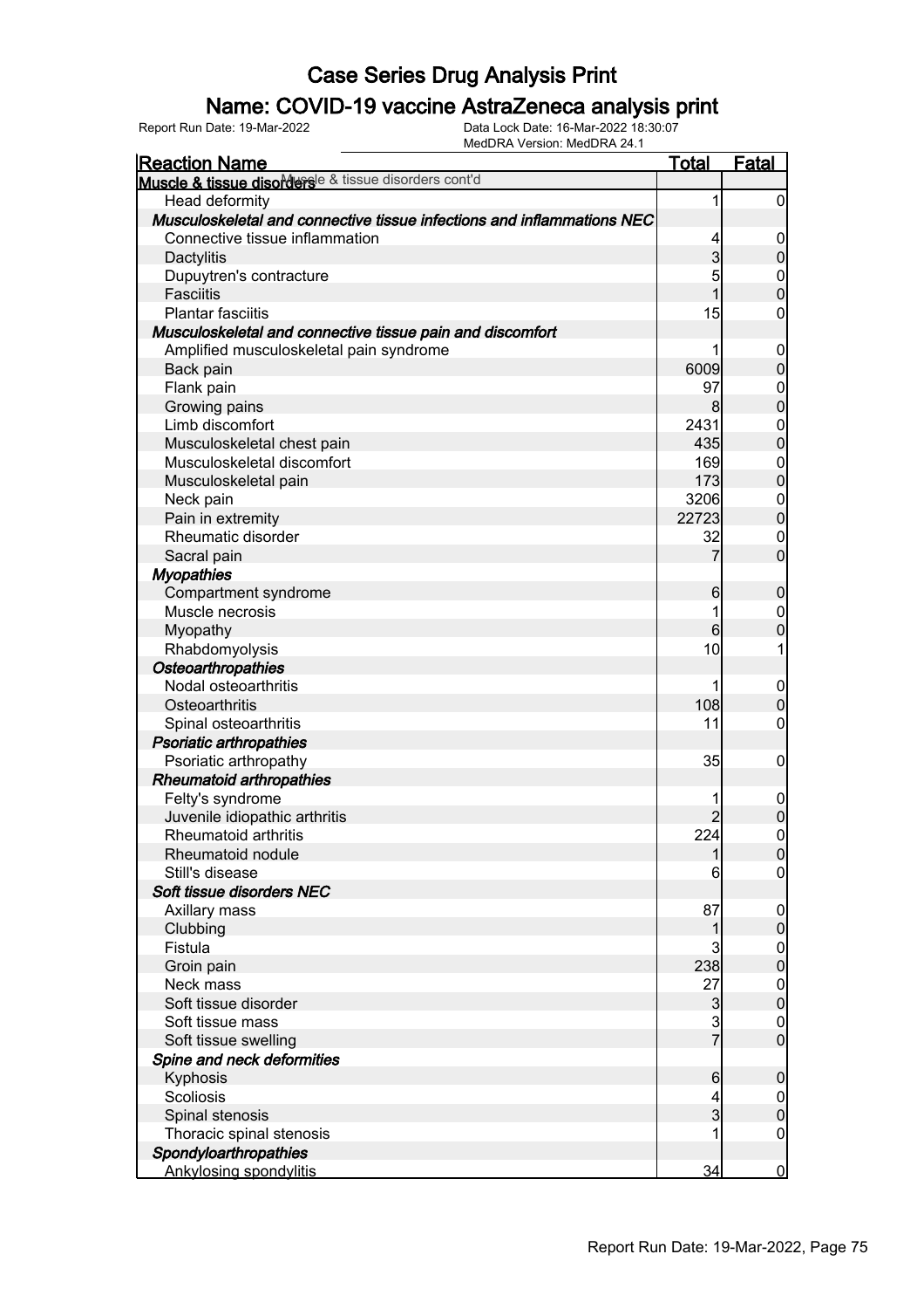# Case Series Drug Analysis Print

## Name: COVID-19 vaccine AstraZeneca analysis print

Report Run Date: 19-Mar-2022    Data Lock Date: 16-Mar-2022 18:30:07
MedDRA Version: MedDRA 24.1

| Reaction Name | Total | Fatal |
|---|---|---|
| **Muscle & tissue disorders** Muscle & tissue disorders cont'd | | |
| Head deformity | 1 | 0 |
| ***Musculoskeletal and connective tissue infections and inflammations NEC*** | | |
| Connective tissue inflammation | 4 | 0 |
| Dactylitis | 3 | 0 |
| Dupuytren's contracture | 5 | 0 |
| Fasciitis | 1 | 0 |
| Plantar fasciitis | 15 | 0 |
| ***Musculoskeletal and connective tissue pain and discomfort*** | | |
| Amplified musculoskeletal pain syndrome | 1 | 0 |
| Back pain | 6009 | 0 |
| Flank pain | 97 | 0 |
| Growing pains | 8 | 0 |
| Limb discomfort | 2431 | 0 |
| Musculoskeletal chest pain | 435 | 0 |
| Musculoskeletal discomfort | 169 | 0 |
| Musculoskeletal pain | 173 | 0 |
| Neck pain | 3206 | 0 |
| Pain in extremity | 22723 | 0 |
| Rheumatic disorder | 32 | 0 |
| Sacral pain | 7 | 0 |
| ***Myopathies*** | | |
| Compartment syndrome | 6 | 0 |
| Muscle necrosis | 1 | 0 |
| Myopathy | 6 | 0 |
| Rhabdomyolysis | 10 | 1 |
| ***Osteoarthropathies*** | | |
| Nodal osteoarthritis | 1 | 0 |
| Osteoarthritis | 108 | 0 |
| Spinal osteoarthritis | 11 | 0 |
| ***Psoriatic arthropathies*** | | |
| Psoriatic arthropathy | 35 | 0 |
| ***Rheumatoid arthropathies*** | | |
| Felty's syndrome | 1 | 0 |
| Juvenile idiopathic arthritis | 2 | 0 |
| Rheumatoid arthritis | 224 | 0 |
| Rheumatoid nodule | 1 | 0 |
| Still's disease | 6 | 0 |
| ***Soft tissue disorders NEC*** | | |
| Axillary mass | 87 | 0 |
| Clubbing | 1 | 0 |
| Fistula | 3 | 0 |
| Groin pain | 238 | 0 |
| Neck mass | 27 | 0 |
| Soft tissue disorder | 3 | 0 |
| Soft tissue mass | 3 | 0 |
| Soft tissue swelling | 7 | 0 |
| ***Spine and neck deformities*** | | |
| Kyphosis | 6 | 0 |
| Scoliosis | 4 | 0 |
| Spinal stenosis | 3 | 0 |
| Thoracic spinal stenosis | 1 | 0 |
| ***Spondyloarthropathies*** | | |
| Ankylosing spondylitis | 34 | 0 |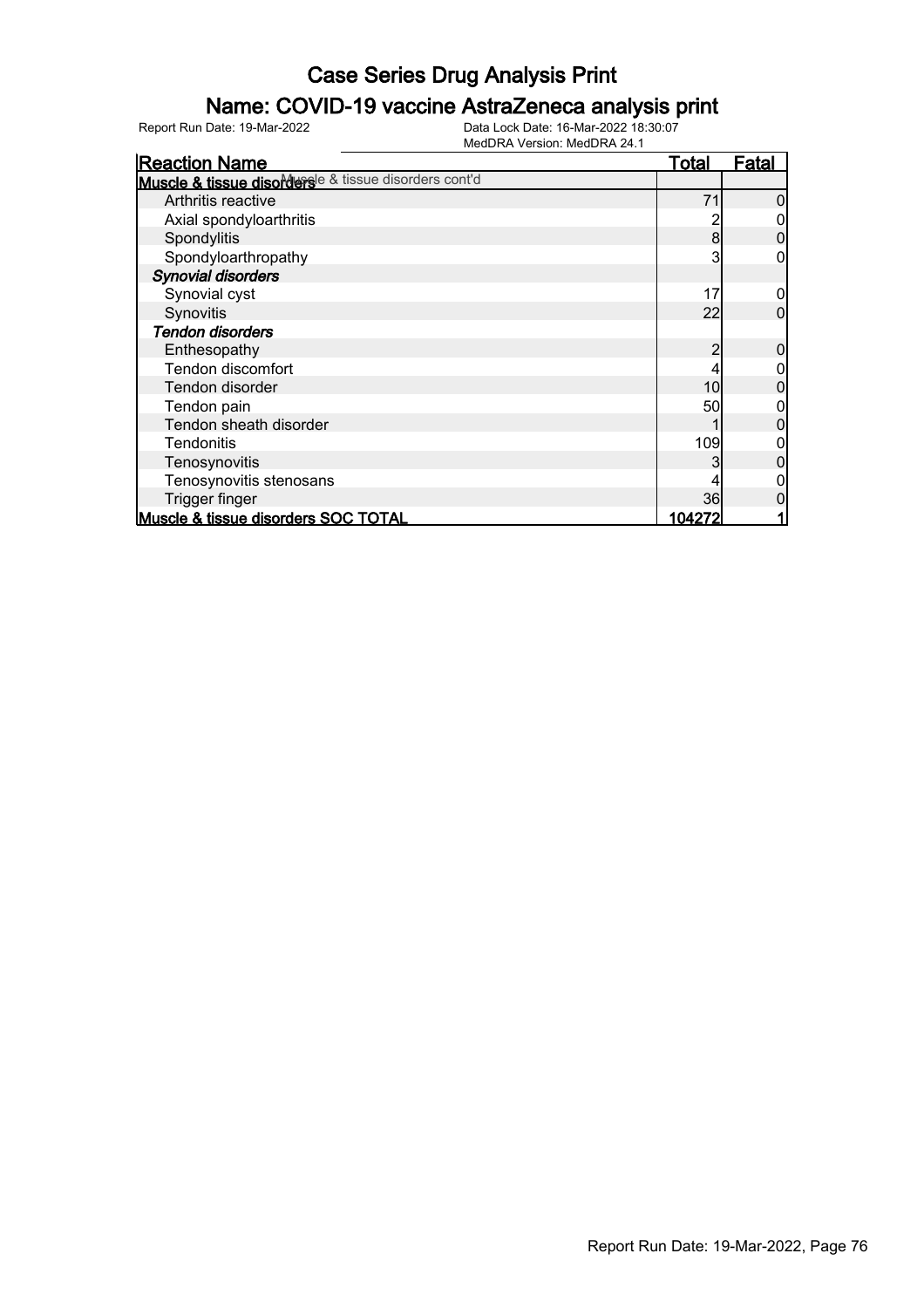# Case Series Drug Analysis Print

## Name: COVID-19 vaccine AstraZeneca analysis print

Report Run Date: 19-Mar-2022 | Data Lock Date: 16-Mar-2022 18:30:07 | MedDRA Version: MedDRA 24.1

| Reaction Name | Total | Fatal |
|---|---|---|
| **Muscle & tissue disorders** Muscle & tissue disorders cont'd | | |
| Arthritis reactive | 71 | 0 |
| Axial spondyloarthritis | 2 | 0 |
| Spondylitis | 8 | 0 |
| Spondyloarthropathy | 3 | 0 |
| ***Synovial disorders*** | | |
| Synovial cyst | 17 | 0 |
| Synovitis | 22 | 0 |
| ***Tendon disorders*** | | |
| Enthesopathy | 2 | 0 |
| Tendon discomfort | 4 | 0 |
| Tendon disorder | 10 | 0 |
| Tendon pain | 50 | 0 |
| Tendon sheath disorder | 1 | 0 |
| Tendonitis | 109 | 0 |
| Tenosynovitis | 3 | 0 |
| Tenosynovitis stenosans | 4 | 0 |
| Trigger finger | 36 | 0 |
| **Muscle & tissue disorders SOC TOTAL** | **104272** | **1** |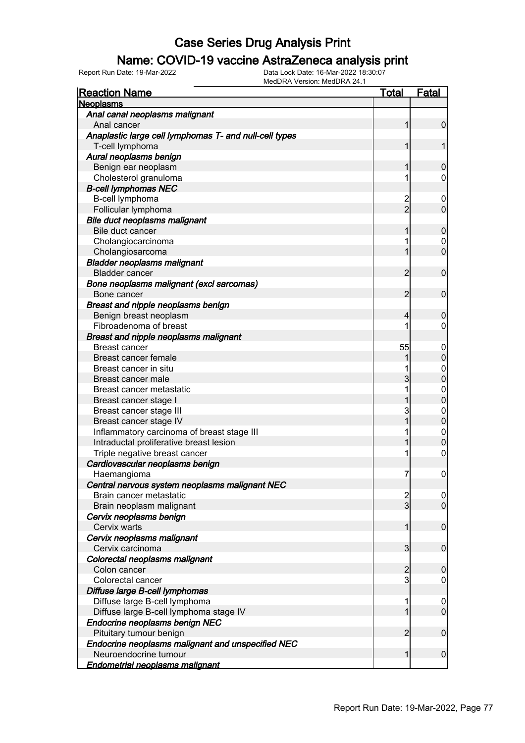# Case Series Drug Analysis Print

## Name: COVID-19 vaccine AstraZeneca analysis print

Report Run Date: 19-Mar-2022
Data Lock Date: 16-Mar-2022 18:30:07
MedDRA Version: MedDRA 24.1

| Reaction Name | Total | Fatal |
|---|---|---|
| **Neoplasms** | | |
| *Anal canal neoplasms malignant* | | |
| Anal cancer | 1 | 0 |
| *Anaplastic large cell lymphomas T- and null-cell types* | | |
| T-cell lymphoma | 1 | 1 |
| *Aural neoplasms benign* | | |
| Benign ear neoplasm | 1 | 0 |
| Cholesterol granuloma | 1 | 0 |
| *B-cell lymphomas NEC* | | |
| B-cell lymphoma | 2 | 0 |
| Follicular lymphoma | 2 | 0 |
| *Bile duct neoplasms malignant* | | |
| Bile duct cancer | 1 | 0 |
| Cholangiocarcinoma | 1 | 0 |
| Cholangiosarcoma | 1 | 0 |
| *Bladder neoplasms malignant* | | |
| Bladder cancer | 2 | 0 |
| *Bone neoplasms malignant (excl sarcomas)* | | |
| Bone cancer | 2 | 0 |
| *Breast and nipple neoplasms benign* | | |
| Benign breast neoplasm | 4 | 0 |
| Fibroadenoma of breast | 1 | 0 |
| *Breast and nipple neoplasms malignant* | | |
| Breast cancer | 55 | 0 |
| Breast cancer female | 1 | 0 |
| Breast cancer in situ | 1 | 0 |
| Breast cancer male | 3 | 0 |
| Breast cancer metastatic | 1 | 0 |
| Breast cancer stage I | 1 | 0 |
| Breast cancer stage III | 3 | 0 |
| Breast cancer stage IV | 1 | 0 |
| Inflammatory carcinoma of breast stage III | 1 | 0 |
| Intraductal proliferative breast lesion | 1 | 0 |
| Triple negative breast cancer | 1 | 0 |
| *Cardiovascular neoplasms benign* | | |
| Haemangioma | 7 | 0 |
| *Central nervous system neoplasms malignant NEC* | | |
| Brain cancer metastatic | 2 | 0 |
| Brain neoplasm malignant | 3 | 0 |
| *Cervix neoplasms benign* | | |
| Cervix warts | 1 | 0 |
| *Cervix neoplasms malignant* | | |
| Cervix carcinoma | 3 | 0 |
| *Colorectal neoplasms malignant* | | |
| Colon cancer | 2 | 0 |
| Colorectal cancer | 3 | 0 |
| *Diffuse large B-cell lymphomas* | | |
| Diffuse large B-cell lymphoma | 1 | 0 |
| Diffuse large B-cell lymphoma stage IV | 1 | 0 |
| *Endocrine neoplasms benign NEC* | | |
| Pituitary tumour benign | 2 | 0 |
| *Endocrine neoplasms malignant and unspecified NEC* | | |
| Neuroendocrine tumour | 1 | 0 |
| *Endometrial neoplasms malignant* | | |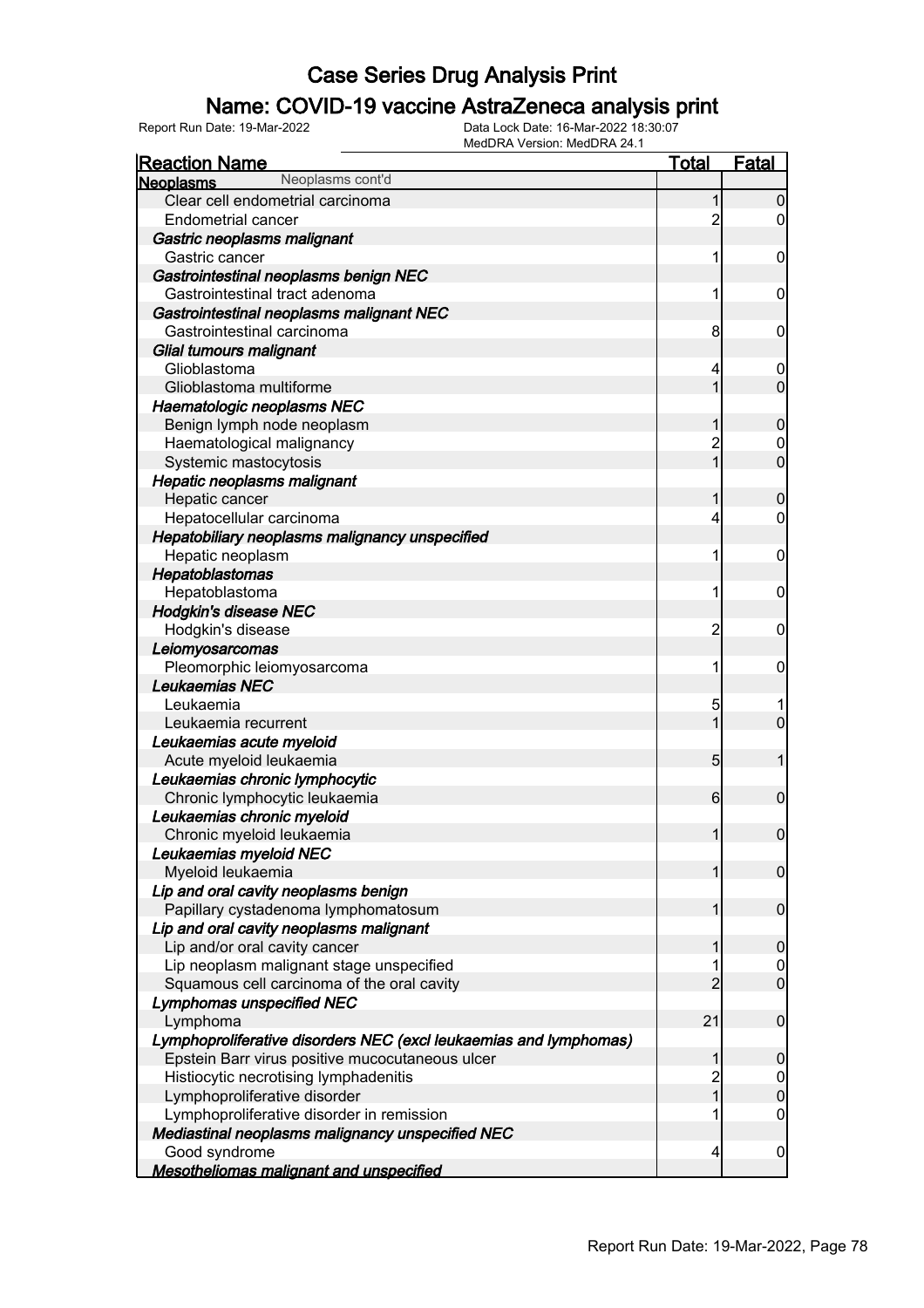# Case Series Drug Analysis Print

## Name: COVID-19 vaccine AstraZeneca analysis print

Report Run Date: 19-Mar-2022 | Data Lock Date: 16-Mar-2022 18:30:07 | MedDRA Version: MedDRA 24.1

| Reaction Name | Total | Fatal |
|---|---|---|
| **Neoplasms** Neoplasms cont'd | | |
| Clear cell endometrial carcinoma | 1 | 0 |
| Endometrial cancer | 2 | 0 |
| ***Gastric neoplasms malignant*** | | |
| Gastric cancer | 1 | 0 |
| ***Gastrointestinal neoplasms benign NEC*** | | |
| Gastrointestinal tract adenoma | 1 | 0 |
| ***Gastrointestinal neoplasms malignant NEC*** | | |
| Gastrointestinal carcinoma | 8 | 0 |
| ***Glial tumours malignant*** | | |
| Glioblastoma | 4 | 0 |
| Glioblastoma multiforme | 1 | 0 |
| ***Haematologic neoplasms NEC*** | | |
| Benign lymph node neoplasm | 1 | 0 |
| Haematological malignancy | 2 | 0 |
| Systemic mastocytosis | 1 | 0 |
| ***Hepatic neoplasms malignant*** | | |
| Hepatic cancer | 1 | 0 |
| Hepatocellular carcinoma | 4 | 0 |
| ***Hepatobiliary neoplasms malignancy unspecified*** | | |
| Hepatic neoplasm | 1 | 0 |
| ***Hepatoblastomas*** | | |
| Hepatoblastoma | 1 | 0 |
| ***Hodgkin's disease NEC*** | | |
| Hodgkin's disease | 2 | 0 |
| ***Leiomyosarcomas*** | | |
| Pleomorphic leiomyosarcoma | 1 | 0 |
| ***Leukaemias NEC*** | | |
| Leukaemia | 5 | 1 |
| Leukaemia recurrent | 1 | 0 |
| ***Leukaemias acute myeloid*** | | |
| Acute myeloid leukaemia | 5 | 1 |
| ***Leukaemias chronic lymphocytic*** | | |
| Chronic lymphocytic leukaemia | 6 | 0 |
| ***Leukaemias chronic myeloid*** | | |
| Chronic myeloid leukaemia | 1 | 0 |
| ***Leukaemias myeloid NEC*** | | |
| Myeloid leukaemia | 1 | 0 |
| ***Lip and oral cavity neoplasms benign*** | | |
| Papillary cystadenoma lymphomatosum | 1 | 0 |
| ***Lip and oral cavity neoplasms malignant*** | | |
| Lip and/or oral cavity cancer | 1 | 0 |
| Lip neoplasm malignant stage unspecified | 1 | 0 |
| Squamous cell carcinoma of the oral cavity | 2 | 0 |
| ***Lymphomas unspecified NEC*** | | |
| Lymphoma | 21 | 0 |
| ***Lymphoproliferative disorders NEC (excl leukaemias and lymphomas)*** | | |
| Epstein Barr virus positive mucocutaneous ulcer | 1 | 0 |
| Histiocytic necrotising lymphadenitis | 2 | 0 |
| Lymphoproliferative disorder | 1 | 0 |
| Lymphoproliferative disorder in remission | 1 | 0 |
| ***Mediastinal neoplasms malignancy unspecified NEC*** | | |
| Good syndrome | 4 | 0 |
| ***Mesotheliomas malignant and unspecified*** | | |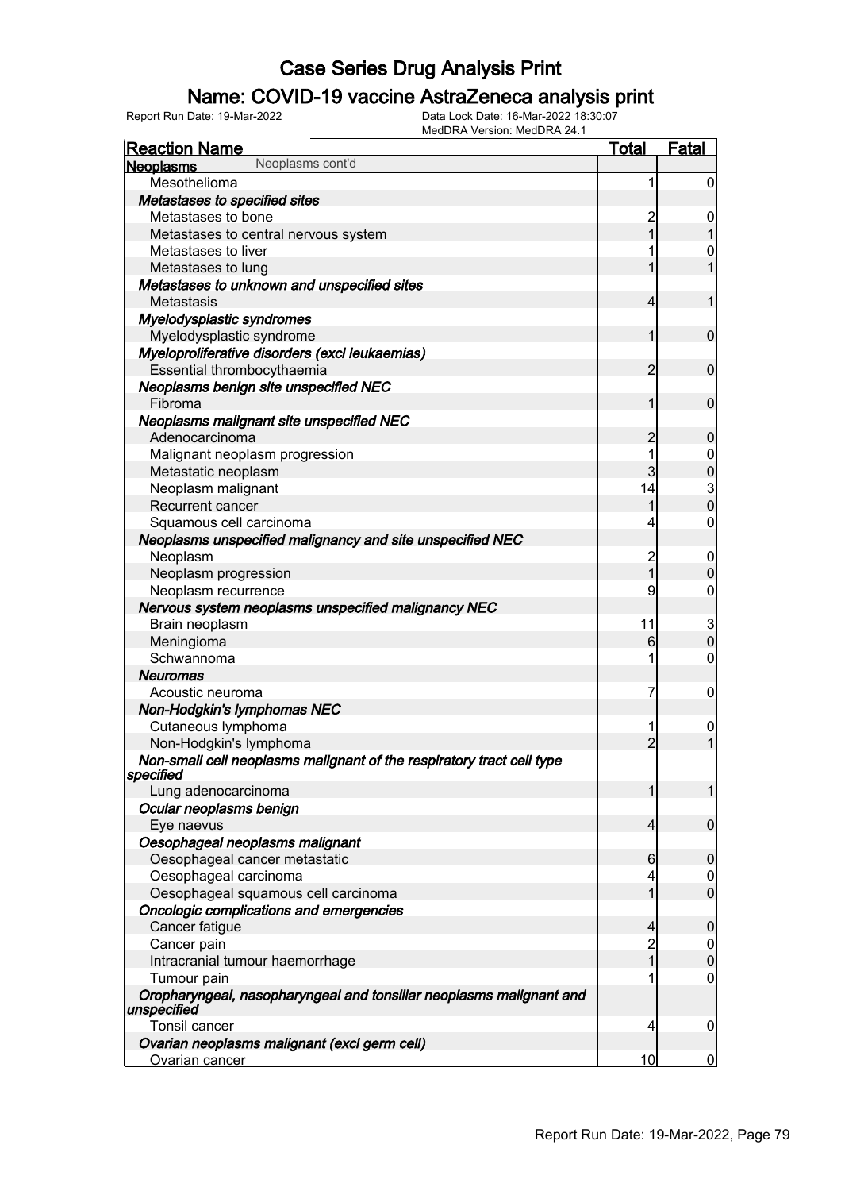# Case Series Drug Analysis Print

## Name: COVID-19 vaccine AstraZeneca analysis print

Report Run Date: 19-Mar-2022 | Data Lock Date: 16-Mar-2022 18:30:07 | MedDRA Version: MedDRA 24.1

| Reaction Name | Total | Fatal |
|---|---|---|
| **Neoplasms** Neoplasms cont'd | | |
| Mesothelioma | 1 | 0 |
| ***Metastases to specified sites*** | | |
| Metastases to bone | 2 | 0 |
| Metastases to central nervous system | 1 | 1 |
| Metastases to liver | 1 | 0 |
| Metastases to lung | 1 | 1 |
| ***Metastases to unknown and unspecified sites*** | | |
| Metastasis | 4 | 1 |
| ***Myelodysplastic syndromes*** | | |
| Myelodysplastic syndrome | 1 | 0 |
| ***Myeloproliferative disorders (excl leukaemias)*** | | |
| Essential thrombocythaemia | 2 | 0 |
| ***Neoplasms benign site unspecified NEC*** | | |
| Fibroma | 1 | 0 |
| ***Neoplasms malignant site unspecified NEC*** | | |
| Adenocarcinoma | 2 | 0 |
| Malignant neoplasm progression | 1 | 0 |
| Metastatic neoplasm | 3 | 0 |
| Neoplasm malignant | 14 | 3 |
| Recurrent cancer | 1 | 0 |
| Squamous cell carcinoma | 4 | 0 |
| ***Neoplasms unspecified malignancy and site unspecified NEC*** | | |
| Neoplasm | 2 | 0 |
| Neoplasm progression | 1 | 0 |
| Neoplasm recurrence | 9 | 0 |
| ***Nervous system neoplasms unspecified malignancy NEC*** | | |
| Brain neoplasm | 11 | 3 |
| Meningioma | 6 | 0 |
| Schwannoma | 1 | 0 |
| ***Neuromas*** | | |
| Acoustic neuroma | 7 | 0 |
| ***Non-Hodgkin's lymphomas NEC*** | | |
| Cutaneous lymphoma | 1 | 0 |
| Non-Hodgkin's lymphoma | 2 | 1 |
| ***Non-small cell neoplasms malignant of the respiratory tract cell type specified*** | | |
| Lung adenocarcinoma | 1 | 1 |
| ***Ocular neoplasms benign*** | | |
| Eye naevus | 4 | 0 |
| ***Oesophageal neoplasms malignant*** | | |
| Oesophageal cancer metastatic | 6 | 0 |
| Oesophageal carcinoma | 4 | 0 |
| Oesophageal squamous cell carcinoma | 1 | 0 |
| ***Oncologic complications and emergencies*** | | |
| Cancer fatigue | 4 | 0 |
| Cancer pain | 2 | 0 |
| Intracranial tumour haemorrhage | 1 | 0 |
| Tumour pain | 1 | 0 |
| ***Oropharyngeal, nasopharyngeal and tonsillar neoplasms malignant and unspecified*** | | |
| Tonsil cancer | 4 | 0 |
| ***Ovarian neoplasms malignant (excl germ cell)*** | | |
| Ovarian cancer | 10 | 0 |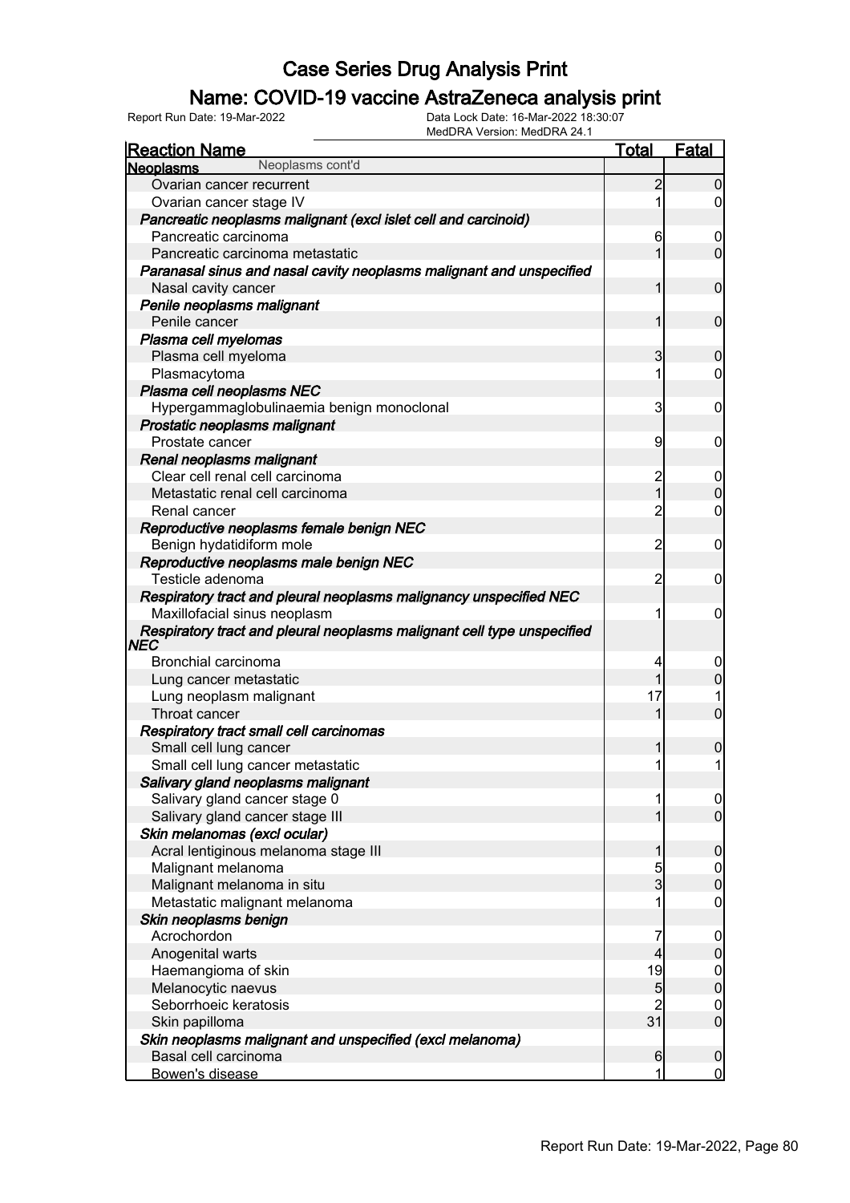# Case Series Drug Analysis Print

## Name: COVID-19 vaccine AstraZeneca analysis print

Report Run Date: 19-Mar-2022    Data Lock Date: 16-Mar-2022 18:30:07
MedDRA Version: MedDRA 24.1

| Reaction Name | Total | Fatal |
|---|---|---|
| **Neoplasms** Neoplasms cont'd | | |
| Ovarian cancer recurrent | 2 | 0 |
| Ovarian cancer stage IV | 1 | 0 |
| ***Pancreatic neoplasms malignant (excl islet cell and carcinoid)*** | | |
| Pancreatic carcinoma | 6 | 0 |
| Pancreatic carcinoma metastatic | 1 | 0 |
| ***Paranasal sinus and nasal cavity neoplasms malignant and unspecified*** | | |
| Nasal cavity cancer | 1 | 0 |
| ***Penile neoplasms malignant*** | | |
| Penile cancer | 1 | 0 |
| ***Plasma cell myelomas*** | | |
| Plasma cell myeloma | 3 | 0 |
| Plasmacytoma | 1 | 0 |
| ***Plasma cell neoplasms NEC*** | | |
| Hypergammaglobulinaemia benign monoclonal | 3 | 0 |
| ***Prostatic neoplasms malignant*** | | |
| Prostate cancer | 9 | 0 |
| ***Renal neoplasms malignant*** | | |
| Clear cell renal cell carcinoma | 2 | 0 |
| Metastatic renal cell carcinoma | 1 | 0 |
| Renal cancer | 2 | 0 |
| ***Reproductive neoplasms female benign NEC*** | | |
| Benign hydatidiform mole | 2 | 0 |
| ***Reproductive neoplasms male benign NEC*** | | |
| Testicle adenoma | 2 | 0 |
| ***Respiratory tract and pleural neoplasms malignancy unspecified NEC*** | | |
| Maxillofacial sinus neoplasm | 1 | 0 |
| ***Respiratory tract and pleural neoplasms malignant cell type unspecified NEC*** | | |
| Bronchial carcinoma | 4 | 0 |
| Lung cancer metastatic | 1 | 0 |
| Lung neoplasm malignant | 17 | 1 |
| Throat cancer | 1 | 0 |
| ***Respiratory tract small cell carcinomas*** | | |
| Small cell lung cancer | 1 | 0 |
| Small cell lung cancer metastatic | 1 | 1 |
| ***Salivary gland neoplasms malignant*** | | |
| Salivary gland cancer stage 0 | 1 | 0 |
| Salivary gland cancer stage III | 1 | 0 |
| ***Skin melanomas (excl ocular)*** | | |
| Acral lentiginous melanoma stage III | 1 | 0 |
| Malignant melanoma | 5 | 0 |
| Malignant melanoma in situ | 3 | 0 |
| Metastatic malignant melanoma | 1 | 0 |
| ***Skin neoplasms benign*** | | |
| Acrochordon | 7 | 0 |
| Anogenital warts | 4 | 0 |
| Haemangioma of skin | 19 | 0 |
| Melanocytic naevus | 5 | 0 |
| Seborrhoeic keratosis | 2 | 0 |
| Skin papilloma | 31 | 0 |
| ***Skin neoplasms malignant and unspecified (excl melanoma)*** | | |
| Basal cell carcinoma | 6 | 0 |
| Bowen's disease | 1 | 0 |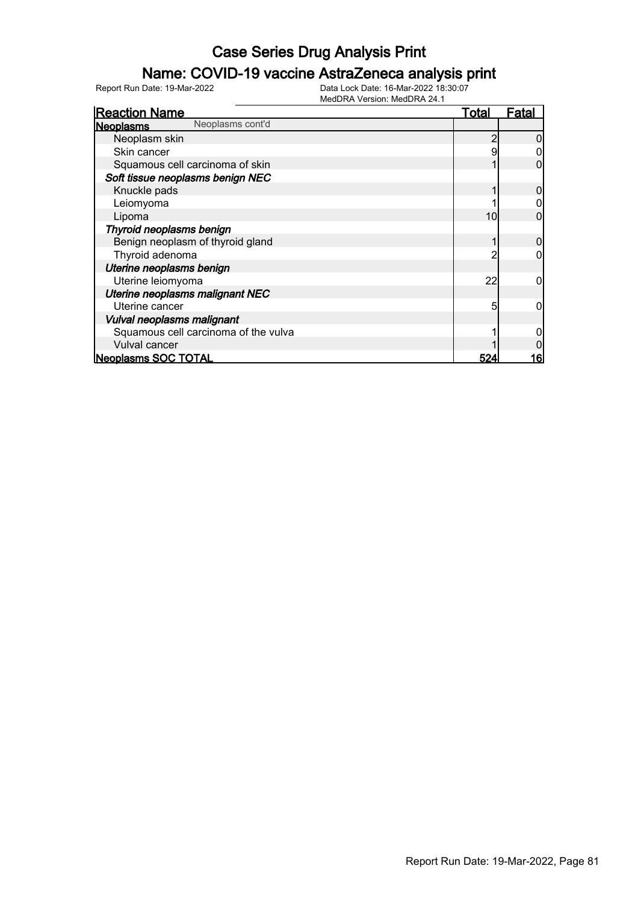# Case Series Drug Analysis Print

## Name: COVID-19 vaccine AstraZeneca analysis print

Report Run Date: 19-Mar-2022

Data Lock Date: 16-Mar-2022 18:30:07
MedDRA Version: MedDRA 24.1

| Reaction Name | Total | Fatal |
|---|---|---|
| **Neoplasms** Neoplasms cont'd | | |
| Neoplasm skin | 2 | 0 |
| Skin cancer | 9 | 0 |
| Squamous cell carcinoma of skin | 1 | 0 |
| ***Soft tissue neoplasms benign NEC*** | | |
| Knuckle pads | 1 | 0 |
| Leiomyoma | 1 | 0 |
| Lipoma | 10 | 0 |
| ***Thyroid neoplasms benign*** | | |
| Benign neoplasm of thyroid gland | 1 | 0 |
| Thyroid adenoma | 2 | 0 |
| ***Uterine neoplasms benign*** | | |
| Uterine leiomyoma | 22 | 0 |
| ***Uterine neoplasms malignant NEC*** | | |
| Uterine cancer | 5 | 0 |
| ***Vulval neoplasms malignant*** | | |
| Squamous cell carcinoma of the vulva | 1 | 0 |
| Vulval cancer | 1 | 0 |
| **Neoplasms SOC TOTAL** | **524** | **16** |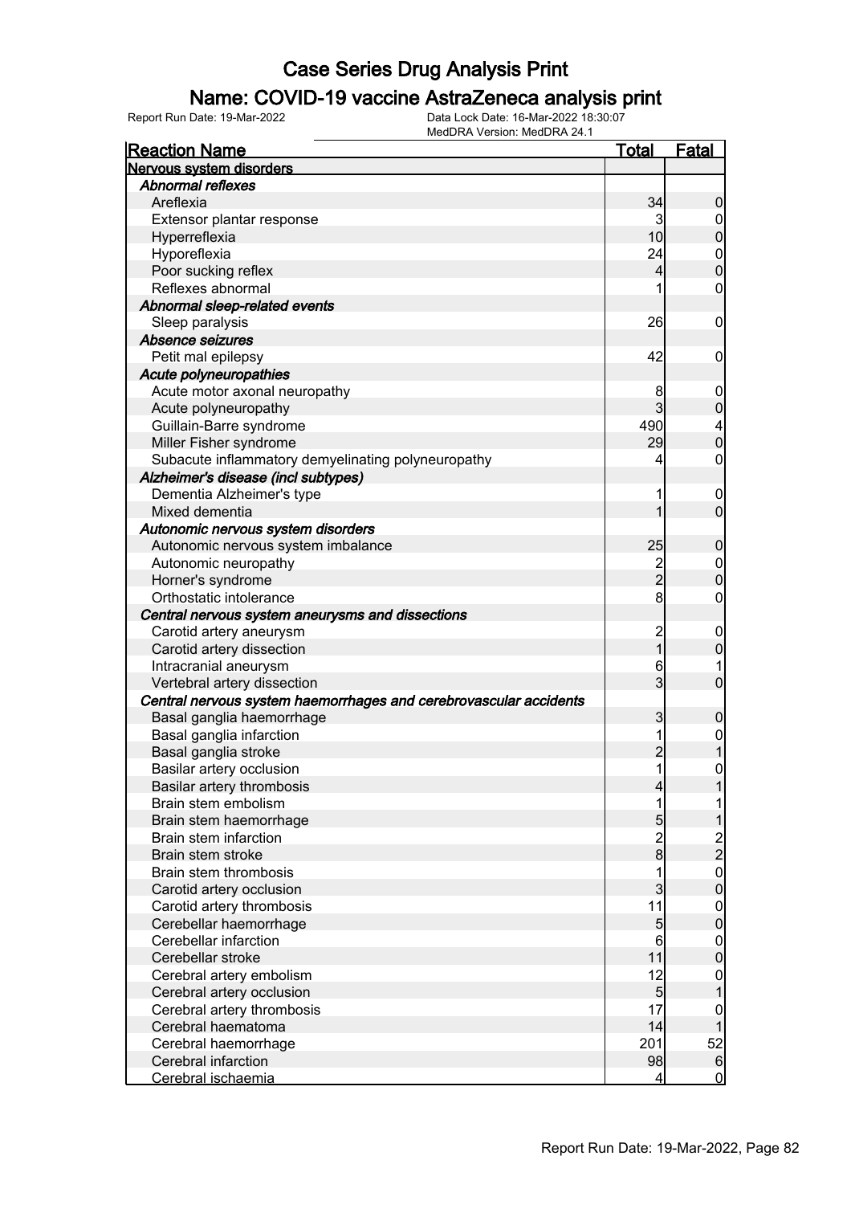# Case Series Drug Analysis Print

## Name: COVID-19 vaccine AstraZeneca analysis print

Report Run Date: 19-Mar-2022

Data Lock Date: 16-Mar-2022 18:30:07

MedDRA Version: MedDRA 24.1

| Reaction Name | Total | Fatal |
|---|---|---|
| **Nervous system disorders** | | |
| *Abnormal reflexes* | | |
| Areflexia | 34 | 0 |
| Extensor plantar response | 3 | 0 |
| Hyperreflexia | 10 | 0 |
| Hyporeflexia | 24 | 0 |
| Poor sucking reflex | 4 | 0 |
| Reflexes abnormal | 1 | 0 |
| *Abnormal sleep-related events* | | |
| Sleep paralysis | 26 | 0 |
| *Absence seizures* | | |
| Petit mal epilepsy | 42 | 0 |
| *Acute polyneuropathies* | | |
| Acute motor axonal neuropathy | 8 | 0 |
| Acute polyneuropathy | 3 | 0 |
| Guillain-Barre syndrome | 490 | 4 |
| Miller Fisher syndrome | 29 | 0 |
| Subacute inflammatory demyelinating polyneuropathy | 4 | 0 |
| *Alzheimer's disease (incl subtypes)* | | |
| Dementia Alzheimer's type | 1 | 0 |
| Mixed dementia | 1 | 0 |
| *Autonomic nervous system disorders* | | |
| Autonomic nervous system imbalance | 25 | 0 |
| Autonomic neuropathy | 2 | 0 |
| Horner's syndrome | 2 | 0 |
| Orthostatic intolerance | 8 | 0 |
| *Central nervous system aneurysms and dissections* | | |
| Carotid artery aneurysm | 2 | 0 |
| Carotid artery dissection | 1 | 0 |
| Intracranial aneurysm | 6 | 1 |
| Vertebral artery dissection | 3 | 0 |
| *Central nervous system haemorrhages and cerebrovascular accidents* | | |
| Basal ganglia haemorrhage | 3 | 0 |
| Basal ganglia infarction | 1 | 0 |
| Basal ganglia stroke | 2 | 1 |
| Basilar artery occlusion | 1 | 0 |
| Basilar artery thrombosis | 4 | 1 |
| Brain stem embolism | 1 | 1 |
| Brain stem haemorrhage | 5 | 1 |
| Brain stem infarction | 2 | 2 |
| Brain stem stroke | 8 | 2 |
| Brain stem thrombosis | 1 | 0 |
| Carotid artery occlusion | 3 | 0 |
| Carotid artery thrombosis | 11 | 0 |
| Cerebellar haemorrhage | 5 | 0 |
| Cerebellar infarction | 6 | 0 |
| Cerebellar stroke | 11 | 0 |
| Cerebral artery embolism | 12 | 0 |
| Cerebral artery occlusion | 5 | 1 |
| Cerebral artery thrombosis | 17 | 0 |
| Cerebral haematoma | 14 | 1 |
| Cerebral haemorrhage | 201 | 52 |
| Cerebral infarction | 98 | 6 |
| Cerebral ischaemia | 4 | 0 |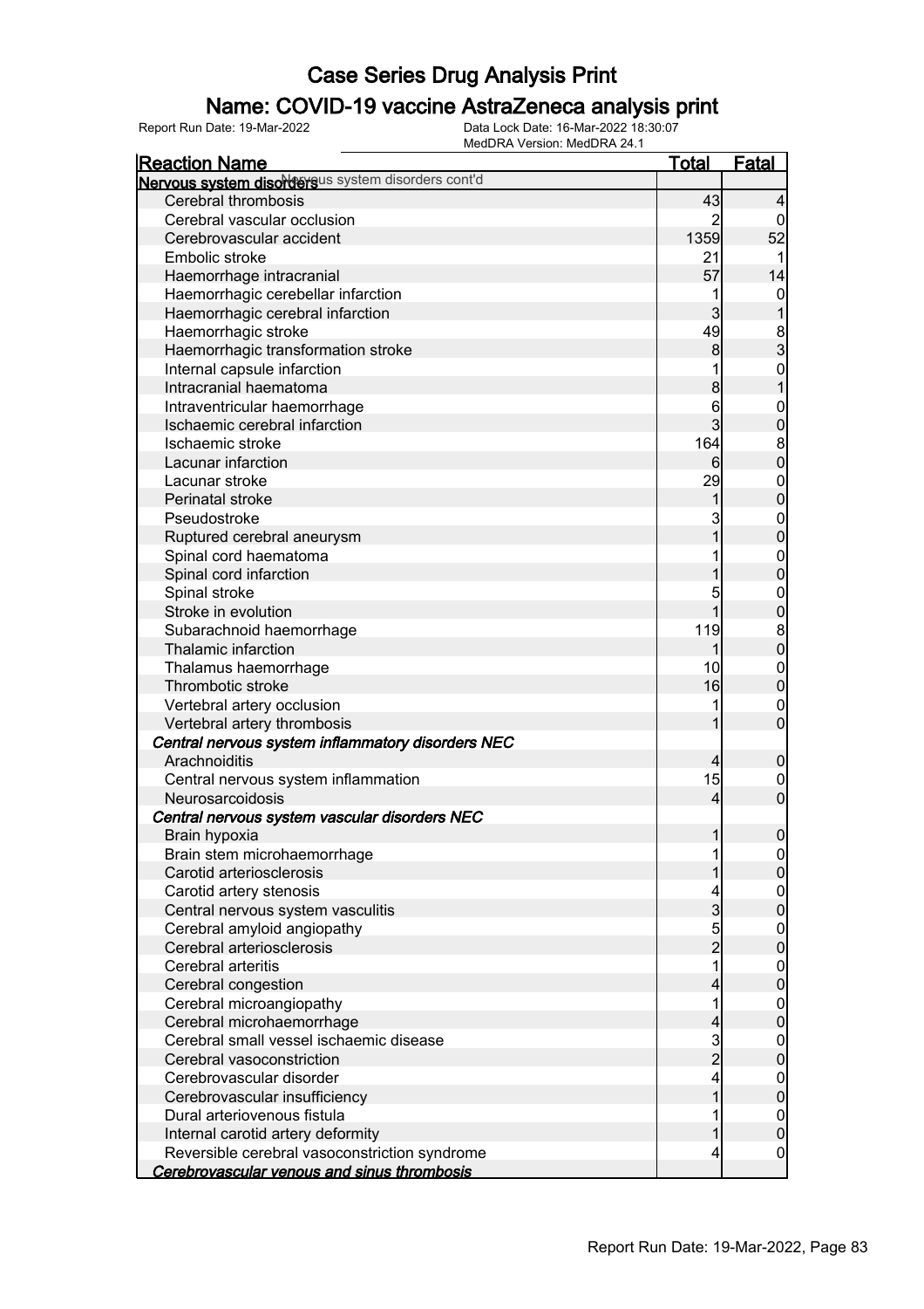# Case Series Drug Analysis Print

## Name: COVID-19 vaccine AstraZeneca analysis print

Report Run Date: 19-Mar-2022    Data Lock Date: 16-Mar-2022 18:30:07
MedDRA Version: MedDRA 24.1

| Reaction Name | Total | Fatal |
|---|---|---|
| **Nervous system disorders** Nervous system disorders cont'd | | |
| Cerebral thrombosis | 43 | 4 |
| Cerebral vascular occlusion | 2 | 0 |
| Cerebrovascular accident | 1359 | 52 |
| Embolic stroke | 21 | 1 |
| Haemorrhage intracranial | 57 | 14 |
| Haemorrhagic cerebellar infarction | 1 | 0 |
| Haemorrhagic cerebral infarction | 3 | 1 |
| Haemorrhagic stroke | 49 | 8 |
| Haemorrhagic transformation stroke | 8 | 3 |
| Internal capsule infarction | 1 | 0 |
| Intracranial haematoma | 8 | 1 |
| Intraventricular haemorrhage | 6 | 0 |
| Ischaemic cerebral infarction | 3 | 0 |
| Ischaemic stroke | 164 | 8 |
| Lacunar infarction | 6 | 0 |
| Lacunar stroke | 29 | 0 |
| Perinatal stroke | 1 | 0 |
| Pseudostroke | 3 | 0 |
| Ruptured cerebral aneurysm | 1 | 0 |
| Spinal cord haematoma | 1 | 0 |
| Spinal cord infarction | 1 | 0 |
| Spinal stroke | 5 | 0 |
| Stroke in evolution | 1 | 0 |
| Subarachnoid haemorrhage | 119 | 8 |
| Thalamic infarction | 1 | 0 |
| Thalamus haemorrhage | 10 | 0 |
| Thrombotic stroke | 16 | 0 |
| Vertebral artery occlusion | 1 | 0 |
| Vertebral artery thrombosis | 1 | 0 |
| *Central nervous system inflammatory disorders NEC* | | |
| Arachnoiditis | 4 | 0 |
| Central nervous system inflammation | 15 | 0 |
| Neurosarcoidosis | 4 | 0 |
| *Central nervous system vascular disorders NEC* | | |
| Brain hypoxia | 1 | 0 |
| Brain stem microhaemorrhage | 1 | 0 |
| Carotid arteriosclerosis | 1 | 0 |
| Carotid artery stenosis | 4 | 0 |
| Central nervous system vasculitis | 3 | 0 |
| Cerebral amyloid angiopathy | 5 | 0 |
| Cerebral arteriosclerosis | 2 | 0 |
| Cerebral arteritis | 1 | 0 |
| Cerebral congestion | 4 | 0 |
| Cerebral microangiopathy | 1 | 0 |
| Cerebral microhaemorrhage | 4 | 0 |
| Cerebral small vessel ischaemic disease | 3 | 0 |
| Cerebral vasoconstriction | 2 | 0 |
| Cerebrovascular disorder | 4 | 0 |
| Cerebrovascular insufficiency | 1 | 0 |
| Dural arteriovenous fistula | 1 | 0 |
| Internal carotid artery deformity | 1 | 0 |
| Reversible cerebral vasoconstriction syndrome | 4 | 0 |
| *Cerebrovascular venous and sinus thrombosis* | | |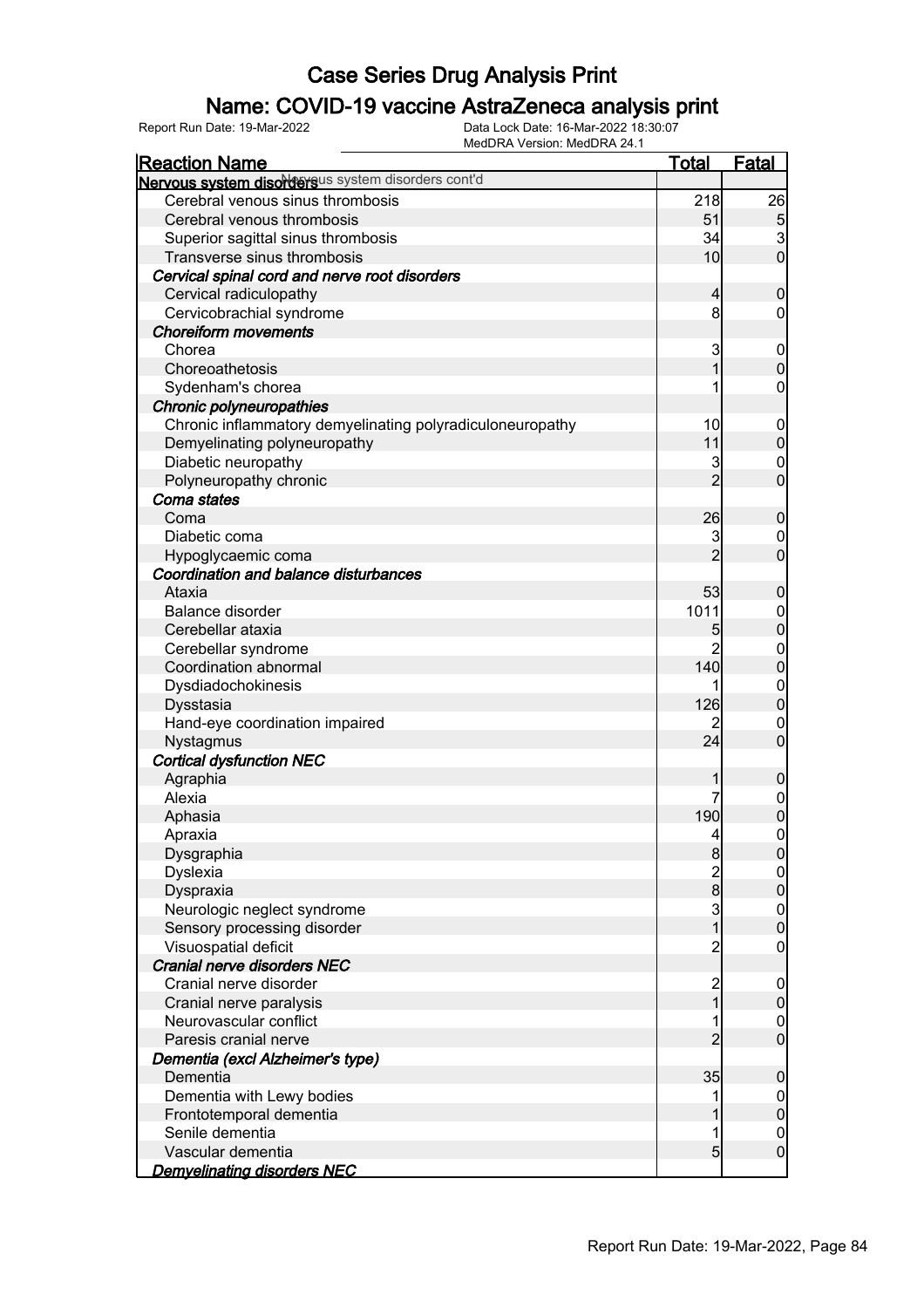# Case Series Drug Analysis Print

## Name: COVID-19 vaccine AstraZeneca analysis print

Report Run Date: 19-Mar-2022    Data Lock Date: 16-Mar-2022 18:30:07
MedDRA Version: MedDRA 24.1

| Reaction Name | Total | Fatal |
|---|---|---|
| **Nervous system disorders** Nervous system disorders cont'd | | |
| Cerebral venous sinus thrombosis | 218 | 26 |
| Cerebral venous thrombosis | 51 | 5 |
| Superior sagittal sinus thrombosis | 34 | 3 |
| Transverse sinus thrombosis | 10 | 0 |
| ***Cervical spinal cord and nerve root disorders*** | | |
| Cervical radiculopathy | 4 | 0 |
| Cervicobrachial syndrome | 8 | 0 |
| ***Choreiform movements*** | | |
| Chorea | 3 | 0 |
| Choreoathetosis | 1 | 0 |
| Sydenham's chorea | 1 | 0 |
| ***Chronic polyneuropathies*** | | |
| Chronic inflammatory demyelinating polyradiculoneuropathy | 10 | 0 |
| Demyelinating polyneuropathy | 11 | 0 |
| Diabetic neuropathy | 3 | 0 |
| Polyneuropathy chronic | 2 | 0 |
| ***Coma states*** | | |
| Coma | 26 | 0 |
| Diabetic coma | 3 | 0 |
| Hypoglycaemic coma | 2 | 0 |
| ***Coordination and balance disturbances*** | | |
| Ataxia | 53 | 0 |
| Balance disorder | 1011 | 0 |
| Cerebellar ataxia | 5 | 0 |
| Cerebellar syndrome | 2 | 0 |
| Coordination abnormal | 140 | 0 |
| Dysdiadochokinesis | 1 | 0 |
| Dysstasia | 126 | 0 |
| Hand-eye coordination impaired | 2 | 0 |
| Nystagmus | 24 | 0 |
| ***Cortical dysfunction NEC*** | | |
| Agraphia | 1 | 0 |
| Alexia | 7 | 0 |
| Aphasia | 190 | 0 |
| Apraxia | 4 | 0 |
| Dysgraphia | 8 | 0 |
| Dyslexia | 2 | 0 |
| Dyspraxia | 8 | 0 |
| Neurologic neglect syndrome | 3 | 0 |
| Sensory processing disorder | 1 | 0 |
| Visuospatial deficit | 2 | 0 |
| ***Cranial nerve disorders NEC*** | | |
| Cranial nerve disorder | 2 | 0 |
| Cranial nerve paralysis | 1 | 0 |
| Neurovascular conflict | 1 | 0 |
| Paresis cranial nerve | 2 | 0 |
| ***Dementia (excl Alzheimer's type)*** | | |
| Dementia | 35 | 0 |
| Dementia with Lewy bodies | 1 | 0 |
| Frontotemporal dementia | 1 | 0 |
| Senile dementia | 1 | 0 |
| Vascular dementia | 5 | 0 |
| ***Demyelinating disorders NEC*** | | |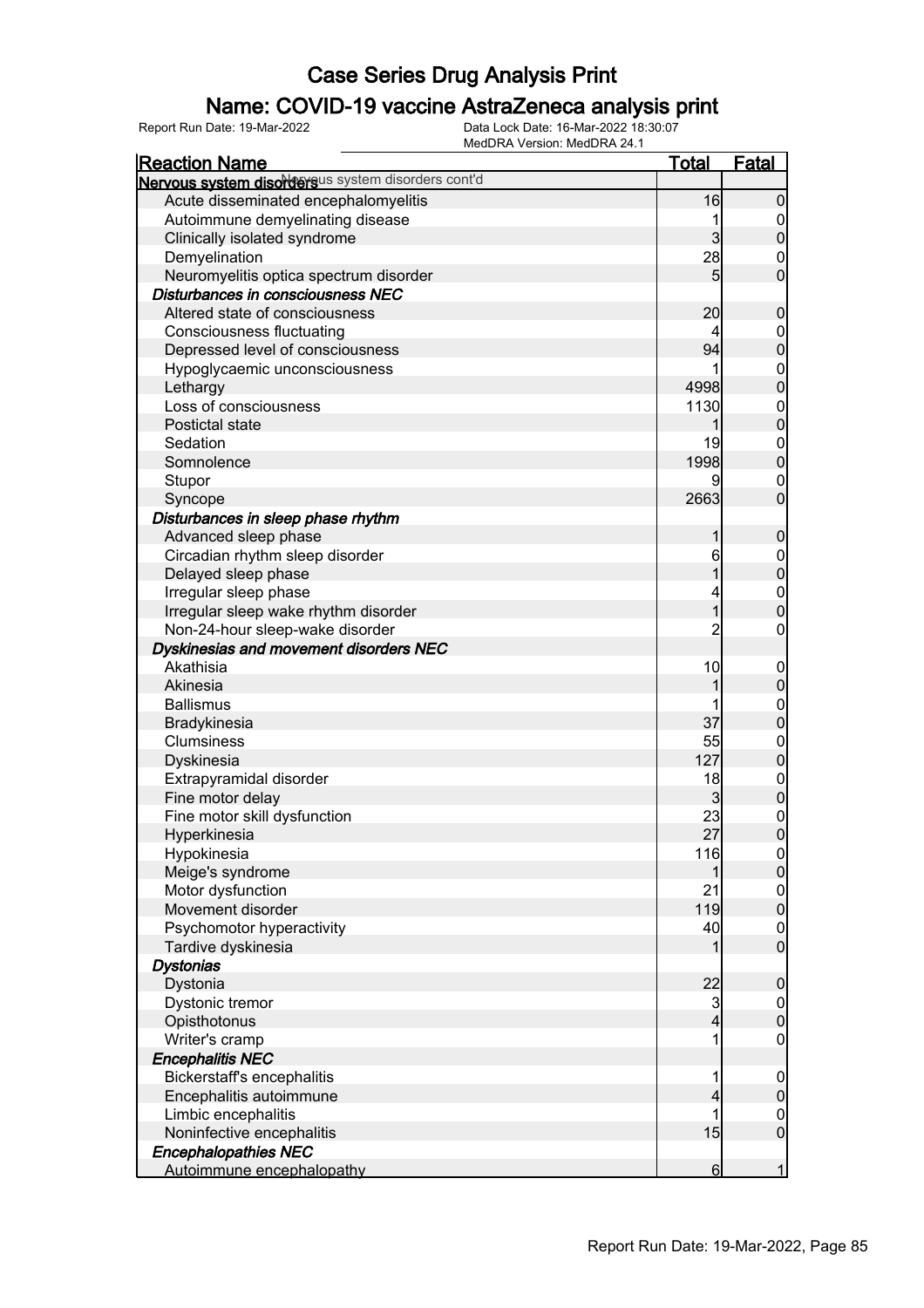# Case Series Drug Analysis Print

## Name: COVID-19 vaccine AstraZeneca analysis print

Report Run Date: 19-Mar-2022 | Data Lock Date: 16-Mar-2022 18:30:07 | MedDRA Version: MedDRA 24.1

| Reaction Name | Total | Fatal |
|---|---|---|
| **Nervous system disorders** Nervous system disorders cont'd | | |
| Acute disseminated encephalomyelitis | 16 | 0 |
| Autoimmune demyelinating disease | 1 | 0 |
| Clinically isolated syndrome | 3 | 0 |
| Demyelination | 28 | 0 |
| Neuromyelitis optica spectrum disorder | 5 | 0 |
| ***Disturbances in consciousness NEC*** | | |
| Altered state of consciousness | 20 | 0 |
| Consciousness fluctuating | 4 | 0 |
| Depressed level of consciousness | 94 | 0 |
| Hypoglycaemic unconsciousness | 1 | 0 |
| Lethargy | 4998 | 0 |
| Loss of consciousness | 1130 | 0 |
| Postictal state | 1 | 0 |
| Sedation | 19 | 0 |
| Somnolence | 1998 | 0 |
| Stupor | 9 | 0 |
| Syncope | 2663 | 0 |
| ***Disturbances in sleep phase rhythm*** | | |
| Advanced sleep phase | 1 | 0 |
| Circadian rhythm sleep disorder | 6 | 0 |
| Delayed sleep phase | 1 | 0 |
| Irregular sleep phase | 4 | 0 |
| Irregular sleep wake rhythm disorder | 1 | 0 |
| Non-24-hour sleep-wake disorder | 2 | 0 |
| ***Dyskinesias and movement disorders NEC*** | | |
| Akathisia | 10 | 0 |
| Akinesia | 1 | 0 |
| Ballismus | 1 | 0 |
| Bradykinesia | 37 | 0 |
| Clumsiness | 55 | 0 |
| Dyskinesia | 127 | 0 |
| Extrapyramidal disorder | 18 | 0 |
| Fine motor delay | 3 | 0 |
| Fine motor skill dysfunction | 23 | 0 |
| Hyperkinesia | 27 | 0 |
| Hypokinesia | 116 | 0 |
| Meige's syndrome | 1 | 0 |
| Motor dysfunction | 21 | 0 |
| Movement disorder | 119 | 0 |
| Psychomotor hyperactivity | 40 | 0 |
| Tardive dyskinesia | 1 | 0 |
| ***Dystonias*** | | |
| Dystonia | 22 | 0 |
| Dystonic tremor | 3 | 0 |
| Opisthotonus | 4 | 0 |
| Writer's cramp | 1 | 0 |
| ***Encephalitis NEC*** | | |
| Bickerstaff's encephalitis | 1 | 0 |
| Encephalitis autoimmune | 4 | 0 |
| Limbic encephalitis | 1 | 0 |
| Noninfective encephalitis | 15 | 0 |
| ***Encephalopathies NEC*** | | |
| Autoimmune encephalopathy | 6 | 1 |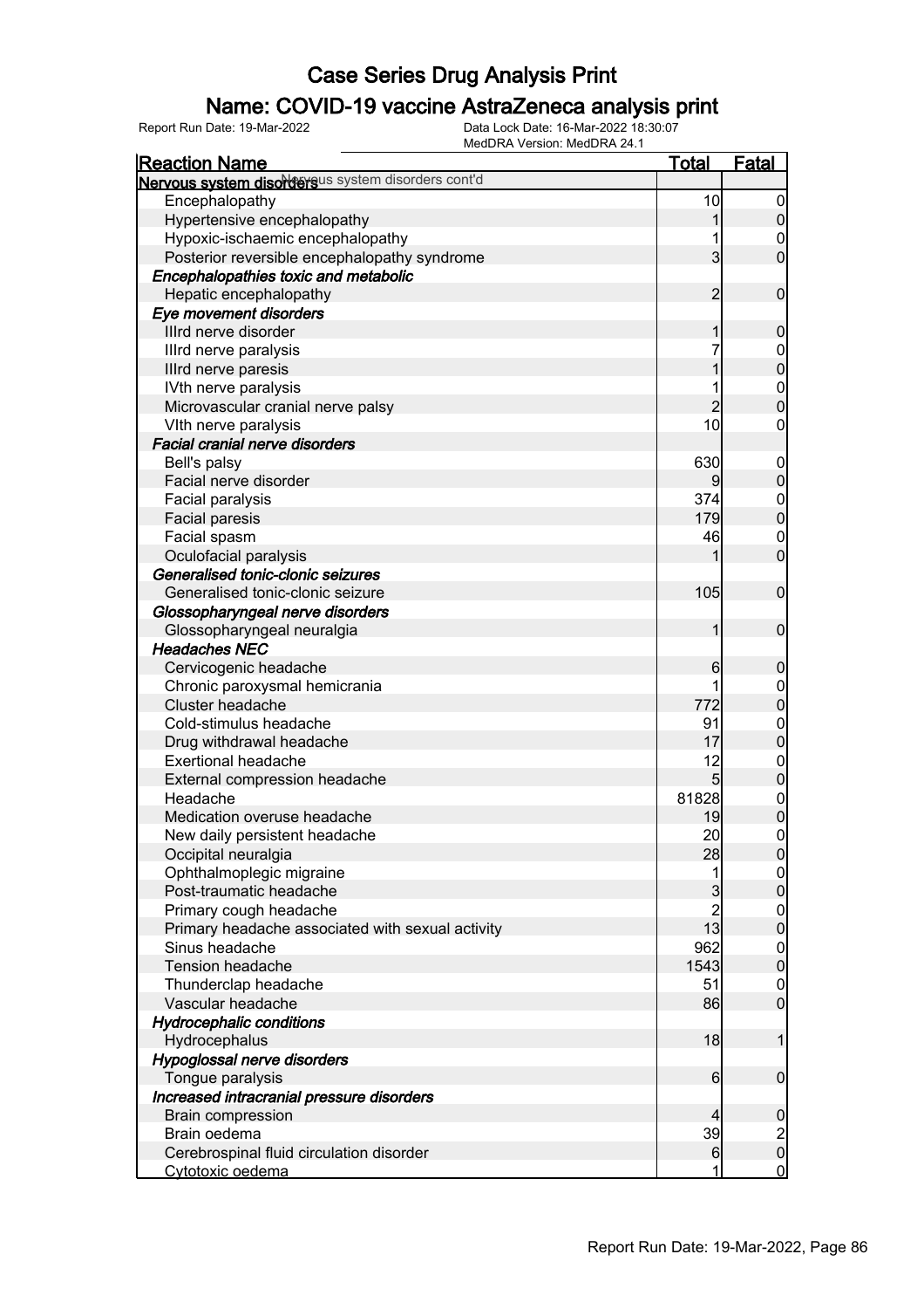# Case Series Drug Analysis Print

## Name: COVID-19 vaccine AstraZeneca analysis print

Report Run Date: 19-Mar-2022

Data Lock Date: 16-Mar-2022 18:30:07
MedDRA Version: MedDRA 24.1

| Reaction Name | Total | Fatal |
|---|---|---|
| **Nervous system disorders** Nervous system disorders cont'd | | |
| Encephalopathy | 10 | 0 |
| Hypertensive encephalopathy | 1 | 0 |
| Hypoxic-ischaemic encephalopathy | 1 | 0 |
| Posterior reversible encephalopathy syndrome | 3 | 0 |
| ***Encephalopathies toxic and metabolic*** | | |
| Hepatic encephalopathy | 2 | 0 |
| ***Eye movement disorders*** | | |
| IIIrd nerve disorder | 1 | 0 |
| IIIrd nerve paralysis | 7 | 0 |
| IIIrd nerve paresis | 1 | 0 |
| IVth nerve paralysis | 1 | 0 |
| Microvascular cranial nerve palsy | 2 | 0 |
| VIth nerve paralysis | 10 | 0 |
| ***Facial cranial nerve disorders*** | | |
| Bell's palsy | 630 | 0 |
| Facial nerve disorder | 9 | 0 |
| Facial paralysis | 374 | 0 |
| Facial paresis | 179 | 0 |
| Facial spasm | 46 | 0 |
| Oculofacial paralysis | 1 | 0 |
| ***Generalised tonic-clonic seizures*** | | |
| Generalised tonic-clonic seizure | 105 | 0 |
| ***Glossopharyngeal nerve disorders*** | | |
| Glossopharyngeal neuralgia | 1 | 0 |
| ***Headaches NEC*** | | |
| Cervicogenic headache | 6 | 0 |
| Chronic paroxysmal hemicrania | 1 | 0 |
| Cluster headache | 772 | 0 |
| Cold-stimulus headache | 91 | 0 |
| Drug withdrawal headache | 17 | 0 |
| Exertional headache | 12 | 0 |
| External compression headache | 5 | 0 |
| Headache | 81828 | 0 |
| Medication overuse headache | 19 | 0 |
| New daily persistent headache | 20 | 0 |
| Occipital neuralgia | 28 | 0 |
| Ophthalmoplegic migraine | 1 | 0 |
| Post-traumatic headache | 3 | 0 |
| Primary cough headache | 2 | 0 |
| Primary headache associated with sexual activity | 13 | 0 |
| Sinus headache | 962 | 0 |
| Tension headache | 1543 | 0 |
| Thunderclap headache | 51 | 0 |
| Vascular headache | 86 | 0 |
| ***Hydrocephalic conditions*** | | |
| Hydrocephalus | 18 | 1 |
| ***Hypoglossal nerve disorders*** | | |
| Tongue paralysis | 6 | 0 |
| ***Increased intracranial pressure disorders*** | | |
| Brain compression | 4 | 0 |
| Brain oedema | 39 | 2 |
| Cerebrospinal fluid circulation disorder | 6 | 0 |
| Cytotoxic oedema | 1 | 0 |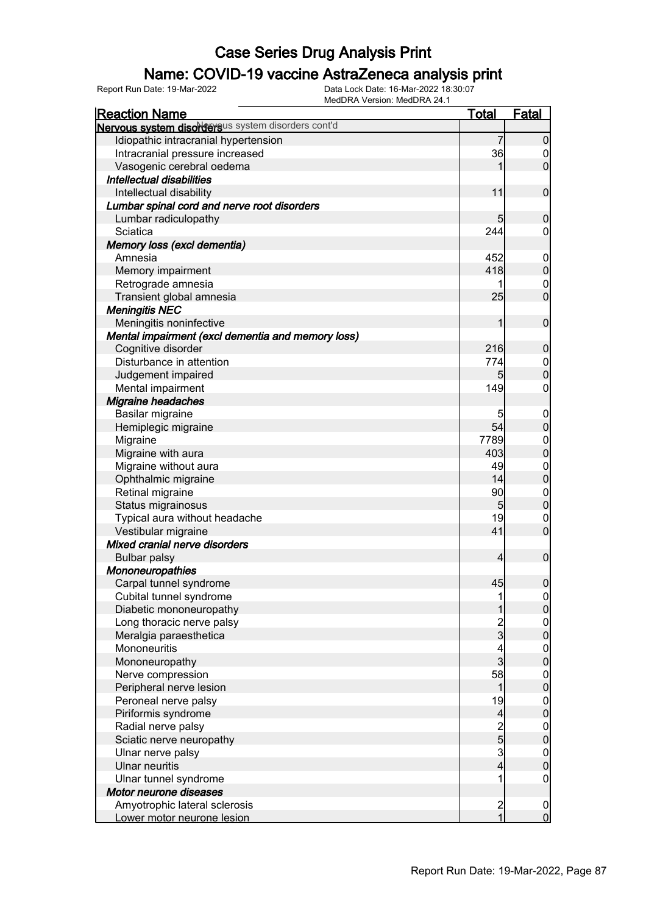# Case Series Drug Analysis Print

## Name: COVID-19 vaccine AstraZeneca analysis print

Report Run Date: 19-Mar-2022

Data Lock Date: 16-Mar-2022 18:30:07
MedDRA Version: MedDRA 24.1

| Reaction Name | Total | Fatal |
|---|---|---|
| **Nervous system disorders** Nervous system disorders cont'd | | |
| Idiopathic intracranial hypertension | 7 | 0 |
| Intracranial pressure increased | 36 | 0 |
| Vasogenic cerebral oedema | 1 | 0 |
| ***Intellectual disabilities*** | | |
| Intellectual disability | 11 | 0 |
| ***Lumbar spinal cord and nerve root disorders*** | | |
| Lumbar radiculopathy | 5 | 0 |
| Sciatica | 244 | 0 |
| ***Memory loss (excl dementia)*** | | |
| Amnesia | 452 | 0 |
| Memory impairment | 418 | 0 |
| Retrograde amnesia | 1 | 0 |
| Transient global amnesia | 25 | 0 |
| ***Meningitis NEC*** | | |
| Meningitis noninfective | 1 | 0 |
| ***Mental impairment (excl dementia and memory loss)*** | | |
| Cognitive disorder | 216 | 0 |
| Disturbance in attention | 774 | 0 |
| Judgement impaired | 5 | 0 |
| Mental impairment | 149 | 0 |
| ***Migraine headaches*** | | |
| Basilar migraine | 5 | 0 |
| Hemiplegic migraine | 54 | 0 |
| Migraine | 7789 | 0 |
| Migraine with aura | 403 | 0 |
| Migraine without aura | 49 | 0 |
| Ophthalmic migraine | 14 | 0 |
| Retinal migraine | 90 | 0 |
| Status migrainosus | 5 | 0 |
| Typical aura without headache | 19 | 0 |
| Vestibular migraine | 41 | 0 |
| ***Mixed cranial nerve disorders*** | | |
| Bulbar palsy | 4 | 0 |
| ***Mononeuropathies*** | | |
| Carpal tunnel syndrome | 45 | 0 |
| Cubital tunnel syndrome | 1 | 0 |
| Diabetic mononeuropathy | 1 | 0 |
| Long thoracic nerve palsy | 2 | 0 |
| Meralgia paraesthetica | 3 | 0 |
| Mononeuritis | 4 | 0 |
| Mononeuropathy | 3 | 0 |
| Nerve compression | 58 | 0 |
| Peripheral nerve lesion | 1 | 0 |
| Peroneal nerve palsy | 19 | 0 |
| Piriformis syndrome | 4 | 0 |
| Radial nerve palsy | 2 | 0 |
| Sciatic nerve neuropathy | 5 | 0 |
| Ulnar nerve palsy | 3 | 0 |
| Ulnar neuritis | 4 | 0 |
| Ulnar tunnel syndrome | 1 | 0 |
| ***Motor neurone diseases*** | | |
| Amyotrophic lateral sclerosis | 2 | 0 |
| Lower motor neurone lesion | 1 | 0 |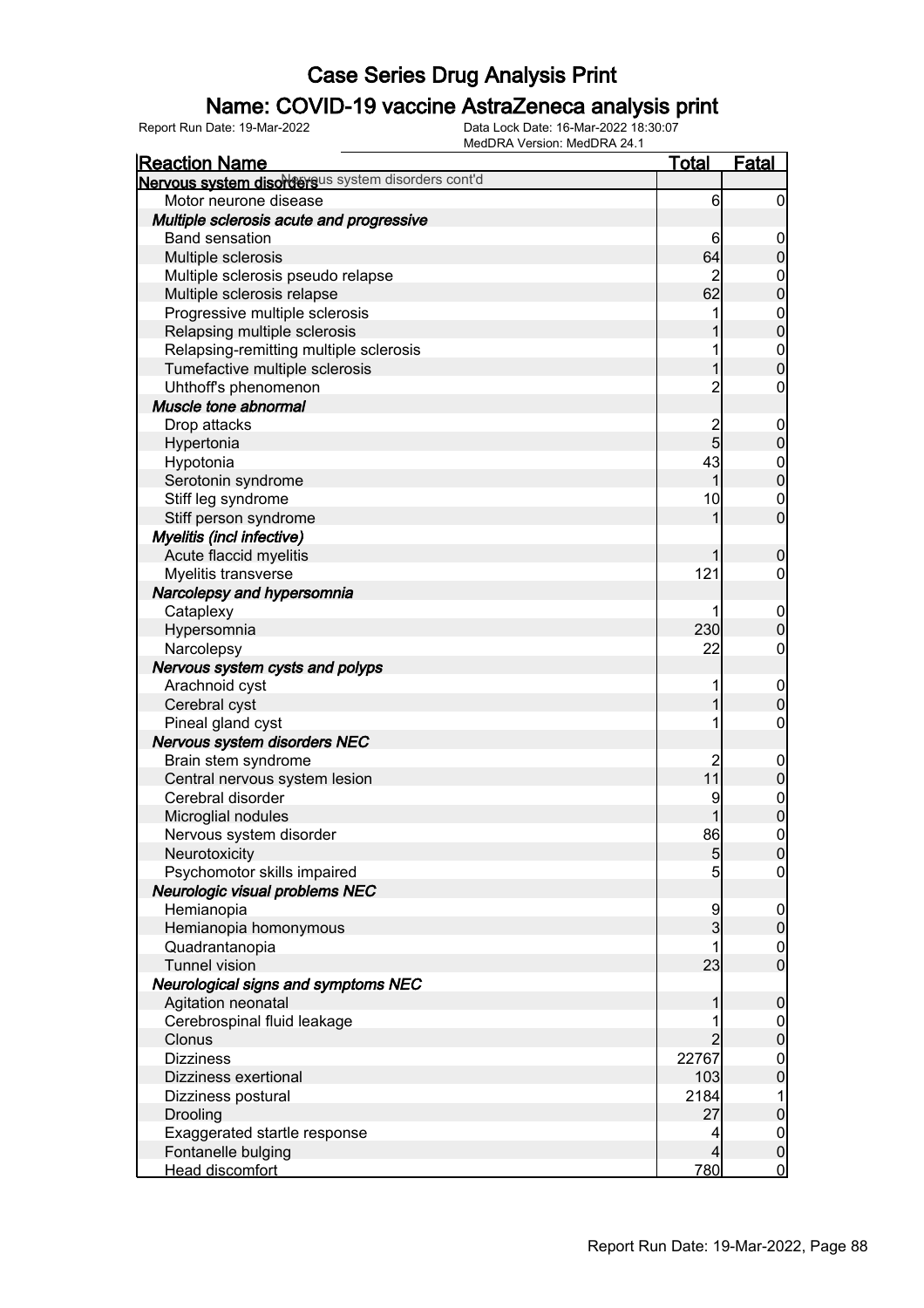# Case Series Drug Analysis Print

## Name: COVID-19 vaccine AstraZeneca analysis print

Report Run Date: 19-Mar-2022 | Data Lock Date: 16-Mar-2022 18:30:07 | MedDRA Version: MedDRA 24.1

| Reaction Name | Total | Fatal |
|---|---|---|
| **Nervous system disorders** Nervous system disorders cont'd | | |
| Motor neurone disease | 6 | 0 |
| ***Multiple sclerosis acute and progressive*** | | |
| Band sensation | 6 | 0 |
| Multiple sclerosis | 64 | 0 |
| Multiple sclerosis pseudo relapse | 2 | 0 |
| Multiple sclerosis relapse | 62 | 0 |
| Progressive multiple sclerosis | 1 | 0 |
| Relapsing multiple sclerosis | 1 | 0 |
| Relapsing-remitting multiple sclerosis | 1 | 0 |
| Tumefactive multiple sclerosis | 1 | 0 |
| Uhthoff's phenomenon | 2 | 0 |
| ***Muscle tone abnormal*** | | |
| Drop attacks | 2 | 0 |
| Hypertonia | 5 | 0 |
| Hypotonia | 43 | 0 |
| Serotonin syndrome | 1 | 0 |
| Stiff leg syndrome | 10 | 0 |
| Stiff person syndrome | 1 | 0 |
| ***Myelitis (incl infective)*** | | |
| Acute flaccid myelitis | 1 | 0 |
| Myelitis transverse | 121 | 0 |
| ***Narcolepsy and hypersomnia*** | | |
| Cataplexy | 1 | 0 |
| Hypersomnia | 230 | 0 |
| Narcolepsy | 22 | 0 |
| ***Nervous system cysts and polyps*** | | |
| Arachnoid cyst | 1 | 0 |
| Cerebral cyst | 1 | 0 |
| Pineal gland cyst | 1 | 0 |
| ***Nervous system disorders NEC*** | | |
| Brain stem syndrome | 2 | 0 |
| Central nervous system lesion | 11 | 0 |
| Cerebral disorder | 9 | 0 |
| Microglial nodules | 1 | 0 |
| Nervous system disorder | 86 | 0 |
| Neurotoxicity | 5 | 0 |
| Psychomotor skills impaired | 5 | 0 |
| ***Neurologic visual problems NEC*** | | |
| Hemianopia | 9 | 0 |
| Hemianopia homonymous | 3 | 0 |
| Quadrantanopia | 1 | 0 |
| Tunnel vision | 23 | 0 |
| ***Neurological signs and symptoms NEC*** | | |
| Agitation neonatal | 1 | 0 |
| Cerebrospinal fluid leakage | 1 | 0 |
| Clonus | 2 | 0 |
| Dizziness | 22767 | 0 |
| Dizziness exertional | 103 | 0 |
| Dizziness postural | 2184 | 1 |
| Drooling | 27 | 0 |
| Exaggerated startle response | 4 | 0 |
| Fontanelle bulging | 4 | 0 |
| Head discomfort | 780 | 0 |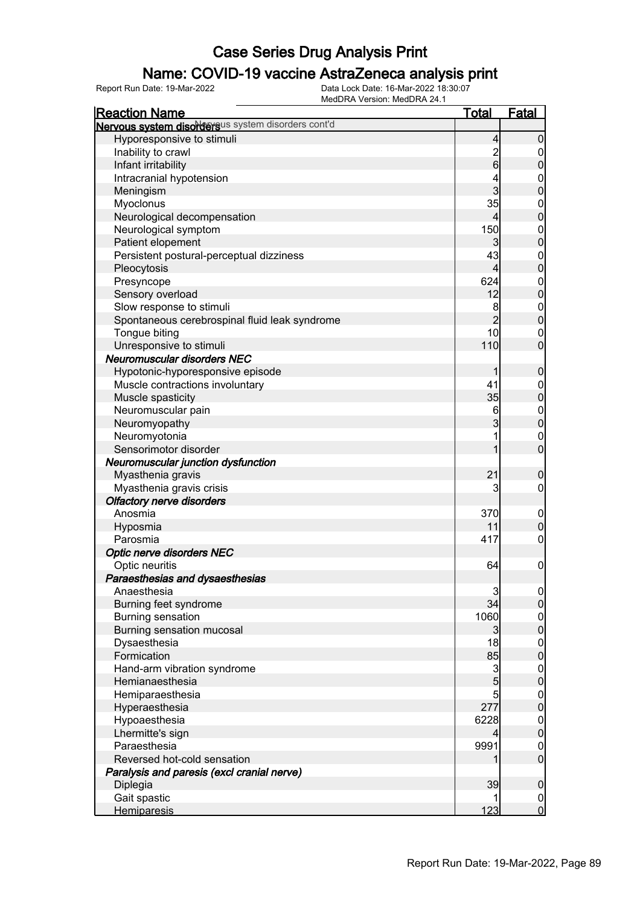# Case Series Drug Analysis Print

## Name: COVID-19 vaccine AstraZeneca analysis print

Report Run Date: 19-Mar-2022  Data Lock Date: 16-Mar-2022 18:30:07  MedDRA Version: MedDRA 24.1

| Reaction Name | Total | Fatal |
|---|---|---|
| **Nervous system disorders** Nervous system disorders cont'd | | |
| Hyporesponsive to stimuli | 4 | 0 |
| Inability to crawl | 2 | 0 |
| Infant irritability | 6 | 0 |
| Intracranial hypotension | 4 | 0 |
| Meningism | 3 | 0 |
| Myoclonus | 35 | 0 |
| Neurological decompensation | 4 | 0 |
| Neurological symptom | 150 | 0 |
| Patient elopement | 3 | 0 |
| Persistent postural-perceptual dizziness | 43 | 0 |
| Pleocytosis | 4 | 0 |
| Presyncope | 624 | 0 |
| Sensory overload | 12 | 0 |
| Slow response to stimuli | 8 | 0 |
| Spontaneous cerebrospinal fluid leak syndrome | 2 | 0 |
| Tongue biting | 10 | 0 |
| Unresponsive to stimuli | 110 | 0 |
| ***Neuromuscular disorders NEC*** | | |
| Hypotonic-hyporesponsive episode | 1 | 0 |
| Muscle contractions involuntary | 41 | 0 |
| Muscle spasticity | 35 | 0 |
| Neuromuscular pain | 6 | 0 |
| Neuromyopathy | 3 | 0 |
| Neuromyotonia | 1 | 0 |
| Sensorimotor disorder | 1 | 0 |
| ***Neuromuscular junction dysfunction*** | | |
| Myasthenia gravis | 21 | 0 |
| Myasthenia gravis crisis | 3 | 0 |
| ***Olfactory nerve disorders*** | | |
| Anosmia | 370 | 0 |
| Hyposmia | 11 | 0 |
| Parosmia | 417 | 0 |
| ***Optic nerve disorders NEC*** | | |
| Optic neuritis | 64 | 0 |
| ***Paraesthesias and dysaesthesias*** | | |
| Anaesthesia | 3 | 0 |
| Burning feet syndrome | 34 | 0 |
| Burning sensation | 1060 | 0 |
| Burning sensation mucosal | 3 | 0 |
| Dysaesthesia | 18 | 0 |
| Formication | 85 | 0 |
| Hand-arm vibration syndrome | 3 | 0 |
| Hemianaesthesia | 5 | 0 |
| Hemiparaesthesia | 5 | 0 |
| Hyperaesthesia | 277 | 0 |
| Hypoaesthesia | 6228 | 0 |
| Lhermitte's sign | 4 | 0 |
| Paraesthesia | 9991 | 0 |
| Reversed hot-cold sensation | 1 | 0 |
| ***Paralysis and paresis (excl cranial nerve)*** | | |
| Diplegia | 39 | 0 |
| Gait spastic | 1 | 0 |
| Hemiparesis | 123 | 0 |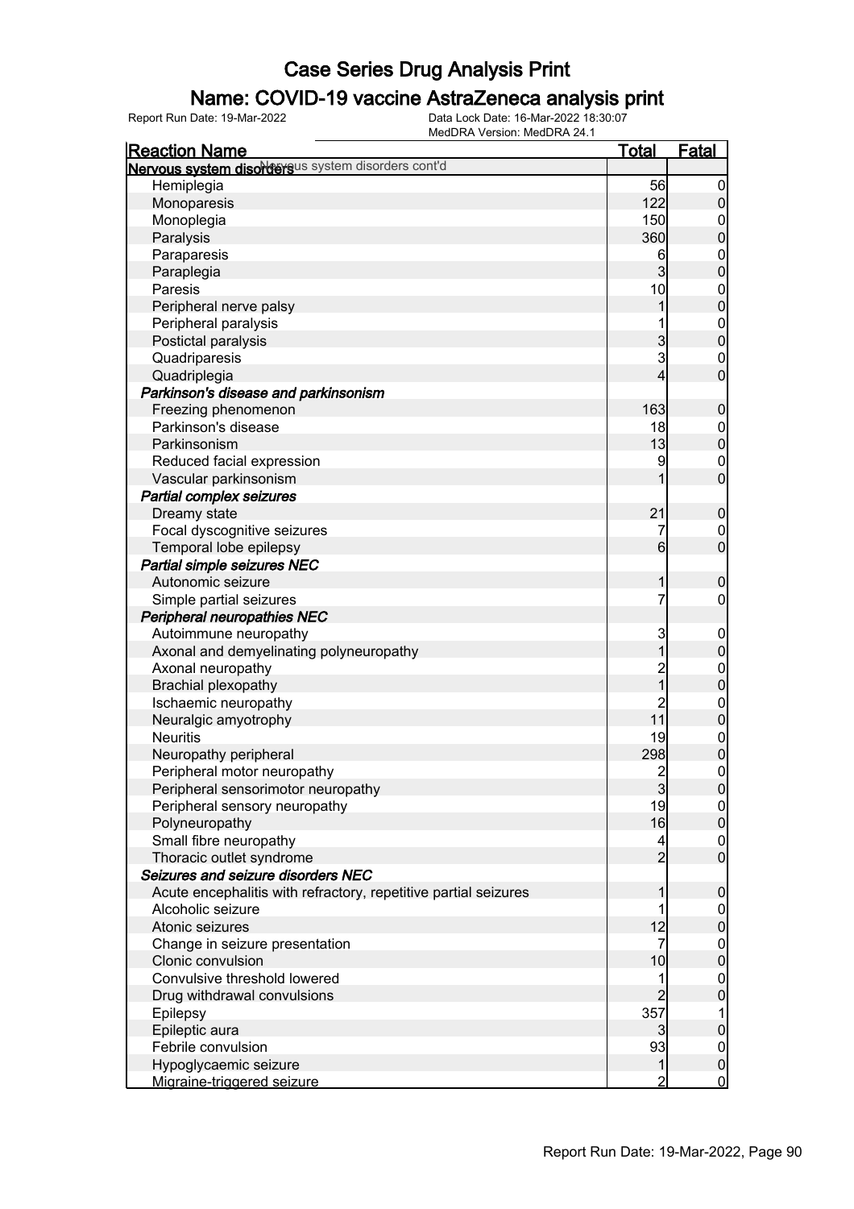# Case Series Drug Analysis Print

## Name: COVID-19 vaccine AstraZeneca analysis print

Report Run Date: 19-Mar-2022 | Data Lock Date: 16-Mar-2022 18:30:07 | MedDRA Version: MedDRA 24.1

| Reaction Name | Total | Fatal |
|---|---|---|
| **Nervous system disorders** Nervous system disorders cont'd | | |
| Hemiplegia | 56 | 0 |
| Monoparesis | 122 | 0 |
| Monoplegia | 150 | 0 |
| Paralysis | 360 | 0 |
| Paraparesis | 6 | 0 |
| Paraplegia | 3 | 0 |
| Paresis | 10 | 0 |
| Peripheral nerve palsy | 1 | 0 |
| Peripheral paralysis | 1 | 0 |
| Postictal paralysis | 3 | 0 |
| Quadriparesis | 3 | 0 |
| Quadriplegia | 4 | 0 |
| ***Parkinson's disease and parkinsonism*** | | |
| Freezing phenomenon | 163 | 0 |
| Parkinson's disease | 18 | 0 |
| Parkinsonism | 13 | 0 |
| Reduced facial expression | 9 | 0 |
| Vascular parkinsonism | 1 | 0 |
| ***Partial complex seizures*** | | |
| Dreamy state | 21 | 0 |
| Focal dyscognitive seizures | 7 | 0 |
| Temporal lobe epilepsy | 6 | 0 |
| ***Partial simple seizures NEC*** | | |
| Autonomic seizure | 1 | 0 |
| Simple partial seizures | 7 | 0 |
| ***Peripheral neuropathies NEC*** | | |
| Autoimmune neuropathy | 3 | 0 |
| Axonal and demyelinating polyneuropathy | 1 | 0 |
| Axonal neuropathy | 2 | 0 |
| Brachial plexopathy | 1 | 0 |
| Ischaemic neuropathy | 2 | 0 |
| Neuralgic amyotrophy | 11 | 0 |
| Neuritis | 19 | 0 |
| Neuropathy peripheral | 298 | 0 |
| Peripheral motor neuropathy | 2 | 0 |
| Peripheral sensorimotor neuropathy | 3 | 0 |
| Peripheral sensory neuropathy | 19 | 0 |
| Polyneuropathy | 16 | 0 |
| Small fibre neuropathy | 4 | 0 |
| Thoracic outlet syndrome | 2 | 0 |
| ***Seizures and seizure disorders NEC*** | | |
| Acute encephalitis with refractory, repetitive partial seizures | 1 | 0 |
| Alcoholic seizure | 1 | 0 |
| Atonic seizures | 12 | 0 |
| Change in seizure presentation | 7 | 0 |
| Clonic convulsion | 10 | 0 |
| Convulsive threshold lowered | 1 | 0 |
| Drug withdrawal convulsions | 2 | 0 |
| Epilepsy | 357 | 1 |
| Epileptic aura | 3 | 0 |
| Febrile convulsion | 93 | 0 |
| Hypoglycaemic seizure | 1 | 0 |
| Migraine-triggered seizure | 2 | 0 |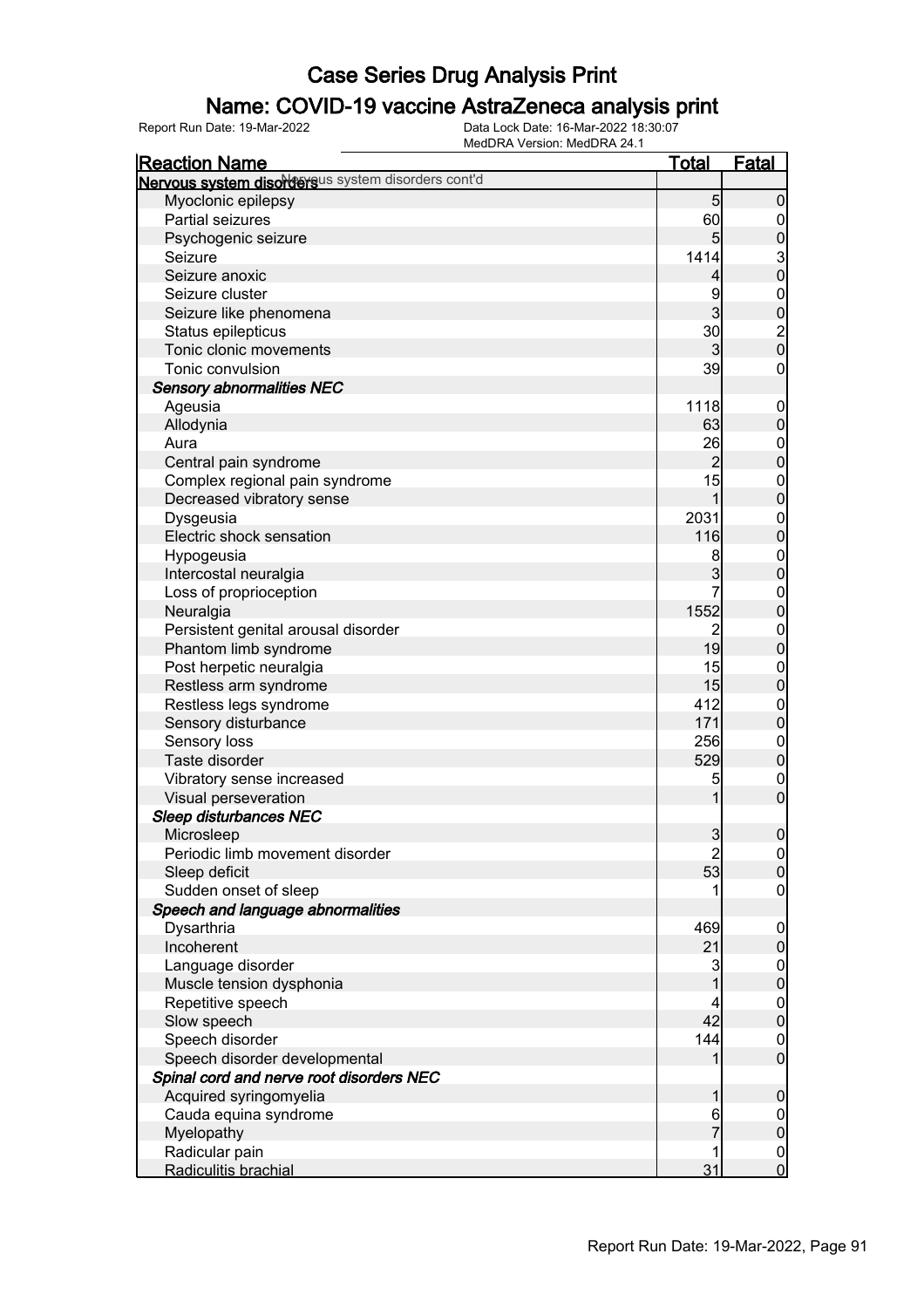# Case Series Drug Analysis Print

## Name: COVID-19 vaccine AstraZeneca analysis print

Report Run Date: 19-Mar-2022 | Data Lock Date: 16-Mar-2022 18:30:07 | MedDRA Version: MedDRA 24.1

| Reaction Name | Total | Fatal |
|---|---|---|
| **Nervous system disorders** cont'd | | |
| Myoclonic epilepsy | 5 | 0 |
| Partial seizures | 60 | 0 |
| Psychogenic seizure | 5 | 0 |
| Seizure | 1414 | 3 |
| Seizure anoxic | 4 | 0 |
| Seizure cluster | 9 | 0 |
| Seizure like phenomena | 3 | 0 |
| Status epilepticus | 30 | 2 |
| Tonic clonic movements | 3 | 0 |
| Tonic convulsion | 39 | 0 |
| ***Sensory abnormalities NEC*** | | |
| Ageusia | 1118 | 0 |
| Allodynia | 63 | 0 |
| Aura | 26 | 0 |
| Central pain syndrome | 2 | 0 |
| Complex regional pain syndrome | 15 | 0 |
| Decreased vibratory sense | 1 | 0 |
| Dysgeusia | 2031 | 0 |
| Electric shock sensation | 116 | 0 |
| Hypogeusia | 8 | 0 |
| Intercostal neuralgia | 3 | 0 |
| Loss of proprioception | 7 | 0 |
| Neuralgia | 1552 | 0 |
| Persistent genital arousal disorder | 2 | 0 |
| Phantom limb syndrome | 19 | 0 |
| Post herpetic neuralgia | 15 | 0 |
| Restless arm syndrome | 15 | 0 |
| Restless legs syndrome | 412 | 0 |
| Sensory disturbance | 171 | 0 |
| Sensory loss | 256 | 0 |
| Taste disorder | 529 | 0 |
| Vibratory sense increased | 5 | 0 |
| Visual perseveration | 1 | 0 |
| ***Sleep disturbances NEC*** | | |
| Microsleep | 3 | 0 |
| Periodic limb movement disorder | 2 | 0 |
| Sleep deficit | 53 | 0 |
| Sudden onset of sleep | 1 | 0 |
| ***Speech and language abnormalities*** | | |
| Dysarthria | 469 | 0 |
| Incoherent | 21 | 0 |
| Language disorder | 3 | 0 |
| Muscle tension dysphonia | 1 | 0 |
| Repetitive speech | 4 | 0 |
| Slow speech | 42 | 0 |
| Speech disorder | 144 | 0 |
| Speech disorder developmental | 1 | 0 |
| ***Spinal cord and nerve root disorders NEC*** | | |
| Acquired syringomyelia | 1 | 0 |
| Cauda equina syndrome | 6 | 0 |
| Myelopathy | 7 | 0 |
| Radicular pain | 1 | 0 |
| Radiculitis brachial | 31 | 0 |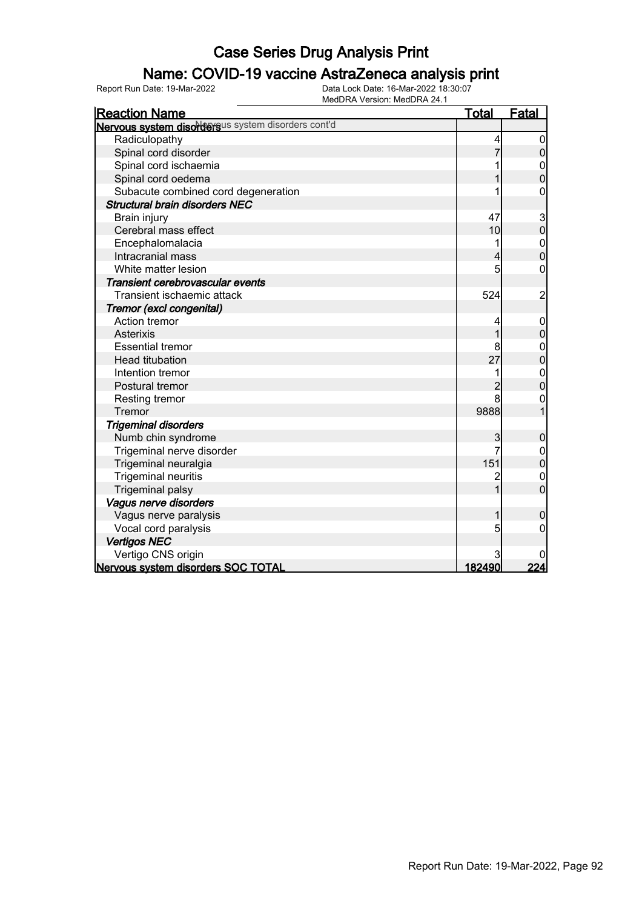# Case Series Drug Analysis Print

## Name: COVID-19 vaccine AstraZeneca analysis print

Report Run Date: 19-Mar-2022    Data Lock Date: 16-Mar-2022 18:30:07
MedDRA Version: MedDRA 24.1

| Reaction Name | Total | Fatal |
|---|---|---|
| **Nervous system disorders** Nervous system disorders cont'd | | |
| Radiculopathy | 4 | 0 |
| Spinal cord disorder | 7 | 0 |
| Spinal cord ischaemia | 1 | 0 |
| Spinal cord oedema | 1 | 0 |
| Subacute combined cord degeneration | 1 | 0 |
| ***Structural brain disorders NEC*** | | |
| Brain injury | 47 | 3 |
| Cerebral mass effect | 10 | 0 |
| Encephalomalacia | 1 | 0 |
| Intracranial mass | 4 | 0 |
| White matter lesion | 5 | 0 |
| ***Transient cerebrovascular events*** | | |
| Transient ischaemic attack | 524 | 2 |
| ***Tremor (excl congenital)*** | | |
| Action tremor | 4 | 0 |
| Asterixis | 1 | 0 |
| Essential tremor | 8 | 0 |
| Head titubation | 27 | 0 |
| Intention tremor | 1 | 0 |
| Postural tremor | 2 | 0 |
| Resting tremor | 8 | 0 |
| Tremor | 9888 | 1 |
| ***Trigeminal disorders*** | | |
| Numb chin syndrome | 3 | 0 |
| Trigeminal nerve disorder | 7 | 0 |
| Trigeminal neuralgia | 151 | 0 |
| Trigeminal neuritis | 2 | 0 |
| Trigeminal palsy | 1 | 0 |
| ***Vagus nerve disorders*** | | |
| Vagus nerve paralysis | 1 | 0 |
| Vocal cord paralysis | 5 | 0 |
| ***Vertigos NEC*** | | |
| Vertigo CNS origin | 3 | 0 |
| **Nervous system disorders SOC TOTAL** | **182490** | **224** |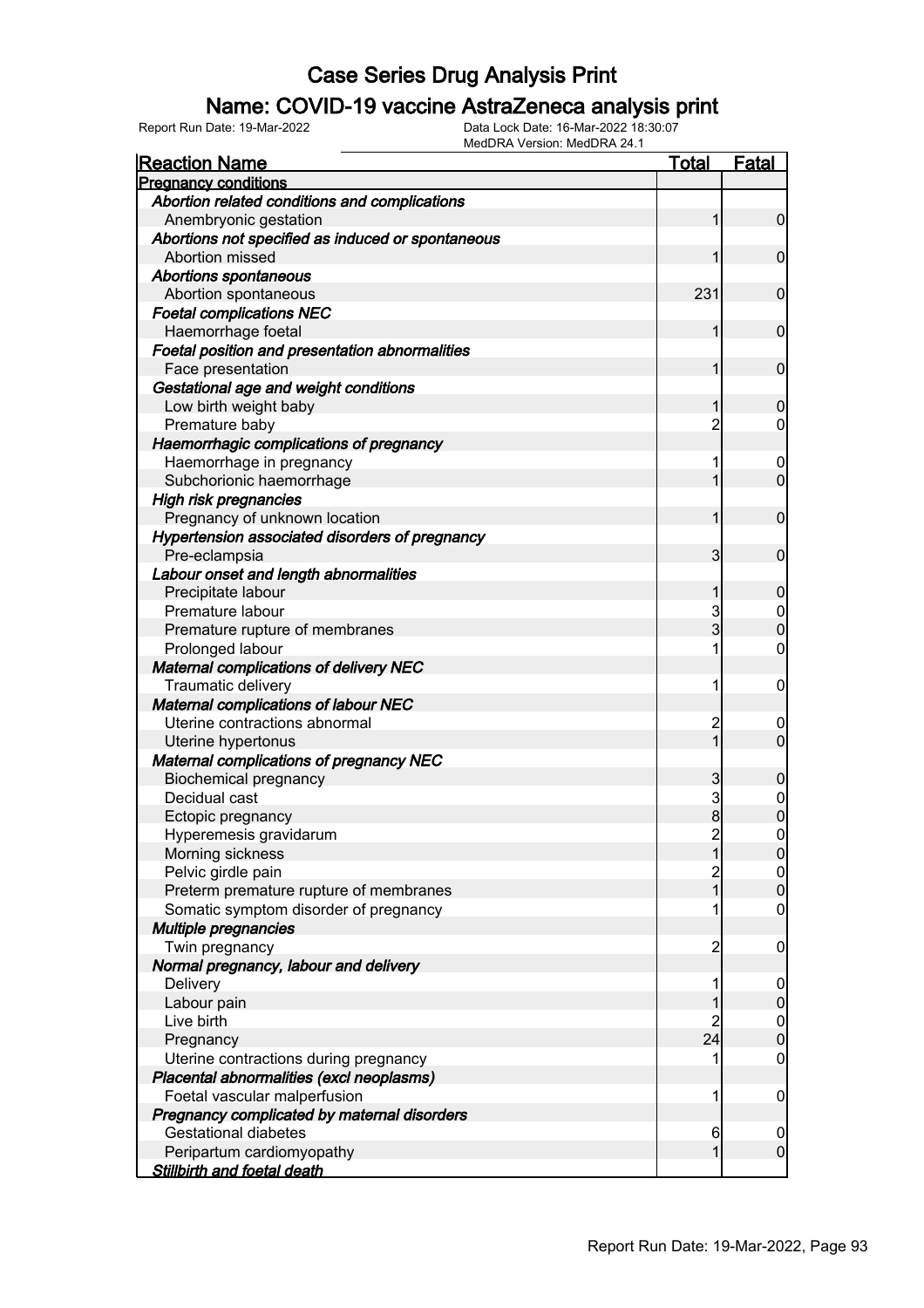# Case Series Drug Analysis Print

## Name: COVID-19 vaccine AstraZeneca analysis print

Report Run Date: 19-Mar-2022 | Data Lock Date: 16-Mar-2022 18:30:07 | MedDRA Version: MedDRA 24.1

| Reaction Name | Total | Fatal |
|---|---|---|
| **Pregnancy conditions** | | |
| ***Abortion related conditions and complications*** | | |
| Anembryonic gestation | 1 | 0 |
| ***Abortions not specified as induced or spontaneous*** | | |
| Abortion missed | 1 | 0 |
| ***Abortions spontaneous*** | | |
| Abortion spontaneous | 231 | 0 |
| ***Foetal complications NEC*** | | |
| Haemorrhage foetal | 1 | 0 |
| ***Foetal position and presentation abnormalities*** | | |
| Face presentation | 1 | 0 |
| ***Gestational age and weight conditions*** | | |
| Low birth weight baby | 1 | 0 |
| Premature baby | 2 | 0 |
| ***Haemorrhagic complications of pregnancy*** | | |
| Haemorrhage in pregnancy | 1 | 0 |
| Subchorionic haemorrhage | 1 | 0 |
| ***High risk pregnancies*** | | |
| Pregnancy of unknown location | 1 | 0 |
| ***Hypertension associated disorders of pregnancy*** | | |
| Pre-eclampsia | 3 | 0 |
| ***Labour onset and length abnormalities*** | | |
| Precipitate labour | 1 | 0 |
| Premature labour | 3 | 0 |
| Premature rupture of membranes | 3 | 0 |
| Prolonged labour | 1 | 0 |
| ***Maternal complications of delivery NEC*** | | |
| Traumatic delivery | 1 | 0 |
| ***Maternal complications of labour NEC*** | | |
| Uterine contractions abnormal | 2 | 0 |
| Uterine hypertonus | 1 | 0 |
| ***Maternal complications of pregnancy NEC*** | | |
| Biochemical pregnancy | 3 | 0 |
| Decidual cast | 3 | 0 |
| Ectopic pregnancy | 8 | 0 |
| Hyperemesis gravidarum | 2 | 0 |
| Morning sickness | 1 | 0 |
| Pelvic girdle pain | 2 | 0 |
| Preterm premature rupture of membranes | 1 | 0 |
| Somatic symptom disorder of pregnancy | 1 | 0 |
| ***Multiple pregnancies*** | | |
| Twin pregnancy | 2 | 0 |
| ***Normal pregnancy, labour and delivery*** | | |
| Delivery | 1 | 0 |
| Labour pain | 1 | 0 |
| Live birth | 2 | 0 |
| Pregnancy | 24 | 0 |
| Uterine contractions during pregnancy | 1 | 0 |
| ***Placental abnormalities (excl neoplasms)*** | | |
| Foetal vascular malperfusion | 1 | 0 |
| ***Pregnancy complicated by maternal disorders*** | | |
| Gestational diabetes | 6 | 0 |
| Peripartum cardiomyopathy | 1 | 0 |
| ***Stillbirth and foetal death*** | | |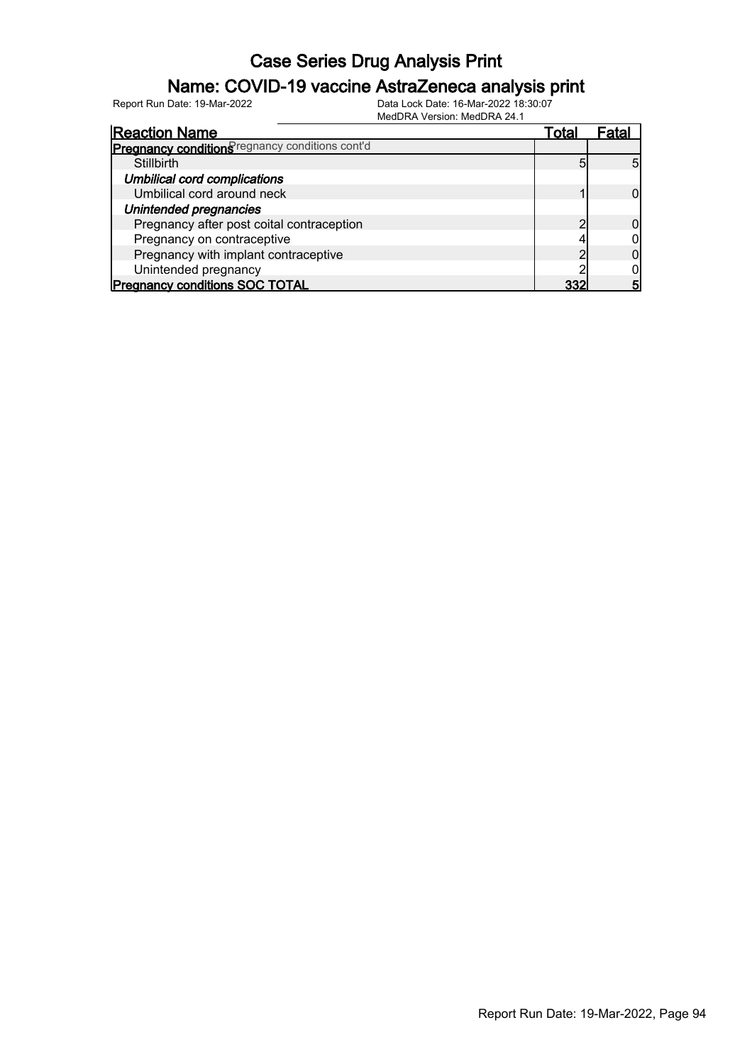# Case Series Drug Analysis Print

## Name: COVID-19 vaccine AstraZeneca analysis print

Report Run Date: 19-Mar-2022

Data Lock Date: 16-Mar-2022 18:30:07
MedDRA Version: MedDRA 24.1

| Reaction Name | Total | Fatal |
|---|---|---|
| **Pregnancy conditions** Pregnancy conditions cont'd | | |
| Stillbirth | 5 | 5 |
| ***Umbilical cord complications*** | | |
| Umbilical cord around neck | 1 | 0 |
| ***Unintended pregnancies*** | | |
| Pregnancy after post coital contraception | 2 | 0 |
| Pregnancy on contraceptive | 4 | 0 |
| Pregnancy with implant contraceptive | 2 | 0 |
| Unintended pregnancy | 2 | 0 |
| **Pregnancy conditions SOC TOTAL** | **332** | **5** |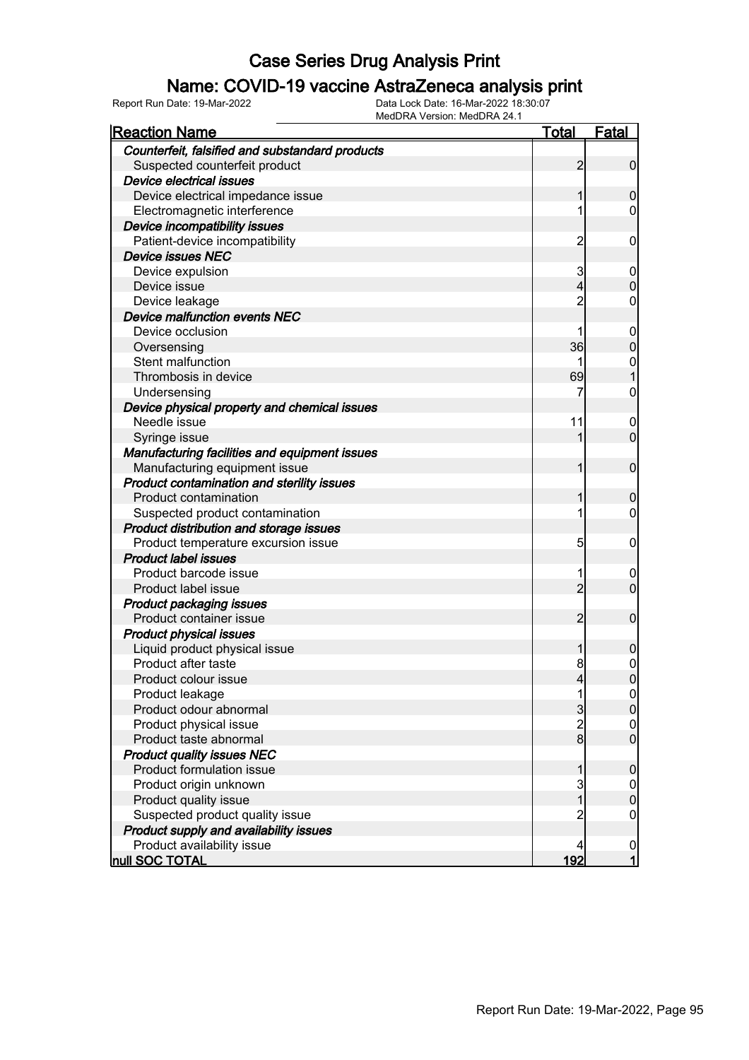# Case Series Drug Analysis Print

## Name: COVID-19 vaccine AstraZeneca analysis print

Report Run Date: 19-Mar-2022    Data Lock Date: 16-Mar-2022 18:30:07
MedDRA Version: MedDRA 24.1

| Reaction Name | Total | Fatal |
|---|---|---|
| ***Counterfeit, falsified and substandard products*** | | |
| Suspected counterfeit product | 2 | 0 |
| ***Device electrical issues*** | | |
| Device electrical impedance issue | 1 | 0 |
| Electromagnetic interference | 1 | 0 |
| ***Device incompatibility issues*** | | |
| Patient-device incompatibility | 2 | 0 |
| ***Device issues NEC*** | | |
| Device expulsion | 3 | 0 |
| Device issue | 4 | 0 |
| Device leakage | 2 | 0 |
| ***Device malfunction events NEC*** | | |
| Device occlusion | 1 | 0 |
| Oversensing | 36 | 0 |
| Stent malfunction | 1 | 0 |
| Thrombosis in device | 69 | 1 |
| Undersensing | 7 | 0 |
| ***Device physical property and chemical issues*** | | |
| Needle issue | 11 | 0 |
| Syringe issue | 1 | 0 |
| ***Manufacturing facilities and equipment issues*** | | |
| Manufacturing equipment issue | 1 | 0 |
| ***Product contamination and sterility issues*** | | |
| Product contamination | 1 | 0 |
| Suspected product contamination | 1 | 0 |
| ***Product distribution and storage issues*** | | |
| Product temperature excursion issue | 5 | 0 |
| ***Product label issues*** | | |
| Product barcode issue | 1 | 0 |
| Product label issue | 2 | 0 |
| ***Product packaging issues*** | | |
| Product container issue | 2 | 0 |
| ***Product physical issues*** | | |
| Liquid product physical issue | 1 | 0 |
| Product after taste | 8 | 0 |
| Product colour issue | 4 | 0 |
| Product leakage | 1 | 0 |
| Product odour abnormal | 3 | 0 |
| Product physical issue | 2 | 0 |
| Product taste abnormal | 8 | 0 |
| ***Product quality issues NEC*** | | |
| Product formulation issue | 1 | 0 |
| Product origin unknown | 3 | 0 |
| Product quality issue | 1 | 0 |
| Suspected product quality issue | 2 | 0 |
| ***Product supply and availability issues*** | | |
| Product availability issue | 4 | 0 |
| **null SOC TOTAL** | **192** | **1** |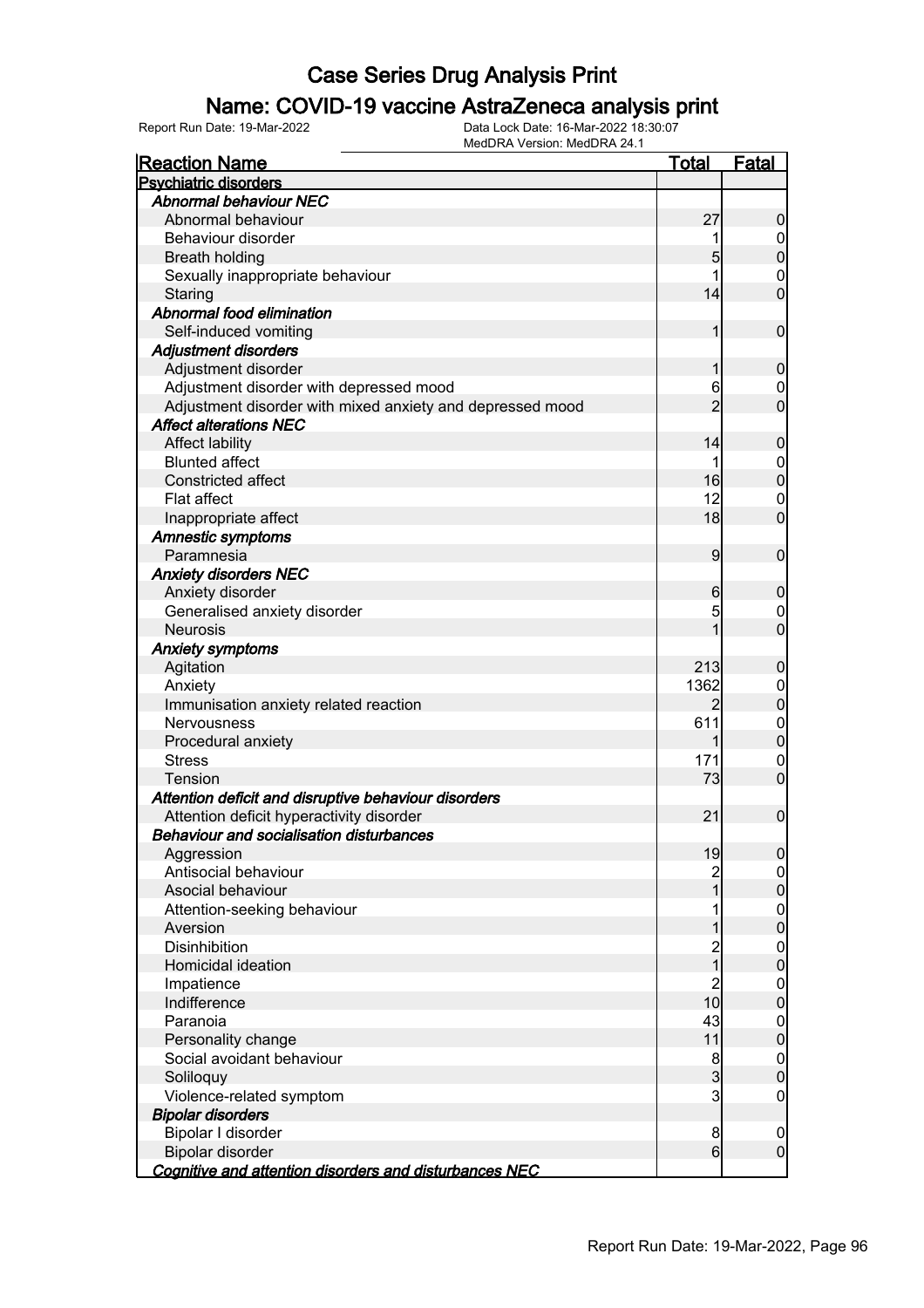# Case Series Drug Analysis Print

## Name: COVID-19 vaccine AstraZeneca analysis print

Report Run Date: 19-Mar-2022    Data Lock Date: 16-Mar-2022 18:30:07
MedDRA Version: MedDRA 24.1

| Reaction Name | Total | Fatal |
|---|---|---|
| **Psychiatric disorders** | | |
| ***Abnormal behaviour NEC*** | | |
| Abnormal behaviour | 27 | 0 |
| Behaviour disorder | 1 | 0 |
| Breath holding | 5 | 0 |
| Sexually inappropriate behaviour | 1 | 0 |
| Staring | 14 | 0 |
| ***Abnormal food elimination*** | | |
| Self-induced vomiting | 1 | 0 |
| ***Adjustment disorders*** | | |
| Adjustment disorder | 1 | 0 |
| Adjustment disorder with depressed mood | 6 | 0 |
| Adjustment disorder with mixed anxiety and depressed mood | 2 | 0 |
| ***Affect alterations NEC*** | | |
| Affect lability | 14 | 0 |
| Blunted affect | 1 | 0 |
| Constricted affect | 16 | 0 |
| Flat affect | 12 | 0 |
| Inappropriate affect | 18 | 0 |
| ***Amnestic symptoms*** | | |
| Paramnesia | 9 | 0 |
| ***Anxiety disorders NEC*** | | |
| Anxiety disorder | 6 | 0 |
| Generalised anxiety disorder | 5 | 0 |
| Neurosis | 1 | 0 |
| ***Anxiety symptoms*** | | |
| Agitation | 213 | 0 |
| Anxiety | 1362 | 0 |
| Immunisation anxiety related reaction | 2 | 0 |
| Nervousness | 611 | 0 |
| Procedural anxiety | 1 | 0 |
| Stress | 171 | 0 |
| Tension | 73 | 0 |
| ***Attention deficit and disruptive behaviour disorders*** | | |
| Attention deficit hyperactivity disorder | 21 | 0 |
| ***Behaviour and socialisation disturbances*** | | |
| Aggression | 19 | 0 |
| Antisocial behaviour | 2 | 0 |
| Asocial behaviour | 1 | 0 |
| Attention-seeking behaviour | 1 | 0 |
| Aversion | 1 | 0 |
| Disinhibition | 2 | 0 |
| Homicidal ideation | 1 | 0 |
| Impatience | 2 | 0 |
| Indifference | 10 | 0 |
| Paranoia | 43 | 0 |
| Personality change | 11 | 0 |
| Social avoidant behaviour | 8 | 0 |
| Soliloquy | 3 | 0 |
| Violence-related symptom | 3 | 0 |
| ***Bipolar disorders*** | | |
| Bipolar I disorder | 8 | 0 |
| Bipolar disorder | 6 | 0 |
| ***Cognitive and attention disorders and disturbances NEC*** | | |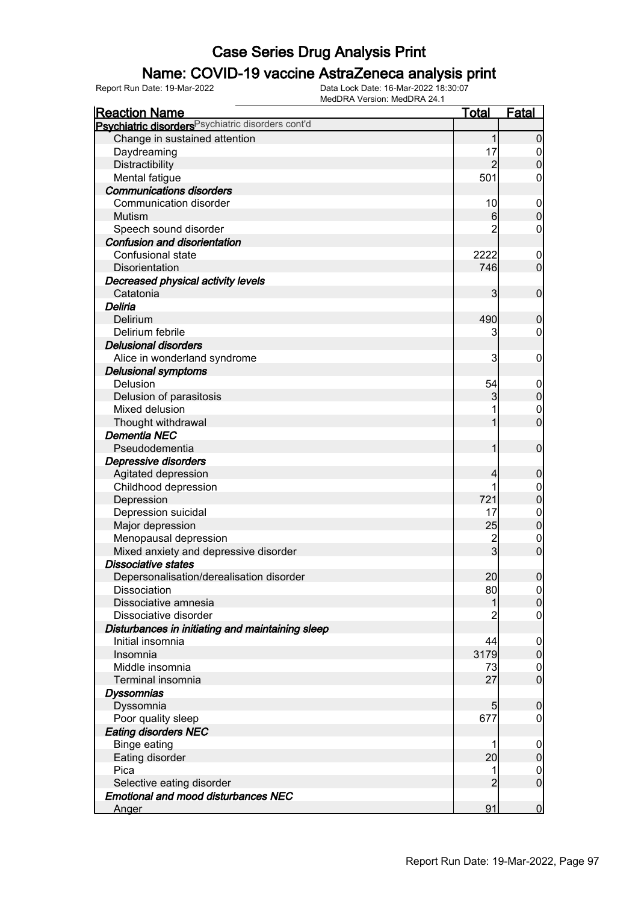# Case Series Drug Analysis Print

## Name: COVID-19 vaccine AstraZeneca analysis print

Report Run Date: 19-Mar-2022

Data Lock Date: 16-Mar-2022 18:30:07
MedDRA Version: MedDRA 24.1

| Reaction Name | Total | Fatal |
|---|---|---|
| **Psychiatric disorders** Psychiatric disorders cont'd | | |
| Change in sustained attention | 1 | 0 |
| Daydreaming | 17 | 0 |
| Distractibility | 2 | 0 |
| Mental fatigue | 501 | 0 |
| ***Communications disorders*** | | |
| Communication disorder | 10 | 0 |
| Mutism | 6 | 0 |
| Speech sound disorder | 2 | 0 |
| ***Confusion and disorientation*** | | |
| Confusional state | 2222 | 0 |
| Disorientation | 746 | 0 |
| ***Decreased physical activity levels*** | | |
| Catatonia | 3 | 0 |
| ***Deliria*** | | |
| Delirium | 490 | 0 |
| Delirium febrile | 3 | 0 |
| ***Delusional disorders*** | | |
| Alice in wonderland syndrome | 3 | 0 |
| ***Delusional symptoms*** | | |
| Delusion | 54 | 0 |
| Delusion of parasitosis | 3 | 0 |
| Mixed delusion | 1 | 0 |
| Thought withdrawal | 1 | 0 |
| ***Dementia NEC*** | | |
| Pseudodementia | 1 | 0 |
| ***Depressive disorders*** | | |
| Agitated depression | 4 | 0 |
| Childhood depression | 1 | 0 |
| Depression | 721 | 0 |
| Depression suicidal | 17 | 0 |
| Major depression | 25 | 0 |
| Menopausal depression | 2 | 0 |
| Mixed anxiety and depressive disorder | 3 | 0 |
| ***Dissociative states*** | | |
| Depersonalisation/derealisation disorder | 20 | 0 |
| Dissociation | 80 | 0 |
| Dissociative amnesia | 1 | 0 |
| Dissociative disorder | 2 | 0 |
| ***Disturbances in initiating and maintaining sleep*** | | |
| Initial insomnia | 44 | 0 |
| Insomnia | 3179 | 0 |
| Middle insomnia | 73 | 0 |
| Terminal insomnia | 27 | 0 |
| ***Dyssomnias*** | | |
| Dyssomnia | 5 | 0 |
| Poor quality sleep | 677 | 0 |
| ***Eating disorders NEC*** | | |
| Binge eating | 1 | 0 |
| Eating disorder | 20 | 0 |
| Pica | 1 | 0 |
| Selective eating disorder | 2 | 0 |
| ***Emotional and mood disturbances NEC*** | | |
| Anger | 91 | 0 |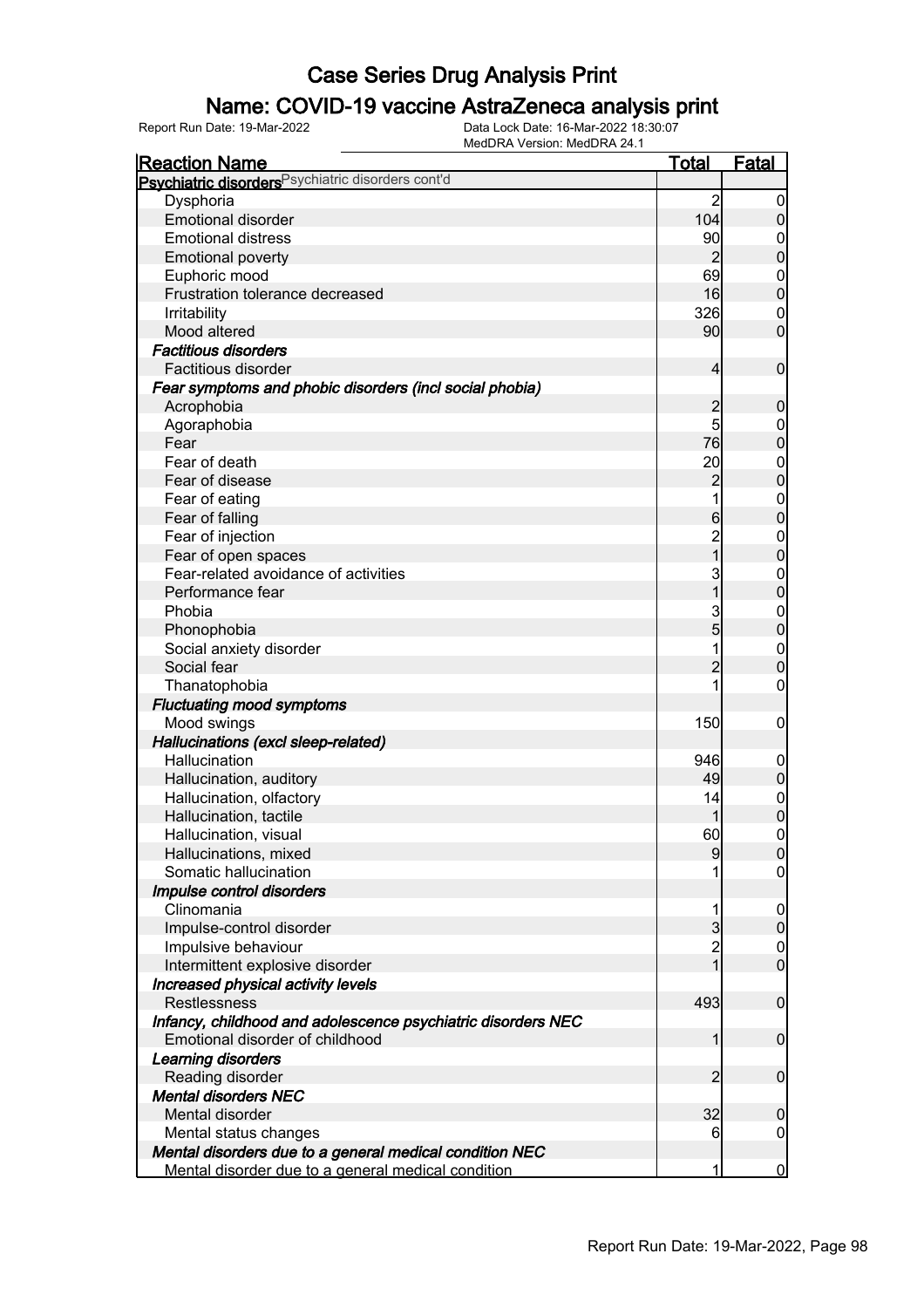# Case Series Drug Analysis Print

## Name: COVID-19 vaccine AstraZeneca analysis print

Report Run Date: 19-Mar-2022    Data Lock Date: 16-Mar-2022 18:30:07
MedDRA Version: MedDRA 24.1

| Reaction Name | Total | Fatal |
|---|---|---|
| **Psychiatric disorders** Psychiatric disorders cont'd | | |
| Dysphoria | 2 | 0 |
| Emotional disorder | 104 | 0 |
| Emotional distress | 90 | 0 |
| Emotional poverty | 2 | 0 |
| Euphoric mood | 69 | 0 |
| Frustration tolerance decreased | 16 | 0 |
| Irritability | 326 | 0 |
| Mood altered | 90 | 0 |
| ***Factitious disorders*** | | |
| Factitious disorder | 4 | 0 |
| ***Fear symptoms and phobic disorders (incl social phobia)*** | | |
| Acrophobia | 2 | 0 |
| Agoraphobia | 5 | 0 |
| Fear | 76 | 0 |
| Fear of death | 20 | 0 |
| Fear of disease | 2 | 0 |
| Fear of eating | 1 | 0 |
| Fear of falling | 6 | 0 |
| Fear of injection | 2 | 0 |
| Fear of open spaces | 1 | 0 |
| Fear-related avoidance of activities | 3 | 0 |
| Performance fear | 1 | 0 |
| Phobia | 3 | 0 |
| Phonophobia | 5 | 0 |
| Social anxiety disorder | 1 | 0 |
| Social fear | 2 | 0 |
| Thanatophobia | 1 | 0 |
| ***Fluctuating mood symptoms*** | | |
| Mood swings | 150 | 0 |
| ***Hallucinations (excl sleep-related)*** | | |
| Hallucination | 946 | 0 |
| Hallucination, auditory | 49 | 0 |
| Hallucination, olfactory | 14 | 0 |
| Hallucination, tactile | 1 | 0 |
| Hallucination, visual | 60 | 0 |
| Hallucinations, mixed | 9 | 0 |
| Somatic hallucination | 1 | 0 |
| ***Impulse control disorders*** | | |
| Clinomania | 1 | 0 |
| Impulse-control disorder | 3 | 0 |
| Impulsive behaviour | 2 | 0 |
| Intermittent explosive disorder | 1 | 0 |
| ***Increased physical activity levels*** | | |
| Restlessness | 493 | 0 |
| ***Infancy, childhood and adolescence psychiatric disorders NEC*** | | |
| Emotional disorder of childhood | 1 | 0 |
| ***Learning disorders*** | | |
| Reading disorder | 2 | 0 |
| ***Mental disorders NEC*** | | |
| Mental disorder | 32 | 0 |
| Mental status changes | 6 | 0 |
| ***Mental disorders due to a general medical condition NEC*** | | |
| Mental disorder due to a general medical condition | 1 | 0 |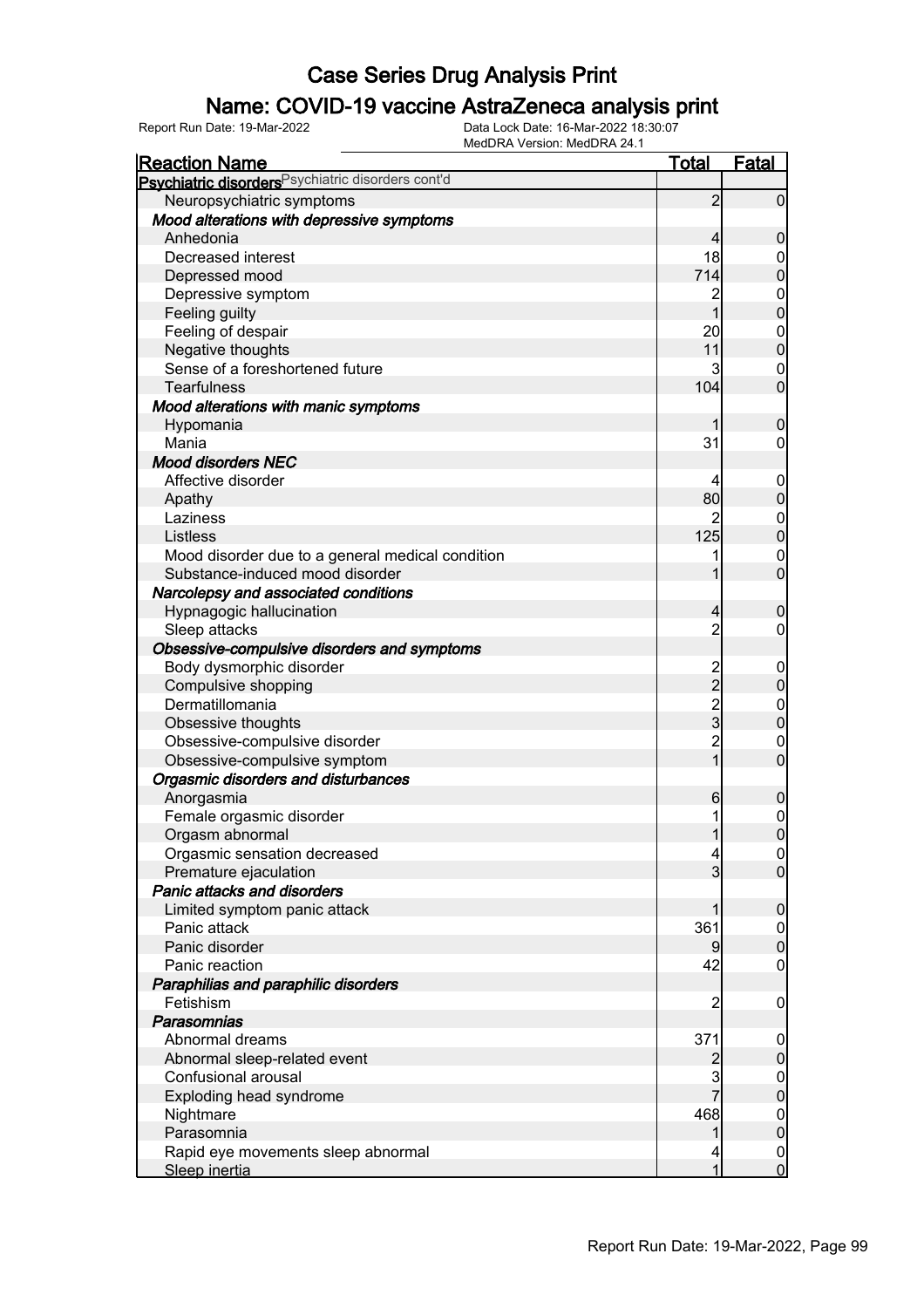# Case Series Drug Analysis Print

## Name: COVID-19 vaccine AstraZeneca analysis print

Report Run Date: 19-Mar-2022

Data Lock Date: 16-Mar-2022 18:30:07
MedDRA Version: MedDRA 24.1

| Reaction Name | Total | Fatal |
|---|---|---|
| **Psychiatric disorders** Psychiatric disorders cont'd | | |
| Neuropsychiatric symptoms | 2 | 0 |
| ***Mood alterations with depressive symptoms*** | | |
| Anhedonia | 4 | 0 |
| Decreased interest | 18 | 0 |
| Depressed mood | 714 | 0 |
| Depressive symptom | 2 | 0 |
| Feeling guilty | 1 | 0 |
| Feeling of despair | 20 | 0 |
| Negative thoughts | 11 | 0 |
| Sense of a foreshortened future | 3 | 0 |
| Tearfulness | 104 | 0 |
| ***Mood alterations with manic symptoms*** | | |
| Hypomania | 1 | 0 |
| Mania | 31 | 0 |
| ***Mood disorders NEC*** | | |
| Affective disorder | 4 | 0 |
| Apathy | 80 | 0 |
| Laziness | 2 | 0 |
| Listless | 125 | 0 |
| Mood disorder due to a general medical condition | 1 | 0 |
| Substance-induced mood disorder | 1 | 0 |
| ***Narcolepsy and associated conditions*** | | |
| Hypnagogic hallucination | 4 | 0 |
| Sleep attacks | 2 | 0 |
| ***Obsessive-compulsive disorders and symptoms*** | | |
| Body dysmorphic disorder | 2 | 0 |
| Compulsive shopping | 2 | 0 |
| Dermatillomania | 2 | 0 |
| Obsessive thoughts | 3 | 0 |
| Obsessive-compulsive disorder | 2 | 0 |
| Obsessive-compulsive symptom | 1 | 0 |
| ***Orgasmic disorders and disturbances*** | | |
| Anorgasmia | 6 | 0 |
| Female orgasmic disorder | 1 | 0 |
| Orgasm abnormal | 1 | 0 |
| Orgasmic sensation decreased | 4 | 0 |
| Premature ejaculation | 3 | 0 |
| ***Panic attacks and disorders*** | | |
| Limited symptom panic attack | 1 | 0 |
| Panic attack | 361 | 0 |
| Panic disorder | 9 | 0 |
| Panic reaction | 42 | 0 |
| ***Paraphilias and paraphilic disorders*** | | |
| Fetishism | 2 | 0 |
| ***Parasomnias*** | | |
| Abnormal dreams | 371 | 0 |
| Abnormal sleep-related event | 2 | 0 |
| Confusional arousal | 3 | 0 |
| Exploding head syndrome | 7 | 0 |
| Nightmare | 468 | 0 |
| Parasomnia | 1 | 0 |
| Rapid eye movements sleep abnormal | 4 | 0 |
| Sleep inertia | 1 | 0 |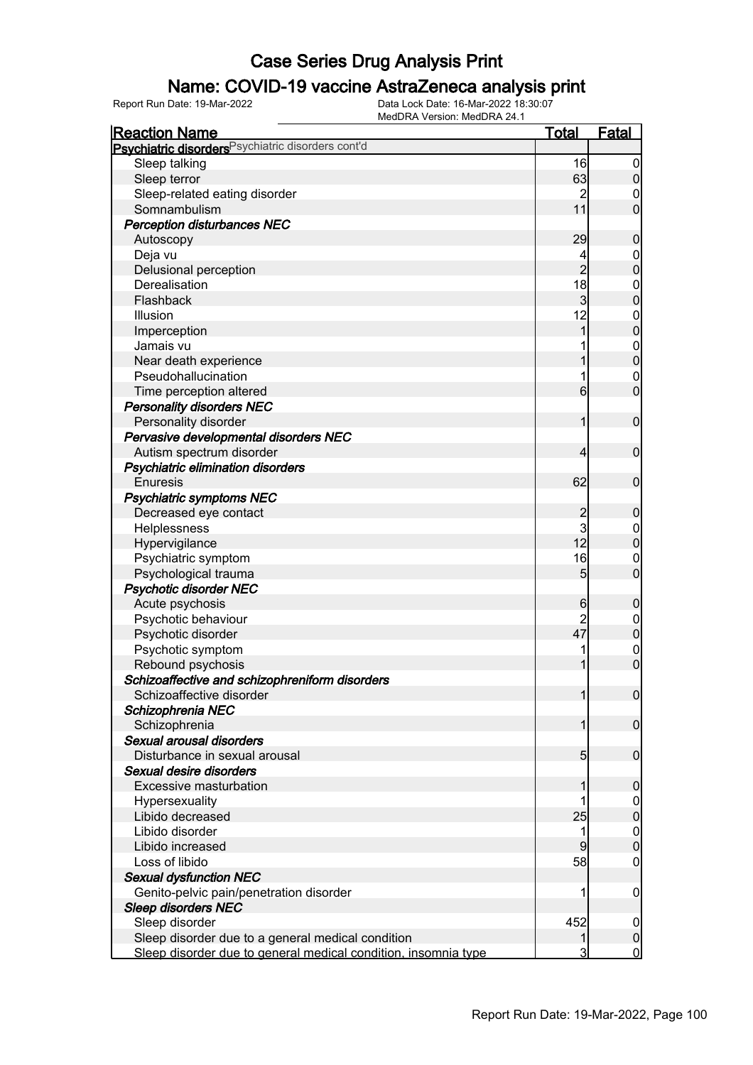# Case Series Drug Analysis Print

## Name: COVID-19 vaccine AstraZeneca analysis print

Report Run Date: 19-Mar-2022 | Data Lock Date: 16-Mar-2022 18:30:07 | MedDRA Version: MedDRA 24.1

| Reaction Name | Total | Fatal |
|---|---|---|
| **Psychiatric disorders** Psychiatric disorders cont'd | | |
| Sleep talking | 16 | 0 |
| Sleep terror | 63 | 0 |
| Sleep-related eating disorder | 2 | 0 |
| Somnambulism | 11 | 0 |
| ***Perception disturbances NEC*** | | |
| Autoscopy | 29 | 0 |
| Deja vu | 4 | 0 |
| Delusional perception | 2 | 0 |
| Derealisation | 18 | 0 |
| Flashback | 3 | 0 |
| Illusion | 12 | 0 |
| Imperception | 1 | 0 |
| Jamais vu | 1 | 0 |
| Near death experience | 1 | 0 |
| Pseudohallucination | 1 | 0 |
| Time perception altered | 6 | 0 |
| ***Personality disorders NEC*** | | |
| Personality disorder | 1 | 0 |
| ***Pervasive developmental disorders NEC*** | | |
| Autism spectrum disorder | 4 | 0 |
| ***Psychiatric elimination disorders*** | | |
| Enuresis | 62 | 0 |
| ***Psychiatric symptoms NEC*** | | |
| Decreased eye contact | 2 | 0 |
| Helplessness | 3 | 0 |
| Hypervigilance | 12 | 0 |
| Psychiatric symptom | 16 | 0 |
| Psychological trauma | 5 | 0 |
| ***Psychotic disorder NEC*** | | |
| Acute psychosis | 6 | 0 |
| Psychotic behaviour | 2 | 0 |
| Psychotic disorder | 47 | 0 |
| Psychotic symptom | 1 | 0 |
| Rebound psychosis | 1 | 0 |
| ***Schizoaffective and schizophreniform disorders*** | | |
| Schizoaffective disorder | 1 | 0 |
| ***Schizophrenia NEC*** | | |
| Schizophrenia | 1 | 0 |
| ***Sexual arousal disorders*** | | |
| Disturbance in sexual arousal | 5 | 0 |
| ***Sexual desire disorders*** | | |
| Excessive masturbation | 1 | 0 |
| Hypersexuality | 1 | 0 |
| Libido decreased | 25 | 0 |
| Libido disorder | 1 | 0 |
| Libido increased | 9 | 0 |
| Loss of libido | 58 | 0 |
| ***Sexual dysfunction NEC*** | | |
| Genito-pelvic pain/penetration disorder | 1 | 0 |
| ***Sleep disorders NEC*** | | |
| Sleep disorder | 452 | 0 |
| Sleep disorder due to a general medical condition | 1 | 0 |
| Sleep disorder due to general medical condition, insomnia type | 3 | 0 |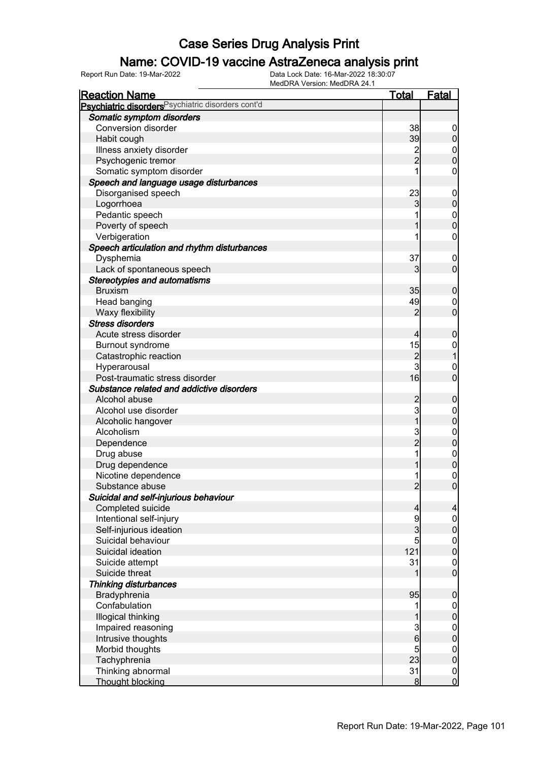# Case Series Drug Analysis Print

## Name: COVID-19 vaccine AstraZeneca analysis print

Report Run Date: 19-Mar-2022    Data Lock Date: 16-Mar-2022 18:30:07
MedDRA Version: MedDRA 24.1

| Reaction Name | Total | Fatal |
|---|---|---|
| **Psychiatric disorders** Psychiatric disorders cont'd | | |
| ***Somatic symptom disorders*** | | |
| Conversion disorder | 38 | 0 |
| Habit cough | 39 | 0 |
| Illness anxiety disorder | 2 | 0 |
| Psychogenic tremor | 2 | 0 |
| Somatic symptom disorder | 1 | 0 |
| ***Speech and language usage disturbances*** | | |
| Disorganised speech | 23 | 0 |
| Logorrhoea | 3 | 0 |
| Pedantic speech | 1 | 0 |
| Poverty of speech | 1 | 0 |
| Verbigeration | 1 | 0 |
| ***Speech articulation and rhythm disturbances*** | | |
| Dysphemia | 37 | 0 |
| Lack of spontaneous speech | 3 | 0 |
| ***Stereotypies and automatisms*** | | |
| Bruxism | 35 | 0 |
| Head banging | 49 | 0 |
| Waxy flexibility | 2 | 0 |
| ***Stress disorders*** | | |
| Acute stress disorder | 4 | 0 |
| Burnout syndrome | 15 | 0 |
| Catastrophic reaction | 2 | 1 |
| Hyperarousal | 3 | 0 |
| Post-traumatic stress disorder | 16 | 0 |
| ***Substance related and addictive disorders*** | | |
| Alcohol abuse | 2 | 0 |
| Alcohol use disorder | 3 | 0 |
| Alcoholic hangover | 1 | 0 |
| Alcoholism | 3 | 0 |
| Dependence | 2 | 0 |
| Drug abuse | 1 | 0 |
| Drug dependence | 1 | 0 |
| Nicotine dependence | 1 | 0 |
| Substance abuse | 2 | 0 |
| ***Suicidal and self-injurious behaviour*** | | |
| Completed suicide | 4 | 4 |
| Intentional self-injury | 9 | 0 |
| Self-injurious ideation | 3 | 0 |
| Suicidal behaviour | 5 | 0 |
| Suicidal ideation | 121 | 0 |
| Suicide attempt | 31 | 0 |
| Suicide threat | 1 | 0 |
| ***Thinking disturbances*** | | |
| Bradyphrenia | 95 | 0 |
| Confabulation | 1 | 0 |
| Illogical thinking | 1 | 0 |
| Impaired reasoning | 3 | 0 |
| Intrusive thoughts | 6 | 0 |
| Morbid thoughts | 5 | 0 |
| Tachyphrenia | 23 | 0 |
| Thinking abnormal | 31 | 0 |
| Thought blocking | 8 | 0 |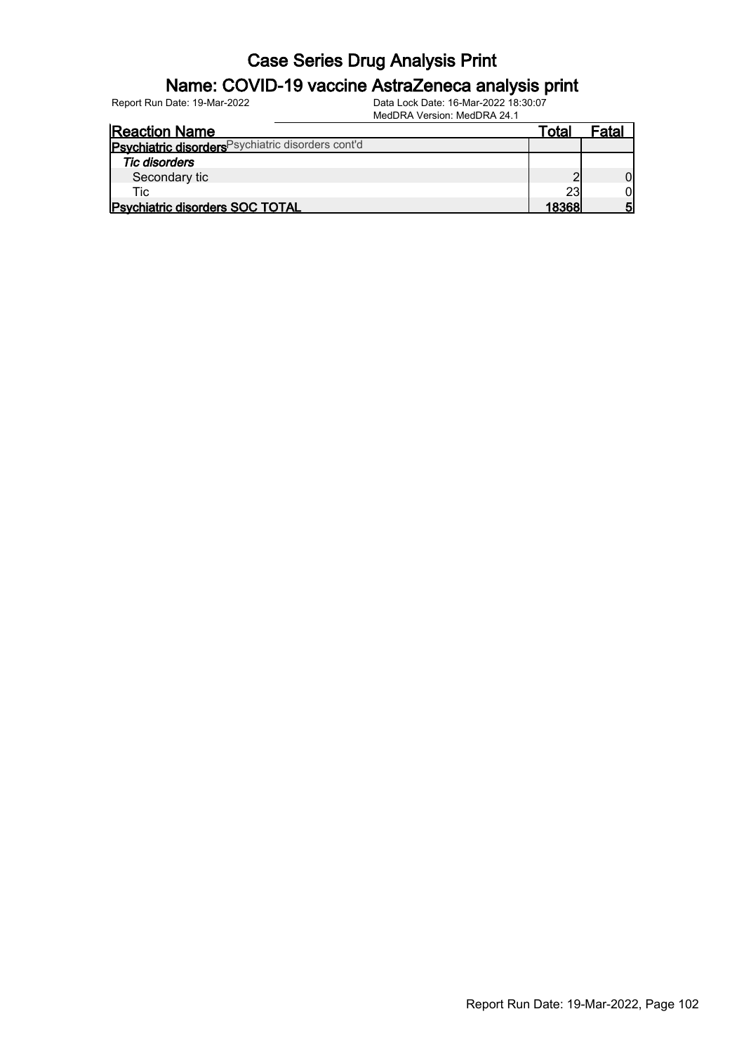# Case Series Drug Analysis Print

## Name: COVID-19 vaccine AstraZeneca analysis print

Report Run Date: 19-Mar-2022    Data Lock Date: 16-Mar-2022 18:30:07
MedDRA Version: MedDRA 24.1

| Reaction Name | Total | Fatal |
|---|---|---|
| **Psychiatric disorders** Psychiatric disorders cont'd | | |
| *Tic disorders* | | |
| Secondary tic | 2 | 0 |
| Tic | 23 | 0 |
| **Psychiatric disorders SOC TOTAL** | **18368** | **5** |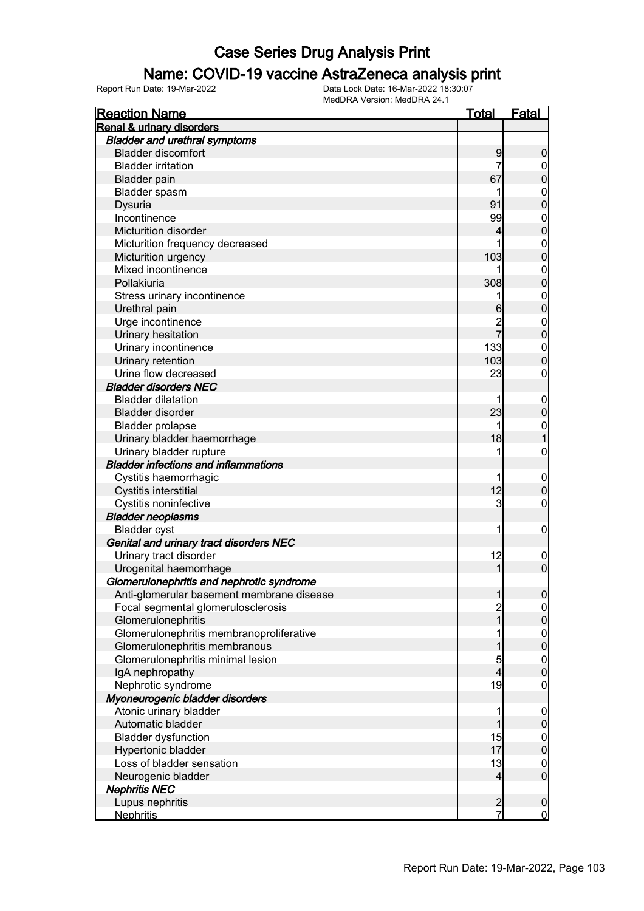# Case Series Drug Analysis Print

## Name: COVID-19 vaccine AstraZeneca analysis print

Report Run Date: 19-Mar-2022 | Data Lock Date: 16-Mar-2022 18:30:07 | MedDRA Version: MedDRA 24.1

| Reaction Name | Total | Fatal |
|---|---|---|
| **Renal & urinary disorders** | | |
| ***Bladder and urethral symptoms*** | | |
| Bladder discomfort | 9 | 0 |
| Bladder irritation | 7 | 0 |
| Bladder pain | 67 | 0 |
| Bladder spasm | 1 | 0 |
| Dysuria | 91 | 0 |
| Incontinence | 99 | 0 |
| Micturition disorder | 4 | 0 |
| Micturition frequency decreased | 1 | 0 |
| Micturition urgency | 103 | 0 |
| Mixed incontinence | 1 | 0 |
| Pollakiuria | 308 | 0 |
| Stress urinary incontinence | 1 | 0 |
| Urethral pain | 6 | 0 |
| Urge incontinence | 2 | 0 |
| Urinary hesitation | 7 | 0 |
| Urinary incontinence | 133 | 0 |
| Urinary retention | 103 | 0 |
| Urine flow decreased | 23 | 0 |
| ***Bladder disorders NEC*** | | |
| Bladder dilatation | 1 | 0 |
| Bladder disorder | 23 | 0 |
| Bladder prolapse | 1 | 0 |
| Urinary bladder haemorrhage | 18 | 1 |
| Urinary bladder rupture | 1 | 0 |
| ***Bladder infections and inflammations*** | | |
| Cystitis haemorrhagic | 1 | 0 |
| Cystitis interstitial | 12 | 0 |
| Cystitis noninfective | 3 | 0 |
| ***Bladder neoplasms*** | | |
| Bladder cyst | 1 | 0 |
| ***Genital and urinary tract disorders NEC*** | | |
| Urinary tract disorder | 12 | 0 |
| Urogenital haemorrhage | 1 | 0 |
| ***Glomerulonephritis and nephrotic syndrome*** | | |
| Anti-glomerular basement membrane disease | 1 | 0 |
| Focal segmental glomerulosclerosis | 2 | 0 |
| Glomerulonephritis | 1 | 0 |
| Glomerulonephritis membranoproliferative | 1 | 0 |
| Glomerulonephritis membranous | 1 | 0 |
| Glomerulonephritis minimal lesion | 5 | 0 |
| IgA nephropathy | 4 | 0 |
| Nephrotic syndrome | 19 | 0 |
| ***Myoneurogenic bladder disorders*** | | |
| Atonic urinary bladder | 1 | 0 |
| Automatic bladder | 1 | 0 |
| Bladder dysfunction | 15 | 0 |
| Hypertonic bladder | 17 | 0 |
| Loss of bladder sensation | 13 | 0 |
| Neurogenic bladder | 4 | 0 |
| ***Nephritis NEC*** | | |
| Lupus nephritis | 2 | 0 |
| Nephritis | 7 | 0 |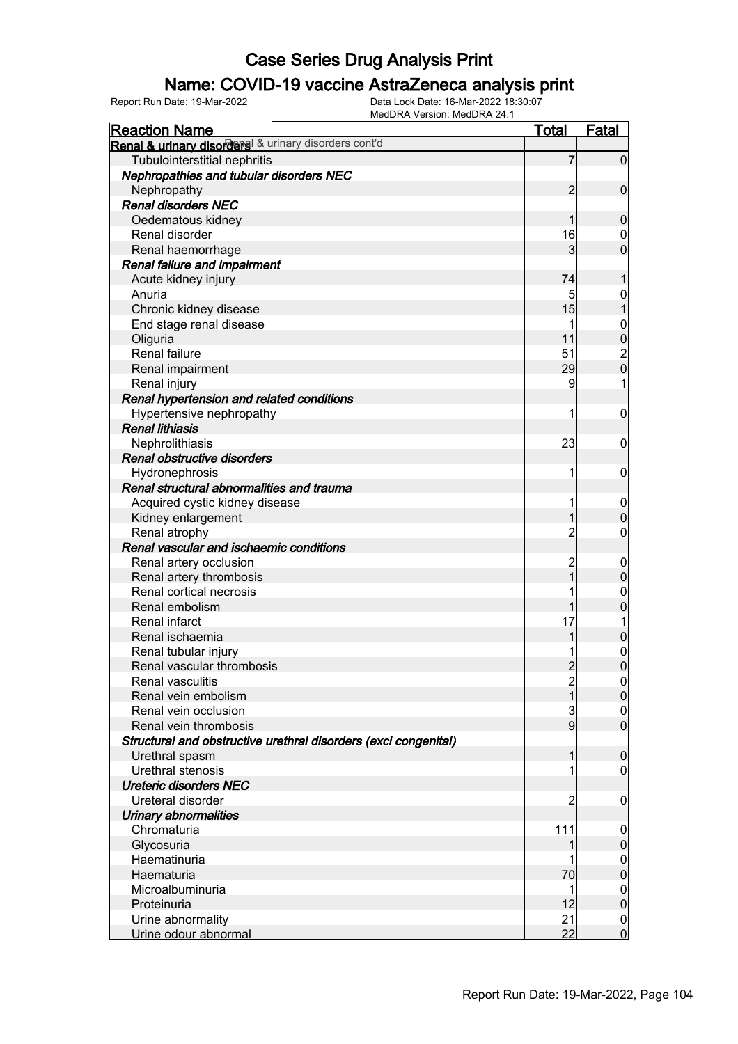# Case Series Drug Analysis Print

## Name: COVID-19 vaccine AstraZeneca analysis print

Report Run Date: 19-Mar-2022 | Data Lock Date: 16-Mar-2022 18:30:07 | MedDRA Version: MedDRA 24.1

| Reaction Name | Total | Fatal |
|---|---|---|
| **Renal & urinary disorders** Renal & urinary disorders cont'd | | |
| Tubulointerstitial nephritis | 7 | 0 |
| ***Nephropathies and tubular disorders NEC*** | | |
| Nephropathy | 2 | 0 |
| ***Renal disorders NEC*** | | |
| Oedematous kidney | 1 | 0 |
| Renal disorder | 16 | 0 |
| Renal haemorrhage | 3 | 0 |
| ***Renal failure and impairment*** | | |
| Acute kidney injury | 74 | 1 |
| Anuria | 5 | 0 |
| Chronic kidney disease | 15 | 1 |
| End stage renal disease | 1 | 0 |
| Oliguria | 11 | 0 |
| Renal failure | 51 | 2 |
| Renal impairment | 29 | 0 |
| Renal injury | 9 | 1 |
| ***Renal hypertension and related conditions*** | | |
| Hypertensive nephropathy | 1 | 0 |
| ***Renal lithiasis*** | | |
| Nephrolithiasis | 23 | 0 |
| ***Renal obstructive disorders*** | | |
| Hydronephrosis | 1 | 0 |
| ***Renal structural abnormalities and trauma*** | | |
| Acquired cystic kidney disease | 1 | 0 |
| Kidney enlargement | 1 | 0 |
| Renal atrophy | 2 | 0 |
| ***Renal vascular and ischaemic conditions*** | | |
| Renal artery occlusion | 2 | 0 |
| Renal artery thrombosis | 1 | 0 |
| Renal cortical necrosis | 1 | 0 |
| Renal embolism | 1 | 0 |
| Renal infarct | 17 | 1 |
| Renal ischaemia | 1 | 0 |
| Renal tubular injury | 1 | 0 |
| Renal vascular thrombosis | 2 | 0 |
| Renal vasculitis | 2 | 0 |
| Renal vein embolism | 1 | 0 |
| Renal vein occlusion | 3 | 0 |
| Renal vein thrombosis | 9 | 0 |
| ***Structural and obstructive urethral disorders (excl congenital)*** | | |
| Urethral spasm | 1 | 0 |
| Urethral stenosis | 1 | 0 |
| ***Ureteric disorders NEC*** | | |
| Ureteral disorder | 2 | 0 |
| ***Urinary abnormalities*** | | |
| Chromaturia | 111 | 0 |
| Glycosuria | 1 | 0 |
| Haematinuria | 1 | 0 |
| Haematuria | 70 | 0 |
| Microalbuminuria | 1 | 0 |
| Proteinuria | 12 | 0 |
| Urine abnormality | 21 | 0 |
| Urine odour abnormal | 22 | 0 |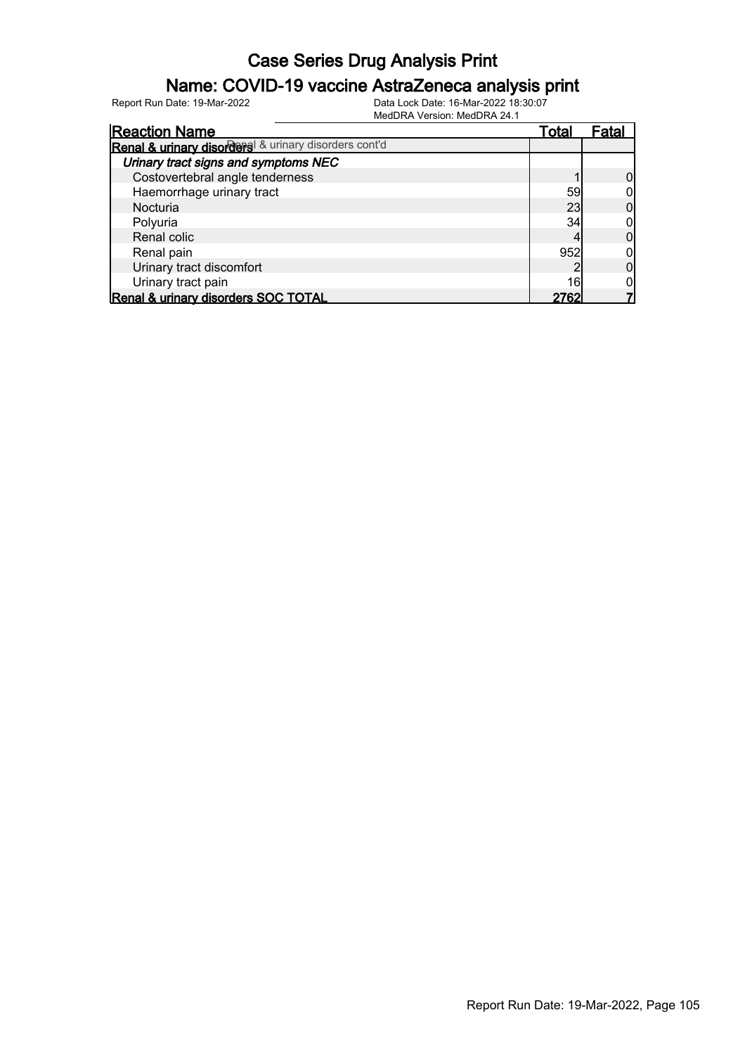# Case Series Drug Analysis Print

## Name: COVID-19 vaccine AstraZeneca analysis print

Report Run Date: 19-Mar-2022  Data Lock Date: 16-Mar-2022 18:30:07  MedDRA Version: MedDRA 24.1

| Reaction Name | Total | Fatal |
|---|---|---|
| **Renal & urinary disorders** Renal & urinary disorders cont'd | | |
| ***Urinary tract signs and symptoms NEC*** | | |
| Costovertebral angle tenderness | 1 | 0 |
| Haemorrhage urinary tract | 59 | 0 |
| Nocturia | 23 | 0 |
| Polyuria | 34 | 0 |
| Renal colic | 4 | 0 |
| Renal pain | 952 | 0 |
| Urinary tract discomfort | 2 | 0 |
| Urinary tract pain | 16 | 0 |
| **Renal & urinary disorders SOC TOTAL** | **2762** | **7** |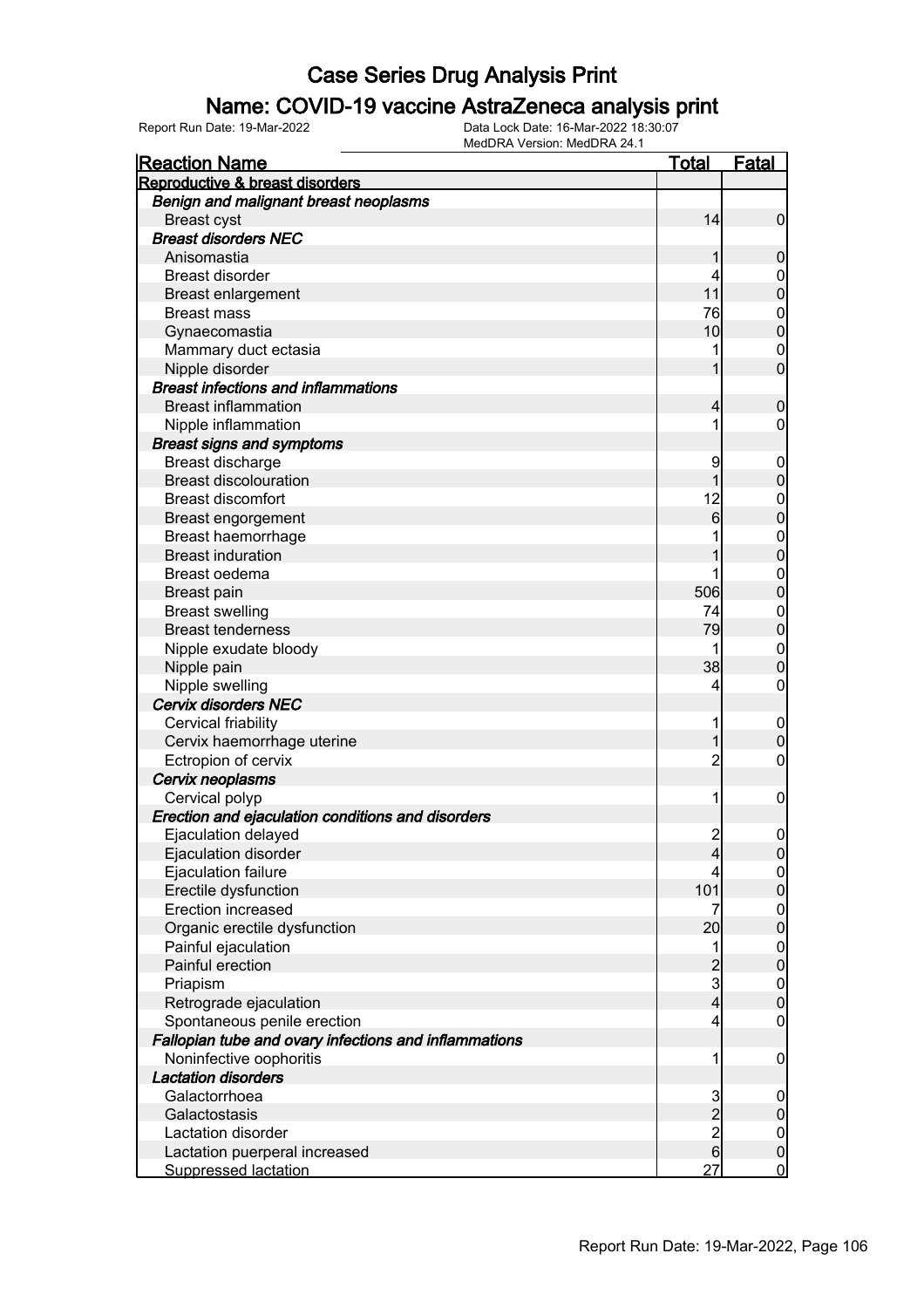# Case Series Drug Analysis Print

## Name: COVID-19 vaccine AstraZeneca analysis print

Report Run Date: 19-Mar-2022    Data Lock Date: 16-Mar-2022 18:30:07
MedDRA Version: MedDRA 24.1

| Reaction Name | Total | Fatal |
|---|---|---|
| **Reproductive & breast disorders** | | |
| ***Benign and malignant breast neoplasms*** | | |
| Breast cyst | 14 | 0 |
| ***Breast disorders NEC*** | | |
| Anisomastia | 1 | 0 |
| Breast disorder | 4 | 0 |
| Breast enlargement | 11 | 0 |
| Breast mass | 76 | 0 |
| Gynaecomastia | 10 | 0 |
| Mammary duct ectasia | 1 | 0 |
| Nipple disorder | 1 | 0 |
| ***Breast infections and inflammations*** | | |
| Breast inflammation | 4 | 0 |
| Nipple inflammation | 1 | 0 |
| ***Breast signs and symptoms*** | | |
| Breast discharge | 9 | 0 |
| Breast discolouration | 1 | 0 |
| Breast discomfort | 12 | 0 |
| Breast engorgement | 6 | 0 |
| Breast haemorrhage | 1 | 0 |
| Breast induration | 1 | 0 |
| Breast oedema | 1 | 0 |
| Breast pain | 506 | 0 |
| Breast swelling | 74 | 0 |
| Breast tenderness | 79 | 0 |
| Nipple exudate bloody | 1 | 0 |
| Nipple pain | 38 | 0 |
| Nipple swelling | 4 | 0 |
| ***Cervix disorders NEC*** | | |
| Cervical friability | 1 | 0 |
| Cervix haemorrhage uterine | 1 | 0 |
| Ectropion of cervix | 2 | 0 |
| ***Cervix neoplasms*** | | |
| Cervical polyp | 1 | 0 |
| ***Erection and ejaculation conditions and disorders*** | | |
| Ejaculation delayed | 2 | 0 |
| Ejaculation disorder | 4 | 0 |
| Ejaculation failure | 4 | 0 |
| Erectile dysfunction | 101 | 0 |
| Erection increased | 7 | 0 |
| Organic erectile dysfunction | 20 | 0 |
| Painful ejaculation | 1 | 0 |
| Painful erection | 2 | 0 |
| Priapism | 3 | 0 |
| Retrograde ejaculation | 4 | 0 |
| Spontaneous penile erection | 4 | 0 |
| ***Fallopian tube and ovary infections and inflammations*** | | |
| Noninfective oophoritis | 1 | 0 |
| ***Lactation disorders*** | | |
| Galactorrhoea | 3 | 0 |
| Galactostasis | 2 | 0 |
| Lactation disorder | 2 | 0 |
| Lactation puerperal increased | 6 | 0 |
| Suppressed lactation | 27 | 0 |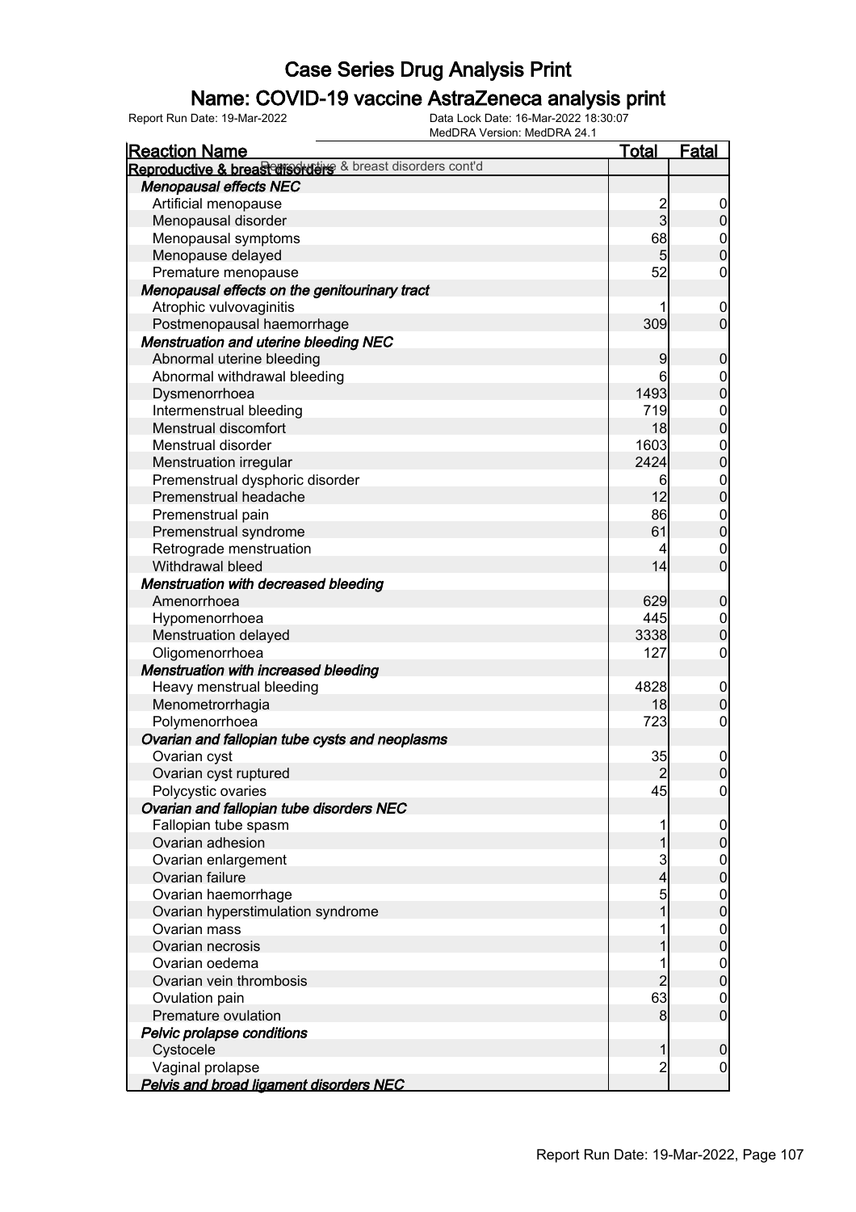# Case Series Drug Analysis Print

## Name: COVID-19 vaccine AstraZeneca analysis print

Report Run Date: 19-Mar-2022    Data Lock Date: 16-Mar-2022 18:30:07
MedDRA Version: MedDRA 24.1

| Reaction Name | Total | Fatal |
|---|---|---|
| **Reproductive & breast disorders cont'd** | | |
| ***Menopausal effects NEC*** | | |
| Artificial menopause | 2 | 0 |
| Menopausal disorder | 3 | 0 |
| Menopausal symptoms | 68 | 0 |
| Menopause delayed | 5 | 0 |
| Premature menopause | 52 | 0 |
| ***Menopausal effects on the genitourinary tract*** | | |
| Atrophic vulvovaginitis | 1 | 0 |
| Postmenopausal haemorrhage | 309 | 0 |
| ***Menstruation and uterine bleeding NEC*** | | |
| Abnormal uterine bleeding | 9 | 0 |
| Abnormal withdrawal bleeding | 6 | 0 |
| Dysmenorrhoea | 1493 | 0 |
| Intermenstrual bleeding | 719 | 0 |
| Menstrual discomfort | 18 | 0 |
| Menstrual disorder | 1603 | 0 |
| Menstruation irregular | 2424 | 0 |
| Premenstrual dysphoric disorder | 6 | 0 |
| Premenstrual headache | 12 | 0 |
| Premenstrual pain | 86 | 0 |
| Premenstrual syndrome | 61 | 0 |
| Retrograde menstruation | 4 | 0 |
| Withdrawal bleed | 14 | 0 |
| ***Menstruation with decreased bleeding*** | | |
| Amenorrhoea | 629 | 0 |
| Hypomenorrhoea | 445 | 0 |
| Menstruation delayed | 3338 | 0 |
| Oligomenorrhoea | 127 | 0 |
| ***Menstruation with increased bleeding*** | | |
| Heavy menstrual bleeding | 4828 | 0 |
| Menometrorrhagia | 18 | 0 |
| Polymenorrhoea | 723 | 0 |
| ***Ovarian and fallopian tube cysts and neoplasms*** | | |
| Ovarian cyst | 35 | 0 |
| Ovarian cyst ruptured | 2 | 0 |
| Polycystic ovaries | 45 | 0 |
| ***Ovarian and fallopian tube disorders NEC*** | | |
| Fallopian tube spasm | 1 | 0 |
| Ovarian adhesion | 1 | 0 |
| Ovarian enlargement | 3 | 0 |
| Ovarian failure | 4 | 0 |
| Ovarian haemorrhage | 5 | 0 |
| Ovarian hyperstimulation syndrome | 1 | 0 |
| Ovarian mass | 1 | 0 |
| Ovarian necrosis | 1 | 0 |
| Ovarian oedema | 1 | 0 |
| Ovarian vein thrombosis | 2 | 0 |
| Ovulation pain | 63 | 0 |
| Premature ovulation | 8 | 0 |
| ***Pelvic prolapse conditions*** | | |
| Cystocele | 1 | 0 |
| Vaginal prolapse | 2 | 0 |
| ***Pelvis and broad ligament disorders NEC*** | | |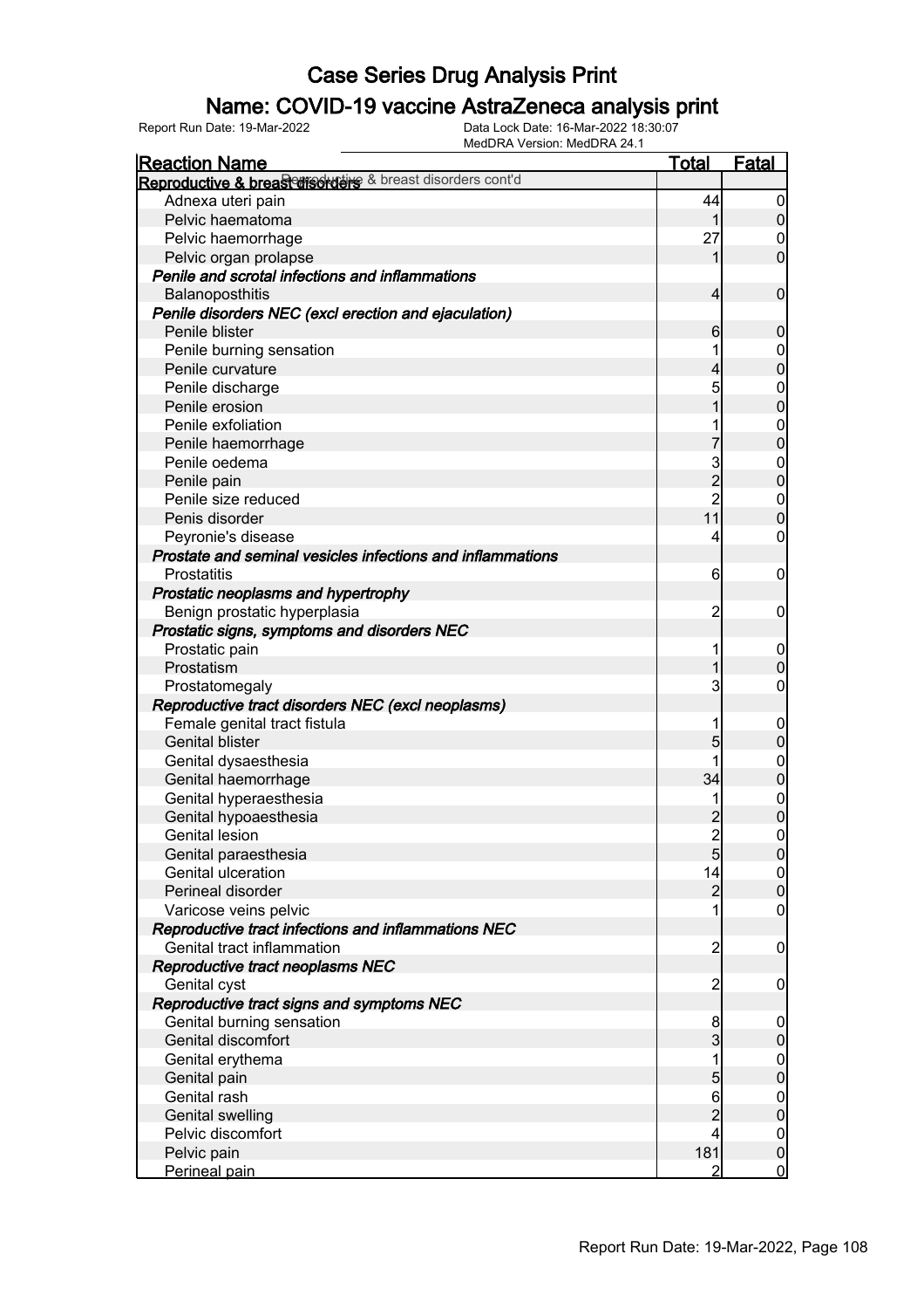# Case Series Drug Analysis Print

## Name: COVID-19 vaccine AstraZeneca analysis print

Report Run Date: 19-Mar-2022

Data Lock Date: 16-Mar-2022 18:30:07

MedDRA Version: MedDRA 24.1

| Reaction Name | Total | Fatal |
|---|---|---|
| **Reproductive & breast disorders** Reproductive & breast disorders cont'd | | |
| Adnexa uteri pain | 44 | 0 |
| Pelvic haematoma | 1 | 0 |
| Pelvic haemorrhage | 27 | 0 |
| Pelvic organ prolapse | 1 | 0 |
| ***Penile and scrotal infections and inflammations*** | | |
| Balanoposthitis | 4 | 0 |
| ***Penile disorders NEC (excl erection and ejaculation)*** | | |
| Penile blister | 6 | 0 |
| Penile burning sensation | 1 | 0 |
| Penile curvature | 4 | 0 |
| Penile discharge | 5 | 0 |
| Penile erosion | 1 | 0 |
| Penile exfoliation | 1 | 0 |
| Penile haemorrhage | 7 | 0 |
| Penile oedema | 3 | 0 |
| Penile pain | 2 | 0 |
| Penile size reduced | 2 | 0 |
| Penis disorder | 11 | 0 |
| Peyronie's disease | 4 | 0 |
| ***Prostate and seminal vesicles infections and inflammations*** | | |
| Prostatitis | 6 | 0 |
| ***Prostatic neoplasms and hypertrophy*** | | |
| Benign prostatic hyperplasia | 2 | 0 |
| ***Prostatic signs, symptoms and disorders NEC*** | | |
| Prostatic pain | 1 | 0 |
| Prostatism | 1 | 0 |
| Prostatomegaly | 3 | 0 |
| ***Reproductive tract disorders NEC (excl neoplasms)*** | | |
| Female genital tract fistula | 1 | 0 |
| Genital blister | 5 | 0 |
| Genital dysaesthesia | 1 | 0 |
| Genital haemorrhage | 34 | 0 |
| Genital hyperaesthesia | 1 | 0 |
| Genital hypoaesthesia | 2 | 0 |
| Genital lesion | 2 | 0 |
| Genital paraesthesia | 5 | 0 |
| Genital ulceration | 14 | 0 |
| Perineal disorder | 2 | 0 |
| Varicose veins pelvic | 1 | 0 |
| ***Reproductive tract infections and inflammations NEC*** | | |
| Genital tract inflammation | 2 | 0 |
| ***Reproductive tract neoplasms NEC*** | | |
| Genital cyst | 2 | 0 |
| ***Reproductive tract signs and symptoms NEC*** | | |
| Genital burning sensation | 8 | 0 |
| Genital discomfort | 3 | 0 |
| Genital erythema | 1 | 0 |
| Genital pain | 5 | 0 |
| Genital rash | 6 | 0 |
| Genital swelling | 2 | 0 |
| Pelvic discomfort | 4 | 0 |
| Pelvic pain | 181 | 0 |
| Perineal pain | 2 | 0 |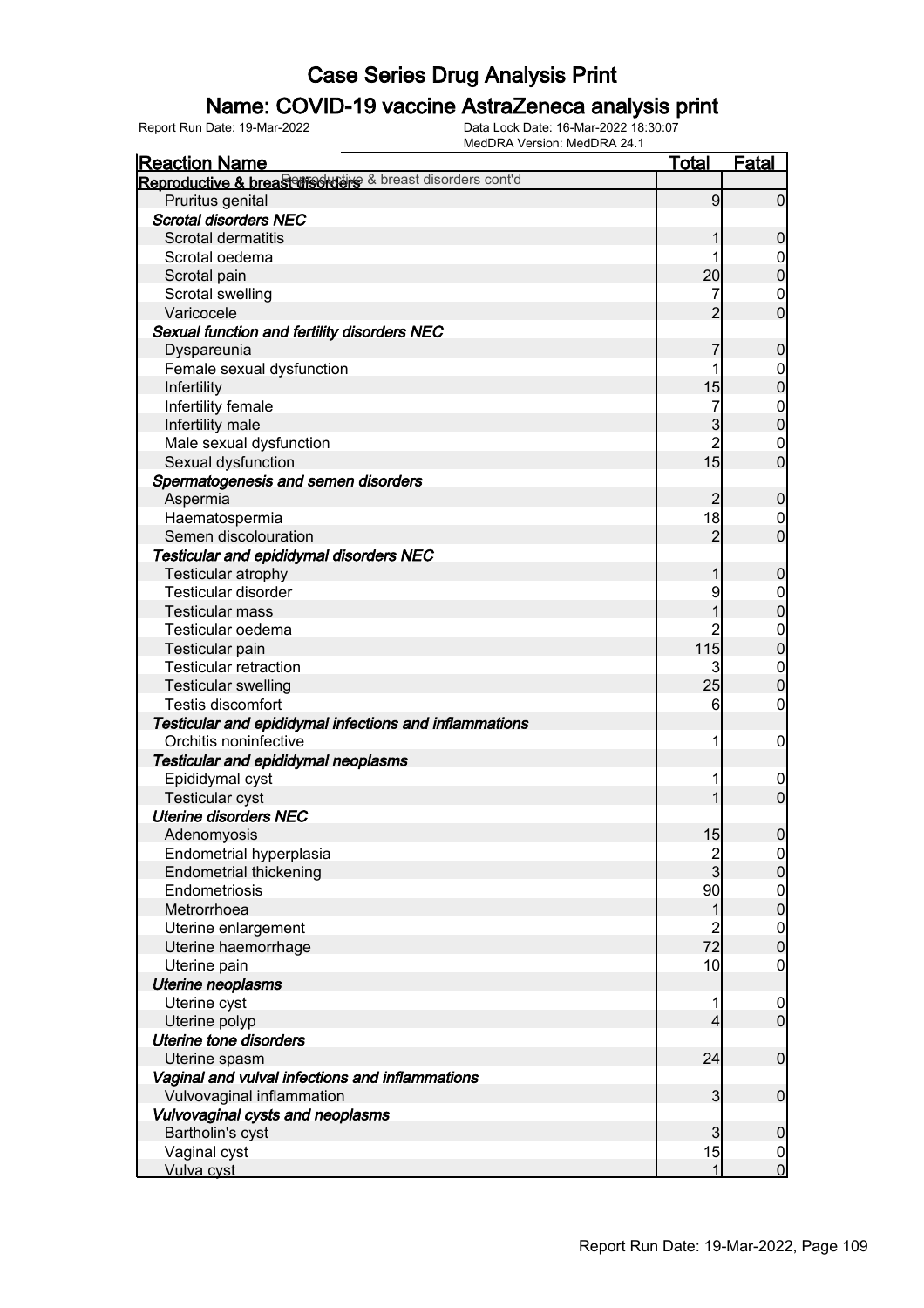# Case Series Drug Analysis Print

## Name: COVID-19 vaccine AstraZeneca analysis print

Report Run Date: 19-Mar-2022    Data Lock Date: 16-Mar-2022 18:30:07
MedDRA Version: MedDRA 24.1

| Reaction Name | Total | Fatal |
|---|---|---|
| **Reproductive & breast disorders** Reproductive & breast disorders cont'd | | |
| Pruritus genital | 9 | 0 |
| ***Scrotal disorders NEC*** | | |
| Scrotal dermatitis | 1 | 0 |
| Scrotal oedema | 1 | 0 |
| Scrotal pain | 20 | 0 |
| Scrotal swelling | 7 | 0 |
| Varicocele | 2 | 0 |
| ***Sexual function and fertility disorders NEC*** | | |
| Dyspareunia | 7 | 0 |
| Female sexual dysfunction | 1 | 0 |
| Infertility | 15 | 0 |
| Infertility female | 7 | 0 |
| Infertility male | 3 | 0 |
| Male sexual dysfunction | 2 | 0 |
| Sexual dysfunction | 15 | 0 |
| ***Spermatogenesis and semen disorders*** | | |
| Aspermia | 2 | 0 |
| Haematospermia | 18 | 0 |
| Semen discolouration | 2 | 0 |
| ***Testicular and epididymal disorders NEC*** | | |
| Testicular atrophy | 1 | 0 |
| Testicular disorder | 9 | 0 |
| Testicular mass | 1 | 0 |
| Testicular oedema | 2 | 0 |
| Testicular pain | 115 | 0 |
| Testicular retraction | 3 | 0 |
| Testicular swelling | 25 | 0 |
| Testis discomfort | 6 | 0 |
| ***Testicular and epididymal infections and inflammations*** | | |
| Orchitis noninfective | 1 | 0 |
| ***Testicular and epididymal neoplasms*** | | |
| Epididymal cyst | 1 | 0 |
| Testicular cyst | 1 | 0 |
| ***Uterine disorders NEC*** | | |
| Adenomyosis | 15 | 0 |
| Endometrial hyperplasia | 2 | 0 |
| Endometrial thickening | 3 | 0 |
| Endometriosis | 90 | 0 |
| Metrorrhoea | 1 | 0 |
| Uterine enlargement | 2 | 0 |
| Uterine haemorrhage | 72 | 0 |
| Uterine pain | 10 | 0 |
| ***Uterine neoplasms*** | | |
| Uterine cyst | 1 | 0 |
| Uterine polyp | 4 | 0 |
| ***Uterine tone disorders*** | | |
| Uterine spasm | 24 | 0 |
| ***Vaginal and vulval infections and inflammations*** | | |
| Vulvovaginal inflammation | 3 | 0 |
| ***Vulvovaginal cysts and neoplasms*** | | |
| Bartholin's cyst | 3 | 0 |
| Vaginal cyst | 15 | 0 |
| Vulva cyst | 1 | 0 |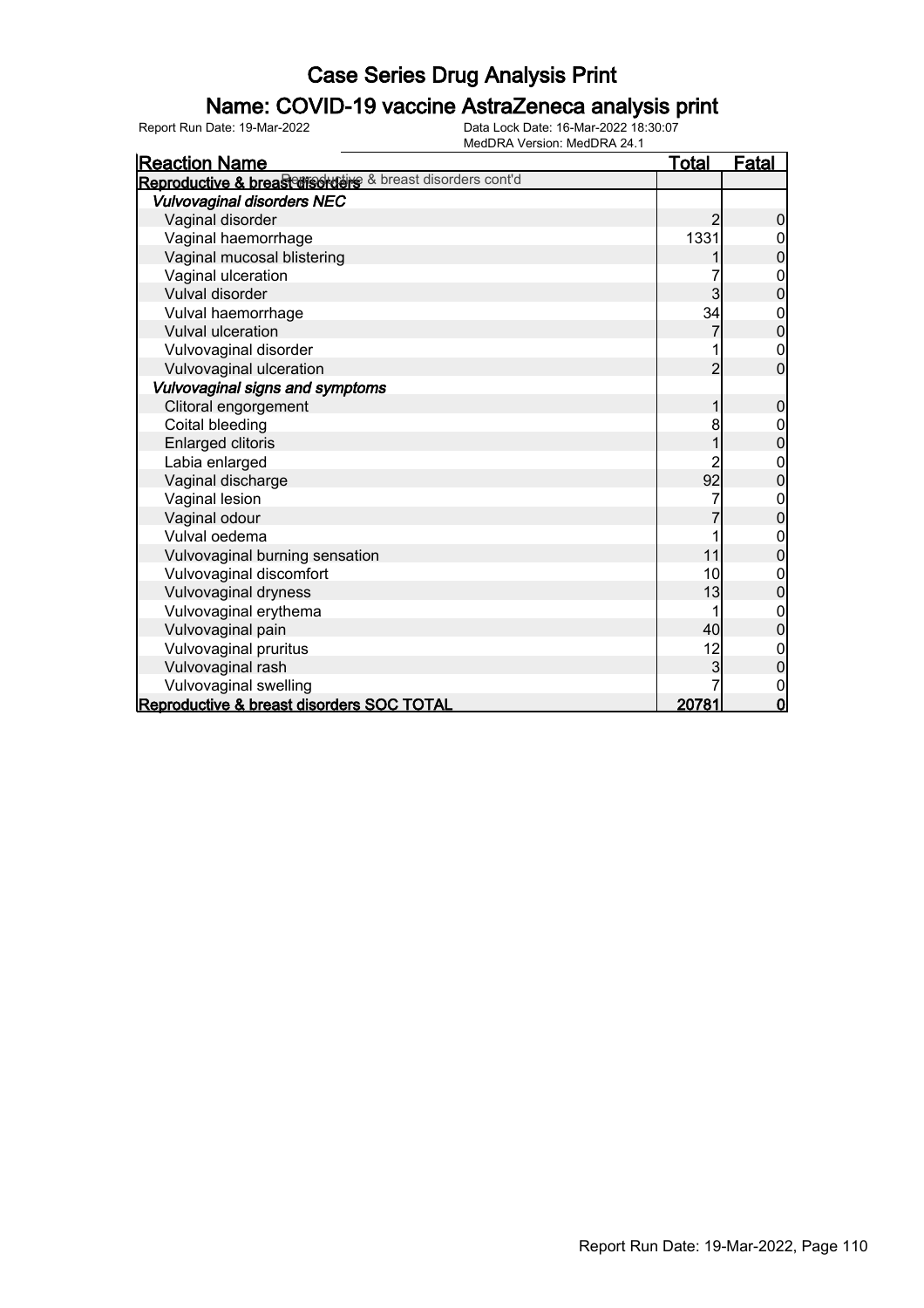# Case Series Drug Analysis Print

## Name: COVID-19 vaccine AstraZeneca analysis print

Report Run Date: 19-Mar-2022    Data Lock Date: 16-Mar-2022 18:30:07
MedDRA Version: MedDRA 24.1

| Reaction Name | Total | Fatal |
|---|---|---|
| **Reproductive & breast disorders** Reproductive & breast disorders cont'd | | |
| ***Vulvovaginal disorders NEC*** | | |
| Vaginal disorder | 2 | 0 |
| Vaginal haemorrhage | 1331 | 0 |
| Vaginal mucosal blistering | 1 | 0 |
| Vaginal ulceration | 7 | 0 |
| Vulval disorder | 3 | 0 |
| Vulval haemorrhage | 34 | 0 |
| Vulval ulceration | 7 | 0 |
| Vulvovaginal disorder | 1 | 0 |
| Vulvovaginal ulceration | 2 | 0 |
| ***Vulvovaginal signs and symptoms*** | | |
| Clitoral engorgement | 1 | 0 |
| Coital bleeding | 8 | 0 |
| Enlarged clitoris | 1 | 0 |
| Labia enlarged | 2 | 0 |
| Vaginal discharge | 92 | 0 |
| Vaginal lesion | 7 | 0 |
| Vaginal odour | 7 | 0 |
| Vulval oedema | 1 | 0 |
| Vulvovaginal burning sensation | 11 | 0 |
| Vulvovaginal discomfort | 10 | 0 |
| Vulvovaginal dryness | 13 | 0 |
| Vulvovaginal erythema | 1 | 0 |
| Vulvovaginal pain | 40 | 0 |
| Vulvovaginal pruritus | 12 | 0 |
| Vulvovaginal rash | 3 | 0 |
| Vulvovaginal swelling | 7 | 0 |
| **Reproductive & breast disorders SOC TOTAL** | **20781** | **0** |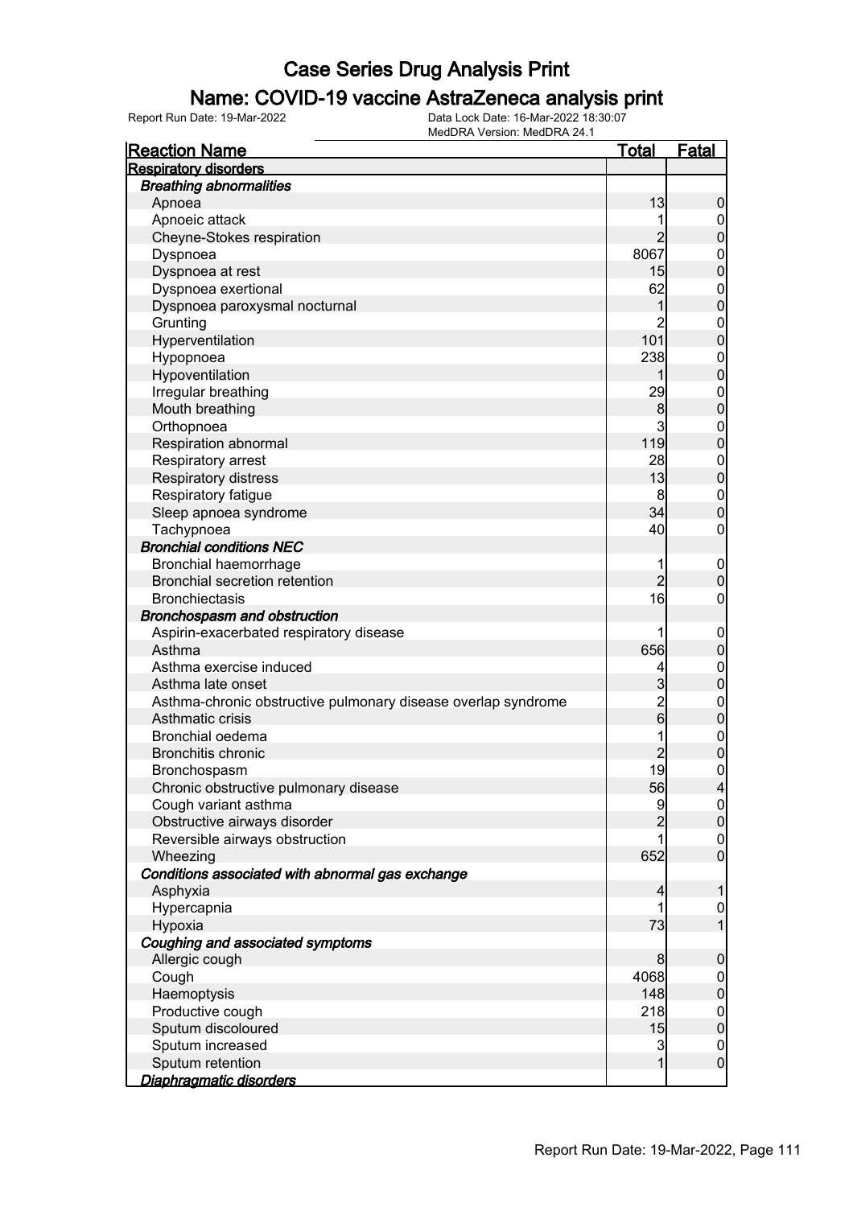# Case Series Drug Analysis Print

## Name: COVID-19 vaccine AstraZeneca analysis print

Report Run Date: 19-Mar-2022

Data Lock Date: 16-Mar-2022 18:30:07
MedDRA Version: MedDRA 24.1

| Reaction Name | Total | Fatal |
|---|---|---|
| **Respiratory disorders** | | |
| ***Breathing abnormalities*** | | |
| Apnoea | 13 | 0 |
| Apnoeic attack | 1 | 0 |
| Cheyne-Stokes respiration | 2 | 0 |
| Dyspnoea | 8067 | 0 |
| Dyspnoea at rest | 15 | 0 |
| Dyspnoea exertional | 62 | 0 |
| Dyspnoea paroxysmal nocturnal | 1 | 0 |
| Grunting | 2 | 0 |
| Hyperventilation | 101 | 0 |
| Hypopnoea | 238 | 0 |
| Hypoventilation | 1 | 0 |
| Irregular breathing | 29 | 0 |
| Mouth breathing | 8 | 0 |
| Orthopnoea | 3 | 0 |
| Respiration abnormal | 119 | 0 |
| Respiratory arrest | 28 | 0 |
| Respiratory distress | 13 | 0 |
| Respiratory fatigue | 8 | 0 |
| Sleep apnoea syndrome | 34 | 0 |
| Tachypnoea | 40 | 0 |
| ***Bronchial conditions NEC*** | | |
| Bronchial haemorrhage | 1 | 0 |
| Bronchial secretion retention | 2 | 0 |
| Bronchiectasis | 16 | 0 |
| ***Bronchospasm and obstruction*** | | |
| Aspirin-exacerbated respiratory disease | 1 | 0 |
| Asthma | 656 | 0 |
| Asthma exercise induced | 4 | 0 |
| Asthma late onset | 3 | 0 |
| Asthma-chronic obstructive pulmonary disease overlap syndrome | 2 | 0 |
| Asthmatic crisis | 6 | 0 |
| Bronchial oedema | 1 | 0 |
| Bronchitis chronic | 2 | 0 |
| Bronchospasm | 19 | 0 |
| Chronic obstructive pulmonary disease | 56 | 4 |
| Cough variant asthma | 9 | 0 |
| Obstructive airways disorder | 2 | 0 |
| Reversible airways obstruction | 1 | 0 |
| Wheezing | 652 | 0 |
| ***Conditions associated with abnormal gas exchange*** | | |
| Asphyxia | 4 | 1 |
| Hypercapnia | 1 | 0 |
| Hypoxia | 73 | 1 |
| ***Coughing and associated symptoms*** | | |
| Allergic cough | 8 | 0 |
| Cough | 4068 | 0 |
| Haemoptysis | 148 | 0 |
| Productive cough | 218 | 0 |
| Sputum discoloured | 15 | 0 |
| Sputum increased | 3 | 0 |
| Sputum retention | 1 | 0 |
| ***Diaphragmatic disorders*** | | |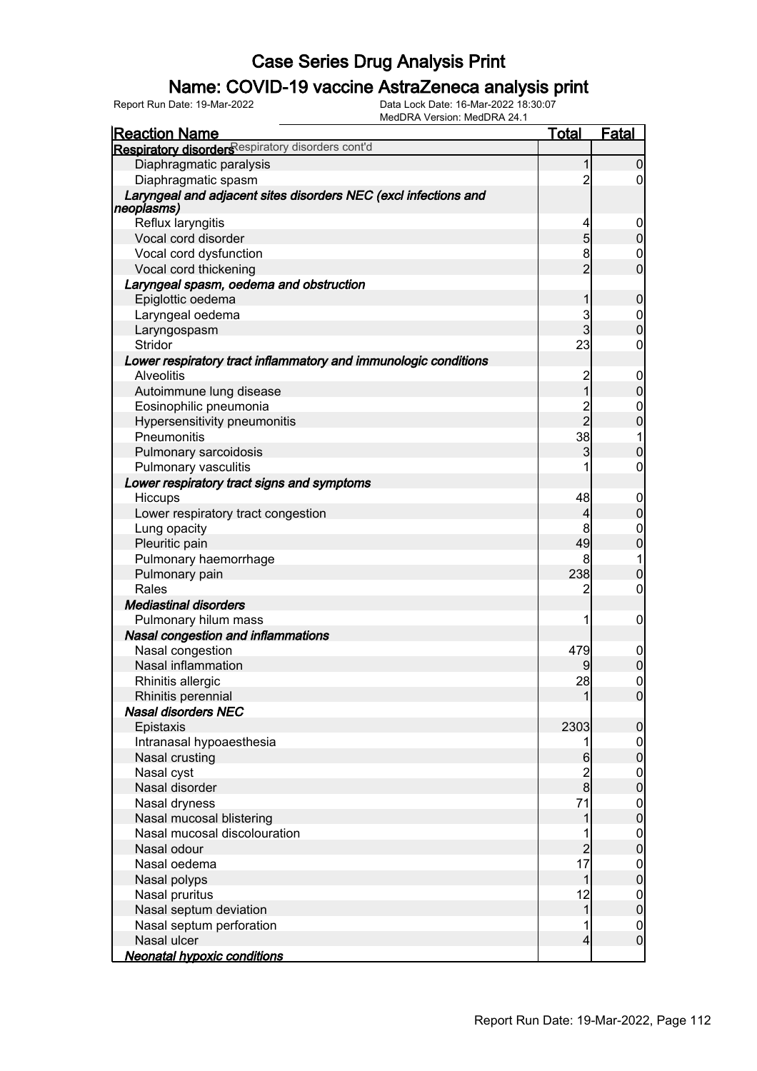# Case Series Drug Analysis Print

## Name: COVID-19 vaccine AstraZeneca analysis print

Report Run Date: 19-Mar-2022    Data Lock Date: 16-Mar-2022 18:30:07
MedDRA Version: MedDRA 24.1

| Reaction Name | Total | Fatal |
|---|---|---|
| **Respiratory disorders** Respiratory disorders cont'd | | |
| Diaphragmatic paralysis | 1 | 0 |
| Diaphragmatic spasm | 2 | 0 |
| ***Laryngeal and adjacent sites disorders NEC (excl infections and neoplasms)*** | | |
| Reflux laryngitis | 4 | 0 |
| Vocal cord disorder | 5 | 0 |
| Vocal cord dysfunction | 8 | 0 |
| Vocal cord thickening | 2 | 0 |
| ***Laryngeal spasm, oedema and obstruction*** | | |
| Epiglottic oedema | 1 | 0 |
| Laryngeal oedema | 3 | 0 |
| Laryngospasm | 3 | 0 |
| Stridor | 23 | 0 |
| ***Lower respiratory tract inflammatory and immunologic conditions*** | | |
| Alveolitis | 2 | 0 |
| Autoimmune lung disease | 1 | 0 |
| Eosinophilic pneumonia | 2 | 0 |
| Hypersensitivity pneumonitis | 2 | 0 |
| Pneumonitis | 38 | 1 |
| Pulmonary sarcoidosis | 3 | 0 |
| Pulmonary vasculitis | 1 | 0 |
| ***Lower respiratory tract signs and symptoms*** | | |
| Hiccups | 48 | 0 |
| Lower respiratory tract congestion | 4 | 0 |
| Lung opacity | 8 | 0 |
| Pleuritic pain | 49 | 0 |
| Pulmonary haemorrhage | 8 | 1 |
| Pulmonary pain | 238 | 0 |
| Rales | 2 | 0 |
| ***Mediastinal disorders*** | | |
| Pulmonary hilum mass | 1 | 0 |
| ***Nasal congestion and inflammations*** | | |
| Nasal congestion | 479 | 0 |
| Nasal inflammation | 9 | 0 |
| Rhinitis allergic | 28 | 0 |
| Rhinitis perennial | 1 | 0 |
| ***Nasal disorders NEC*** | | |
| Epistaxis | 2303 | 0 |
| Intranasal hypoaesthesia | 1 | 0 |
| Nasal crusting | 6 | 0 |
| Nasal cyst | 2 | 0 |
| Nasal disorder | 8 | 0 |
| Nasal dryness | 71 | 0 |
| Nasal mucosal blistering | 1 | 0 |
| Nasal mucosal discolouration | 1 | 0 |
| Nasal odour | 2 | 0 |
| Nasal oedema | 17 | 0 |
| Nasal polyps | 1 | 0 |
| Nasal pruritus | 12 | 0 |
| Nasal septum deviation | 1 | 0 |
| Nasal septum perforation | 1 | 0 |
| Nasal ulcer | 4 | 0 |
| ***Neonatal hypoxic conditions*** | | |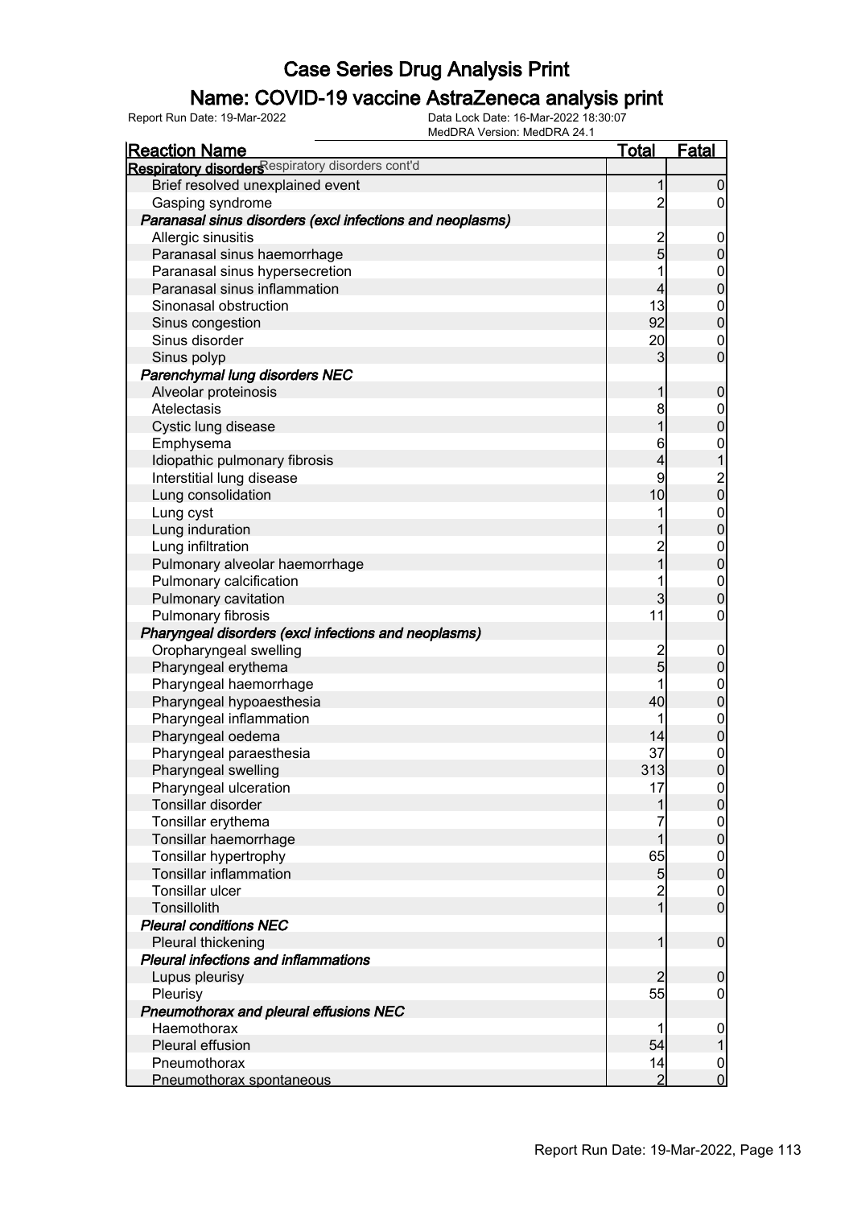# Case Series Drug Analysis Print

## Name: COVID-19 vaccine AstraZeneca analysis print

Report Run Date: 19-Mar-2022

Data Lock Date: 16-Mar-2022 18:30:07
MedDRA Version: MedDRA 24.1

| Reaction Name | Total | Fatal |
|---|---|---|
| **Respiratory disorders** Respiratory disorders cont'd | | |
| Brief resolved unexplained event | 1 | 0 |
| Gasping syndrome | 2 | 0 |
| ***Paranasal sinus disorders (excl infections and neoplasms)*** | | |
| Allergic sinusitis | 2 | 0 |
| Paranasal sinus haemorrhage | 5 | 0 |
| Paranasal sinus hypersecretion | 1 | 0 |
| Paranasal sinus inflammation | 4 | 0 |
| Sinonasal obstruction | 13 | 0 |
| Sinus congestion | 92 | 0 |
| Sinus disorder | 20 | 0 |
| Sinus polyp | 3 | 0 |
| ***Parenchymal lung disorders NEC*** | | |
| Alveolar proteinosis | 1 | 0 |
| Atelectasis | 8 | 0 |
| Cystic lung disease | 1 | 0 |
| Emphysema | 6 | 0 |
| Idiopathic pulmonary fibrosis | 4 | 1 |
| Interstitial lung disease | 9 | 2 |
| Lung consolidation | 10 | 0 |
| Lung cyst | 1 | 0 |
| Lung induration | 1 | 0 |
| Lung infiltration | 2 | 0 |
| Pulmonary alveolar haemorrhage | 1 | 0 |
| Pulmonary calcification | 1 | 0 |
| Pulmonary cavitation | 3 | 0 |
| Pulmonary fibrosis | 11 | 0 |
| ***Pharyngeal disorders (excl infections and neoplasms)*** | | |
| Oropharyngeal swelling | 2 | 0 |
| Pharyngeal erythema | 5 | 0 |
| Pharyngeal haemorrhage | 1 | 0 |
| Pharyngeal hypoaesthesia | 40 | 0 |
| Pharyngeal inflammation | 1 | 0 |
| Pharyngeal oedema | 14 | 0 |
| Pharyngeal paraesthesia | 37 | 0 |
| Pharyngeal swelling | 313 | 0 |
| Pharyngeal ulceration | 17 | 0 |
| Tonsillar disorder | 1 | 0 |
| Tonsillar erythema | 7 | 0 |
| Tonsillar haemorrhage | 1 | 0 |
| Tonsillar hypertrophy | 65 | 0 |
| Tonsillar inflammation | 5 | 0 |
| Tonsillar ulcer | 2 | 0 |
| Tonsillolith | 1 | 0 |
| ***Pleural conditions NEC*** | | |
| Pleural thickening | 1 | 0 |
| ***Pleural infections and inflammations*** | | |
| Lupus pleurisy | 2 | 0 |
| Pleurisy | 55 | 0 |
| ***Pneumothorax and pleural effusions NEC*** | | |
| Haemothorax | 1 | 0 |
| Pleural effusion | 54 | 1 |
| Pneumothorax | 14 | 0 |
| Pneumothorax spontaneous | 2 | 0 |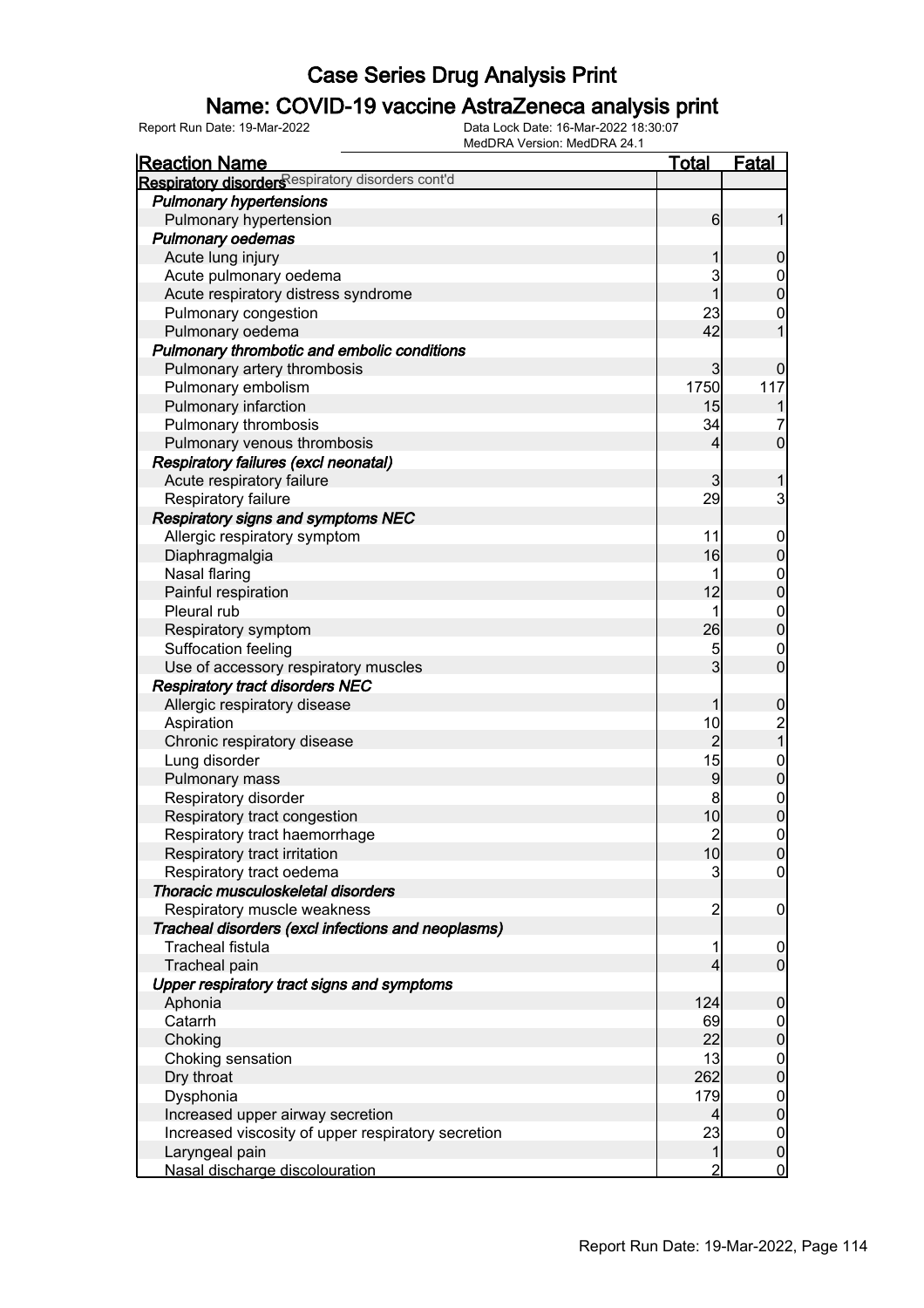# Case Series Drug Analysis Print

## Name: COVID-19 vaccine AstraZeneca analysis print

Report Run Date: 19-Mar-2022 | Data Lock Date: 16-Mar-2022 18:30:07 | MedDRA Version: MedDRA 24.1

| Reaction Name | Total | Fatal |
|---|---|---|
| **Respiratory disorders** Respiratory disorders cont'd | | |
| ***Pulmonary hypertensions*** | | |
| Pulmonary hypertension | 6 | 1 |
| ***Pulmonary oedemas*** | | |
| Acute lung injury | 1 | 0 |
| Acute pulmonary oedema | 3 | 0 |
| Acute respiratory distress syndrome | 1 | 0 |
| Pulmonary congestion | 23 | 0 |
| Pulmonary oedema | 42 | 1 |
| ***Pulmonary thrombotic and embolic conditions*** | | |
| Pulmonary artery thrombosis | 3 | 0 |
| Pulmonary embolism | 1750 | 117 |
| Pulmonary infarction | 15 | 1 |
| Pulmonary thrombosis | 34 | 7 |
| Pulmonary venous thrombosis | 4 | 0 |
| ***Respiratory failures (excl neonatal)*** | | |
| Acute respiratory failure | 3 | 1 |
| Respiratory failure | 29 | 3 |
| ***Respiratory signs and symptoms NEC*** | | |
| Allergic respiratory symptom | 11 | 0 |
| Diaphragmalgia | 16 | 0 |
| Nasal flaring | 1 | 0 |
| Painful respiration | 12 | 0 |
| Pleural rub | 1 | 0 |
| Respiratory symptom | 26 | 0 |
| Suffocation feeling | 5 | 0 |
| Use of accessory respiratory muscles | 3 | 0 |
| ***Respiratory tract disorders NEC*** | | |
| Allergic respiratory disease | 1 | 0 |
| Aspiration | 10 | 2 |
| Chronic respiratory disease | 2 | 1 |
| Lung disorder | 15 | 0 |
| Pulmonary mass | 9 | 0 |
| Respiratory disorder | 8 | 0 |
| Respiratory tract congestion | 10 | 0 |
| Respiratory tract haemorrhage | 2 | 0 |
| Respiratory tract irritation | 10 | 0 |
| Respiratory tract oedema | 3 | 0 |
| ***Thoracic musculoskeletal disorders*** | | |
| Respiratory muscle weakness | 2 | 0 |
| ***Tracheal disorders (excl infections and neoplasms)*** | | |
| Tracheal fistula | 1 | 0 |
| Tracheal pain | 4 | 0 |
| ***Upper respiratory tract signs and symptoms*** | | |
| Aphonia | 124 | 0 |
| Catarrh | 69 | 0 |
| Choking | 22 | 0 |
| Choking sensation | 13 | 0 |
| Dry throat | 262 | 0 |
| Dysphonia | 179 | 0 |
| Increased upper airway secretion | 4 | 0 |
| Increased viscosity of upper respiratory secretion | 23 | 0 |
| Laryngeal pain | 1 | 0 |
| Nasal discharge discolouration | 2 | 0 |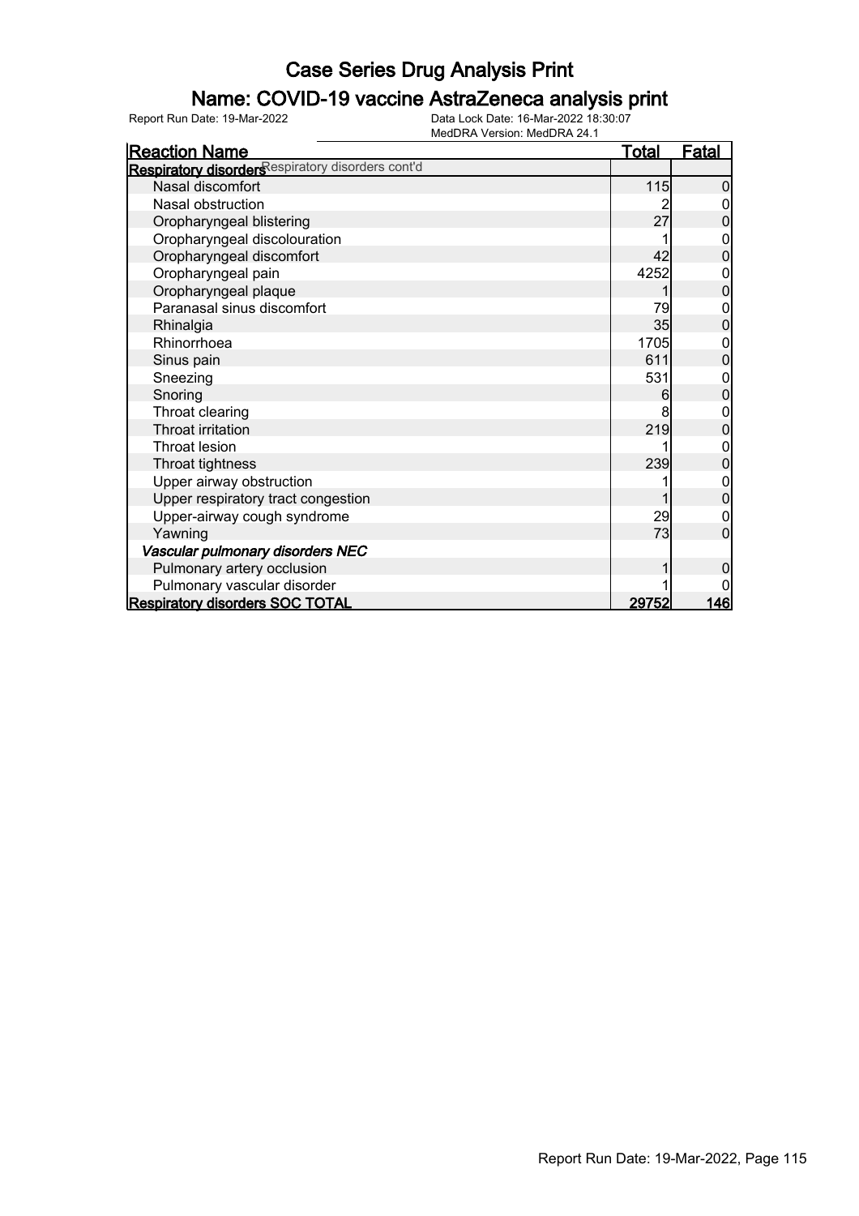# Case Series Drug Analysis Print

## Name: COVID-19 vaccine AstraZeneca analysis print

Report Run Date: 19-Mar-2022  
Data Lock Date: 16-Mar-2022 18:30:07  
MedDRA Version: MedDRA 24.1

| Reaction Name | Total | Fatal |
|---|---|---|
| **Respiratory disorders** Respiratory disorders cont'd | | |
| Nasal discomfort | 115 | 0 |
| Nasal obstruction | 2 | 0 |
| Oropharyngeal blistering | 27 | 0 |
| Oropharyngeal discolouration | 1 | 0 |
| Oropharyngeal discomfort | 42 | 0 |
| Oropharyngeal pain | 4252 | 0 |
| Oropharyngeal plaque | 1 | 0 |
| Paranasal sinus discomfort | 79 | 0 |
| Rhinalgia | 35 | 0 |
| Rhinorrhoea | 1705 | 0 |
| Sinus pain | 611 | 0 |
| Sneezing | 531 | 0 |
| Snoring | 6 | 0 |
| Throat clearing | 8 | 0 |
| Throat irritation | 219 | 0 |
| Throat lesion | 1 | 0 |
| Throat tightness | 239 | 0 |
| Upper airway obstruction | 1 | 0 |
| Upper respiratory tract congestion | 1 | 0 |
| Upper-airway cough syndrome | 29 | 0 |
| Yawning | 73 | 0 |
| ***Vascular pulmonary disorders NEC*** | | |
| Pulmonary artery occlusion | 1 | 0 |
| Pulmonary vascular disorder | 1 | 0 |
| **Respiratory disorders SOC TOTAL** | **29752** | **146** |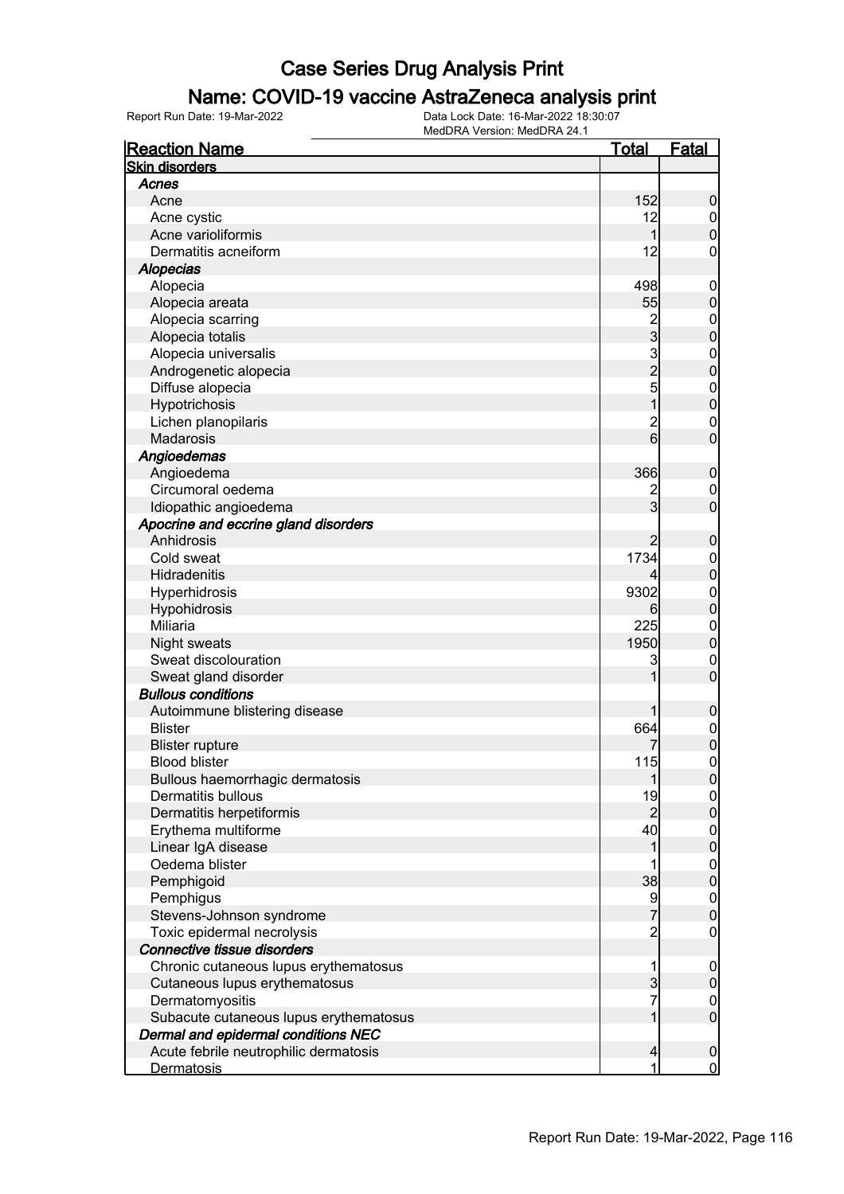# Case Series Drug Analysis Print

## Name: COVID-19 vaccine AstraZeneca analysis print

Report Run Date: 19-Mar-2022　　Data Lock Date: 16-Mar-2022 18:30:07
MedDRA Version: MedDRA 24.1

| Reaction Name | Total | Fatal |
|---|---|---|
| **Skin disorders** | | |
| ***Acnes*** | | |
| Acne | 152 | 0 |
| Acne cystic | 12 | 0 |
| Acne varioliformis | 1 | 0 |
| Dermatitis acneiform | 12 | 0 |
| ***Alopecias*** | | |
| Alopecia | 498 | 0 |
| Alopecia areata | 55 | 0 |
| Alopecia scarring | 2 | 0 |
| Alopecia totalis | 3 | 0 |
| Alopecia universalis | 3 | 0 |
| Androgenetic alopecia | 2 | 0 |
| Diffuse alopecia | 5 | 0 |
| Hypotrichosis | 1 | 0 |
| Lichen planopilaris | 2 | 0 |
| Madarosis | 6 | 0 |
| ***Angioedemas*** | | |
| Angioedema | 366 | 0 |
| Circumoral oedema | 2 | 0 |
| Idiopathic angioedema | 3 | 0 |
| ***Apocrine and eccrine gland disorders*** | | |
| Anhidrosis | 2 | 0 |
| Cold sweat | 1734 | 0 |
| Hidradenitis | 4 | 0 |
| Hyperhidrosis | 9302 | 0 |
| Hypohidrosis | 6 | 0 |
| Miliaria | 225 | 0 |
| Night sweats | 1950 | 0 |
| Sweat discolouration | 3 | 0 |
| Sweat gland disorder | 1 | 0 |
| ***Bullous conditions*** | | |
| Autoimmune blistering disease | 1 | 0 |
| Blister | 664 | 0 |
| Blister rupture | 7 | 0 |
| Blood blister | 115 | 0 |
| Bullous haemorrhagic dermatosis | 1 | 0 |
| Dermatitis bullous | 19 | 0 |
| Dermatitis herpetiformis | 2 | 0 |
| Erythema multiforme | 40 | 0 |
| Linear IgA disease | 1 | 0 |
| Oedema blister | 1 | 0 |
| Pemphigoid | 38 | 0 |
| Pemphigus | 9 | 0 |
| Stevens-Johnson syndrome | 7 | 0 |
| Toxic epidermal necrolysis | 2 | 0 |
| ***Connective tissue disorders*** | | |
| Chronic cutaneous lupus erythematosus | 1 | 0 |
| Cutaneous lupus erythematosus | 3 | 0 |
| Dermatomyositis | 7 | 0 |
| Subacute cutaneous lupus erythematosus | 1 | 0 |
| ***Dermal and epidermal conditions NEC*** | | |
| Acute febrile neutrophilic dermatosis | 4 | 0 |
| Dermatosis | 1 | 0 |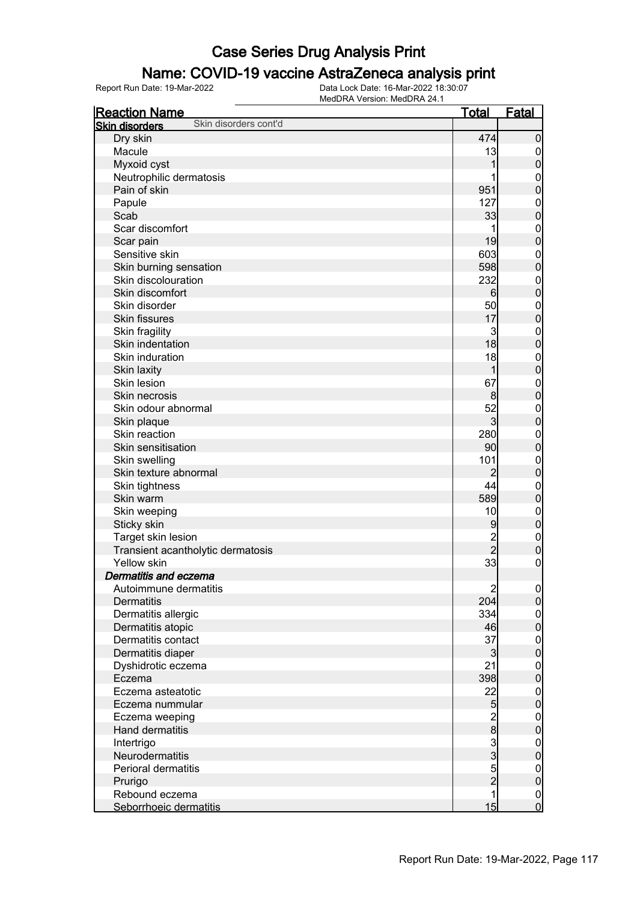# Case Series Drug Analysis Print

## Name: COVID-19 vaccine AstraZeneca analysis print

Report Run Date: 19-Mar-2022

Data Lock Date: 16-Mar-2022 18:30:07
MedDRA Version: MedDRA 24.1

| Reaction Name | Total | Fatal |
|---|---|---|
| **Skin disorders** Skin disorders cont'd | | |
| Dry skin | 474 | 0 |
| Macule | 13 | 0 |
| Myxoid cyst | 1 | 0 |
| Neutrophilic dermatosis | 1 | 0 |
| Pain of skin | 951 | 0 |
| Papule | 127 | 0 |
| Scab | 33 | 0 |
| Scar discomfort | 1 | 0 |
| Scar pain | 19 | 0 |
| Sensitive skin | 603 | 0 |
| Skin burning sensation | 598 | 0 |
| Skin discolouration | 232 | 0 |
| Skin discomfort | 6 | 0 |
| Skin disorder | 50 | 0 |
| Skin fissures | 17 | 0 |
| Skin fragility | 3 | 0 |
| Skin indentation | 18 | 0 |
| Skin induration | 18 | 0 |
| Skin laxity | 1 | 0 |
| Skin lesion | 67 | 0 |
| Skin necrosis | 8 | 0 |
| Skin odour abnormal | 52 | 0 |
| Skin plaque | 3 | 0 |
| Skin reaction | 280 | 0 |
| Skin sensitisation | 90 | 0 |
| Skin swelling | 101 | 0 |
| Skin texture abnormal | 2 | 0 |
| Skin tightness | 44 | 0 |
| Skin warm | 589 | 0 |
| Skin weeping | 10 | 0 |
| Sticky skin | 9 | 0 |
| Target skin lesion | 2 | 0 |
| Transient acantholytic dermatosis | 2 | 0 |
| Yellow skin | 33 | 0 |
| ***Dermatitis and eczema*** | | |
| Autoimmune dermatitis | 2 | 0 |
| Dermatitis | 204 | 0 |
| Dermatitis allergic | 334 | 0 |
| Dermatitis atopic | 46 | 0 |
| Dermatitis contact | 37 | 0 |
| Dermatitis diaper | 3 | 0 |
| Dyshidrotic eczema | 21 | 0 |
| Eczema | 398 | 0 |
| Eczema asteatotic | 22 | 0 |
| Eczema nummular | 5 | 0 |
| Eczema weeping | 2 | 0 |
| Hand dermatitis | 8 | 0 |
| Intertrigo | 3 | 0 |
| Neurodermatitis | 3 | 0 |
| Perioral dermatitis | 5 | 0 |
| Prurigo | 2 | 0 |
| Rebound eczema | 1 | 0 |
| Seborrhoeic dermatitis | 15 | 0 |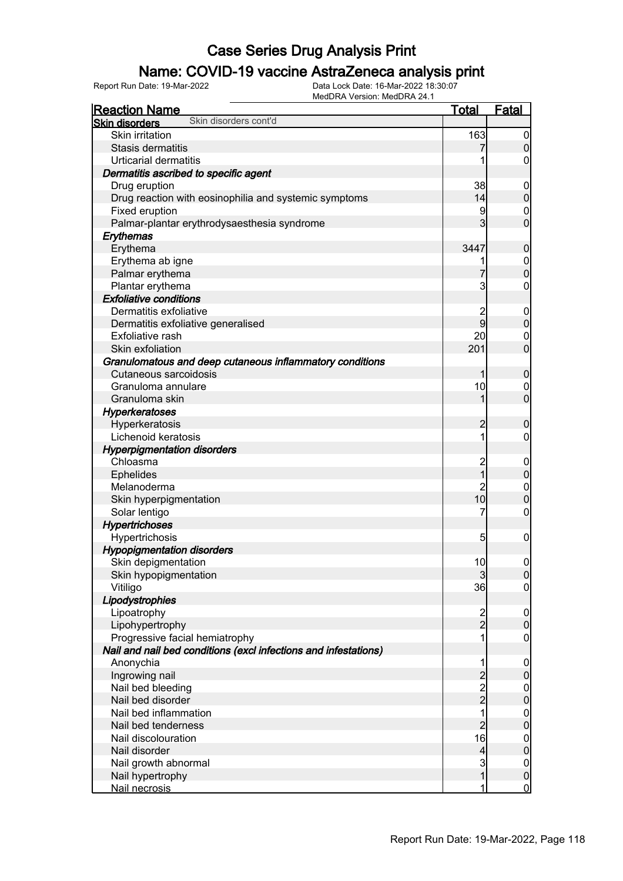# Case Series Drug Analysis Print

## Name: COVID-19 vaccine AstraZeneca analysis print

Report Run Date: 19-Mar-2022 | Data Lock Date: 16-Mar-2022 18:30:07 | MedDRA Version: MedDRA 24.1

| Reaction Name | Total | Fatal |
|---|---|---|
| **Skin disorders** Skin disorders cont'd | | |
| Skin irritation | 163 | 0 |
| Stasis dermatitis | 7 | 0 |
| Urticarial dermatitis | 1 | 0 |
| ***Dermatitis ascribed to specific agent*** | | |
| Drug eruption | 38 | 0 |
| Drug reaction with eosinophilia and systemic symptoms | 14 | 0 |
| Fixed eruption | 9 | 0 |
| Palmar-plantar erythrodysaesthesia syndrome | 3 | 0 |
| ***Erythemas*** | | |
| Erythema | 3447 | 0 |
| Erythema ab igne | 1 | 0 |
| Palmar erythema | 7 | 0 |
| Plantar erythema | 3 | 0 |
| ***Exfoliative conditions*** | | |
| Dermatitis exfoliative | 2 | 0 |
| Dermatitis exfoliative generalised | 9 | 0 |
| Exfoliative rash | 20 | 0 |
| Skin exfoliation | 201 | 0 |
| ***Granulomatous and deep cutaneous inflammatory conditions*** | | |
| Cutaneous sarcoidosis | 1 | 0 |
| Granuloma annulare | 10 | 0 |
| Granuloma skin | 1 | 0 |
| ***Hyperkeratoses*** | | |
| Hyperkeratosis | 2 | 0 |
| Lichenoid keratosis | 1 | 0 |
| ***Hyperpigmentation disorders*** | | |
| Chloasma | 2 | 0 |
| Ephelides | 1 | 0 |
| Melanoderma | 2 | 0 |
| Skin hyperpigmentation | 10 | 0 |
| Solar lentigo | 7 | 0 |
| ***Hypertrichoses*** | | |
| Hypertrichosis | 5 | 0 |
| ***Hypopigmentation disorders*** | | |
| Skin depigmentation | 10 | 0 |
| Skin hypopigmentation | 3 | 0 |
| Vitiligo | 36 | 0 |
| ***Lipodystrophies*** | | |
| Lipoatrophy | 2 | 0 |
| Lipohypertrophy | 2 | 0 |
| Progressive facial hemiatrophy | 1 | 0 |
| ***Nail and nail bed conditions (excl infections and infestations)*** | | |
| Anonychia | 1 | 0 |
| Ingrowing nail | 2 | 0 |
| Nail bed bleeding | 2 | 0 |
| Nail bed disorder | 2 | 0 |
| Nail bed inflammation | 1 | 0 |
| Nail bed tenderness | 2 | 0 |
| Nail discolouration | 16 | 0 |
| Nail disorder | 4 | 0 |
| Nail growth abnormal | 3 | 0 |
| Nail hypertrophy | 1 | 0 |
| Nail necrosis | 1 | 0 |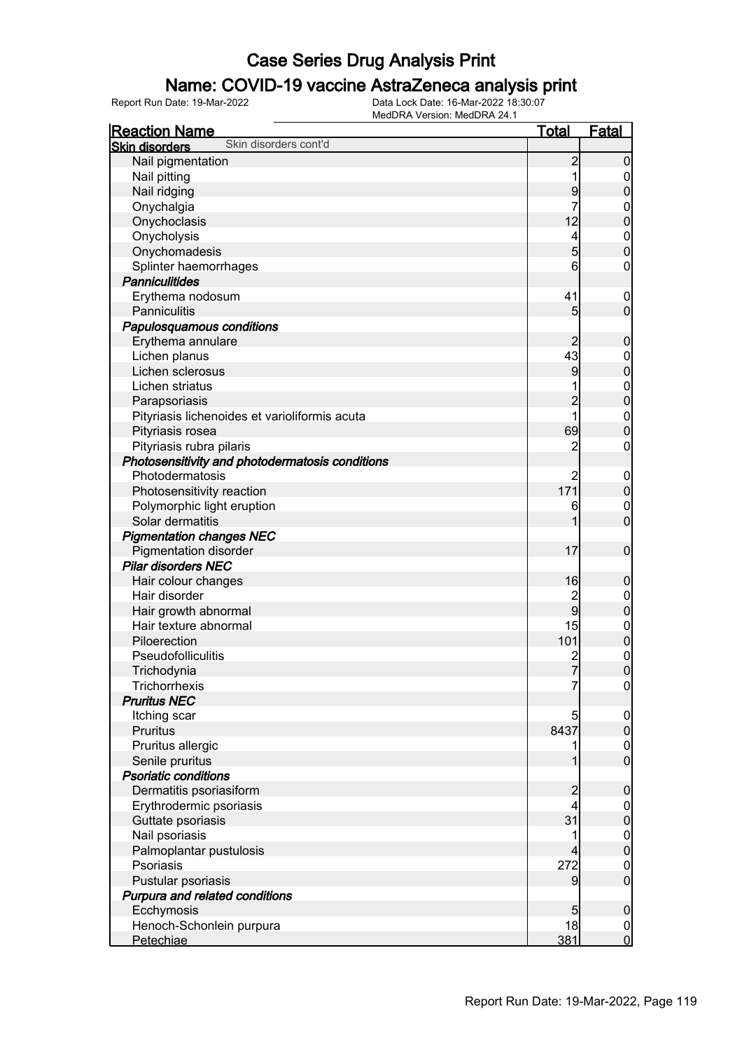# Case Series Drug Analysis Print

## Name: COVID-19 vaccine AstraZeneca analysis print

Report Run Date: 19-Mar-2022 | Data Lock Date: 16-Mar-2022 18:30:07 | MedDRA Version: MedDRA 24.1

| Reaction Name | Total | Fatal |
|---|---|---|
| **Skin disorders** Skin disorders cont'd | | |
| Nail pigmentation | 2 | 0 |
| Nail pitting | 1 | 0 |
| Nail ridging | 9 | 0 |
| Onychalgia | 7 | 0 |
| Onychoclasis | 12 | 0 |
| Onycholysis | 4 | 0 |
| Onychomadesis | 5 | 0 |
| Splinter haemorrhages | 6 | 0 |
| ***Panniculitides*** | | |
| Erythema nodosum | 41 | 0 |
| Panniculitis | 5 | 0 |
| ***Papulosquamous conditions*** | | |
| Erythema annulare | 2 | 0 |
| Lichen planus | 43 | 0 |
| Lichen sclerosus | 9 | 0 |
| Lichen striatus | 1 | 0 |
| Parapsoriasis | 2 | 0 |
| Pityriasis lichenoides et varioliformis acuta | 1 | 0 |
| Pityriasis rosea | 69 | 0 |
| Pityriasis rubra pilaris | 2 | 0 |
| ***Photosensitivity and photodermatosis conditions*** | | |
| Photodermatosis | 2 | 0 |
| Photosensitivity reaction | 171 | 0 |
| Polymorphic light eruption | 6 | 0 |
| Solar dermatitis | 1 | 0 |
| ***Pigmentation changes NEC*** | | |
| Pigmentation disorder | 17 | 0 |
| ***Pilar disorders NEC*** | | |
| Hair colour changes | 16 | 0 |
| Hair disorder | 2 | 0 |
| Hair growth abnormal | 9 | 0 |
| Hair texture abnormal | 15 | 0 |
| Piloerection | 101 | 0 |
| Pseudofolliculitis | 2 | 0 |
| Trichodynia | 7 | 0 |
| Trichorrhexis | 7 | 0 |
| ***Pruritus NEC*** | | |
| Itching scar | 5 | 0 |
| Pruritus | 8437 | 0 |
| Pruritus allergic | 1 | 0 |
| Senile pruritus | 1 | 0 |
| ***Psoriatic conditions*** | | |
| Dermatitis psoriasiform | 2 | 0 |
| Erythrodermic psoriasis | 4 | 0 |
| Guttate psoriasis | 31 | 0 |
| Nail psoriasis | 1 | 0 |
| Palmoplantar pustulosis | 4 | 0 |
| Psoriasis | 272 | 0 |
| Pustular psoriasis | 9 | 0 |
| ***Purpura and related conditions*** | | |
| Ecchymosis | 5 | 0 |
| Henoch-Schonlein purpura | 18 | 0 |
| Petechiae | 381 | 0 |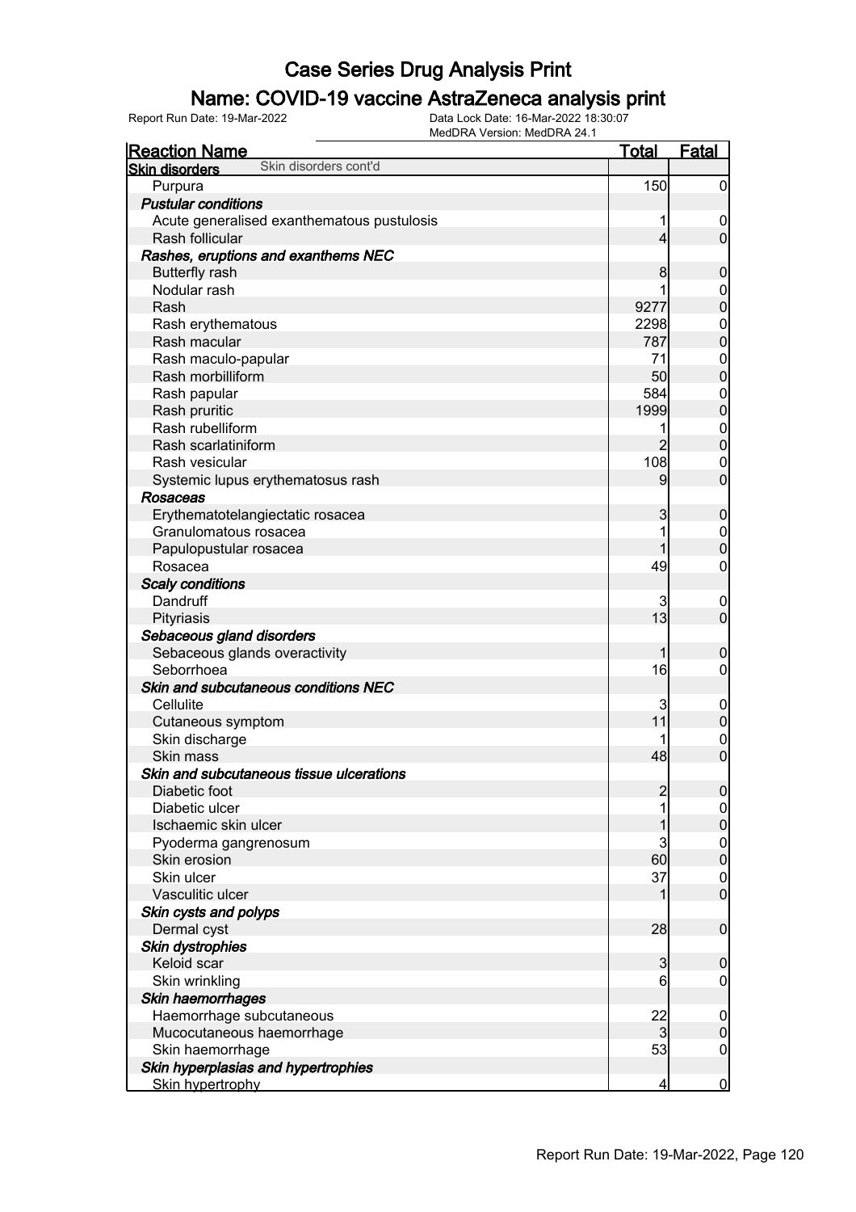# Case Series Drug Analysis Print

## Name: COVID-19 vaccine AstraZeneca analysis print

Report Run Date: 19-Mar-2022　　Data Lock Date: 16-Mar-2022 18:30:07
MedDRA Version: MedDRA 24.1

| Reaction Name | Total | Fatal |
|---|---|---|
| **Skin disorders** Skin disorders cont'd | | |
| Purpura | 150 | 0 |
| ***Pustular conditions*** | | |
| Acute generalised exanthematous pustulosis | 1 | 0 |
| Rash follicular | 4 | 0 |
| ***Rashes, eruptions and exanthems NEC*** | | |
| Butterfly rash | 8 | 0 |
| Nodular rash | 1 | 0 |
| Rash | 9277 | 0 |
| Rash erythematous | 2298 | 0 |
| Rash macular | 787 | 0 |
| Rash maculo-papular | 71 | 0 |
| Rash morbilliform | 50 | 0 |
| Rash papular | 584 | 0 |
| Rash pruritic | 1999 | 0 |
| Rash rubelliform | 1 | 0 |
| Rash scarlatiniform | 2 | 0 |
| Rash vesicular | 108 | 0 |
| Systemic lupus erythematosus rash | 9 | 0 |
| ***Rosaceas*** | | |
| Erythematotelangiectatic rosacea | 3 | 0 |
| Granulomatous rosacea | 1 | 0 |
| Papulopustular rosacea | 1 | 0 |
| Rosacea | 49 | 0 |
| ***Scaly conditions*** | | |
| Dandruff | 3 | 0 |
| Pityriasis | 13 | 0 |
| ***Sebaceous gland disorders*** | | |
| Sebaceous glands overactivity | 1 | 0 |
| Seborrhoea | 16 | 0 |
| ***Skin and subcutaneous conditions NEC*** | | |
| Cellulite | 3 | 0 |
| Cutaneous symptom | 11 | 0 |
| Skin discharge | 1 | 0 |
| Skin mass | 48 | 0 |
| ***Skin and subcutaneous tissue ulcerations*** | | |
| Diabetic foot | 2 | 0 |
| Diabetic ulcer | 1 | 0 |
| Ischaemic skin ulcer | 1 | 0 |
| Pyoderma gangrenosum | 3 | 0 |
| Skin erosion | 60 | 0 |
| Skin ulcer | 37 | 0 |
| Vasculitic ulcer | 1 | 0 |
| ***Skin cysts and polyps*** | | |
| Dermal cyst | 28 | 0 |
| ***Skin dystrophies*** | | |
| Keloid scar | 3 | 0 |
| Skin wrinkling | 6 | 0 |
| ***Skin haemorrhages*** | | |
| Haemorrhage subcutaneous | 22 | 0 |
| Mucocutaneous haemorrhage | 3 | 0 |
| Skin haemorrhage | 53 | 0 |
| ***Skin hyperplasias and hypertrophies*** | | |
| Skin hypertrophy | 4 | 0 |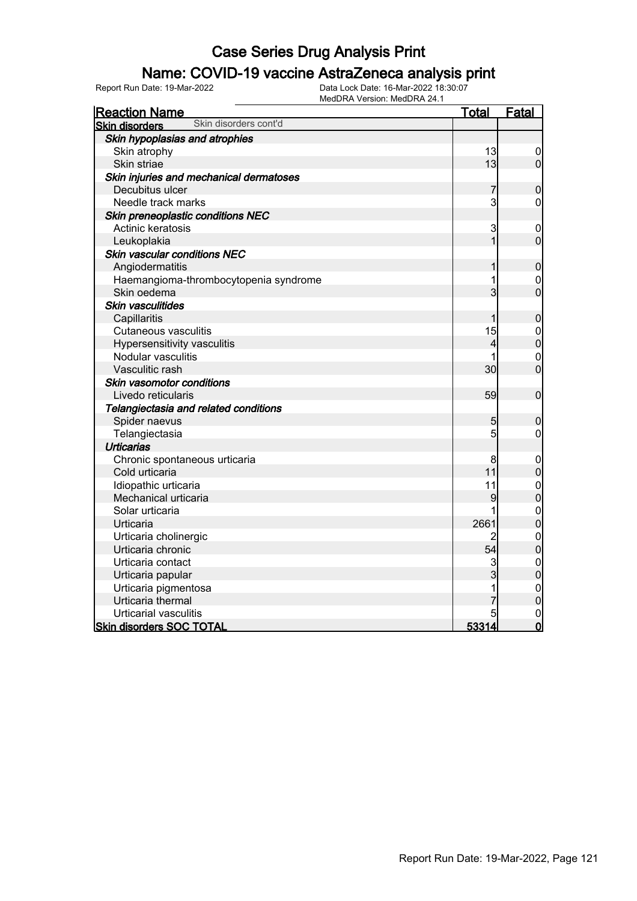# Case Series Drug Analysis Print

## Name: COVID-19 vaccine AstraZeneca analysis print

Report Run Date: 19-Mar-2022 | Data Lock Date: 16-Mar-2022 18:30:07 | MedDRA Version: MedDRA 24.1

| Reaction Name | Total | Fatal |
|---|---|---|
| **Skin disorders** Skin disorders cont'd | | |
| ***Skin hypoplasias and atrophies*** | | |
| Skin atrophy | 13 | 0 |
| Skin striae | 13 | 0 |
| ***Skin injuries and mechanical dermatoses*** | | |
| Decubitus ulcer | 7 | 0 |
| Needle track marks | 3 | 0 |
| ***Skin preneoplastic conditions NEC*** | | |
| Actinic keratosis | 3 | 0 |
| Leukoplakia | 1 | 0 |
| ***Skin vascular conditions NEC*** | | |
| Angiodermatitis | 1 | 0 |
| Haemangioma-thrombocytopenia syndrome | 1 | 0 |
| Skin oedema | 3 | 0 |
| ***Skin vasculitides*** | | |
| Capillaritis | 1 | 0 |
| Cutaneous vasculitis | 15 | 0 |
| Hypersensitivity vasculitis | 4 | 0 |
| Nodular vasculitis | 1 | 0 |
| Vasculitic rash | 30 | 0 |
| ***Skin vasomotor conditions*** | | |
| Livedo reticularis | 59 | 0 |
| ***Telangiectasia and related conditions*** | | |
| Spider naevus | 5 | 0 |
| Telangiectasia | 5 | 0 |
| ***Urticarias*** | | |
| Chronic spontaneous urticaria | 8 | 0 |
| Cold urticaria | 11 | 0 |
| Idiopathic urticaria | 11 | 0 |
| Mechanical urticaria | 9 | 0 |
| Solar urticaria | 1 | 0 |
| Urticaria | 2661 | 0 |
| Urticaria cholinergic | 2 | 0 |
| Urticaria chronic | 54 | 0 |
| Urticaria contact | 3 | 0 |
| Urticaria papular | 3 | 0 |
| Urticaria pigmentosa | 1 | 0 |
| Urticaria thermal | 7 | 0 |
| Urticarial vasculitis | 5 | 0 |
| **Skin disorders SOC TOTAL** | **53314** | **0** |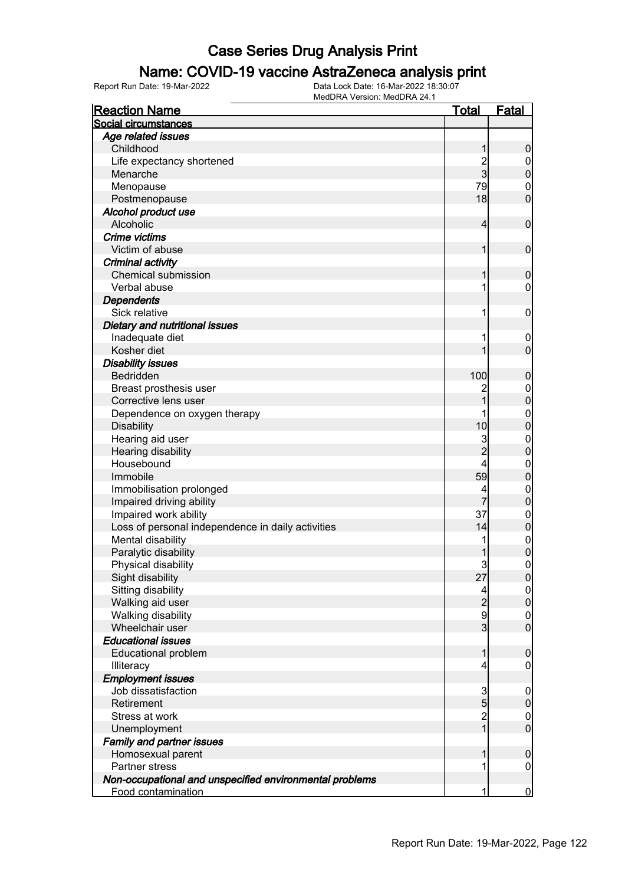# Case Series Drug Analysis Print

## Name: COVID-19 vaccine AstraZeneca analysis print

Report Run Date: 19-Mar-2022 | Data Lock Date: 16-Mar-2022 18:30:07 | MedDRA Version: MedDRA 24.1

| Reaction Name | Total | Fatal |
|---|---|---|
| **Social circumstances** | | |
| ***Age related issues*** | | |
| Childhood | 1 | 0 |
| Life expectancy shortened | 2 | 0 |
| Menarche | 3 | 0 |
| Menopause | 79 | 0 |
| Postmenopause | 18 | 0 |
| ***Alcohol product use*** | | |
| Alcoholic | 4 | 0 |
| ***Crime victims*** | | |
| Victim of abuse | 1 | 0 |
| ***Criminal activity*** | | |
| Chemical submission | 1 | 0 |
| Verbal abuse | 1 | 0 |
| ***Dependents*** | | |
| Sick relative | 1 | 0 |
| ***Dietary and nutritional issues*** | | |
| Inadequate diet | 1 | 0 |
| Kosher diet | 1 | 0 |
| ***Disability issues*** | | |
| Bedridden | 100 | 0 |
| Breast prosthesis user | 2 | 0 |
| Corrective lens user | 1 | 0 |
| Dependence on oxygen therapy | 1 | 0 |
| Disability | 10 | 0 |
| Hearing aid user | 3 | 0 |
| Hearing disability | 2 | 0 |
| Housebound | 4 | 0 |
| Immobile | 59 | 0 |
| Immobilisation prolonged | 4 | 0 |
| Impaired driving ability | 7 | 0 |
| Impaired work ability | 37 | 0 |
| Loss of personal independence in daily activities | 14 | 0 |
| Mental disability | 1 | 0 |
| Paralytic disability | 1 | 0 |
| Physical disability | 3 | 0 |
| Sight disability | 27 | 0 |
| Sitting disability | 4 | 0 |
| Walking aid user | 2 | 0 |
| Walking disability | 9 | 0 |
| Wheelchair user | 3 | 0 |
| ***Educational issues*** | | |
| Educational problem | 1 | 0 |
| Illiteracy | 4 | 0 |
| ***Employment issues*** | | |
| Job dissatisfaction | 3 | 0 |
| Retirement | 5 | 0 |
| Stress at work | 2 | 0 |
| Unemployment | 1 | 0 |
| ***Family and partner issues*** | | |
| Homosexual parent | 1 | 0 |
| Partner stress | 1 | 0 |
| ***Non-occupational and unspecified environmental problems*** | | |
| Food contamination | 1 | 0 |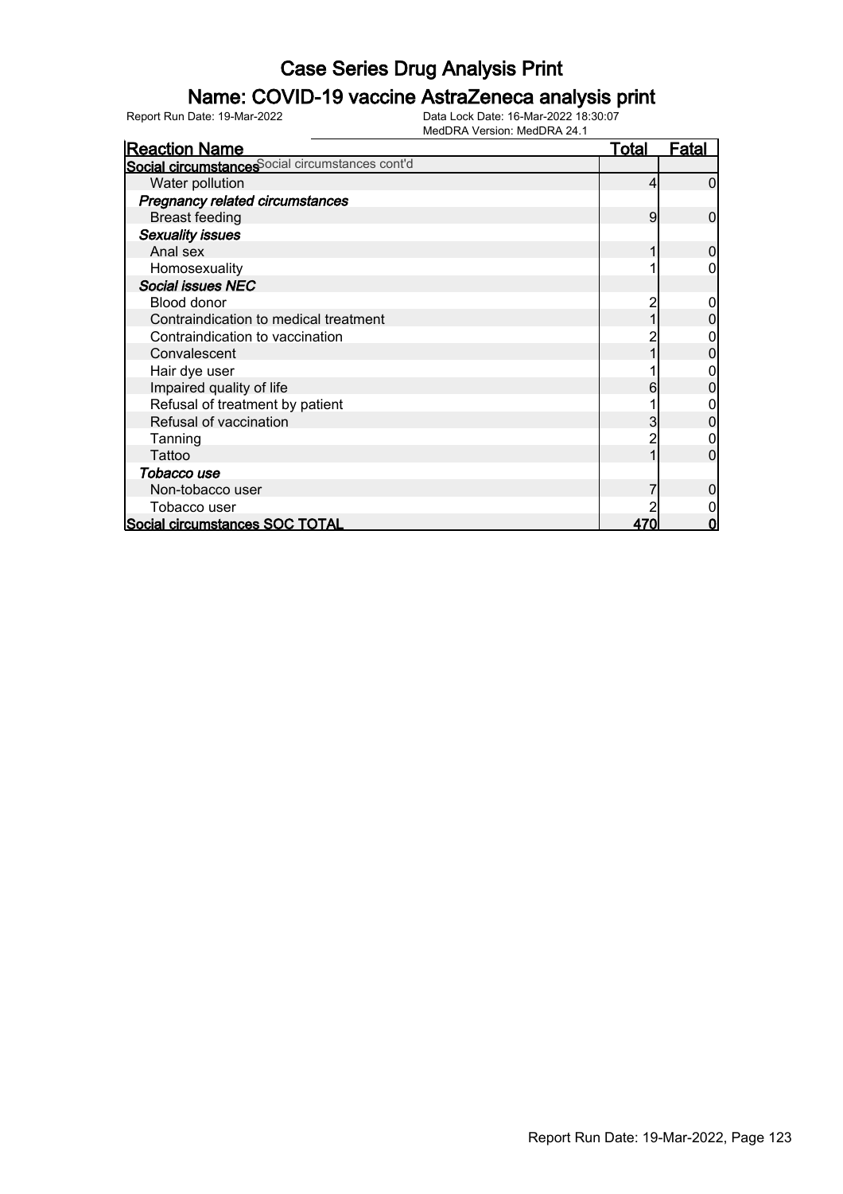# Case Series Drug Analysis Print

## Name: COVID-19 vaccine AstraZeneca analysis print

Report Run Date: 19-Mar-2022

Data Lock Date: 16-Mar-2022 18:30:07
MedDRA Version: MedDRA 24.1

| Reaction Name | Total | Fatal |
|---|---|---|
| **Social circumstances** Social circumstances cont'd | | |
| Water pollution | 4 | 0 |
| ***Pregnancy related circumstances*** | | |
| Breast feeding | 9 | 0 |
| ***Sexuality issues*** | | |
| Anal sex | 1 | 0 |
| Homosexuality | 1 | 0 |
| ***Social issues NEC*** | | |
| Blood donor | 2 | 0 |
| Contraindication to medical treatment | 1 | 0 |
| Contraindication to vaccination | 2 | 0 |
| Convalescent | 1 | 0 |
| Hair dye user | 1 | 0 |
| Impaired quality of life | 6 | 0 |
| Refusal of treatment by patient | 1 | 0 |
| Refusal of vaccination | 3 | 0 |
| Tanning | 2 | 0 |
| Tattoo | 1 | 0 |
| ***Tobacco use*** | | |
| Non-tobacco user | 7 | 0 |
| Tobacco user | 2 | 0 |
| **Social circumstances SOC TOTAL** | **470** | **0** |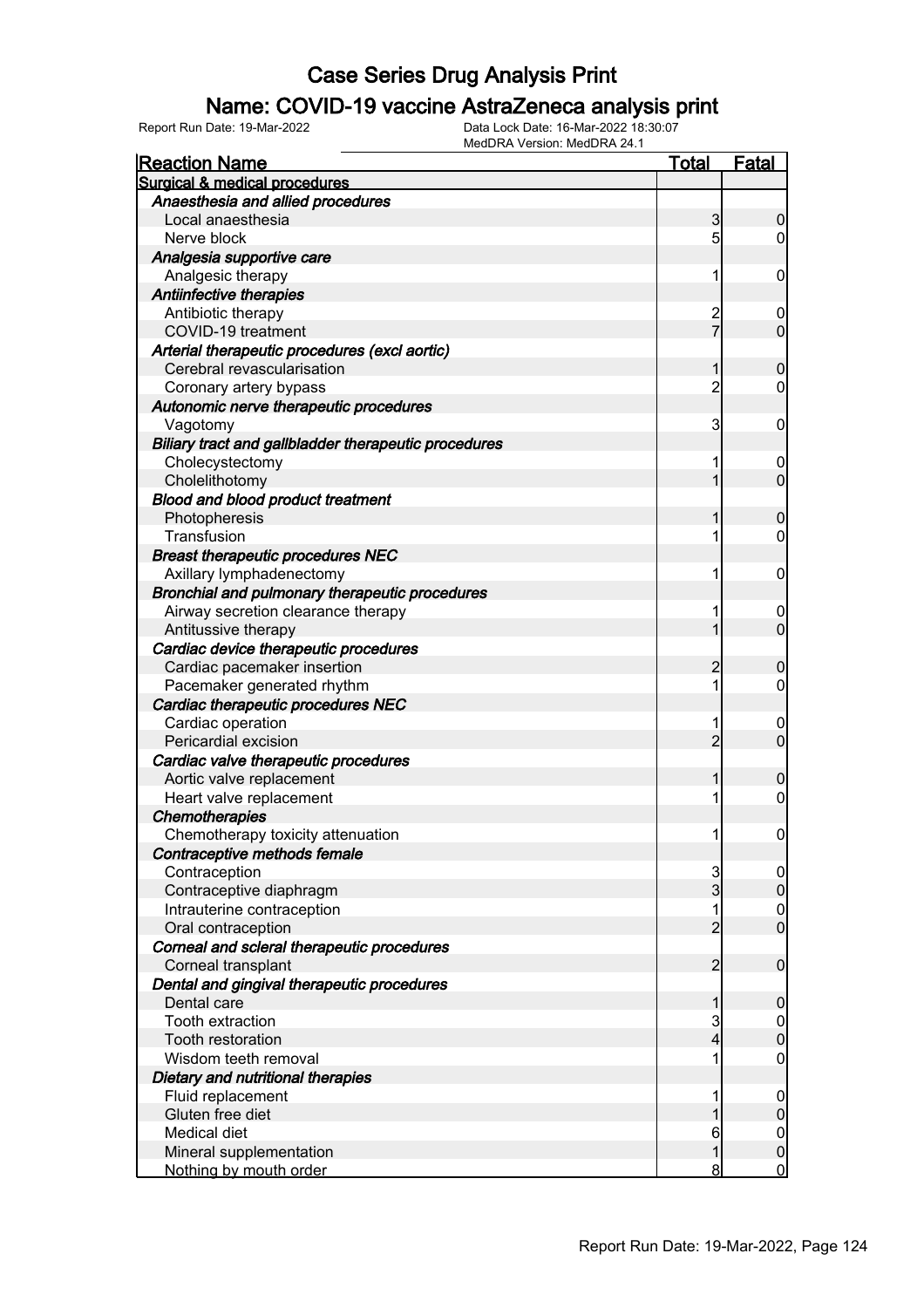# Case Series Drug Analysis Print

## Name: COVID-19 vaccine AstraZeneca analysis print

Report Run Date: 19-Mar-2022    Data Lock Date: 16-Mar-2022 18:30:07
MedDRA Version: MedDRA 24.1

| Reaction Name | Total | Fatal |
|---|---|---|
| **Surgical & medical procedures** | | |
| ***Anaesthesia and allied procedures*** | | |
| Local anaesthesia | 3 | 0 |
| Nerve block | 5 | 0 |
| ***Analgesia supportive care*** | | |
| Analgesic therapy | 1 | 0 |
| ***Antiinfective therapies*** | | |
| Antibiotic therapy | 2 | 0 |
| COVID-19 treatment | 7 | 0 |
| ***Arterial therapeutic procedures (excl aortic)*** | | |
| Cerebral revascularisation | 1 | 0 |
| Coronary artery bypass | 2 | 0 |
| ***Autonomic nerve therapeutic procedures*** | | |
| Vagotomy | 3 | 0 |
| ***Biliary tract and gallbladder therapeutic procedures*** | | |
| Cholecystectomy | 1 | 0 |
| Cholelithotomy | 1 | 0 |
| ***Blood and blood product treatment*** | | |
| Photopheresis | 1 | 0 |
| Transfusion | 1 | 0 |
| ***Breast therapeutic procedures NEC*** | | |
| Axillary lymphadenectomy | 1 | 0 |
| ***Bronchial and pulmonary therapeutic procedures*** | | |
| Airway secretion clearance therapy | 1 | 0 |
| Antitussive therapy | 1 | 0 |
| ***Cardiac device therapeutic procedures*** | | |
| Cardiac pacemaker insertion | 2 | 0 |
| Pacemaker generated rhythm | 1 | 0 |
| ***Cardiac therapeutic procedures NEC*** | | |
| Cardiac operation | 1 | 0 |
| Pericardial excision | 2 | 0 |
| ***Cardiac valve therapeutic procedures*** | | |
| Aortic valve replacement | 1 | 0 |
| Heart valve replacement | 1 | 0 |
| ***Chemotherapies*** | | |
| Chemotherapy toxicity attenuation | 1 | 0 |
| ***Contraceptive methods female*** | | |
| Contraception | 3 | 0 |
| Contraceptive diaphragm | 3 | 0 |
| Intrauterine contraception | 1 | 0 |
| Oral contraception | 2 | 0 |
| ***Corneal and scleral therapeutic procedures*** | | |
| Corneal transplant | 2 | 0 |
| ***Dental and gingival therapeutic procedures*** | | |
| Dental care | 1 | 0 |
| Tooth extraction | 3 | 0 |
| Tooth restoration | 4 | 0 |
| Wisdom teeth removal | 1 | 0 |
| ***Dietary and nutritional therapies*** | | |
| Fluid replacement | 1 | 0 |
| Gluten free diet | 1 | 0 |
| Medical diet | 6 | 0 |
| Mineral supplementation | 1 | 0 |
| Nothing by mouth order | 8 | 0 |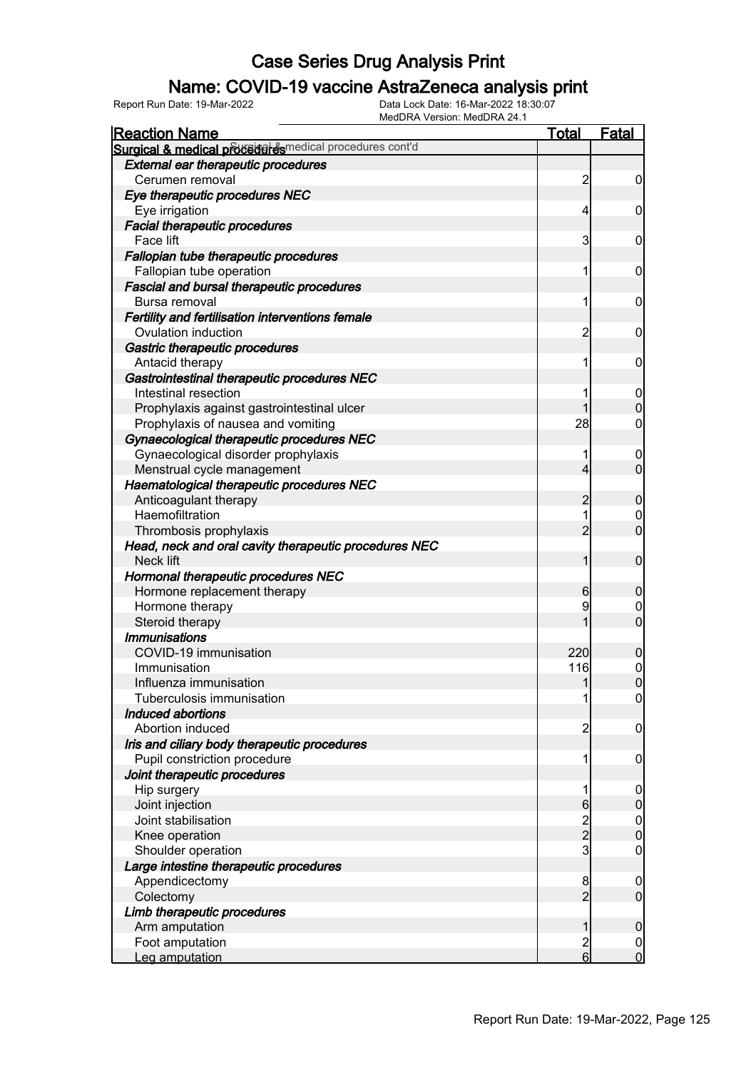# Case Series Drug Analysis Print

## Name: COVID-19 vaccine AstraZeneca analysis print

Report Run Date: 19-Mar-2022 | Data Lock Date: 16-Mar-2022 18:30:07 | MedDRA Version: MedDRA 24.1

| Reaction Name | Total | Fatal |
|---|---|---|
| **Surgical & medical procedures cont'd** | | |
| ***External ear therapeutic procedures*** | | |
| Cerumen removal | 2 | 0 |
| ***Eye therapeutic procedures NEC*** | | |
| Eye irrigation | 4 | 0 |
| ***Facial therapeutic procedures*** | | |
| Face lift | 3 | 0 |
| ***Fallopian tube therapeutic procedures*** | | |
| Fallopian tube operation | 1 | 0 |
| ***Fascial and bursal therapeutic procedures*** | | |
| Bursa removal | 1 | 0 |
| ***Fertility and fertilisation interventions female*** | | |
| Ovulation induction | 2 | 0 |
| ***Gastric therapeutic procedures*** | | |
| Antacid therapy | 1 | 0 |
| ***Gastrointestinal therapeutic procedures NEC*** | | |
| Intestinal resection | 1 | 0 |
| Prophylaxis against gastrointestinal ulcer | 1 | 0 |
| Prophylaxis of nausea and vomiting | 28 | 0 |
| ***Gynaecological therapeutic procedures NEC*** | | |
| Gynaecological disorder prophylaxis | 1 | 0 |
| Menstrual cycle management | 4 | 0 |
| ***Haematological therapeutic procedures NEC*** | | |
| Anticoagulant therapy | 2 | 0 |
| Haemofiltration | 1 | 0 |
| Thrombosis prophylaxis | 2 | 0 |
| ***Head, neck and oral cavity therapeutic procedures NEC*** | | |
| Neck lift | 1 | 0 |
| ***Hormonal therapeutic procedures NEC*** | | |
| Hormone replacement therapy | 6 | 0 |
| Hormone therapy | 9 | 0 |
| Steroid therapy | 1 | 0 |
| ***Immunisations*** | | |
| COVID-19 immunisation | 220 | 0 |
| Immunisation | 116 | 0 |
| Influenza immunisation | 1 | 0 |
| Tuberculosis immunisation | 1 | 0 |
| ***Induced abortions*** | | |
| Abortion induced | 2 | 0 |
| ***Iris and ciliary body therapeutic procedures*** | | |
| Pupil constriction procedure | 1 | 0 |
| ***Joint therapeutic procedures*** | | |
| Hip surgery | 1 | 0 |
| Joint injection | 6 | 0 |
| Joint stabilisation | 2 | 0 |
| Knee operation | 2 | 0 |
| Shoulder operation | 3 | 0 |
| ***Large intestine therapeutic procedures*** | | |
| Appendicectomy | 8 | 0 |
| Colectomy | 2 | 0 |
| ***Limb therapeutic procedures*** | | |
| Arm amputation | 1 | 0 |
| Foot amputation | 2 | 0 |
| Leg amputation | 6 | 0 |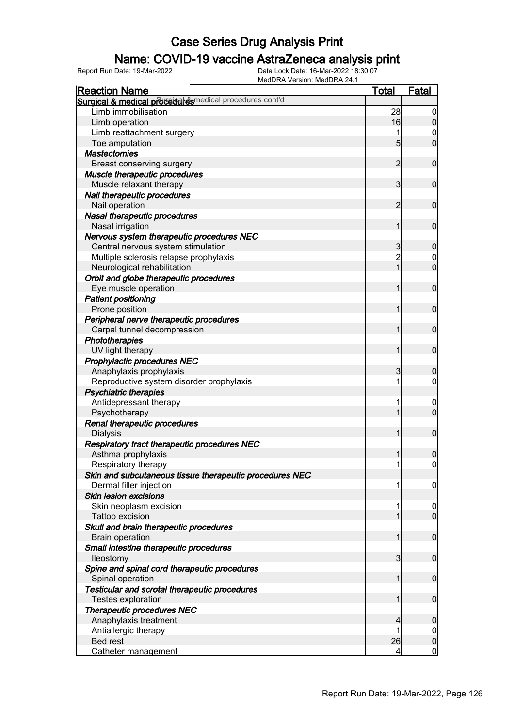# Case Series Drug Analysis Print

## Name: COVID-19 vaccine AstraZeneca analysis print

Report Run Date: 19-Mar-2022 | Data Lock Date: 16-Mar-2022 18:30:07 | MedDRA Version: MedDRA 24.1

| Reaction Name | Total | Fatal |
|---|---|---|
| **Surgical & medical procedures** Surgical & medical procedures cont'd | | |
| Limb immobilisation | 28 | 0 |
| Limb operation | 16 | 0 |
| Limb reattachment surgery | 1 | 0 |
| Toe amputation | 5 | 0 |
| ***Mastectomies*** | | |
| Breast conserving surgery | 2 | 0 |
| ***Muscle therapeutic procedures*** | | |
| Muscle relaxant therapy | 3 | 0 |
| ***Nail therapeutic procedures*** | | |
| Nail operation | 2 | 0 |
| ***Nasal therapeutic procedures*** | | |
| Nasal irrigation | 1 | 0 |
| ***Nervous system therapeutic procedures NEC*** | | |
| Central nervous system stimulation | 3 | 0 |
| Multiple sclerosis relapse prophylaxis | 2 | 0 |
| Neurological rehabilitation | 1 | 0 |
| ***Orbit and globe therapeutic procedures*** | | |
| Eye muscle operation | 1 | 0 |
| ***Patient positioning*** | | |
| Prone position | 1 | 0 |
| ***Peripheral nerve therapeutic procedures*** | | |
| Carpal tunnel decompression | 1 | 0 |
| ***Phototherapies*** | | |
| UV light therapy | 1 | 0 |
| ***Prophylactic procedures NEC*** | | |
| Anaphylaxis prophylaxis | 3 | 0 |
| Reproductive system disorder prophylaxis | 1 | 0 |
| ***Psychiatric therapies*** | | |
| Antidepressant therapy | 1 | 0 |
| Psychotherapy | 1 | 0 |
| ***Renal therapeutic procedures*** | | |
| Dialysis | 1 | 0 |
| ***Respiratory tract therapeutic procedures NEC*** | | |
| Asthma prophylaxis | 1 | 0 |
| Respiratory therapy | 1 | 0 |
| ***Skin and subcutaneous tissue therapeutic procedures NEC*** | | |
| Dermal filler injection | 1 | 0 |
| ***Skin lesion excisions*** | | |
| Skin neoplasm excision | 1 | 0 |
| Tattoo excision | 1 | 0 |
| ***Skull and brain therapeutic procedures*** | | |
| Brain operation | 1 | 0 |
| ***Small intestine therapeutic procedures*** | | |
| Ileostomy | 3 | 0 |
| ***Spine and spinal cord therapeutic procedures*** | | |
| Spinal operation | 1 | 0 |
| ***Testicular and scrotal therapeutic procedures*** | | |
| Testes exploration | 1 | 0 |
| ***Therapeutic procedures NEC*** | | |
| Anaphylaxis treatment | 4 | 0 |
| Antiallergic therapy | 1 | 0 |
| Bed rest | 26 | 0 |
| Catheter management | 4 | 0 |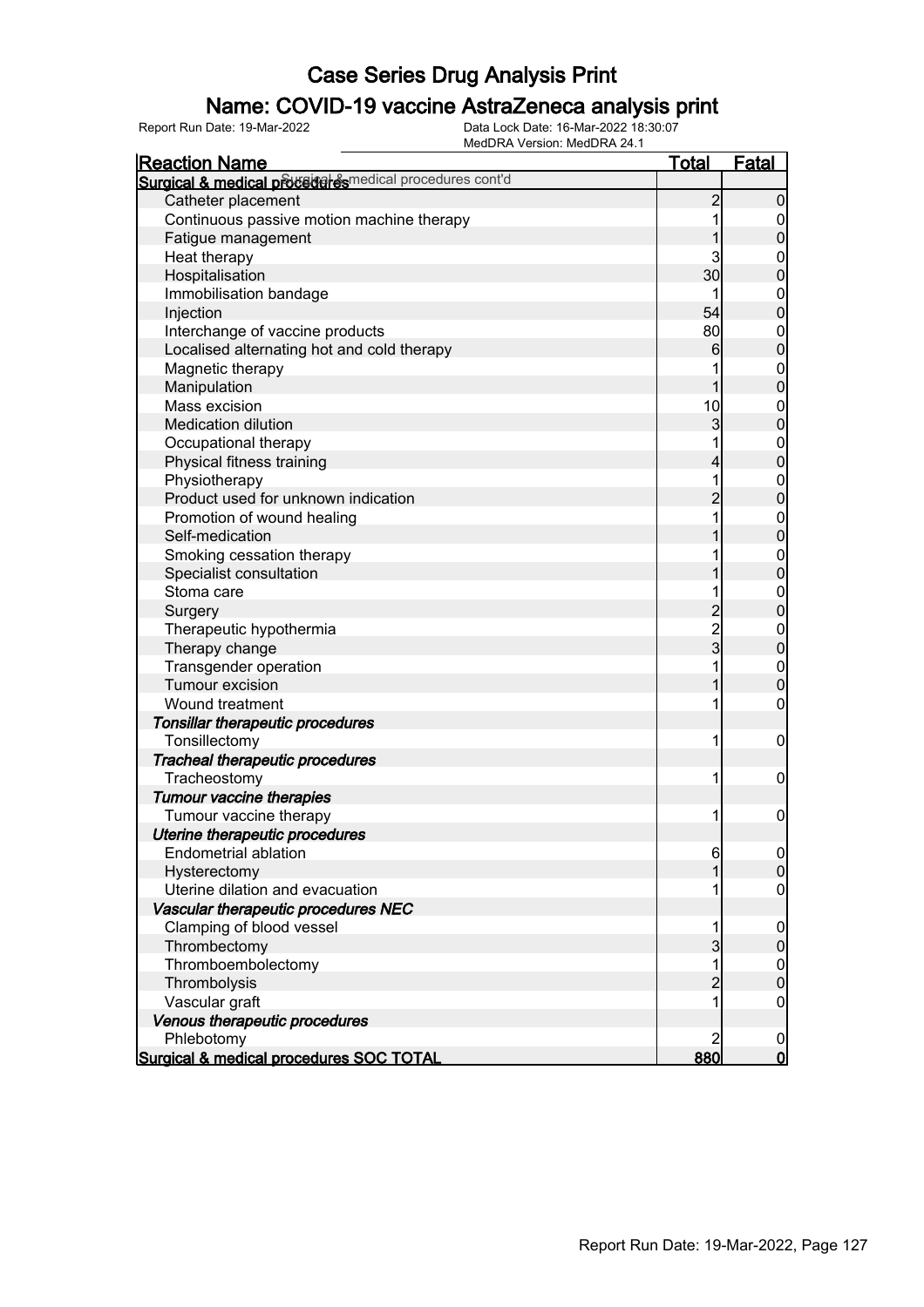# Case Series Drug Analysis Print

## Name: COVID-19 vaccine AstraZeneca analysis print

Report Run Date: 19-Mar-2022

Data Lock Date: 16-Mar-2022 18:30:07
MedDRA Version: MedDRA 24.1

| Reaction Name | Total | Fatal |
|---|---|---|
| **Surgical & medical procedures** Surgical & medical procedures cont'd | | |
| Catheter placement | 2 | 0 |
| Continuous passive motion machine therapy | 1 | 0 |
| Fatigue management | 1 | 0 |
| Heat therapy | 3 | 0 |
| Hospitalisation | 30 | 0 |
| Immobilisation bandage | 1 | 0 |
| Injection | 54 | 0 |
| Interchange of vaccine products | 80 | 0 |
| Localised alternating hot and cold therapy | 6 | 0 |
| Magnetic therapy | 1 | 0 |
| Manipulation | 1 | 0 |
| Mass excision | 10 | 0 |
| Medication dilution | 3 | 0 |
| Occupational therapy | 1 | 0 |
| Physical fitness training | 4 | 0 |
| Physiotherapy | 1 | 0 |
| Product used for unknown indication | 2 | 0 |
| Promotion of wound healing | 1 | 0 |
| Self-medication | 1 | 0 |
| Smoking cessation therapy | 1 | 0 |
| Specialist consultation | 1 | 0 |
| Stoma care | 1 | 0 |
| Surgery | 2 | 0 |
| Therapeutic hypothermia | 2 | 0 |
| Therapy change | 3 | 0 |
| Transgender operation | 1 | 0 |
| Tumour excision | 1 | 0 |
| Wound treatment | 1 | 0 |
| ***Tonsillar therapeutic procedures*** | | |
| Tonsillectomy | 1 | 0 |
| ***Tracheal therapeutic procedures*** | | |
| Tracheostomy | 1 | 0 |
| ***Tumour vaccine therapies*** | | |
| Tumour vaccine therapy | 1 | 0 |
| ***Uterine therapeutic procedures*** | | |
| Endometrial ablation | 6 | 0 |
| Hysterectomy | 1 | 0 |
| Uterine dilation and evacuation | 1 | 0 |
| ***Vascular therapeutic procedures NEC*** | | |
| Clamping of blood vessel | 1 | 0 |
| Thrombectomy | 3 | 0 |
| Thromboembolectomy | 1 | 0 |
| Thrombolysis | 2 | 0 |
| Vascular graft | 1 | 0 |
| ***Venous therapeutic procedures*** | | |
| Phlebotomy | 2 | 0 |
| **Surgical & medical procedures SOC TOTAL** | **880** | **0** |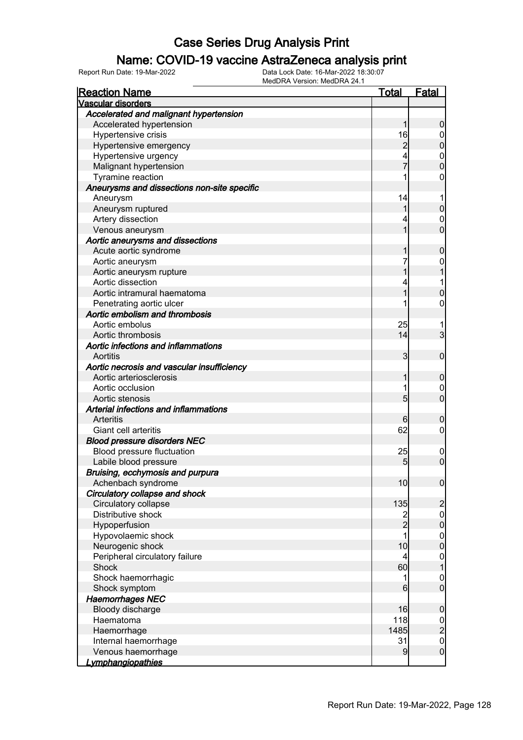# Case Series Drug Analysis Print

## Name: COVID-19 vaccine AstraZeneca analysis print

Report Run Date: 19-Mar-2022    Data Lock Date: 16-Mar-2022 18:30:07
MedDRA Version: MedDRA 24.1

| Reaction Name | Total | Fatal |
|---|---|---|
| **Vascular disorders** | | |
| *Accelerated and malignant hypertension* | | |
| Accelerated hypertension | 1 | 0 |
| Hypertensive crisis | 16 | 0 |
| Hypertensive emergency | 2 | 0 |
| Hypertensive urgency | 4 | 0 |
| Malignant hypertension | 7 | 0 |
| Tyramine reaction | 1 | 0 |
| *Aneurysms and dissections non-site specific* | | |
| Aneurysm | 14 | 1 |
| Aneurysm ruptured | 1 | 0 |
| Artery dissection | 4 | 0 |
| Venous aneurysm | 1 | 0 |
| *Aortic aneurysms and dissections* | | |
| Acute aortic syndrome | 1 | 0 |
| Aortic aneurysm | 7 | 0 |
| Aortic aneurysm rupture | 1 | 1 |
| Aortic dissection | 4 | 1 |
| Aortic intramural haematoma | 1 | 0 |
| Penetrating aortic ulcer | 1 | 0 |
| *Aortic embolism and thrombosis* | | |
| Aortic embolus | 25 | 1 |
| Aortic thrombosis | 14 | 3 |
| *Aortic infections and inflammations* | | |
| Aortitis | 3 | 0 |
| *Aortic necrosis and vascular insufficiency* | | |
| Aortic arteriosclerosis | 1 | 0 |
| Aortic occlusion | 1 | 0 |
| Aortic stenosis | 5 | 0 |
| *Arterial infections and inflammations* | | |
| Arteritis | 6 | 0 |
| Giant cell arteritis | 62 | 0 |
| *Blood pressure disorders NEC* | | |
| Blood pressure fluctuation | 25 | 0 |
| Labile blood pressure | 5 | 0 |
| *Bruising, ecchymosis and purpura* | | |
| Achenbach syndrome | 10 | 0 |
| *Circulatory collapse and shock* | | |
| Circulatory collapse | 135 | 2 |
| Distributive shock | 2 | 0 |
| Hypoperfusion | 2 | 0 |
| Hypovolaemic shock | 1 | 0 |
| Neurogenic shock | 10 | 0 |
| Peripheral circulatory failure | 4 | 0 |
| Shock | 60 | 1 |
| Shock haemorrhagic | 1 | 0 |
| Shock symptom | 6 | 0 |
| *Haemorrhages NEC* | | |
| Bloody discharge | 16 | 0 |
| Haematoma | 118 | 0 |
| Haemorrhage | 1485 | 2 |
| Internal haemorrhage | 31 | 0 |
| Venous haemorrhage | 9 | 0 |
| *Lymphangiopathies* | | |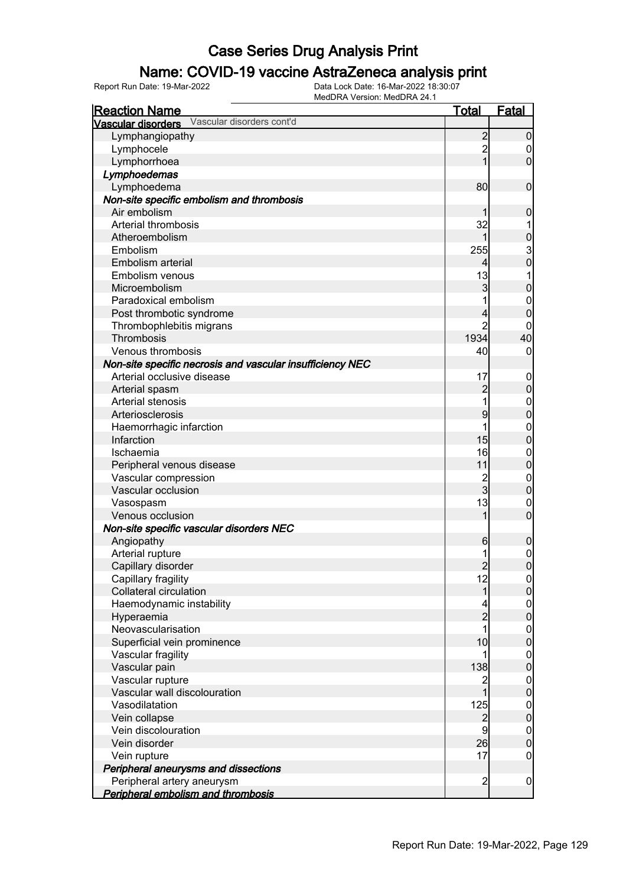# Case Series Drug Analysis Print

## Name: COVID-19 vaccine AstraZeneca analysis print

Report Run Date: 19-Mar-2022 | Data Lock Date: 16-Mar-2022 18:30:07 | MedDRA Version: MedDRA 24.1

| Reaction Name | Total | Fatal |
|---|---|---|
| **Vascular disorders** Vascular disorders cont'd | | |
| Lymphangiopathy | 2 | 0 |
| Lymphocele | 2 | 0 |
| Lymphorrhoea | 1 | 0 |
| ***Lymphoedemas*** | | |
| Lymphoedema | 80 | 0 |
| ***Non-site specific embolism and thrombosis*** | | |
| Air embolism | 1 | 0 |
| Arterial thrombosis | 32 | 1 |
| Atheroembolism | 1 | 0 |
| Embolism | 255 | 3 |
| Embolism arterial | 4 | 0 |
| Embolism venous | 13 | 1 |
| Microembolism | 3 | 0 |
| Paradoxical embolism | 1 | 0 |
| Post thrombotic syndrome | 4 | 0 |
| Thrombophlebitis migrans | 2 | 0 |
| Thrombosis | 1934 | 40 |
| Venous thrombosis | 40 | 0 |
| ***Non-site specific necrosis and vascular insufficiency NEC*** | | |
| Arterial occlusive disease | 17 | 0 |
| Arterial spasm | 2 | 0 |
| Arterial stenosis | 1 | 0 |
| Arteriosclerosis | 9 | 0 |
| Haemorrhagic infarction | 1 | 0 |
| Infarction | 15 | 0 |
| Ischaemia | 16 | 0 |
| Peripheral venous disease | 11 | 0 |
| Vascular compression | 2 | 0 |
| Vascular occlusion | 3 | 0 |
| Vasospasm | 13 | 0 |
| Venous occlusion | 1 | 0 |
| ***Non-site specific vascular disorders NEC*** | | |
| Angiopathy | 6 | 0 |
| Arterial rupture | 1 | 0 |
| Capillary disorder | 2 | 0 |
| Capillary fragility | 12 | 0 |
| Collateral circulation | 1 | 0 |
| Haemodynamic instability | 4 | 0 |
| Hyperaemia | 2 | 0 |
| Neovascularisation | 1 | 0 |
| Superficial vein prominence | 10 | 0 |
| Vascular fragility | 1 | 0 |
| Vascular pain | 138 | 0 |
| Vascular rupture | 2 | 0 |
| Vascular wall discolouration | 1 | 0 |
| Vasodilatation | 125 | 0 |
| Vein collapse | 2 | 0 |
| Vein discolouration | 9 | 0 |
| Vein disorder | 26 | 0 |
| Vein rupture | 17 | 0 |
| ***Peripheral aneurysms and dissections*** | | |
| Peripheral artery aneurysm | 2 | 0 |
| ***Peripheral embolism and thrombosis*** | | |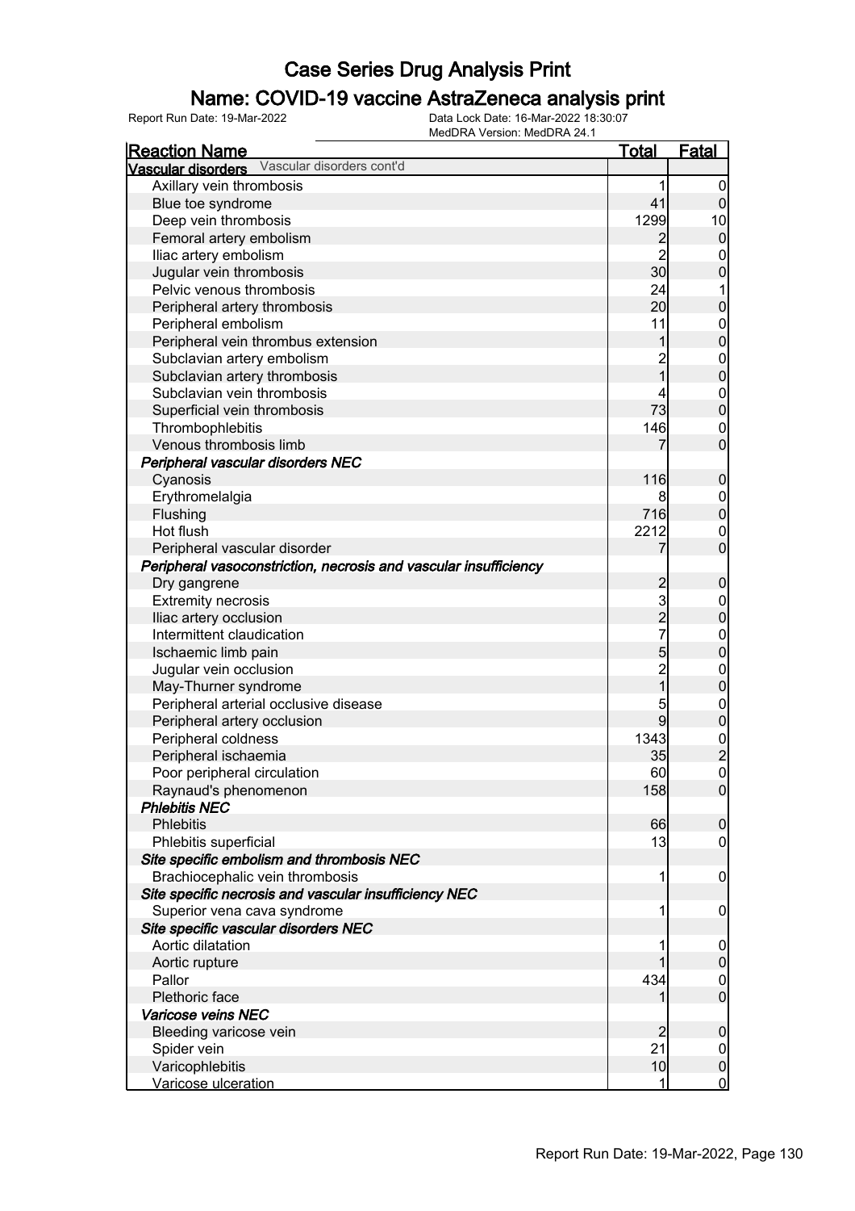# Case Series Drug Analysis Print

## Name: COVID-19 vaccine AstraZeneca analysis print

Report Run Date: 19-Mar-2022

Data Lock Date: 16-Mar-2022 18:30:07

MedDRA Version: MedDRA 24.1

| Reaction Name | Total | Fatal |
|---|---|---|
| **Vascular disorders** Vascular disorders cont'd | | |
| Axillary vein thrombosis | 1 | 0 |
| Blue toe syndrome | 41 | 0 |
| Deep vein thrombosis | 1299 | 10 |
| Femoral artery embolism | 2 | 0 |
| Iliac artery embolism | 2 | 0 |
| Jugular vein thrombosis | 30 | 0 |
| Pelvic venous thrombosis | 24 | 1 |
| Peripheral artery thrombosis | 20 | 0 |
| Peripheral embolism | 11 | 0 |
| Peripheral vein thrombus extension | 1 | 0 |
| Subclavian artery embolism | 2 | 0 |
| Subclavian artery thrombosis | 1 | 0 |
| Subclavian vein thrombosis | 4 | 0 |
| Superficial vein thrombosis | 73 | 0 |
| Thrombophlebitis | 146 | 0 |
| Venous thrombosis limb | 7 | 0 |
| ***Peripheral vascular disorders NEC*** | | |
| Cyanosis | 116 | 0 |
| Erythromelalgia | 8 | 0 |
| Flushing | 716 | 0 |
| Hot flush | 2212 | 0 |
| Peripheral vascular disorder | 7 | 0 |
| ***Peripheral vasoconstriction, necrosis and vascular insufficiency*** | | |
| Dry gangrene | 2 | 0 |
| Extremity necrosis | 3 | 0 |
| Iliac artery occlusion | 2 | 0 |
| Intermittent claudication | 7 | 0 |
| Ischaemic limb pain | 5 | 0 |
| Jugular vein occlusion | 2 | 0 |
| May-Thurner syndrome | 1 | 0 |
| Peripheral arterial occlusive disease | 5 | 0 |
| Peripheral artery occlusion | 9 | 0 |
| Peripheral coldness | 1343 | 0 |
| Peripheral ischaemia | 35 | 2 |
| Poor peripheral circulation | 60 | 0 |
| Raynaud's phenomenon | 158 | 0 |
| ***Phlebitis NEC*** | | |
| Phlebitis | 66 | 0 |
| Phlebitis superficial | 13 | 0 |
| ***Site specific embolism and thrombosis NEC*** | | |
| Brachiocephalic vein thrombosis | 1 | 0 |
| ***Site specific necrosis and vascular insufficiency NEC*** | | |
| Superior vena cava syndrome | 1 | 0 |
| ***Site specific vascular disorders NEC*** | | |
| Aortic dilatation | 1 | 0 |
| Aortic rupture | 1 | 0 |
| Pallor | 434 | 0 |
| Plethoric face | 1 | 0 |
| ***Varicose veins NEC*** | | |
| Bleeding varicose vein | 2 | 0 |
| Spider vein | 21 | 0 |
| Varicophlebitis | 10 | 0 |
| Varicose ulceration | 1 | 0 |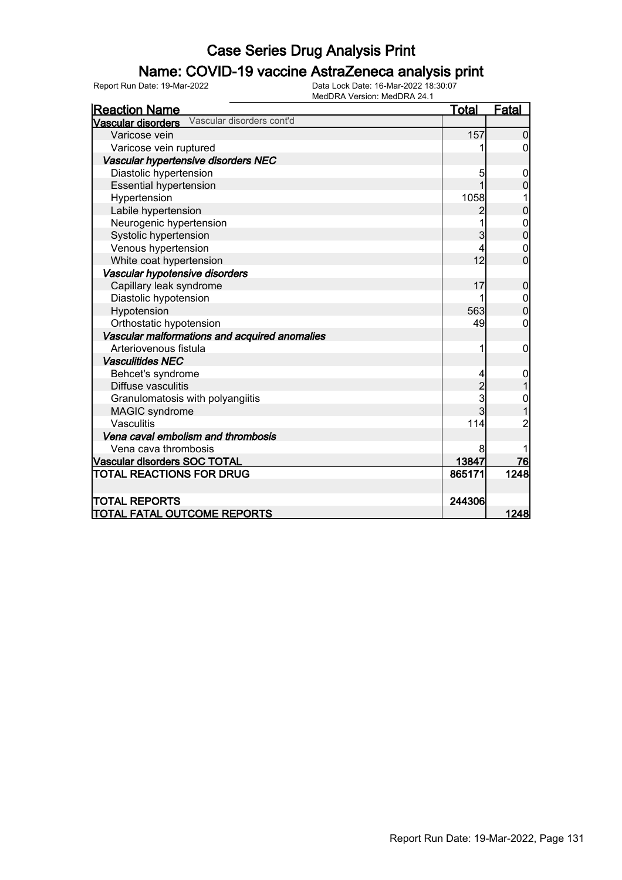# Case Series Drug Analysis Print

## Name: COVID-19 vaccine AstraZeneca analysis print

Report Run Date: 19-Mar-2022

Data Lock Date: 16-Mar-2022 18:30:07

MedDRA Version: MedDRA 24.1

| Reaction Name | Total | Fatal |
|---|---|---|
| **Vascular disorders** Vascular disorders cont'd | | |
| Varicose vein | 157 | 0 |
| Varicose vein ruptured | 1 | 0 |
| ***Vascular hypertensive disorders NEC*** | | |
| Diastolic hypertension | 5 | 0 |
| Essential hypertension | 1 | 0 |
| Hypertension | 1058 | 1 |
| Labile hypertension | 2 | 0 |
| Neurogenic hypertension | 1 | 0 |
| Systolic hypertension | 3 | 0 |
| Venous hypertension | 4 | 0 |
| White coat hypertension | 12 | 0 |
| ***Vascular hypotensive disorders*** | | |
| Capillary leak syndrome | 17 | 0 |
| Diastolic hypotension | 1 | 0 |
| Hypotension | 563 | 0 |
| Orthostatic hypotension | 49 | 0 |
| ***Vascular malformations and acquired anomalies*** | | |
| Arteriovenous fistula | 1 | 0 |
| ***Vasculitides NEC*** | | |
| Behcet's syndrome | 4 | 0 |
| Diffuse vasculitis | 2 | 1 |
| Granulomatosis with polyangiitis | 3 | 0 |
| MAGIC syndrome | 3 | 1 |
| Vasculitis | 114 | 2 |
| ***Vena caval embolism and thrombosis*** | | |
| Vena cava thrombosis | 8 | 1 |
| **Vascular disorders SOC TOTAL** | **13847** | **76** |
| **TOTAL REACTIONS FOR DRUG** | **865171** | **1248** |
| | | |
| **TOTAL REPORTS** | **244306** | |
| **TOTAL FATAL OUTCOME REPORTS** | | **1248** |